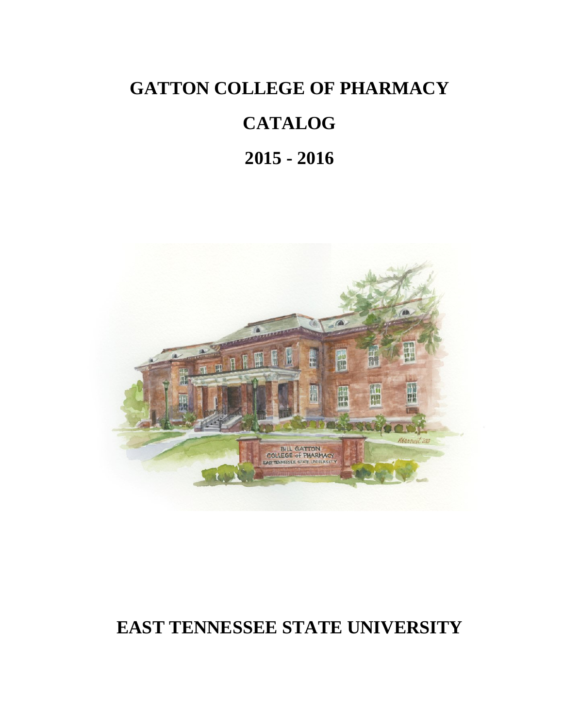# GATTON COLLEGE OF PHARMACY

# CATALOG

# 2015 - 2016

# EAST TENNESSEE STATE UNIVERSITY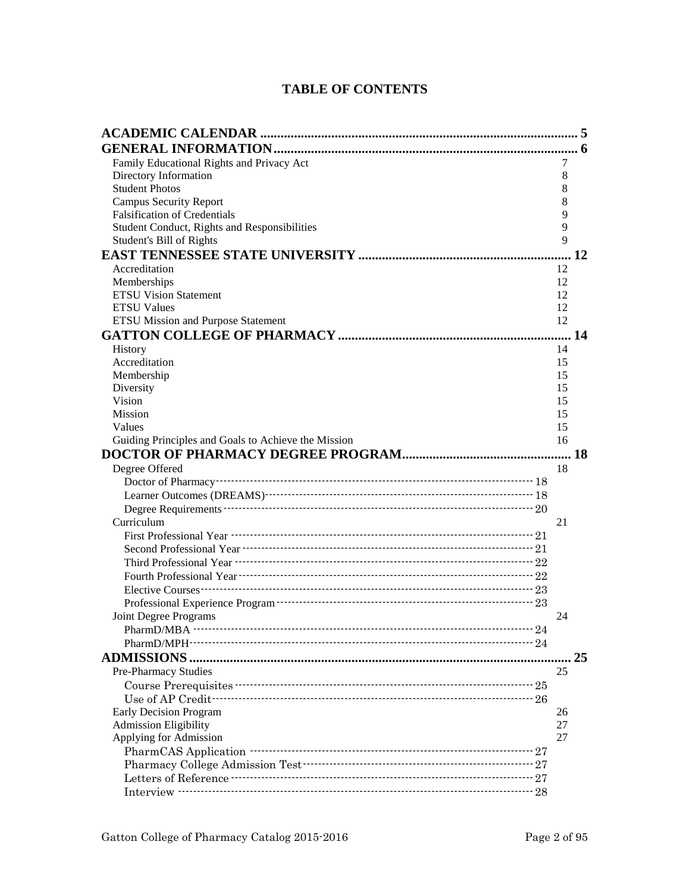# TABLE OF CONTENTS

**ACADEMIC CALENDAR** .......... 5

**GENERAL INFORMATION** .......... 6

- Family Educational Rights and Privacy Act 7
- Directory Information 8
- Student Photos 8
- Campus Security Report 8
- Falsification of Credentials 9
- Student Conduct, Rights and Responsibilities 9
- Student's Bill of Rights 9

**EAST TENNESSEE STATE UNIVERSITY** .......... 12

- Accreditation 12
- Memberships 12
- ETSU Vision Statement 12
- ETSU Values 12
- ETSU Mission and Purpose Statement 12

**GATTON COLLEGE OF PHARMACY** .......... 14

- History 14
- Accreditation 15
- Membership 15
- Diversity 15
- Vision 15
- Mission 15
- Values 15
- Guiding Principles and Goals to Achieve the Mission 16

**DOCTOR OF PHARMACY DEGREE PROGRAM** .......... 18

- Degree Offered 18
  - Doctor of Pharmacy .......... 18
  - Learner Outcomes (DREAMS) .......... 18
  - Degree Requirements .......... 20
- Curriculum 21
  - First Professional Year .......... 21
  - Second Professional Year .......... 21
  - Third Professional Year .......... 22
  - Fourth Professional Year .......... 22
  - Elective Courses .......... 23
  - Professional Experience Program .......... 23
- Joint Degree Programs 24
  - PharmD/MBA .......... 24
  - PharmD/MPH .......... 24

**ADMISSIONS** .......... 25

- Pre-Pharmacy Studies 25
  - Course Prerequisites .......... 25
  - Use of AP Credit .......... 26
- Early Decision Program 26
- Admission Eligibility 27
- Applying for Admission 27
  - PharmCAS Application .......... 27
  - Pharmacy College Admission Test .......... 27
  - Letters of Reference .......... 27
  - Interview .......... 28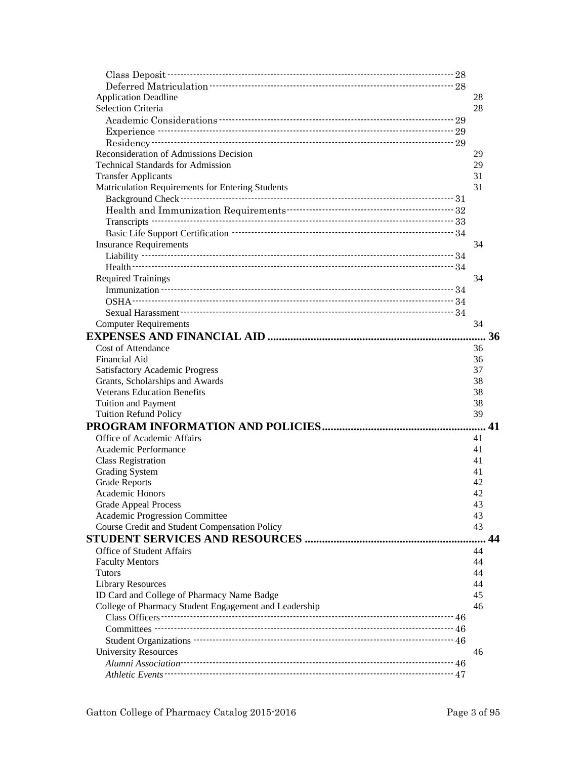- Class Deposit ---------- 28
- Deferred Matriculation ---------- 28

Application Deadline 28

Selection Criteria 28

- Academic Considerations ---------- 29
- Experience ---------- 29
- Residency ---------- 29

Reconsideration of Admissions Decision 29

Technical Standards for Admission 29

Transfer Applicants 31

Matriculation Requirements for Entering Students 31

- Background Check ---------- 31
- Health and Immunization Requirements ---------- 32
- Transcripts ---------- 33
- Basic Life Support Certification ---------- 34

Insurance Requirements 34

- Liability ---------- 34
- Health ---------- 34

Required Trainings 34

- Immunization ---------- 34
- OSHA ---------- 34
- Sexual Harassment ---------- 34

Computer Requirements 34

**EXPENSES AND FINANCIAL AID .......... 36**

Cost of Attendance 36

Financial Aid 36

Satisfactory Academic Progress 37

Grants, Scholarships and Awards 38

Veterans Education Benefits 38

Tuition and Payment 38

Tuition Refund Policy 39

**PROGRAM INFORMATION AND POLICIES .......... 41**

Office of Academic Affairs 41

Academic Performance 41

Class Registration 41

Grading System 41

Grade Reports 42

Academic Honors 42

Grade Appeal Process 43

Academic Progression Committee 43

Course Credit and Student Compensation Policy 43

**STUDENT SERVICES AND RESOURCES .......... 44**

Office of Student Affairs 44

Faculty Mentors 44

Tutors 44

Library Resources 44

ID Card and College of Pharmacy Name Badge 45

College of Pharmacy Student Engagement and Leadership 46

- Class Officers ---------- 46
- Committees ---------- 46
- Student Organizations ---------- 46

University Resources 46

- *Alumni Association* ---------- 46
- *Athletic Events* ---------- 47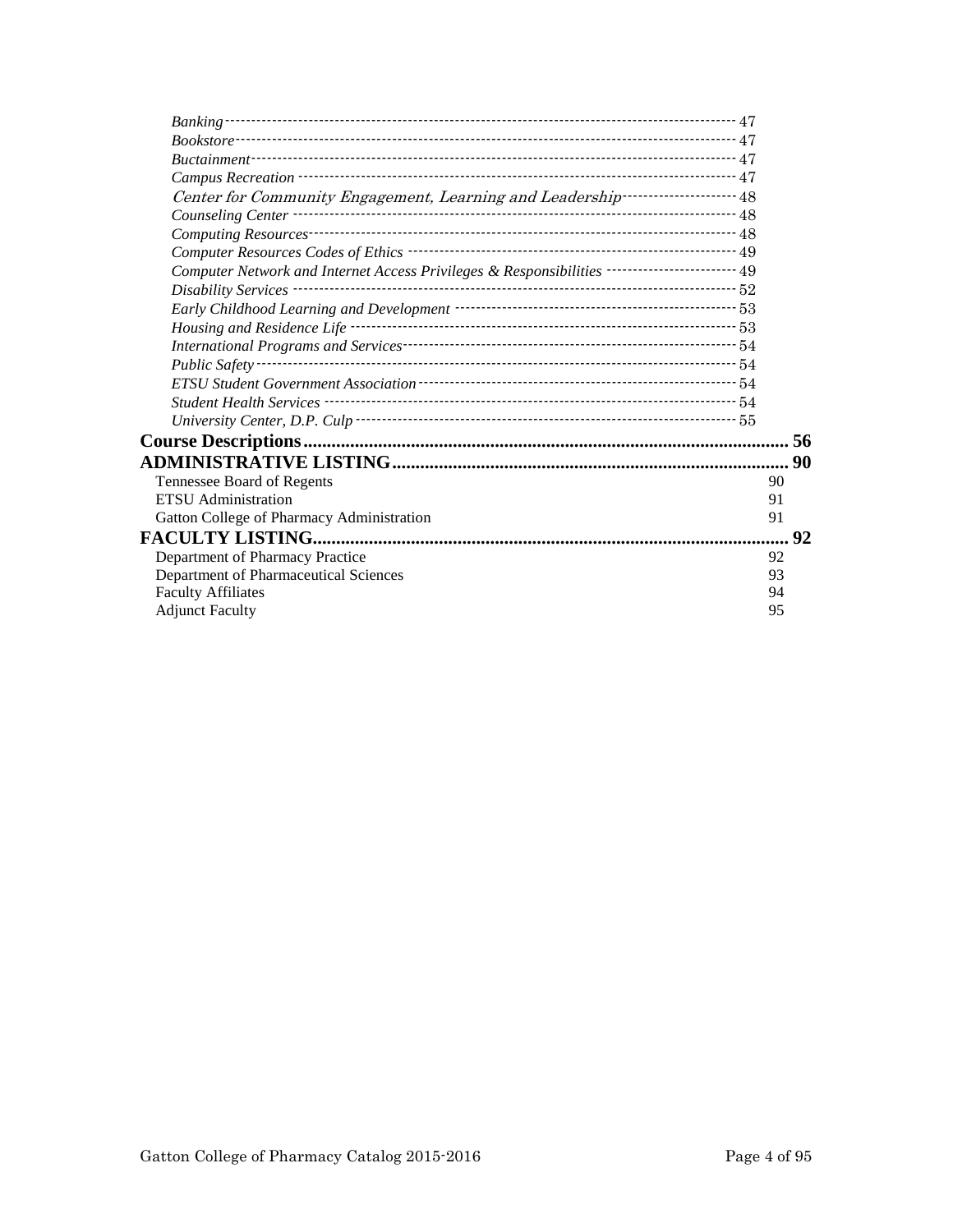*Banking* ---------- 47
*Bookstore* ---------- 47
*Buctainment* ---------- 47
*Campus Recreation* ---------- 47
*Center for Community Engagement, Learning and Leadership* ---------- 48
*Counseling Center* ---------- 48
*Computing Resources* ---------- 48
*Computer Resources Codes of Ethics* ---------- 49
*Computer Network and Internet Access Privileges & Responsibilities* ---------- 49
*Disability Services* ---------- 52
*Early Childhood Learning and Development* ---------- 53
*Housing and Residence Life* ---------- 53
*International Programs and Services* ---------- 54
*Public Safety* ---------- 54
*ETSU Student Government Association* ---------- 54
*Student Health Services* ---------- 54
*University Center, D.P. Culp* ---------- 55

**Course Descriptions.......... 56**

**ADMINISTRATIVE LISTING.......... 90**

Tennessee Board of Regents 90
ETSU Administration 91
Gatton College of Pharmacy Administration 91

**FACULTY LISTING.......... 92**

Department of Pharmacy Practice 92
Department of Pharmaceutical Sciences 93
Faculty Affiliates 94
Adjunct Faculty 95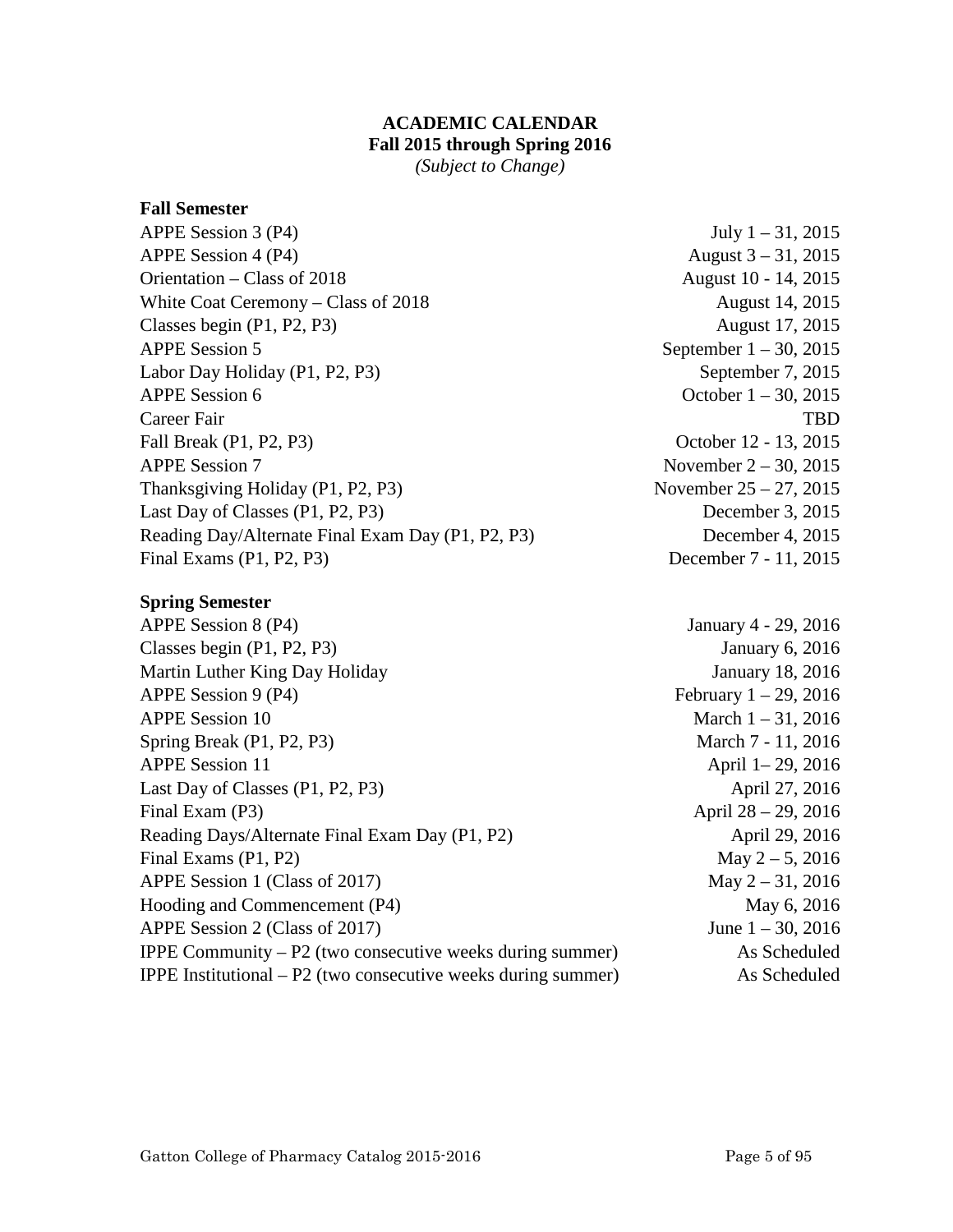# ACADEMIC CALENDAR
## Fall 2015 through Spring 2016
*(Subject to Change)*

### Fall Semester

| | |
|---|---|
| APPE Session 3 (P4) | July 1 – 31, 2015 |
| APPE Session 4 (P4) | August 3 – 31, 2015 |
| Orientation – Class of 2018 | August 10 - 14, 2015 |
| White Coat Ceremony – Class of 2018 | August 14, 2015 |
| Classes begin (P1, P2, P3) | August 17, 2015 |
| APPE Session 5 | September 1 – 30, 2015 |
| Labor Day Holiday (P1, P2, P3) | September 7, 2015 |
| APPE Session 6 | October 1 – 30, 2015 |
| Career Fair | TBD |
| Fall Break (P1, P2, P3) | October 12 - 13, 2015 |
| APPE Session 7 | November 2 – 30, 2015 |
| Thanksgiving Holiday (P1, P2, P3) | November 25 – 27, 2015 |
| Last Day of Classes (P1, P2, P3) | December 3, 2015 |
| Reading Day/Alternate Final Exam Day (P1, P2, P3) | December 4, 2015 |
| Final Exams (P1, P2, P3) | December 7 - 11, 2015 |

### Spring Semester

| | |
|---|---|
| APPE Session 8 (P4) | January 4 - 29, 2016 |
| Classes begin (P1, P2, P3) | January 6, 2016 |
| Martin Luther King Day Holiday | January 18, 2016 |
| APPE Session 9 (P4) | February 1 – 29, 2016 |
| APPE Session 10 | March 1 – 31, 2016 |
| Spring Break (P1, P2, P3) | March 7 - 11, 2016 |
| APPE Session 11 | April 1– 29, 2016 |
| Last Day of Classes (P1, P2, P3) | April 27, 2016 |
| Final Exam (P3) | April 28 – 29, 2016 |
| Reading Days/Alternate Final Exam Day (P1, P2) | April 29, 2016 |
| Final Exams (P1, P2) | May 2 – 5, 2016 |
| APPE Session 1 (Class of 2017) | May 2 – 31, 2016 |
| Hooding and Commencement (P4) | May 6, 2016 |
| APPE Session 2 (Class of 2017) | June 1 – 30, 2016 |
| IPPE Community – P2 (two consecutive weeks during summer) | As Scheduled |
| IPPE Institutional – P2 (two consecutive weeks during summer) | As Scheduled |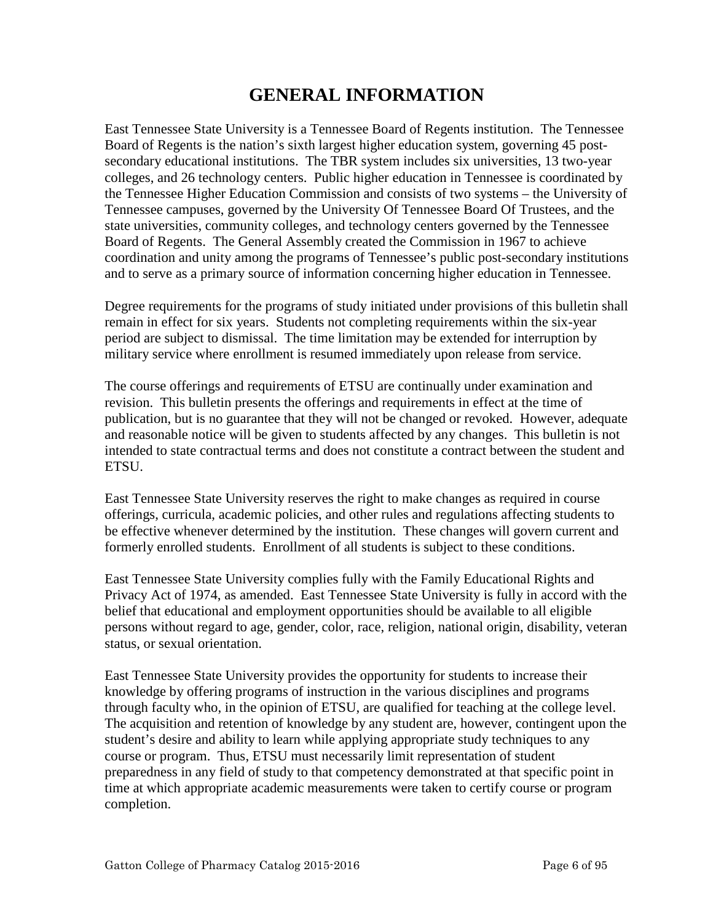# GENERAL INFORMATION

East Tennessee State University is a Tennessee Board of Regents institution. The Tennessee Board of Regents is the nation's sixth largest higher education system, governing 45 post-secondary educational institutions. The TBR system includes six universities, 13 two-year colleges, and 26 technology centers. Public higher education in Tennessee is coordinated by the Tennessee Higher Education Commission and consists of two systems – the University of Tennessee campuses, governed by the University Of Tennessee Board Of Trustees, and the state universities, community colleges, and technology centers governed by the Tennessee Board of Regents. The General Assembly created the Commission in 1967 to achieve coordination and unity among the programs of Tennessee's public post-secondary institutions and to serve as a primary source of information concerning higher education in Tennessee.

Degree requirements for the programs of study initiated under provisions of this bulletin shall remain in effect for six years. Students not completing requirements within the six-year period are subject to dismissal. The time limitation may be extended for interruption by military service where enrollment is resumed immediately upon release from service.

The course offerings and requirements of ETSU are continually under examination and revision. This bulletin presents the offerings and requirements in effect at the time of publication, but is no guarantee that they will not be changed or revoked. However, adequate and reasonable notice will be given to students affected by any changes. This bulletin is not intended to state contractual terms and does not constitute a contract between the student and ETSU.

East Tennessee State University reserves the right to make changes as required in course offerings, curricula, academic policies, and other rules and regulations affecting students to be effective whenever determined by the institution. These changes will govern current and formerly enrolled students. Enrollment of all students is subject to these conditions.

East Tennessee State University complies fully with the Family Educational Rights and Privacy Act of 1974, as amended. East Tennessee State University is fully in accord with the belief that educational and employment opportunities should be available to all eligible persons without regard to age, gender, color, race, religion, national origin, disability, veteran status, or sexual orientation.

East Tennessee State University provides the opportunity for students to increase their knowledge by offering programs of instruction in the various disciplines and programs through faculty who, in the opinion of ETSU, are qualified for teaching at the college level. The acquisition and retention of knowledge by any student are, however, contingent upon the student's desire and ability to learn while applying appropriate study techniques to any course or program. Thus, ETSU must necessarily limit representation of student preparedness in any field of study to that competency demonstrated at that specific point in time at which appropriate academic measurements were taken to certify course or program completion.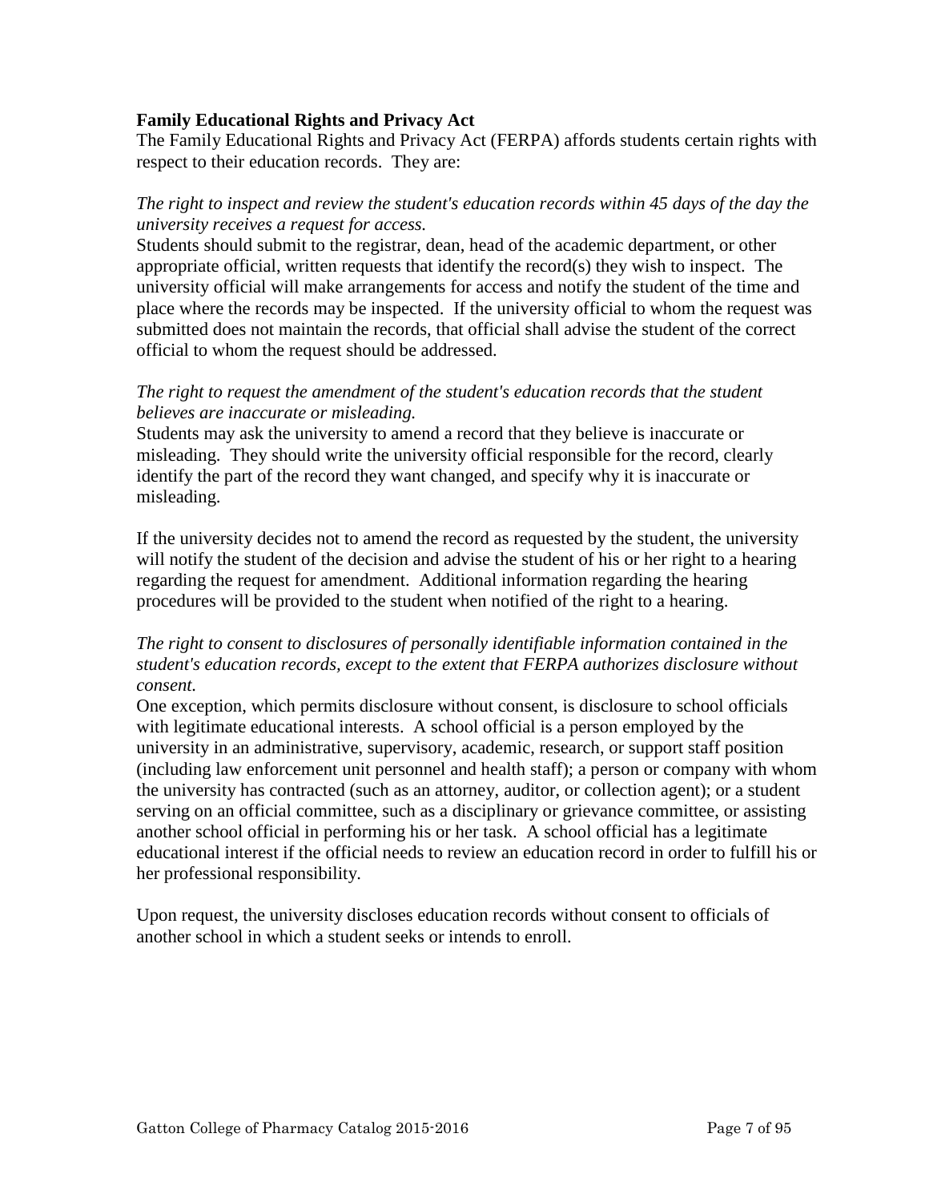**Family Educational Rights and Privacy Act**

The Family Educational Rights and Privacy Act (FERPA) affords students certain rights with respect to their education records. They are:

*The right to inspect and review the student's education records within 45 days of the day the university receives a request for access.*

Students should submit to the registrar, dean, head of the academic department, or other appropriate official, written requests that identify the record(s) they wish to inspect. The university official will make arrangements for access and notify the student of the time and place where the records may be inspected. If the university official to whom the request was submitted does not maintain the records, that official shall advise the student of the correct official to whom the request should be addressed.

*The right to request the amendment of the student's education records that the student believes are inaccurate or misleading.*

Students may ask the university to amend a record that they believe is inaccurate or misleading. They should write the university official responsible for the record, clearly identify the part of the record they want changed, and specify why it is inaccurate or misleading.

If the university decides not to amend the record as requested by the student, the university will notify the student of the decision and advise the student of his or her right to a hearing regarding the request for amendment. Additional information regarding the hearing procedures will be provided to the student when notified of the right to a hearing.

*The right to consent to disclosures of personally identifiable information contained in the student's education records, except to the extent that FERPA authorizes disclosure without consent.*

One exception, which permits disclosure without consent, is disclosure to school officials with legitimate educational interests. A school official is a person employed by the university in an administrative, supervisory, academic, research, or support staff position (including law enforcement unit personnel and health staff); a person or company with whom the university has contracted (such as an attorney, auditor, or collection agent); or a student serving on an official committee, such as a disciplinary or grievance committee, or assisting another school official in performing his or her task. A school official has a legitimate educational interest if the official needs to review an education record in order to fulfill his or her professional responsibility.

Upon request, the university discloses education records without consent to officials of another school in which a student seeks or intends to enroll.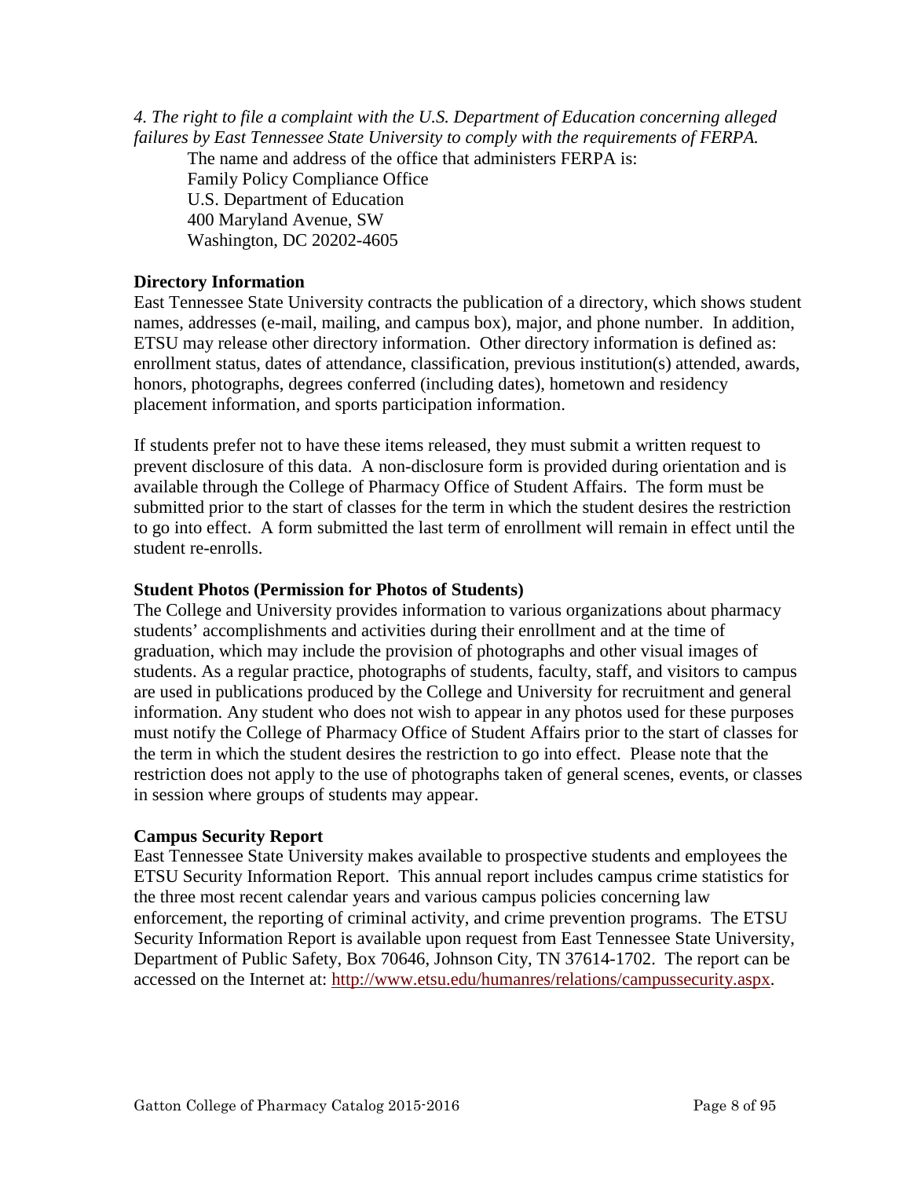*4. The right to file a complaint with the U.S. Department of Education concerning alleged failures by East Tennessee State University to comply with the requirements of FERPA.*

The name and address of the office that administers FERPA is:
Family Policy Compliance Office
U.S. Department of Education
400 Maryland Avenue, SW
Washington, DC 20202-4605

**Directory Information**

East Tennessee State University contracts the publication of a directory, which shows student names, addresses (e-mail, mailing, and campus box), major, and phone number. In addition, ETSU may release other directory information. Other directory information is defined as: enrollment status, dates of attendance, classification, previous institution(s) attended, awards, honors, photographs, degrees conferred (including dates), hometown and residency placement information, and sports participation information.

If students prefer not to have these items released, they must submit a written request to prevent disclosure of this data. A non-disclosure form is provided during orientation and is available through the College of Pharmacy Office of Student Affairs. The form must be submitted prior to the start of classes for the term in which the student desires the restriction to go into effect. A form submitted the last term of enrollment will remain in effect until the student re-enrolls.

**Student Photos (Permission for Photos of Students)**

The College and University provides information to various organizations about pharmacy students' accomplishments and activities during their enrollment and at the time of graduation, which may include the provision of photographs and other visual images of students. As a regular practice, photographs of students, faculty, staff, and visitors to campus are used in publications produced by the College and University for recruitment and general information. Any student who does not wish to appear in any photos used for these purposes must notify the College of Pharmacy Office of Student Affairs prior to the start of classes for the term in which the student desires the restriction to go into effect. Please note that the restriction does not apply to the use of photographs taken of general scenes, events, or classes in session where groups of students may appear.

**Campus Security Report**

East Tennessee State University makes available to prospective students and employees the ETSU Security Information Report. This annual report includes campus crime statistics for the three most recent calendar years and various campus policies concerning law enforcement, the reporting of criminal activity, and crime prevention programs. The ETSU Security Information Report is available upon request from East Tennessee State University, Department of Public Safety, Box 70646, Johnson City, TN 37614-1702. The report can be accessed on the Internet at: http://www.etsu.edu/humanres/relations/campussecurity.aspx.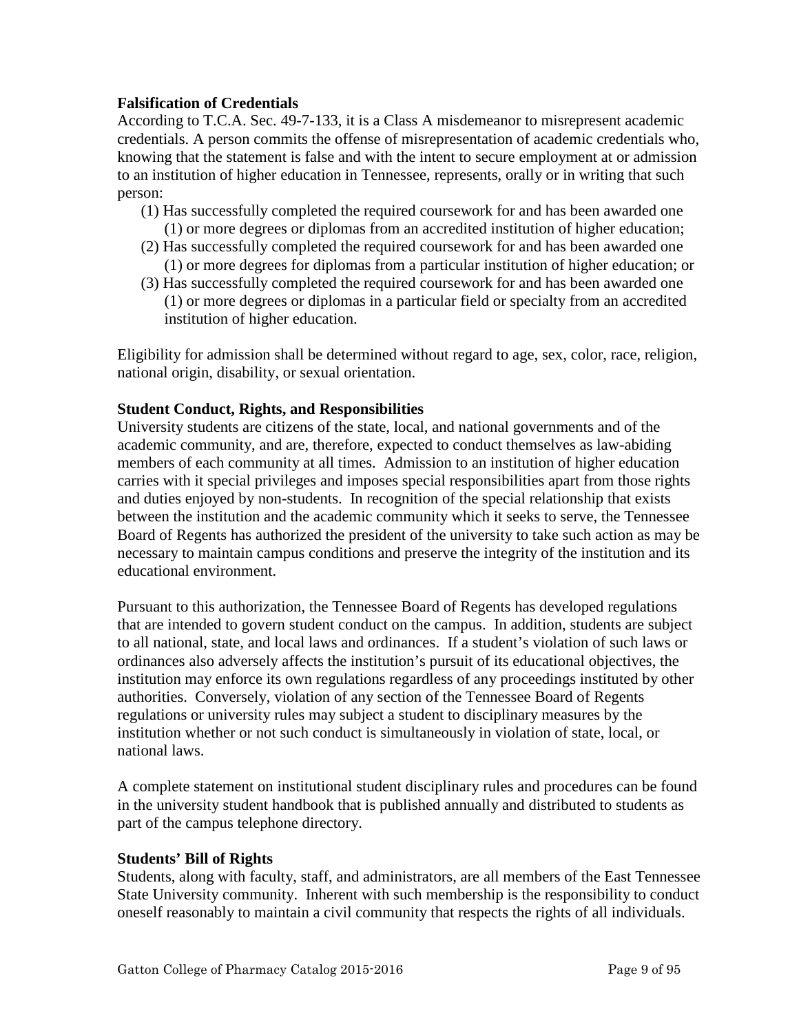**Falsification of Credentials**

According to T.C.A. Sec. 49-7-133, it is a Class A misdemeanor to misrepresent academic credentials. A person commits the offense of misrepresentation of academic credentials who, knowing that the statement is false and with the intent to secure employment at or admission to an institution of higher education in Tennessee, represents, orally or in writing that such person:

(1) Has successfully completed the required coursework for and has been awarded one (1) or more degrees or diplomas from an accredited institution of higher education;
(2) Has successfully completed the required coursework for and has been awarded one (1) or more degrees for diplomas from a particular institution of higher education; or
(3) Has successfully completed the required coursework for and has been awarded one (1) or more degrees or diplomas in a particular field or specialty from an accredited institution of higher education.

Eligibility for admission shall be determined without regard to age, sex, color, race, religion, national origin, disability, or sexual orientation.

**Student Conduct, Rights, and Responsibilities**

University students are citizens of the state, local, and national governments and of the academic community, and are, therefore, expected to conduct themselves as law-abiding members of each community at all times. Admission to an institution of higher education carries with it special privileges and imposes special responsibilities apart from those rights and duties enjoyed by non-students. In recognition of the special relationship that exists between the institution and the academic community which it seeks to serve, the Tennessee Board of Regents has authorized the president of the university to take such action as may be necessary to maintain campus conditions and preserve the integrity of the institution and its educational environment.

Pursuant to this authorization, the Tennessee Board of Regents has developed regulations that are intended to govern student conduct on the campus. In addition, students are subject to all national, state, and local laws and ordinances. If a student's violation of such laws or ordinances also adversely affects the institution's pursuit of its educational objectives, the institution may enforce its own regulations regardless of any proceedings instituted by other authorities. Conversely, violation of any section of the Tennessee Board of Regents regulations or university rules may subject a student to disciplinary measures by the institution whether or not such conduct is simultaneously in violation of state, local, or national laws.

A complete statement on institutional student disciplinary rules and procedures can be found in the university student handbook that is published annually and distributed to students as part of the campus telephone directory.

**Students' Bill of Rights**

Students, along with faculty, staff, and administrators, are all members of the East Tennessee State University community. Inherent with such membership is the responsibility to conduct oneself reasonably to maintain a civil community that respects the rights of all individuals.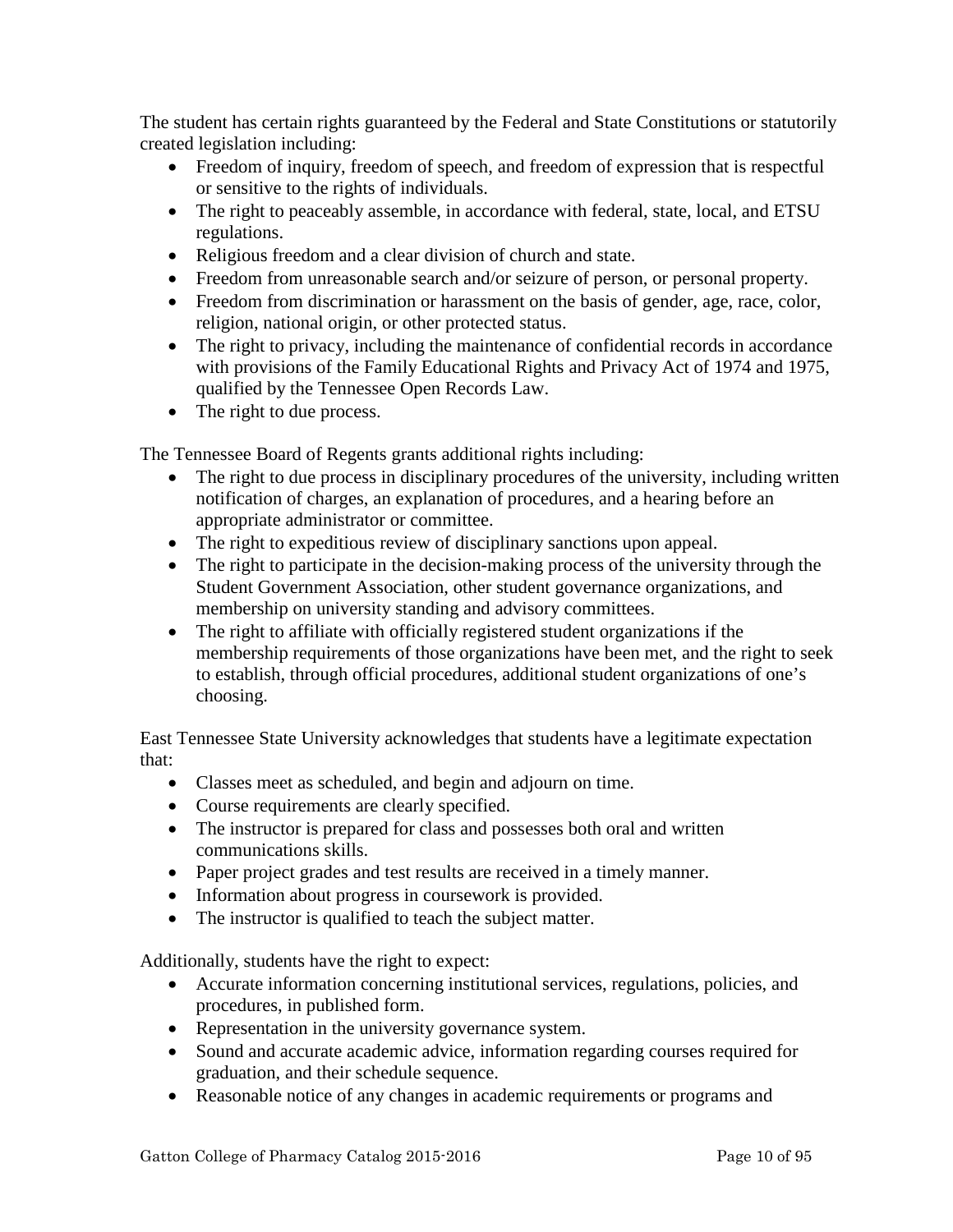The student has certain rights guaranteed by the Federal and State Constitutions or statutorily created legislation including:

- Freedom of inquiry, freedom of speech, and freedom of expression that is respectful or sensitive to the rights of individuals.
- The right to peaceably assemble, in accordance with federal, state, local, and ETSU regulations.
- Religious freedom and a clear division of church and state.
- Freedom from unreasonable search and/or seizure of person, or personal property.
- Freedom from discrimination or harassment on the basis of gender, age, race, color, religion, national origin, or other protected status.
- The right to privacy, including the maintenance of confidential records in accordance with provisions of the Family Educational Rights and Privacy Act of 1974 and 1975, qualified by the Tennessee Open Records Law.
- The right to due process.

The Tennessee Board of Regents grants additional rights including:

- The right to due process in disciplinary procedures of the university, including written notification of charges, an explanation of procedures, and a hearing before an appropriate administrator or committee.
- The right to expeditious review of disciplinary sanctions upon appeal.
- The right to participate in the decision-making process of the university through the Student Government Association, other student governance organizations, and membership on university standing and advisory committees.
- The right to affiliate with officially registered student organizations if the membership requirements of those organizations have been met, and the right to seek to establish, through official procedures, additional student organizations of one's choosing.

East Tennessee State University acknowledges that students have a legitimate expectation that:

- Classes meet as scheduled, and begin and adjourn on time.
- Course requirements are clearly specified.
- The instructor is prepared for class and possesses both oral and written communications skills.
- Paper project grades and test results are received in a timely manner.
- Information about progress in coursework is provided.
- The instructor is qualified to teach the subject matter.

Additionally, students have the right to expect:

- Accurate information concerning institutional services, regulations, policies, and procedures, in published form.
- Representation in the university governance system.
- Sound and accurate academic advice, information regarding courses required for graduation, and their schedule sequence.
- Reasonable notice of any changes in academic requirements or programs and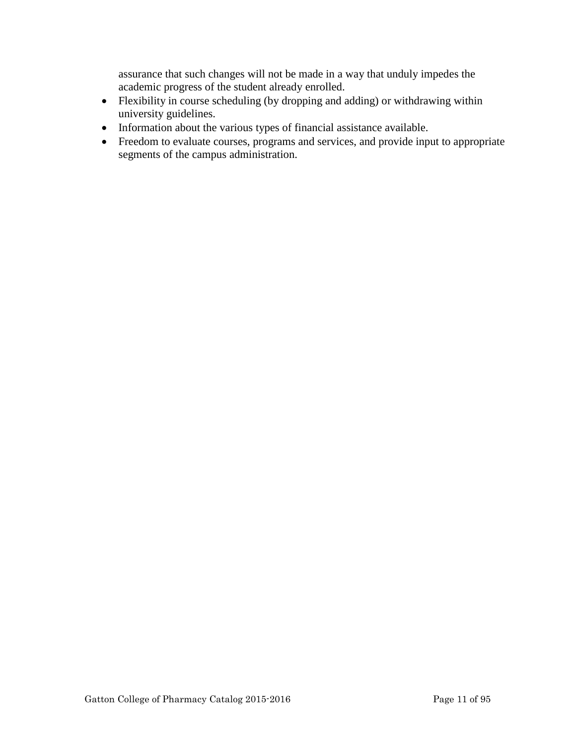assurance that such changes will not be made in a way that unduly impedes the academic progress of the student already enrolled.

- Flexibility in course scheduling (by dropping and adding) or withdrawing within university guidelines.
- Information about the various types of financial assistance available.
- Freedom to evaluate courses, programs and services, and provide input to appropriate segments of the campus administration.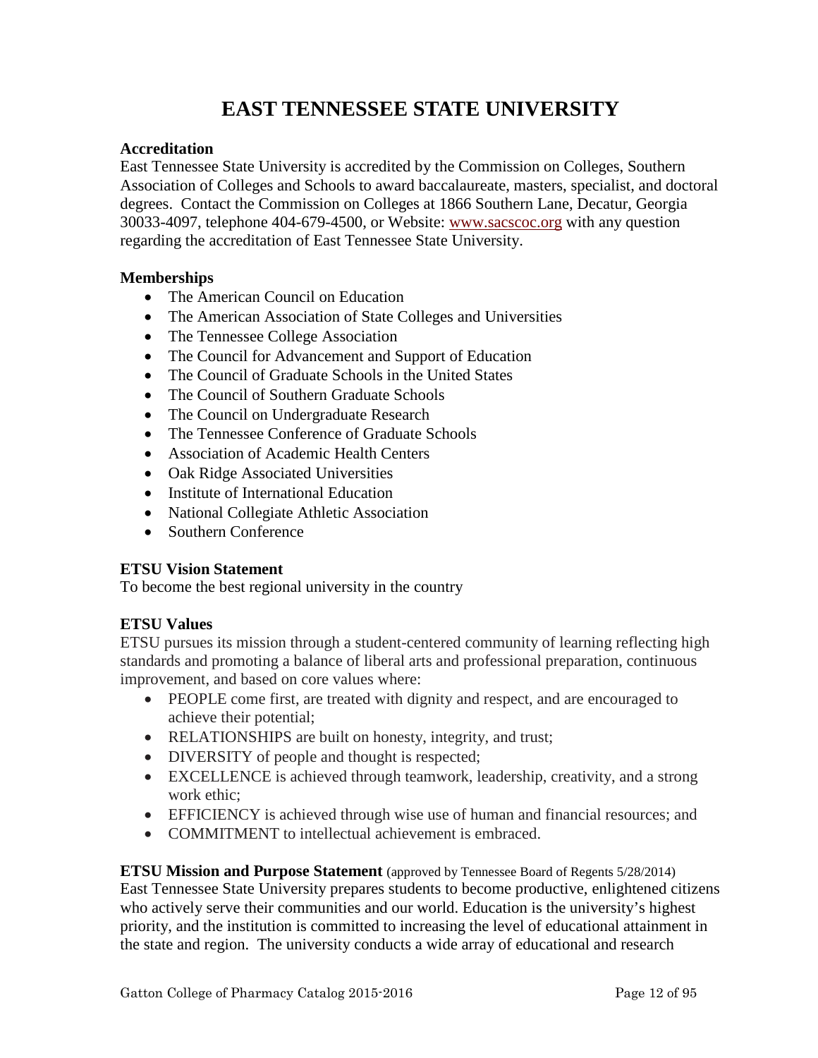# EAST TENNESSEE STATE UNIVERSITY

**Accreditation**

East Tennessee State University is accredited by the Commission on Colleges, Southern Association of Colleges and Schools to award baccalaureate, masters, specialist, and doctoral degrees. Contact the Commission on Colleges at 1866 Southern Lane, Decatur, Georgia 30033-4097, telephone 404-679-4500, or Website: www.sacscoc.org with any question regarding the accreditation of East Tennessee State University.

**Memberships**

- The American Council on Education
- The American Association of State Colleges and Universities
- The Tennessee College Association
- The Council for Advancement and Support of Education
- The Council of Graduate Schools in the United States
- The Council of Southern Graduate Schools
- The Council on Undergraduate Research
- The Tennessee Conference of Graduate Schools
- Association of Academic Health Centers
- Oak Ridge Associated Universities
- Institute of International Education
- National Collegiate Athletic Association
- Southern Conference

**ETSU Vision Statement**

To become the best regional university in the country

**ETSU Values**

ETSU pursues its mission through a student-centered community of learning reflecting high standards and promoting a balance of liberal arts and professional preparation, continuous improvement, and based on core values where:

- PEOPLE come first, are treated with dignity and respect, and are encouraged to achieve their potential;
- RELATIONSHIPS are built on honesty, integrity, and trust;
- DIVERSITY of people and thought is respected;
- EXCELLENCE is achieved through teamwork, leadership, creativity, and a strong work ethic;
- EFFICIENCY is achieved through wise use of human and financial resources; and
- COMMITMENT to intellectual achievement is embraced.

**ETSU Mission and Purpose Statement** (approved by Tennessee Board of Regents 5/28/2014)

East Tennessee State University prepares students to become productive, enlightened citizens who actively serve their communities and our world. Education is the university's highest priority, and the institution is committed to increasing the level of educational attainment in the state and region. The university conducts a wide array of educational and research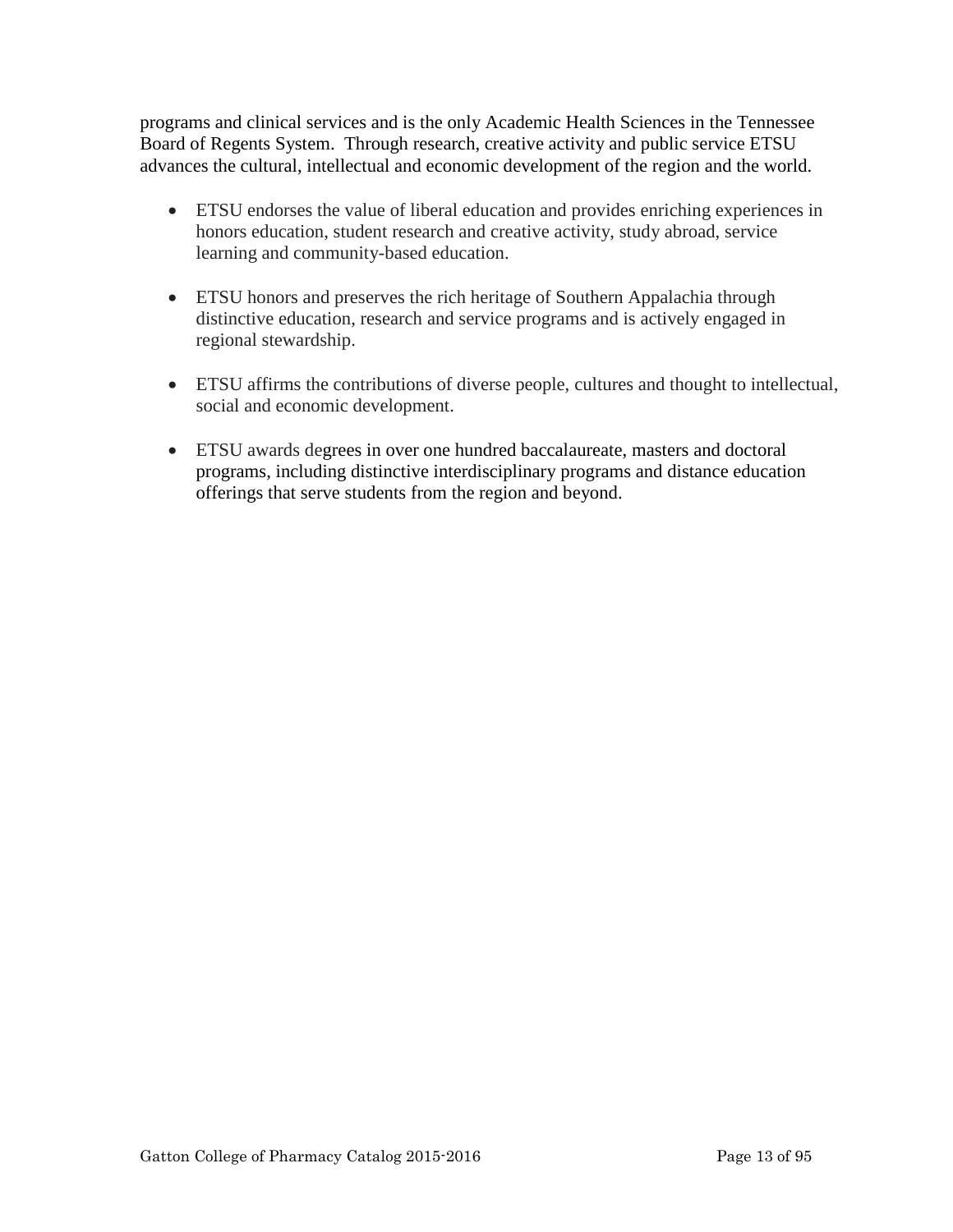programs and clinical services and is the only Academic Health Sciences in the Tennessee Board of Regents System. Through research, creative activity and public service ETSU advances the cultural, intellectual and economic development of the region and the world.

- ETSU endorses the value of liberal education and provides enriching experiences in honors education, student research and creative activity, study abroad, service learning and community-based education.

- ETSU honors and preserves the rich heritage of Southern Appalachia through distinctive education, research and service programs and is actively engaged in regional stewardship.

- ETSU affirms the contributions of diverse people, cultures and thought to intellectual, social and economic development.

- ETSU awards degrees in over one hundred baccalaureate, masters and doctoral programs, including distinctive interdisciplinary programs and distance education offerings that serve students from the region and beyond.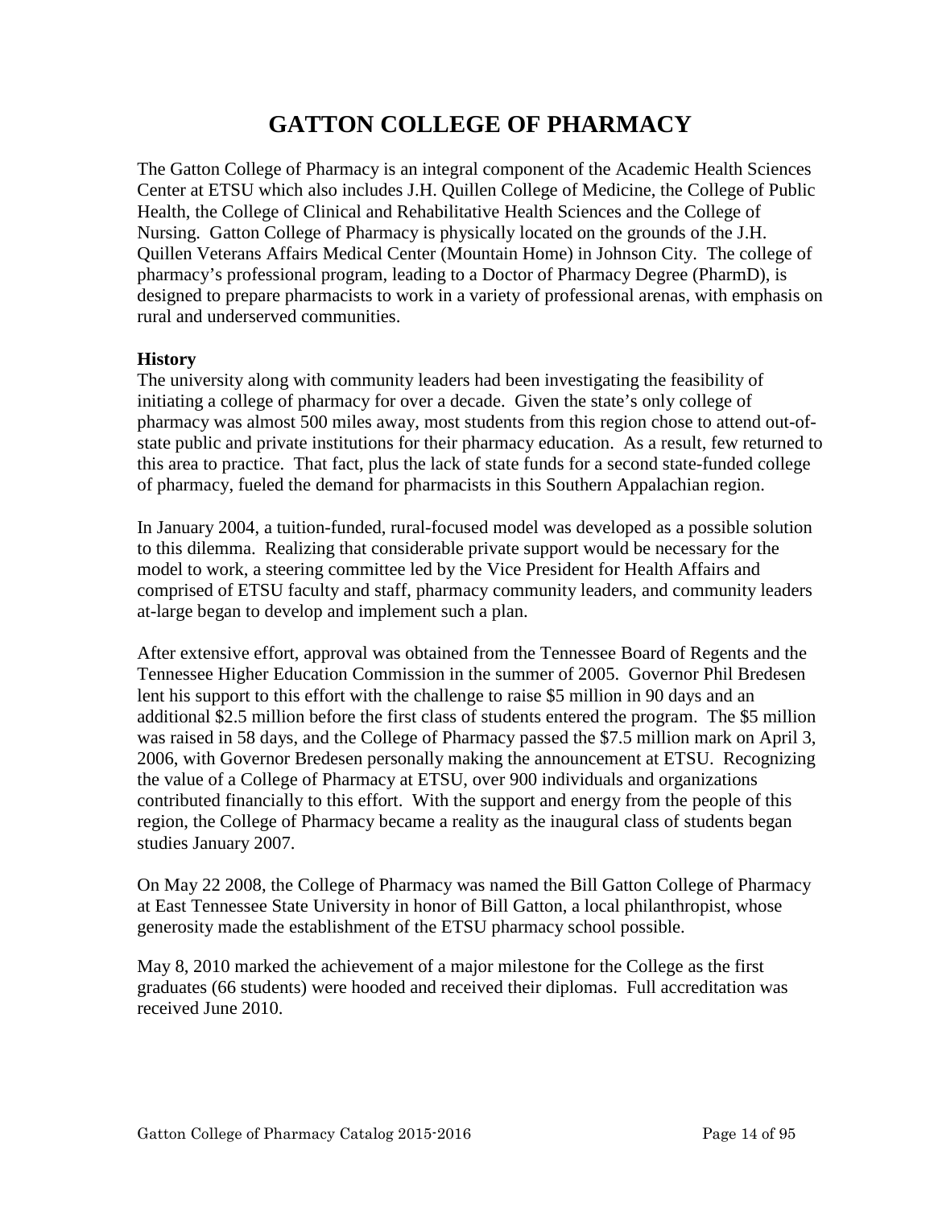# GATTON COLLEGE OF PHARMACY

The Gatton College of Pharmacy is an integral component of the Academic Health Sciences Center at ETSU which also includes J.H. Quillen College of Medicine, the College of Public Health, the College of Clinical and Rehabilitative Health Sciences and the College of Nursing. Gatton College of Pharmacy is physically located on the grounds of the J.H. Quillen Veterans Affairs Medical Center (Mountain Home) in Johnson City. The college of pharmacy's professional program, leading to a Doctor of Pharmacy Degree (PharmD), is designed to prepare pharmacists to work in a variety of professional arenas, with emphasis on rural and underserved communities.

**History**

The university along with community leaders had been investigating the feasibility of initiating a college of pharmacy for over a decade. Given the state's only college of pharmacy was almost 500 miles away, most students from this region chose to attend out-of-state public and private institutions for their pharmacy education. As a result, few returned to this area to practice. That fact, plus the lack of state funds for a second state-funded college of pharmacy, fueled the demand for pharmacists in this Southern Appalachian region.

In January 2004, a tuition-funded, rural-focused model was developed as a possible solution to this dilemma. Realizing that considerable private support would be necessary for the model to work, a steering committee led by the Vice President for Health Affairs and comprised of ETSU faculty and staff, pharmacy community leaders, and community leaders at-large began to develop and implement such a plan.

After extensive effort, approval was obtained from the Tennessee Board of Regents and the Tennessee Higher Education Commission in the summer of 2005. Governor Phil Bredesen lent his support to this effort with the challenge to raise $5 million in 90 days and an additional $2.5 million before the first class of students entered the program. The $5 million was raised in 58 days, and the College of Pharmacy passed the $7.5 million mark on April 3, 2006, with Governor Bredesen personally making the announcement at ETSU. Recognizing the value of a College of Pharmacy at ETSU, over 900 individuals and organizations contributed financially to this effort. With the support and energy from the people of this region, the College of Pharmacy became a reality as the inaugural class of students began studies January 2007.

On May 22 2008, the College of Pharmacy was named the Bill Gatton College of Pharmacy at East Tennessee State University in honor of Bill Gatton, a local philanthropist, whose generosity made the establishment of the ETSU pharmacy school possible.

May 8, 2010 marked the achievement of a major milestone for the College as the first graduates (66 students) were hooded and received their diplomas. Full accreditation was received June 2010.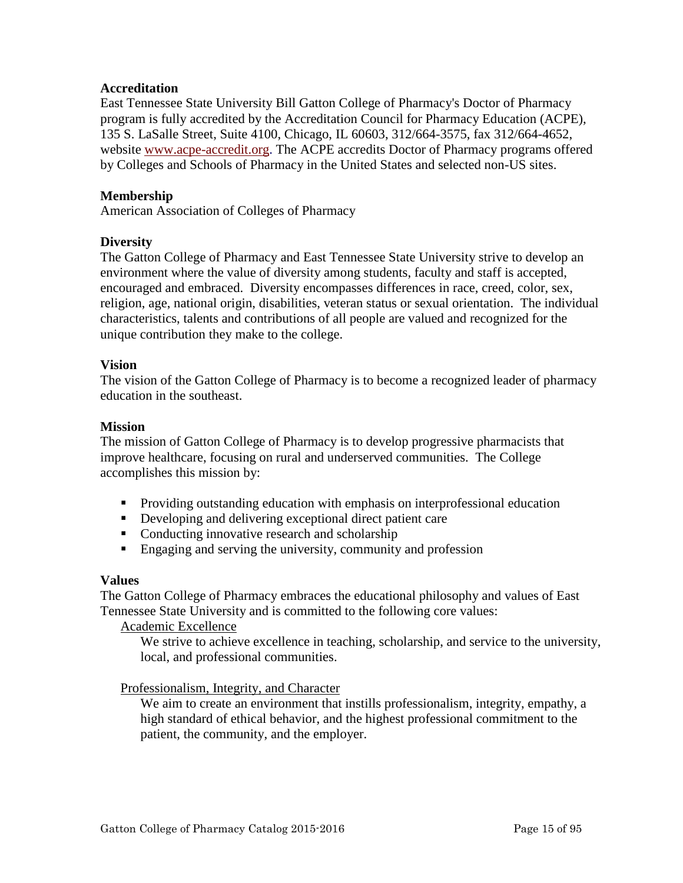## Accreditation

East Tennessee State University Bill Gatton College of Pharmacy's Doctor of Pharmacy program is fully accredited by the Accreditation Council for Pharmacy Education (ACPE), 135 S. LaSalle Street, Suite 4100, Chicago, IL 60603, 312/664-3575, fax 312/664-4652, website [www.acpe-accredit.org](http://www.acpe-accredit.org). The ACPE accredits Doctor of Pharmacy programs offered by Colleges and Schools of Pharmacy in the United States and selected non-US sites.

## Membership

American Association of Colleges of Pharmacy

## Diversity

The Gatton College of Pharmacy and East Tennessee State University strive to develop an environment where the value of diversity among students, faculty and staff is accepted, encouraged and embraced. Diversity encompasses differences in race, creed, color, sex, religion, age, national origin, disabilities, veteran status or sexual orientation. The individual characteristics, talents and contributions of all people are valued and recognized for the unique contribution they make to the college.

## Vision

The vision of the Gatton College of Pharmacy is to become a recognized leader of pharmacy education in the southeast.

## Mission

The mission of Gatton College of Pharmacy is to develop progressive pharmacists that improve healthcare, focusing on rural and underserved communities. The College accomplishes this mission by:

- Providing outstanding education with emphasis on interprofessional education
- Developing and delivering exceptional direct patient care
- Conducting innovative research and scholarship
- Engaging and serving the university, community and profession

## Values

The Gatton College of Pharmacy embraces the educational philosophy and values of East Tennessee State University and is committed to the following core values:

<u>Academic Excellence</u>

We strive to achieve excellence in teaching, scholarship, and service to the university, local, and professional communities.

<u>Professionalism, Integrity, and Character</u>

We aim to create an environment that instills professionalism, integrity, empathy, a high standard of ethical behavior, and the highest professional commitment to the patient, the community, and the employer.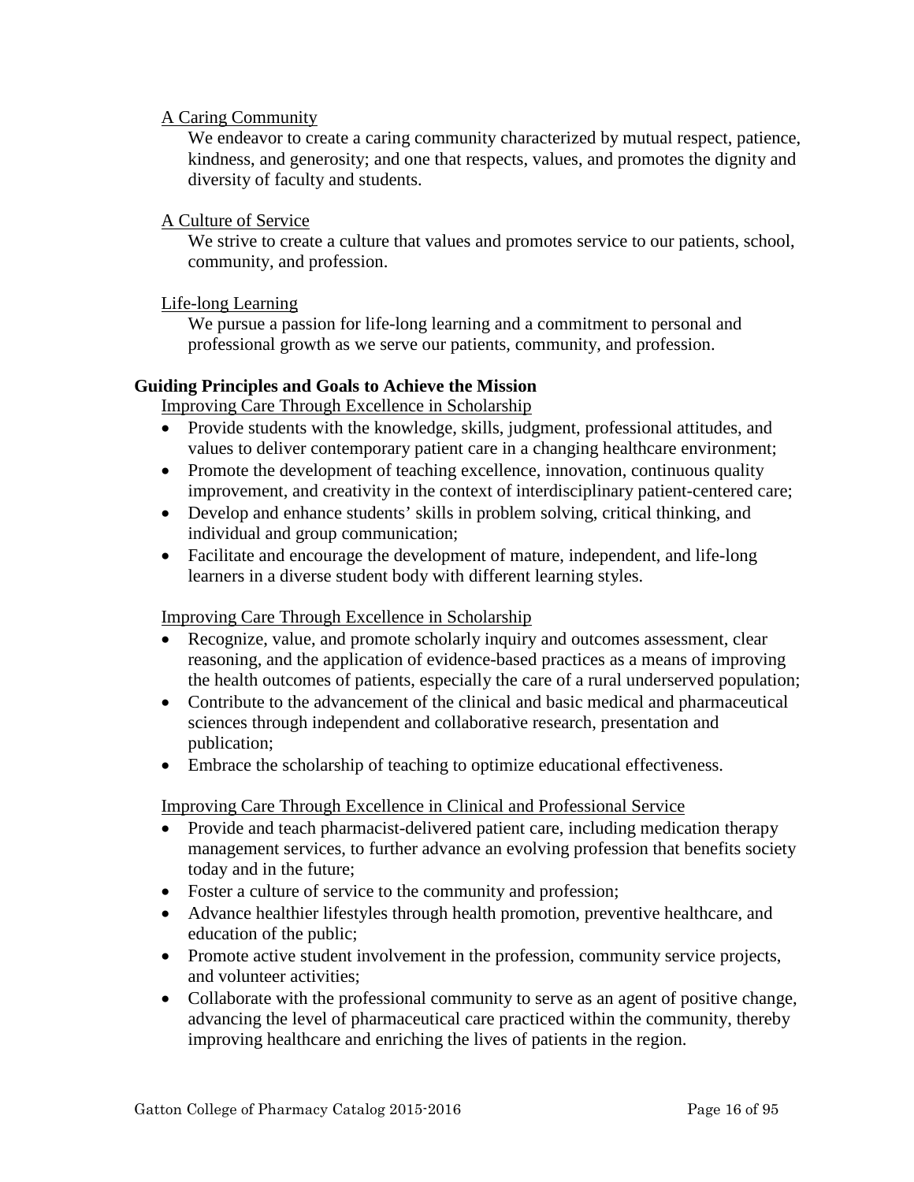A Caring Community

We endeavor to create a caring community characterized by mutual respect, patience, kindness, and generosity; and one that respects, values, and promotes the dignity and diversity of faculty and students.

A Culture of Service

We strive to create a culture that values and promotes service to our patients, school, community, and profession.

Life-long Learning

We pursue a passion for life-long learning and a commitment to personal and professional growth as we serve our patients, community, and profession.

**Guiding Principles and Goals to Achieve the Mission**

Improving Care Through Excellence in Scholarship

- Provide students with the knowledge, skills, judgment, professional attitudes, and values to deliver contemporary patient care in a changing healthcare environment;
- Promote the development of teaching excellence, innovation, continuous quality improvement, and creativity in the context of interdisciplinary patient-centered care;
- Develop and enhance students' skills in problem solving, critical thinking, and individual and group communication;
- Facilitate and encourage the development of mature, independent, and life-long learners in a diverse student body with different learning styles.

Improving Care Through Excellence in Scholarship

- Recognize, value, and promote scholarly inquiry and outcomes assessment, clear reasoning, and the application of evidence-based practices as a means of improving the health outcomes of patients, especially the care of a rural underserved population;
- Contribute to the advancement of the clinical and basic medical and pharmaceutical sciences through independent and collaborative research, presentation and publication;
- Embrace the scholarship of teaching to optimize educational effectiveness.

Improving Care Through Excellence in Clinical and Professional Service

- Provide and teach pharmacist-delivered patient care, including medication therapy management services, to further advance an evolving profession that benefits society today and in the future;
- Foster a culture of service to the community and profession;
- Advance healthier lifestyles through health promotion, preventive healthcare, and education of the public;
- Promote active student involvement in the profession, community service projects, and volunteer activities;
- Collaborate with the professional community to serve as an agent of positive change, advancing the level of pharmaceutical care practiced within the community, thereby improving healthcare and enriching the lives of patients in the region.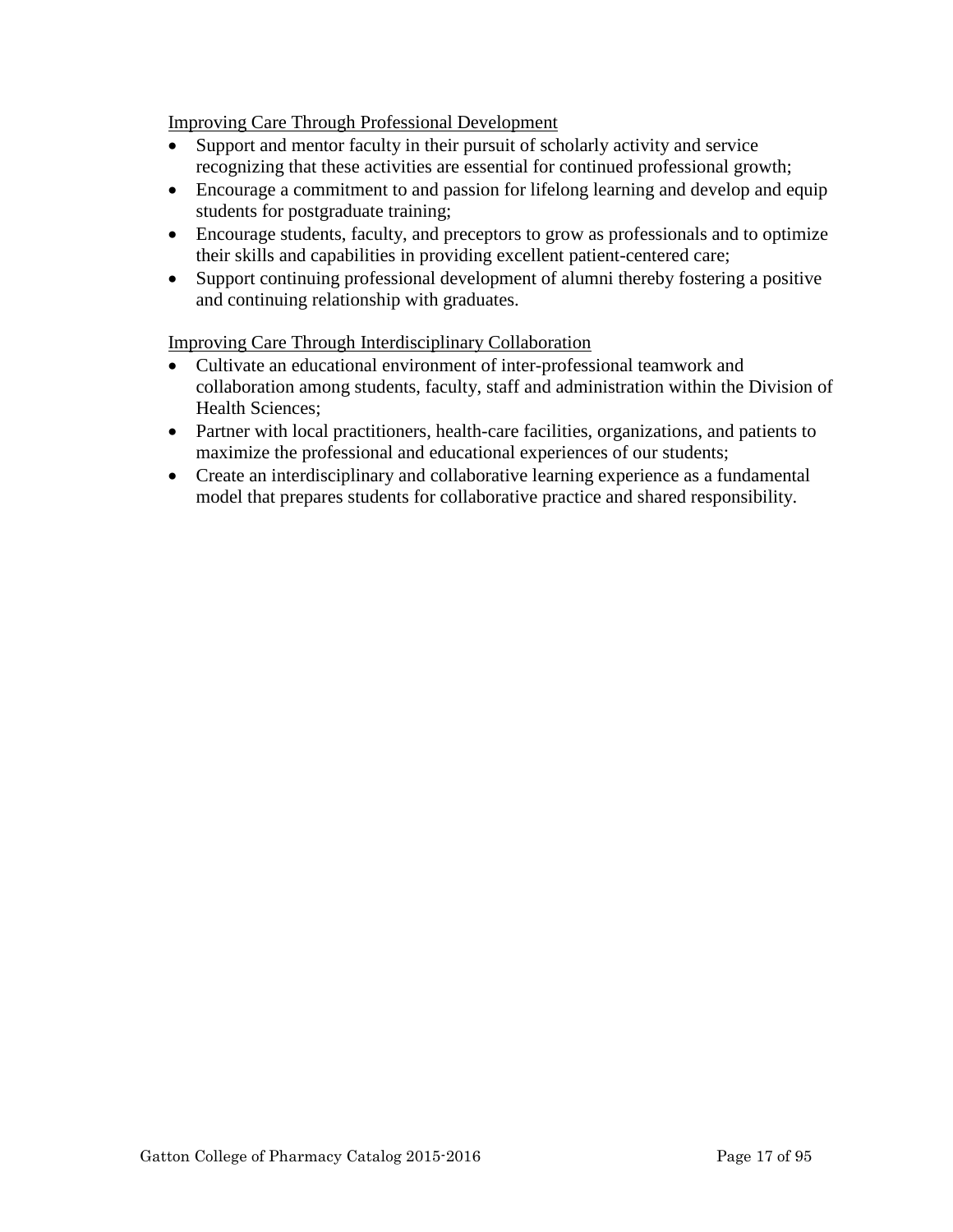Improving Care Through Professional Development

- Support and mentor faculty in their pursuit of scholarly activity and service recognizing that these activities are essential for continued professional growth;
- Encourage a commitment to and passion for lifelong learning and develop and equip students for postgraduate training;
- Encourage students, faculty, and preceptors to grow as professionals and to optimize their skills and capabilities in providing excellent patient-centered care;
- Support continuing professional development of alumni thereby fostering a positive and continuing relationship with graduates.

Improving Care Through Interdisciplinary Collaboration

- Cultivate an educational environment of inter-professional teamwork and collaboration among students, faculty, staff and administration within the Division of Health Sciences;
- Partner with local practitioners, health-care facilities, organizations, and patients to maximize the professional and educational experiences of our students;
- Create an interdisciplinary and collaborative learning experience as a fundamental model that prepares students for collaborative practice and shared responsibility.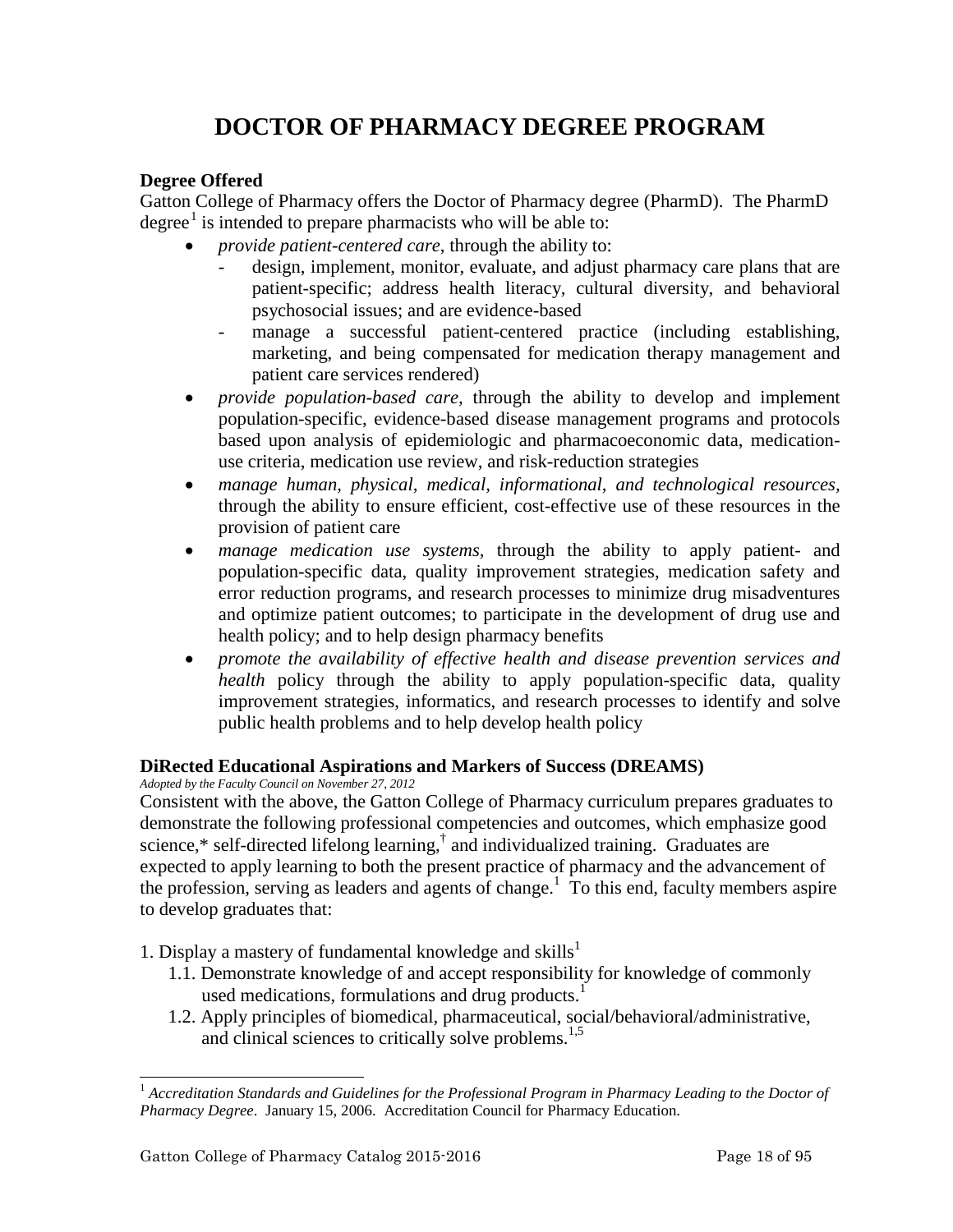# DOCTOR OF PHARMACY DEGREE PROGRAM

**Degree Offered**

Gatton College of Pharmacy offers the Doctor of Pharmacy degree (PharmD). The PharmD degree[1] is intended to prepare pharmacists who will be able to:

- *provide patient-centered care*, through the ability to:
  - design, implement, monitor, evaluate, and adjust pharmacy care plans that are patient-specific; address health literacy, cultural diversity, and behavioral psychosocial issues; and are evidence-based
  - manage a successful patient-centered practice (including establishing, marketing, and being compensated for medication therapy management and patient care services rendered)
- *provide population-based care*, through the ability to develop and implement population-specific, evidence-based disease management programs and protocols based upon analysis of epidemiologic and pharmacoeconomic data, medication-use criteria, medication use review, and risk-reduction strategies
- *manage human, physical, medical, informational, and technological resources*, through the ability to ensure efficient, cost-effective use of these resources in the provision of patient care
- *manage medication use systems*, through the ability to apply patient- and population-specific data, quality improvement strategies, medication safety and error reduction programs, and research processes to minimize drug misadventures and optimize patient outcomes; to participate in the development of drug use and health policy; and to help design pharmacy benefits
- *promote the availability of effective health and disease prevention services and health* policy through the ability to apply population-specific data, quality improvement strategies, informatics, and research processes to identify and solve public health problems and to help develop health policy

**DiRected Educational Aspirations and Markers of Success (DREAMS)**

*Adopted by the Faculty Council on November 27, 2012*

Consistent with the above, the Gatton College of Pharmacy curriculum prepares graduates to demonstrate the following professional competencies and outcomes, which emphasize good science,* self-directed lifelong learning,† and individualized training. Graduates are expected to apply learning to both the present practice of pharmacy and the advancement of the profession, serving as leaders and agents of change.[1] To this end, faculty members aspire to develop graduates that:

1. Display a mastery of fundamental knowledge and skills[1]
   - 1.1. Demonstrate knowledge of and accept responsibility for knowledge of commonly used medications, formulations and drug products.[1]
   - 1.2. Apply principles of biomedical, pharmaceutical, social/behavioral/administrative, and clinical sciences to critically solve problems.[1,5]

---

[1] *Accreditation Standards and Guidelines for the Professional Program in Pharmacy Leading to the Doctor of Pharmacy Degree*. January 15, 2006. Accreditation Council for Pharmacy Education.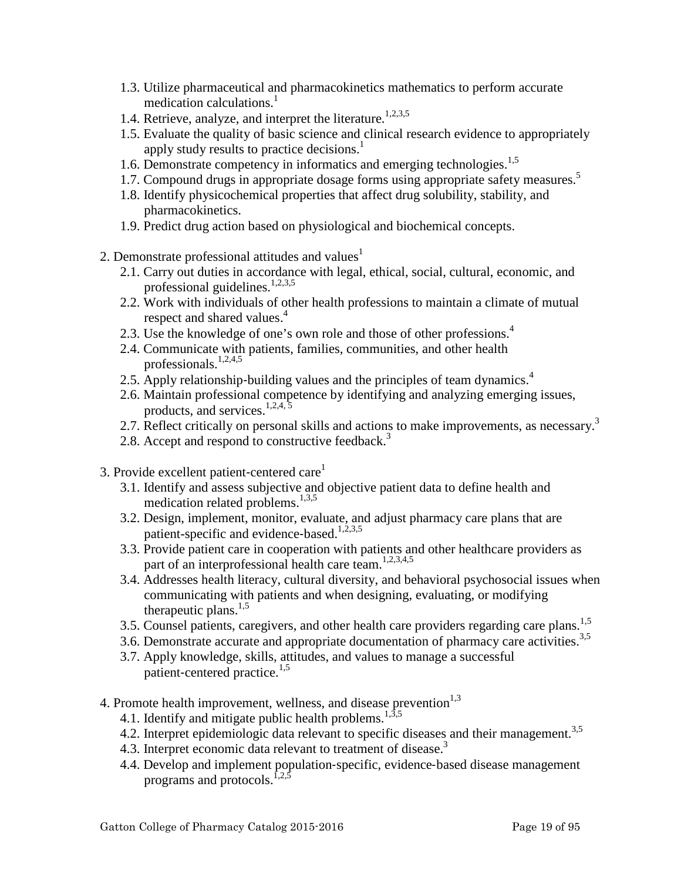- 1.3. Utilize pharmaceutical and pharmacokinetics mathematics to perform accurate medication calculations.[1]
- 1.4. Retrieve, analyze, and interpret the literature.[1,2,3,5]
- 1.5. Evaluate the quality of basic science and clinical research evidence to appropriately apply study results to practice decisions.[1]
- 1.6. Demonstrate competency in informatics and emerging technologies.[1,5]
- 1.7. Compound drugs in appropriate dosage forms using appropriate safety measures.[5]
- 1.8. Identify physicochemical properties that affect drug solubility, stability, and pharmacokinetics.
- 1.9. Predict drug action based on physiological and biochemical concepts.

2. Demonstrate professional attitudes and values[1]
   - 2.1. Carry out duties in accordance with legal, ethical, social, cultural, economic, and professional guidelines.[1,2,3,5]
   - 2.2. Work with individuals of other health professions to maintain a climate of mutual respect and shared values.[4]
   - 2.3. Use the knowledge of one's own role and those of other professions.[4]
   - 2.4. Communicate with patients, families, communities, and other health professionals.[1,2,4,5]
   - 2.5. Apply relationship-building values and the principles of team dynamics.[4]
   - 2.6. Maintain professional competence by identifying and analyzing emerging issues, products, and services.[1,2,4, 5]
   - 2.7. Reflect critically on personal skills and actions to make improvements, as necessary.[3]
   - 2.8. Accept and respond to constructive feedback.[3]

3. Provide excellent patient-centered care[1]
   - 3.1. Identify and assess subjective and objective patient data to define health and medication related problems.[1,3,5]
   - 3.2. Design, implement, monitor, evaluate, and adjust pharmacy care plans that are patient-specific and evidence-based.[1,2,3,5]
   - 3.3. Provide patient care in cooperation with patients and other healthcare providers as part of an interprofessional health care team.[1,2,3,4,5]
   - 3.4. Addresses health literacy, cultural diversity, and behavioral psychosocial issues when communicating with patients and when designing, evaluating, or modifying therapeutic plans.[1,5]
   - 3.5. Counsel patients, caregivers, and other health care providers regarding care plans.[1,5]
   - 3.6. Demonstrate accurate and appropriate documentation of pharmacy care activities.[3,5]
   - 3.7. Apply knowledge, skills, attitudes, and values to manage a successful patient-centered practice.[1,5]

4. Promote health improvement, wellness, and disease prevention[1,3]
   - 4.1. Identify and mitigate public health problems.[1,3,5]
   - 4.2. Interpret epidemiologic data relevant to specific diseases and their management.[3,5]
   - 4.3. Interpret economic data relevant to treatment of disease.[3]
   - 4.4. Develop and implement population-specific, evidence-based disease management programs and protocols.[1,2,5]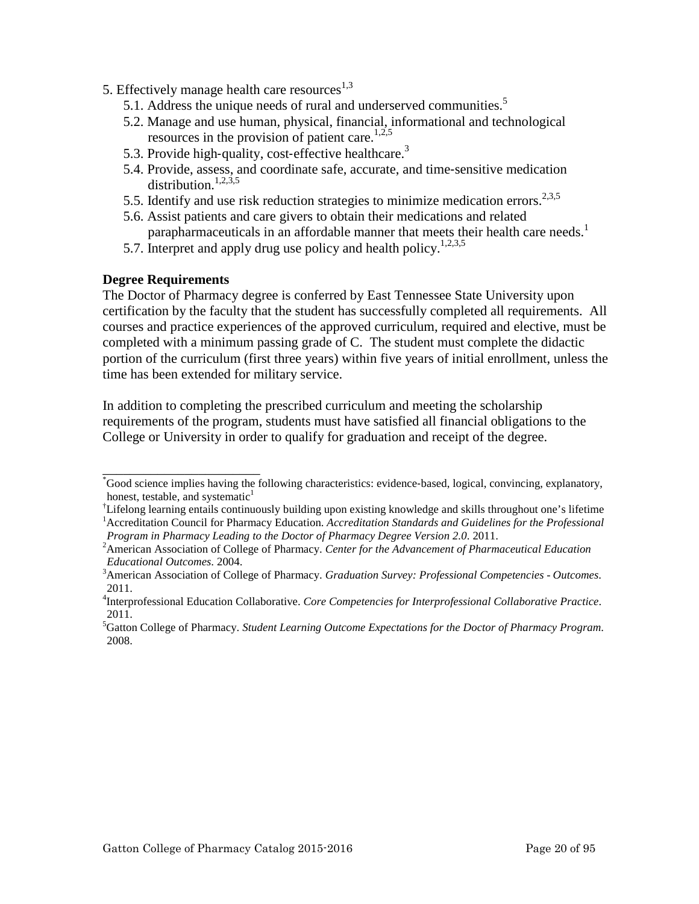5. Effectively manage health care resources[1,3]
    - 5.1. Address the unique needs of rural and underserved communities.[5]
    - 5.2. Manage and use human, physical, financial, informational and technological resources in the provision of patient care.[1,2,5]
    - 5.3. Provide high-quality, cost-effective healthcare.[3]
    - 5.4. Provide, assess, and coordinate safe, accurate, and time-sensitive medication distribution.[1,2,3,5]
    - 5.5. Identify and use risk reduction strategies to minimize medication errors.[2,3,5]
    - 5.6. Assist patients and care givers to obtain their medications and related parapharmaceuticals in an affordable manner that meets their health care needs.[1]
    - 5.7. Interpret and apply drug use policy and health policy.[1,2,3,5]

**Degree Requirements**

The Doctor of Pharmacy degree is conferred by East Tennessee State University upon certification by the faculty that the student has successfully completed all requirements. All courses and practice experiences of the approved curriculum, required and elective, must be completed with a minimum passing grade of C. The student must complete the didactic portion of the curriculum (first three years) within five years of initial enrollment, unless the time has been extended for military service.

In addition to completing the prescribed curriculum and meeting the scholarship requirements of the program, students must have satisfied all financial obligations to the College or University in order to qualify for graduation and receipt of the degree.

---

[*] Good science implies having the following characteristics: evidence-based, logical, convincing, explanatory, honest, testable, and systematic[1]

[†] Lifelong learning entails continuously building upon existing knowledge and skills throughout one's lifetime

[1] Accreditation Council for Pharmacy Education. *Accreditation Standards and Guidelines for the Professional Program in Pharmacy Leading to the Doctor of Pharmacy Degree Version 2.0*. 2011.

[2] American Association of College of Pharmacy. *Center for the Advancement of Pharmaceutical Education Educational Outcomes*. 2004.

[3] American Association of College of Pharmacy. *Graduation Survey: Professional Competencies - Outcomes*. 2011.

[4] Interprofessional Education Collaborative. *Core Competencies for Interprofessional Collaborative Practice*. 2011.

[5] Gatton College of Pharmacy. *Student Learning Outcome Expectations for the Doctor of Pharmacy Program*. 2008.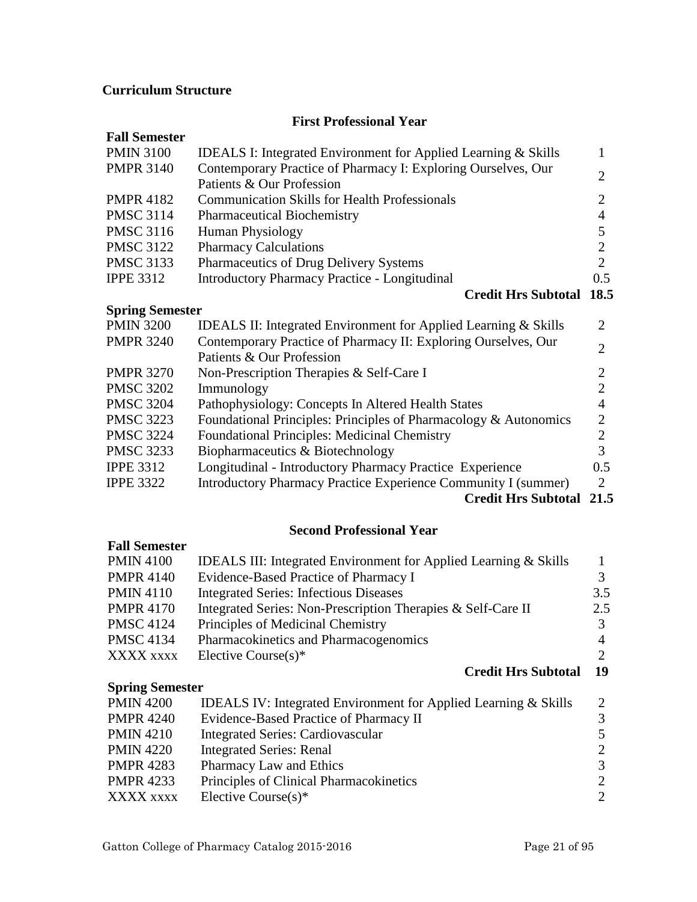## Curriculum Structure

### First Professional Year

**Fall Semester**

| Course | Title | Credit Hrs |
|---|---|---|
| PMIN 3100 | IDEALS I: Integrated Environment for Applied Learning & Skills | 1 |
| PMPR 3140 | Contemporary Practice of Pharmacy I: Exploring Ourselves, Our Patients & Our Profession | 2 |
| PMPR 4182 | Communication Skills for Health Professionals | 2 |
| PMSC 3114 | Pharmaceutical Biochemistry | 4 |
| PMSC 3116 | Human Physiology | 5 |
| PMSC 3122 | Pharmacy Calculations | 2 |
| PMSC 3133 | Pharmaceutics of Drug Delivery Systems | 2 |
| IPPE 3312 | Introductory Pharmacy Practice - Longitudinal | 0.5 |
| | **Credit Hrs Subtotal** | **18.5** |

**Spring Semester**

| Course | Title | Credit Hrs |
|---|---|---|
| PMIN 3200 | IDEALS II: Integrated Environment for Applied Learning & Skills | 2 |
| PMPR 3240 | Contemporary Practice of Pharmacy II: Exploring Ourselves, Our Patients & Our Profession | 2 |
| PMPR 3270 | Non-Prescription Therapies & Self-Care I | 2 |
| PMSC 3202 | Immunology | 2 |
| PMSC 3204 | Pathophysiology: Concepts In Altered Health States | 4 |
| PMSC 3223 | Foundational Principles: Principles of Pharmacology & Autonomics | 2 |
| PMSC 3224 | Foundational Principles: Medicinal Chemistry | 2 |
| PMSC 3233 | Biopharmaceutics & Biotechnology | 3 |
| IPPE 3312 | Longitudinal - Introductory Pharmacy Practice Experience | 0.5 |
| IPPE 3322 | Introductory Pharmacy Practice Experience Community I (summer) | 2 |
| | **Credit Hrs Subtotal** | **21.5** |

### Second Professional Year

**Fall Semester**

| Course | Title | Credit Hrs |
|---|---|---|
| PMIN 4100 | IDEALS III: Integrated Environment for Applied Learning & Skills | 1 |
| PMPR 4140 | Evidence-Based Practice of Pharmacy I | 3 |
| PMIN 4110 | Integrated Series: Infectious Diseases | 3.5 |
| PMPR 4170 | Integrated Series: Non-Prescription Therapies & Self-Care II | 2.5 |
| PMSC 4124 | Principles of Medicinal Chemistry | 3 |
| PMSC 4134 | Pharmacokinetics and Pharmacogenomics | 4 |
| XXXX xxxx | Elective Course(s)* | 2 |
| | **Credit Hrs Subtotal** | **19** |

**Spring Semester**

| Course | Title | Credit Hrs |
|---|---|---|
| PMIN 4200 | IDEALS IV: Integrated Environment for Applied Learning & Skills | 2 |
| PMPR 4240 | Evidence-Based Practice of Pharmacy II | 3 |
| PMIN 4210 | Integrated Series: Cardiovascular | 5 |
| PMIN 4220 | Integrated Series: Renal | 2 |
| PMPR 4283 | Pharmacy Law and Ethics | 3 |
| PMPR 4233 | Principles of Clinical Pharmacokinetics | 2 |
| XXXX xxxx | Elective Course(s)* | 2 |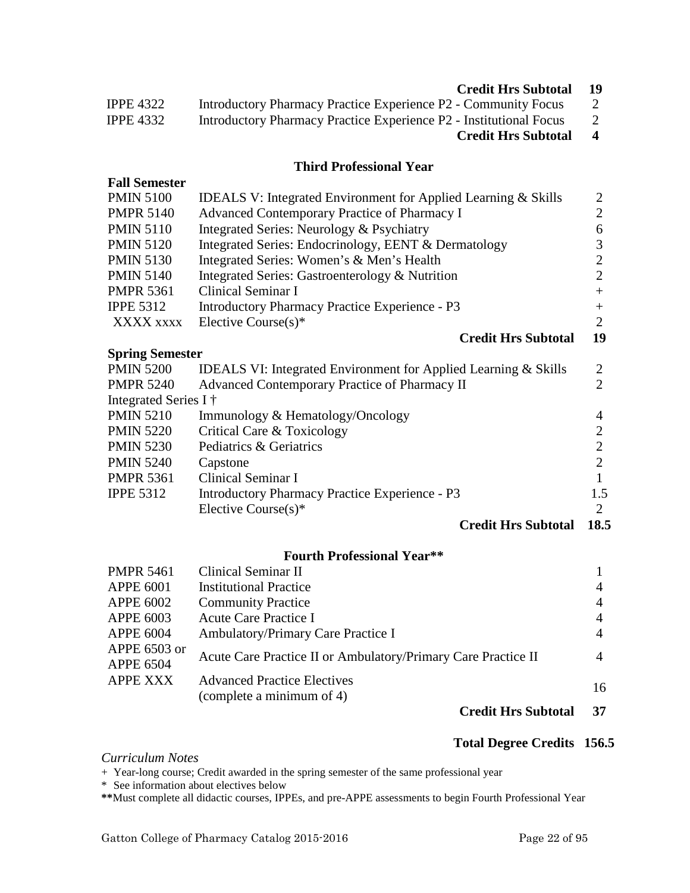| | | |
|---|---|---|
| | **Credit Hrs Subtotal** | **19** |
| IPPE 4322 | Introductory Pharmacy Practice Experience P2 - Community Focus | 2 |
| IPPE 4332 | Introductory Pharmacy Practice Experience P2 - Institutional Focus | 2 |
| | **Credit Hrs Subtotal** | **4** |

### Third Professional Year

| | | |
|---|---|---|
| **Fall Semester** | | |
| PMIN 5100 | IDEALS V: Integrated Environment for Applied Learning & Skills | 2 |
| PMPR 5140 | Advanced Contemporary Practice of Pharmacy I | 2 |
| PMIN 5110 | Integrated Series: Neurology & Psychiatry | 6 |
| PMIN 5120 | Integrated Series: Endocrinology, EENT & Dermatology | 3 |
| PMIN 5130 | Integrated Series: Women's & Men's Health | 2 |
| PMIN 5140 | Integrated Series: Gastroenterology & Nutrition | 2 |
| PMPR 5361 | Clinical Seminar I | + |
| IPPE 5312 | Introductory Pharmacy Practice Experience - P3 | + |
| XXXX xxxx | Elective Course(s)* | 2 |
| | **Credit Hrs Subtotal** | **19** |
| **Spring Semester** | | |
| PMIN 5200 | IDEALS VI: Integrated Environment for Applied Learning & Skills | 2 |
| PMPR 5240 | Advanced Contemporary Practice of Pharmacy II | 2 |
| Integrated Series I † | | |
| PMIN 5210 | Immunology & Hematology/Oncology | 4 |
| PMIN 5220 | Critical Care & Toxicology | 2 |
| PMIN 5230 | Pediatrics & Geriatrics | 2 |
| PMIN 5240 | Capstone | 2 |
| PMPR 5361 | Clinical Seminar I | 1 |
| IPPE 5312 | Introductory Pharmacy Practice Experience - P3 | 1.5 |
| | Elective Course(s)* | 2 |
| | **Credit Hrs Subtotal** | **18.5** |

### Fourth Professional Year**

| | | |
|---|---|---|
| PMPR 5461 | Clinical Seminar II | 1 |
| APPE 6001 | Institutional Practice | 4 |
| APPE 6002 | Community Practice | 4 |
| APPE 6003 | Acute Care Practice I | 4 |
| APPE 6004 | Ambulatory/Primary Care Practice I | 4 |
| APPE 6503 or APPE 6504 | Acute Care Practice II or Ambulatory/Primary Care Practice II | 4 |
| APPE XXX | Advanced Practice Electives (complete a minimum of 4) | 16 |
| | **Credit Hrs Subtotal** | **37** |

**Total Degree Credits 156.5**

*Curriculum Notes*

+ Year-long course; Credit awarded in the spring semester of the same professional year

* See information about electives below

**Must complete all didactic courses, IPPEs, and pre-APPE assessments to begin Fourth Professional Year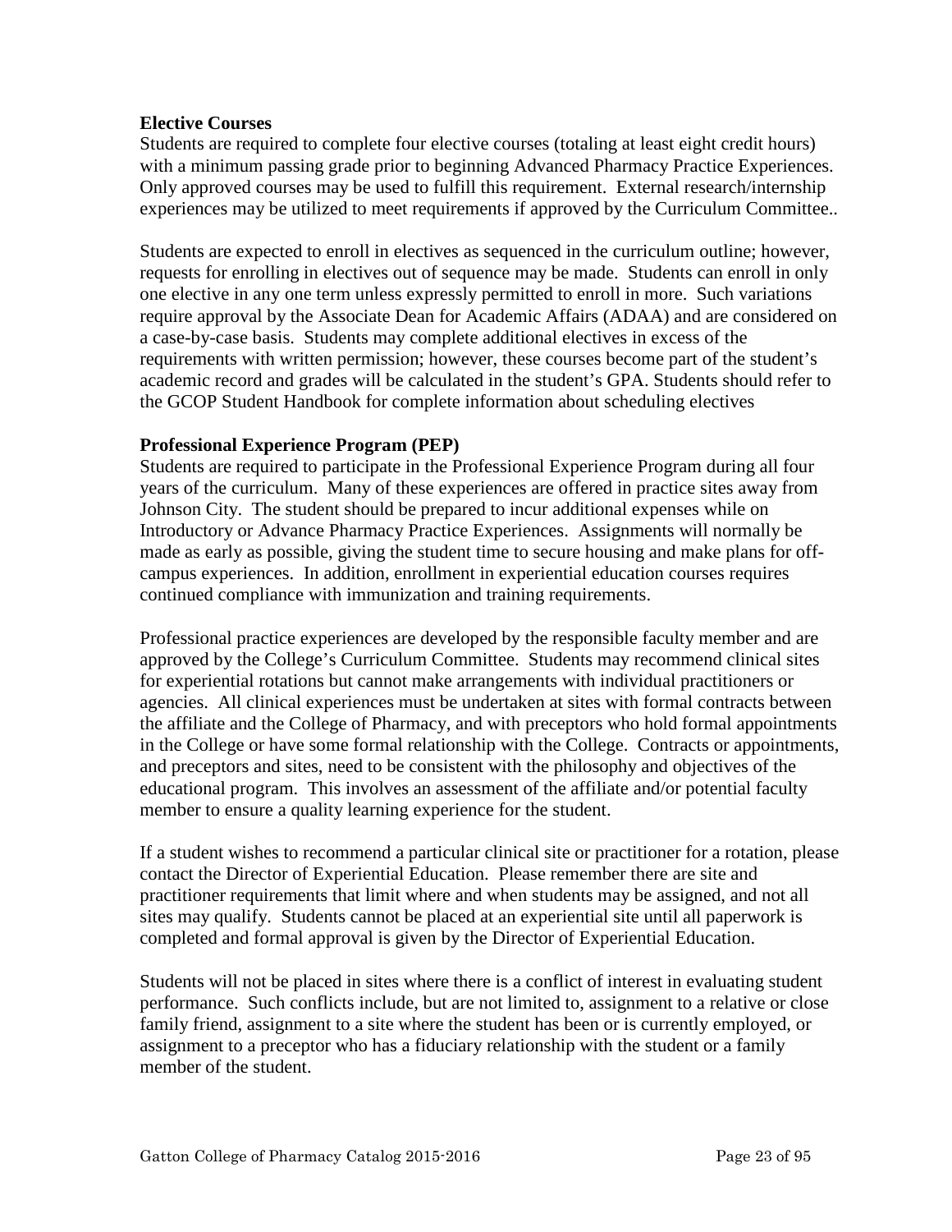**Elective Courses**

Students are required to complete four elective courses (totaling at least eight credit hours) with a minimum passing grade prior to beginning Advanced Pharmacy Practice Experiences. Only approved courses may be used to fulfill this requirement. External research/internship experiences may be utilized to meet requirements if approved by the Curriculum Committee..

Students are expected to enroll in electives as sequenced in the curriculum outline; however, requests for enrolling in electives out of sequence may be made. Students can enroll in only one elective in any one term unless expressly permitted to enroll in more. Such variations require approval by the Associate Dean for Academic Affairs (ADAA) and are considered on a case-by-case basis. Students may complete additional electives in excess of the requirements with written permission; however, these courses become part of the student's academic record and grades will be calculated in the student's GPA. Students should refer to the GCOP Student Handbook for complete information about scheduling electives

**Professional Experience Program (PEP)**

Students are required to participate in the Professional Experience Program during all four years of the curriculum. Many of these experiences are offered in practice sites away from Johnson City. The student should be prepared to incur additional expenses while on Introductory or Advance Pharmacy Practice Experiences. Assignments will normally be made as early as possible, giving the student time to secure housing and make plans for off-campus experiences. In addition, enrollment in experiential education courses requires continued compliance with immunization and training requirements.

Professional practice experiences are developed by the responsible faculty member and are approved by the College's Curriculum Committee. Students may recommend clinical sites for experiential rotations but cannot make arrangements with individual practitioners or agencies. All clinical experiences must be undertaken at sites with formal contracts between the affiliate and the College of Pharmacy, and with preceptors who hold formal appointments in the College or have some formal relationship with the College. Contracts or appointments, and preceptors and sites, need to be consistent with the philosophy and objectives of the educational program. This involves an assessment of the affiliate and/or potential faculty member to ensure a quality learning experience for the student.

If a student wishes to recommend a particular clinical site or practitioner for a rotation, please contact the Director of Experiential Education. Please remember there are site and practitioner requirements that limit where and when students may be assigned, and not all sites may qualify. Students cannot be placed at an experiential site until all paperwork is completed and formal approval is given by the Director of Experiential Education.

Students will not be placed in sites where there is a conflict of interest in evaluating student performance. Such conflicts include, but are not limited to, assignment to a relative or close family friend, assignment to a site where the student has been or is currently employed, or assignment to a preceptor who has a fiduciary relationship with the student or a family member of the student.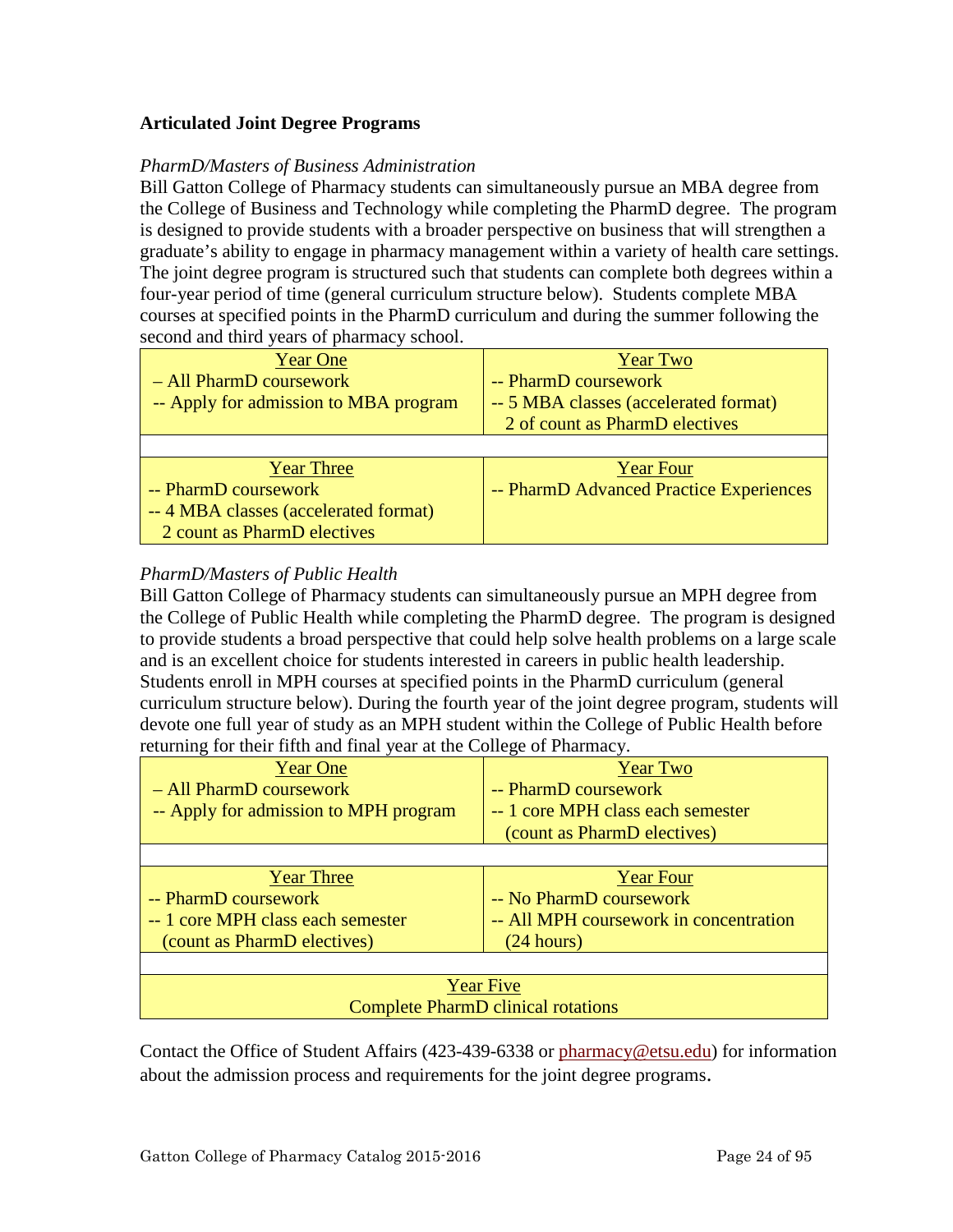**Articulated Joint Degree Programs**

*PharmD/Masters of Business Administration*

Bill Gatton College of Pharmacy students can simultaneously pursue an MBA degree from the College of Business and Technology while completing the PharmD degree. The program is designed to provide students with a broader perspective on business that will strengthen a graduate's ability to engage in pharmacy management within a variety of health care settings. The joint degree program is structured such that students can complete both degrees within a four-year period of time (general curriculum structure below). Students complete MBA courses at specified points in the PharmD curriculum and during the summer following the second and third years of pharmacy school.

| Year One | Year Two |
|---|---|
| – All PharmD coursework<br>-- Apply for admission to MBA program | -- PharmD coursework<br>-- 5 MBA classes (accelerated format)<br>2 of count as PharmD electives |
| | |
| **Year Three** | **Year Four** |
| -- PharmD coursework<br>-- 4 MBA classes (accelerated format)<br>2 count as PharmD electives | -- PharmD Advanced Practice Experiences |

*PharmD/Masters of Public Health*

Bill Gatton College of Pharmacy students can simultaneously pursue an MPH degree from the College of Public Health while completing the PharmD degree. The program is designed to provide students a broad perspective that could help solve health problems on a large scale and is an excellent choice for students interested in careers in public health leadership. Students enroll in MPH courses at specified points in the PharmD curriculum (general curriculum structure below). During the fourth year of the joint degree program, students will devote one full year of study as an MPH student within the College of Public Health before returning for their fifth and final year at the College of Pharmacy.

| Year One | Year Two |
|---|---|
| – All PharmD coursework<br>-- Apply for admission to MPH program | -- PharmD coursework<br>-- 1 core MPH class each semester<br>(count as PharmD electives) |
| | |
| **Year Three** | **Year Four** |
| -- PharmD coursework<br>-- 1 core MPH class each semester<br>(count as PharmD electives) | -- No PharmD coursework<br>-- All MPH coursework in concentration<br>(24 hours) |
| | |
| **Year Five** | |
| Complete PharmD clinical rotations | |

Contact the Office of Student Affairs (423-439-6338 or pharmacy@etsu.edu) for information about the admission process and requirements for the joint degree programs.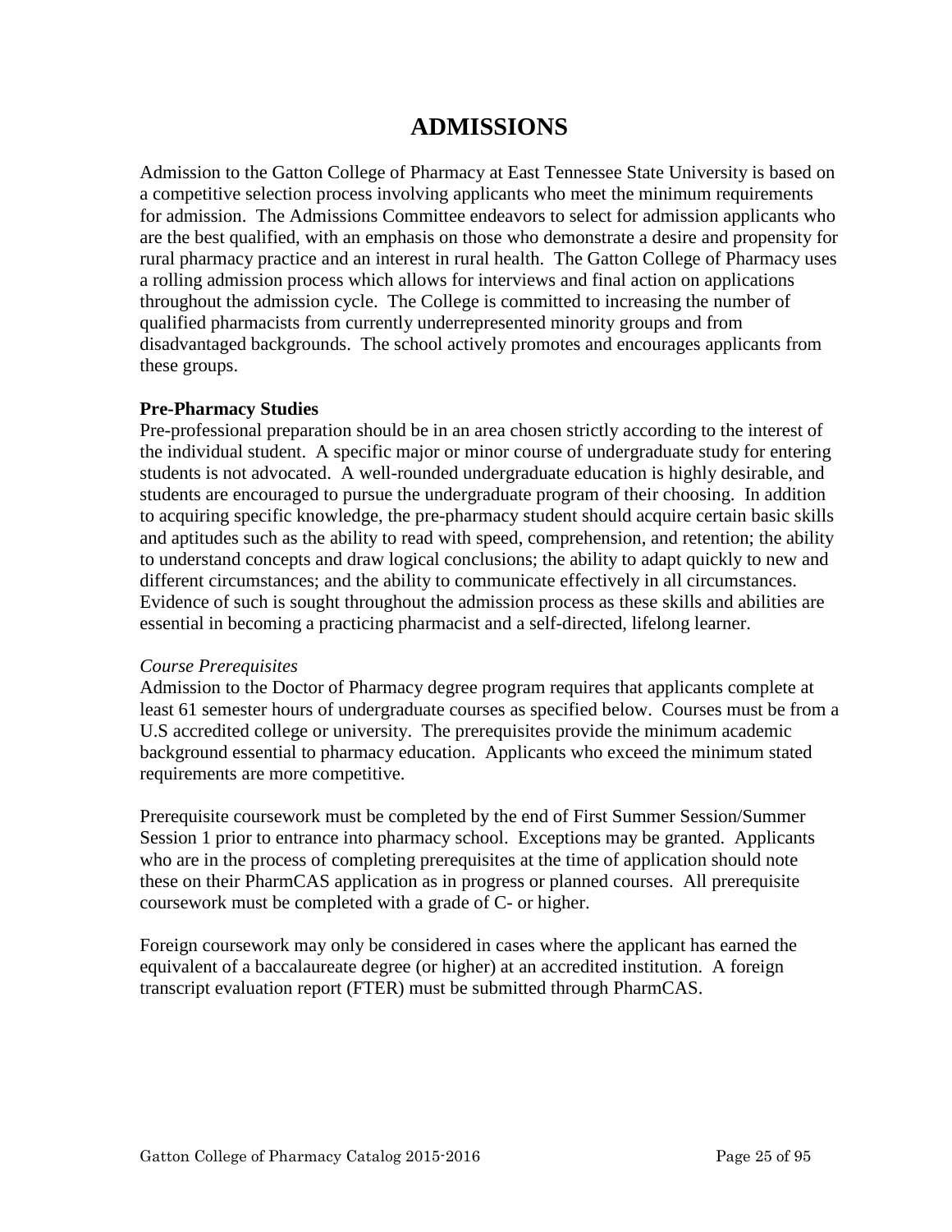# ADMISSIONS

Admission to the Gatton College of Pharmacy at East Tennessee State University is based on a competitive selection process involving applicants who meet the minimum requirements for admission. The Admissions Committee endeavors to select for admission applicants who are the best qualified, with an emphasis on those who demonstrate a desire and propensity for rural pharmacy practice and an interest in rural health. The Gatton College of Pharmacy uses a rolling admission process which allows for interviews and final action on applications throughout the admission cycle. The College is committed to increasing the number of qualified pharmacists from currently underrepresented minority groups and from disadvantaged backgrounds. The school actively promotes and encourages applicants from these groups.

**Pre-Pharmacy Studies**

Pre-professional preparation should be in an area chosen strictly according to the interest of the individual student. A specific major or minor course of undergraduate study for entering students is not advocated. A well-rounded undergraduate education is highly desirable, and students are encouraged to pursue the undergraduate program of their choosing. In addition to acquiring specific knowledge, the pre-pharmacy student should acquire certain basic skills and aptitudes such as the ability to read with speed, comprehension, and retention; the ability to understand concepts and draw logical conclusions; the ability to adapt quickly to new and different circumstances; and the ability to communicate effectively in all circumstances. Evidence of such is sought throughout the admission process as these skills and abilities are essential in becoming a practicing pharmacist and a self-directed, lifelong learner.

*Course Prerequisites*

Admission to the Doctor of Pharmacy degree program requires that applicants complete at least 61 semester hours of undergraduate courses as specified below. Courses must be from a U.S accredited college or university. The prerequisites provide the minimum academic background essential to pharmacy education. Applicants who exceed the minimum stated requirements are more competitive.

Prerequisite coursework must be completed by the end of First Summer Session/Summer Session 1 prior to entrance into pharmacy school. Exceptions may be granted. Applicants who are in the process of completing prerequisites at the time of application should note these on their PharmCAS application as in progress or planned courses. All prerequisite coursework must be completed with a grade of C- or higher.

Foreign coursework may only be considered in cases where the applicant has earned the equivalent of a baccalaureate degree (or higher) at an accredited institution. A foreign transcript evaluation report (FTER) must be submitted through PharmCAS.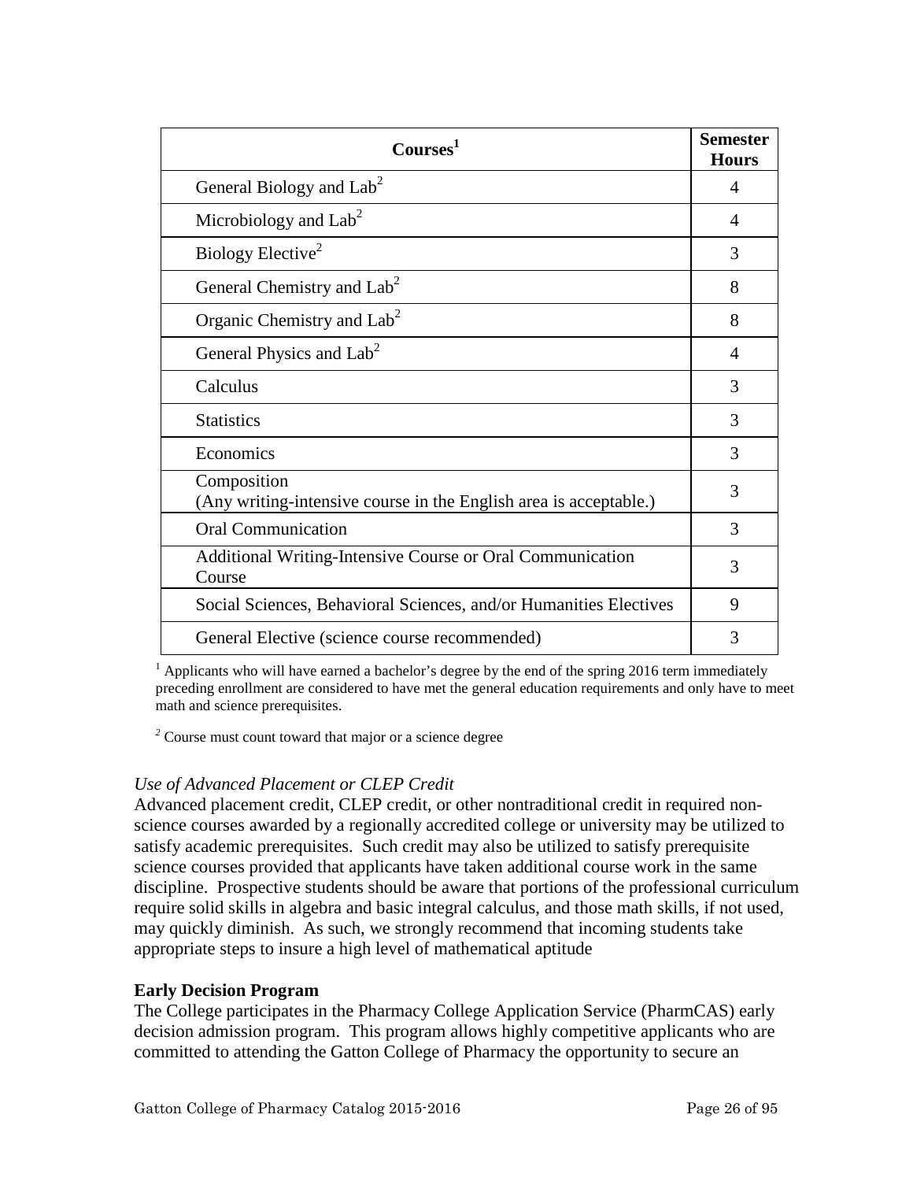| Courses[1] | Semester Hours |
|---|---|
| General Biology and Lab[2] | 4 |
| Microbiology and Lab[2] | 4 |
| Biology Elective[2] | 3 |
| General Chemistry and Lab[2] | 8 |
| Organic Chemistry and Lab[2] | 8 |
| General Physics and Lab[2] | 4 |
| Calculus | 3 |
| Statistics | 3 |
| Economics | 3 |
| Composition (Any writing-intensive course in the English area is acceptable.) | 3 |
| Oral Communication | 3 |
| Additional Writing-Intensive Course or Oral Communication Course | 3 |
| Social Sciences, Behavioral Sciences, and/or Humanities Electives | 9 |
| General Elective (science course recommended) | 3 |

[1] Applicants who will have earned a bachelor's degree by the end of the spring 2016 term immediately preceding enrollment are considered to have met the general education requirements and only have to meet math and science prerequisites.

[2] Course must count toward that major or a science degree

*Use of Advanced Placement or CLEP Credit*

Advanced placement credit, CLEP credit, or other nontraditional credit in required non-science courses awarded by a regionally accredited college or university may be utilized to satisfy academic prerequisites. Such credit may also be utilized to satisfy prerequisite science courses provided that applicants have taken additional course work in the same discipline. Prospective students should be aware that portions of the professional curriculum require solid skills in algebra and basic integral calculus, and those math skills, if not used, may quickly diminish. As such, we strongly recommend that incoming students take appropriate steps to insure a high level of mathematical aptitude

**Early Decision Program**

The College participates in the Pharmacy College Application Service (PharmCAS) early decision admission program. This program allows highly competitive applicants who are committed to attending the Gatton College of Pharmacy the opportunity to secure an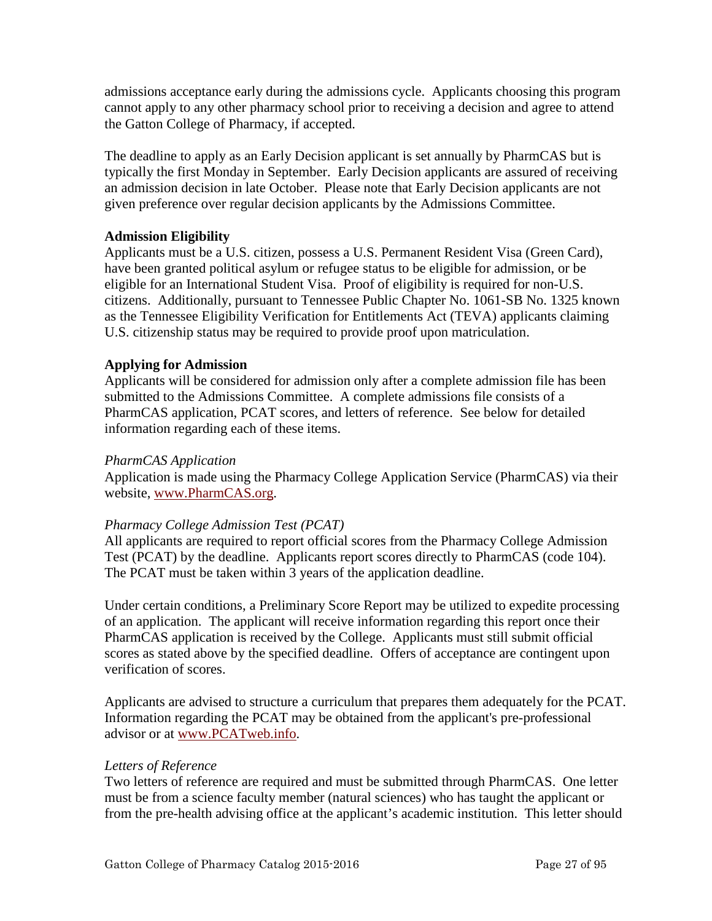admissions acceptance early during the admissions cycle. Applicants choosing this program cannot apply to any other pharmacy school prior to receiving a decision and agree to attend the Gatton College of Pharmacy, if accepted.

The deadline to apply as an Early Decision applicant is set annually by PharmCAS but is typically the first Monday in September. Early Decision applicants are assured of receiving an admission decision in late October. Please note that Early Decision applicants are not given preference over regular decision applicants by the Admissions Committee.

**Admission Eligibility**

Applicants must be a U.S. citizen, possess a U.S. Permanent Resident Visa (Green Card), have been granted political asylum or refugee status to be eligible for admission, or be eligible for an International Student Visa. Proof of eligibility is required for non-U.S. citizens. Additionally, pursuant to Tennessee Public Chapter No. 1061-SB No. 1325 known as the Tennessee Eligibility Verification for Entitlements Act (TEVA) applicants claiming U.S. citizenship status may be required to provide proof upon matriculation.

**Applying for Admission**

Applicants will be considered for admission only after a complete admission file has been submitted to the Admissions Committee. A complete admissions file consists of a PharmCAS application, PCAT scores, and letters of reference. See below for detailed information regarding each of these items.

*PharmCAS Application*

Application is made using the Pharmacy College Application Service (PharmCAS) via their website, www.PharmCAS.org.

*Pharmacy College Admission Test (PCAT)*

All applicants are required to report official scores from the Pharmacy College Admission Test (PCAT) by the deadline. Applicants report scores directly to PharmCAS (code 104). The PCAT must be taken within 3 years of the application deadline.

Under certain conditions, a Preliminary Score Report may be utilized to expedite processing of an application. The applicant will receive information regarding this report once their PharmCAS application is received by the College. Applicants must still submit official scores as stated above by the specified deadline. Offers of acceptance are contingent upon verification of scores.

Applicants are advised to structure a curriculum that prepares them adequately for the PCAT. Information regarding the PCAT may be obtained from the applicant's pre-professional advisor or at www.PCATweb.info.

*Letters of Reference*

Two letters of reference are required and must be submitted through PharmCAS. One letter must be from a science faculty member (natural sciences) who has taught the applicant or from the pre-health advising office at the applicant's academic institution. This letter should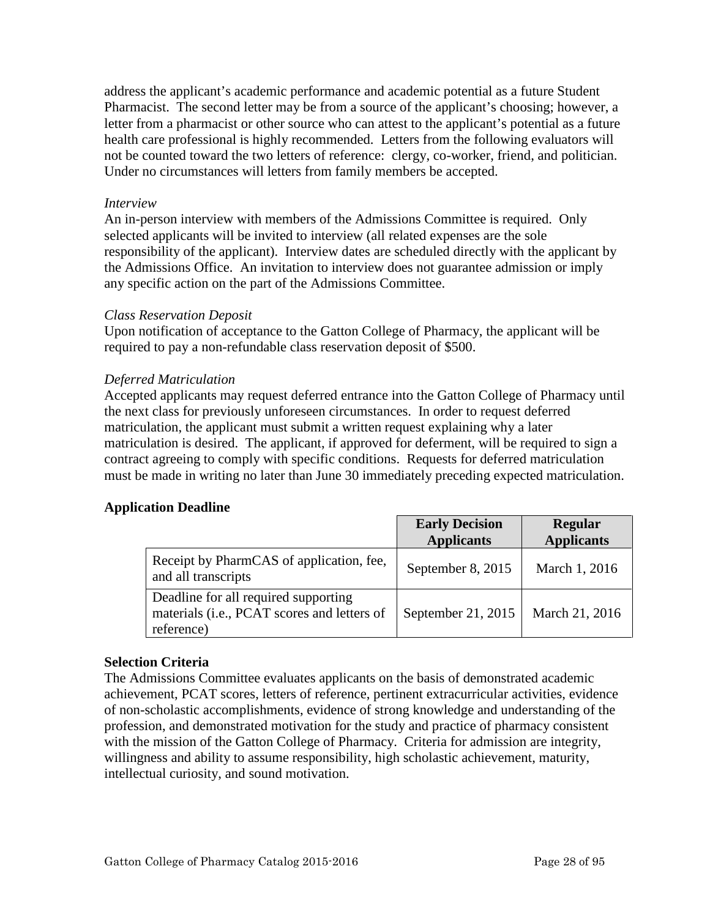address the applicant's academic performance and academic potential as a future Student Pharmacist. The second letter may be from a source of the applicant's choosing; however, a letter from a pharmacist or other source who can attest to the applicant's potential as a future health care professional is highly recommended. Letters from the following evaluators will not be counted toward the two letters of reference: clergy, co-worker, friend, and politician. Under no circumstances will letters from family members be accepted.

*Interview*

An in-person interview with members of the Admissions Committee is required. Only selected applicants will be invited to interview (all related expenses are the sole responsibility of the applicant). Interview dates are scheduled directly with the applicant by the Admissions Office. An invitation to interview does not guarantee admission or imply any specific action on the part of the Admissions Committee.

*Class Reservation Deposit*

Upon notification of acceptance to the Gatton College of Pharmacy, the applicant will be required to pay a non-refundable class reservation deposit of $500.

*Deferred Matriculation*

Accepted applicants may request deferred entrance into the Gatton College of Pharmacy until the next class for previously unforeseen circumstances. In order to request deferred matriculation, the applicant must submit a written request explaining why a later matriculation is desired. The applicant, if approved for deferment, will be required to sign a contract agreeing to comply with specific conditions. Requests for deferred matriculation must be made in writing no later than June 30 immediately preceding expected matriculation.

**Application Deadline**

| | **Early Decision Applicants** | **Regular Applicants** |
|---|---|---|
| Receipt by PharmCAS of application, fee, and all transcripts | September 8, 2015 | March 1, 2016 |
| Deadline for all required supporting materials (i.e., PCAT scores and letters of reference) | September 21, 2015 | March 21, 2016 |

**Selection Criteria**

The Admissions Committee evaluates applicants on the basis of demonstrated academic achievement, PCAT scores, letters of reference, pertinent extracurricular activities, evidence of non-scholastic accomplishments, evidence of strong knowledge and understanding of the profession, and demonstrated motivation for the study and practice of pharmacy consistent with the mission of the Gatton College of Pharmacy. Criteria for admission are integrity, willingness and ability to assume responsibility, high scholastic achievement, maturity, intellectual curiosity, and sound motivation.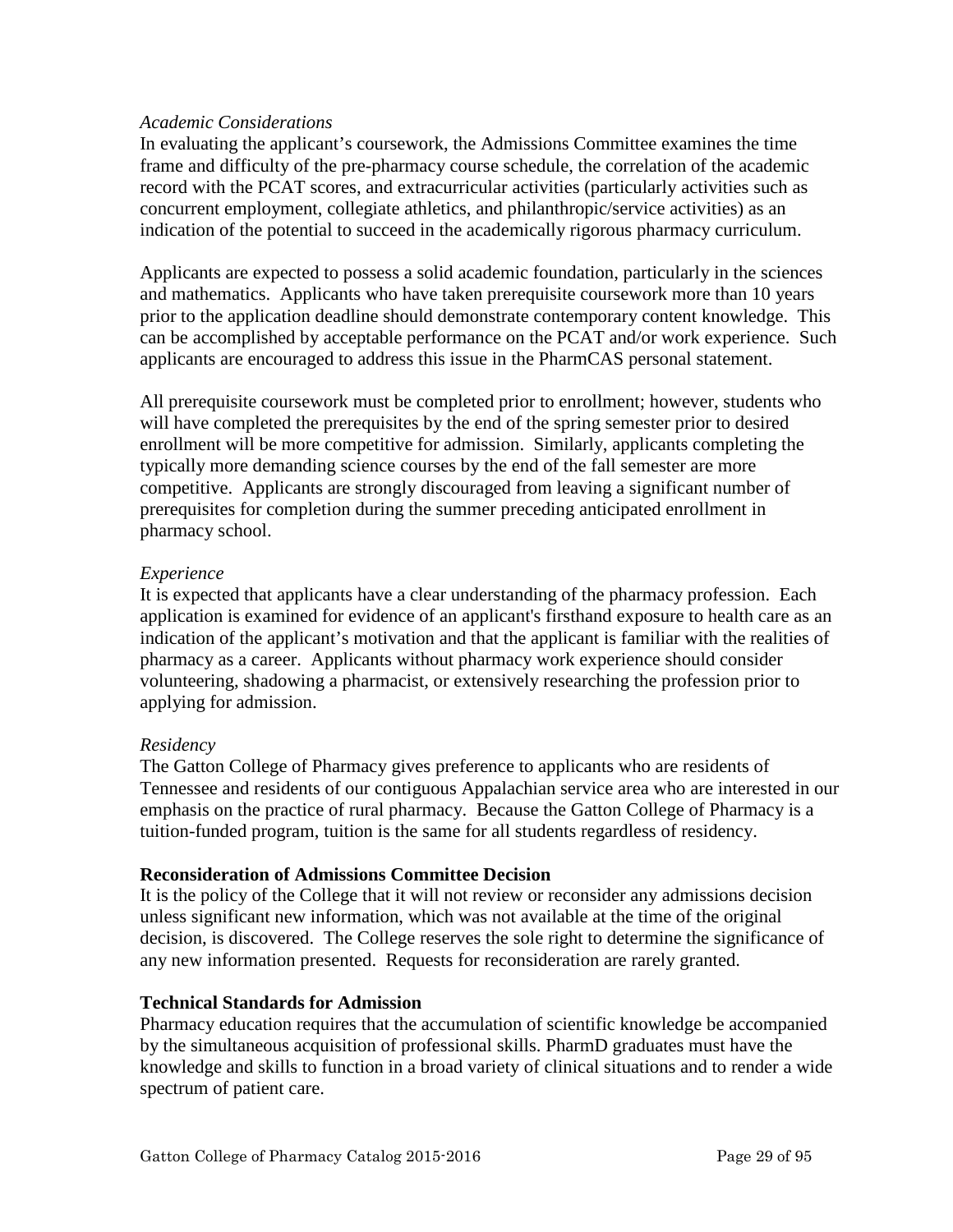*Academic Considerations*

In evaluating the applicant's coursework, the Admissions Committee examines the time frame and difficulty of the pre-pharmacy course schedule, the correlation of the academic record with the PCAT scores, and extracurricular activities (particularly activities such as concurrent employment, collegiate athletics, and philanthropic/service activities) as an indication of the potential to succeed in the academically rigorous pharmacy curriculum.

Applicants are expected to possess a solid academic foundation, particularly in the sciences and mathematics. Applicants who have taken prerequisite coursework more than 10 years prior to the application deadline should demonstrate contemporary content knowledge. This can be accomplished by acceptable performance on the PCAT and/or work experience. Such applicants are encouraged to address this issue in the PharmCAS personal statement.

All prerequisite coursework must be completed prior to enrollment; however, students who will have completed the prerequisites by the end of the spring semester prior to desired enrollment will be more competitive for admission. Similarly, applicants completing the typically more demanding science courses by the end of the fall semester are more competitive. Applicants are strongly discouraged from leaving a significant number of prerequisites for completion during the summer preceding anticipated enrollment in pharmacy school.

*Experience*

It is expected that applicants have a clear understanding of the pharmacy profession. Each application is examined for evidence of an applicant's firsthand exposure to health care as an indication of the applicant's motivation and that the applicant is familiar with the realities of pharmacy as a career. Applicants without pharmacy work experience should consider volunteering, shadowing a pharmacist, or extensively researching the profession prior to applying for admission.

*Residency*

The Gatton College of Pharmacy gives preference to applicants who are residents of Tennessee and residents of our contiguous Appalachian service area who are interested in our emphasis on the practice of rural pharmacy. Because the Gatton College of Pharmacy is a tuition-funded program, tuition is the same for all students regardless of residency.

**Reconsideration of Admissions Committee Decision**

It is the policy of the College that it will not review or reconsider any admissions decision unless significant new information, which was not available at the time of the original decision, is discovered. The College reserves the sole right to determine the significance of any new information presented. Requests for reconsideration are rarely granted.

**Technical Standards for Admission**

Pharmacy education requires that the accumulation of scientific knowledge be accompanied by the simultaneous acquisition of professional skills. PharmD graduates must have the knowledge and skills to function in a broad variety of clinical situations and to render a wide spectrum of patient care.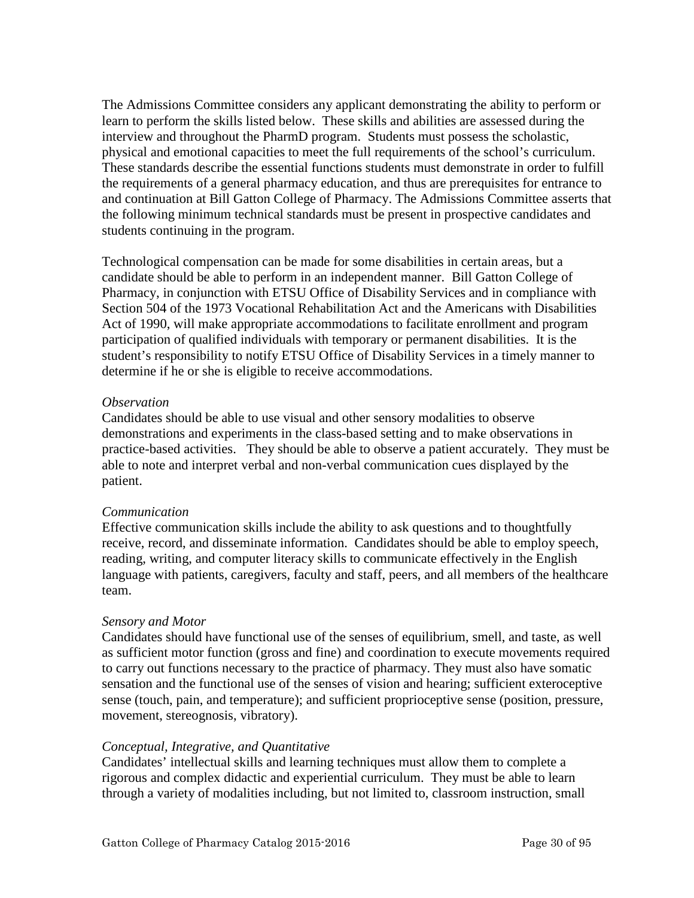The Admissions Committee considers any applicant demonstrating the ability to perform or learn to perform the skills listed below. These skills and abilities are assessed during the interview and throughout the PharmD program. Students must possess the scholastic, physical and emotional capacities to meet the full requirements of the school's curriculum. These standards describe the essential functions students must demonstrate in order to fulfill the requirements of a general pharmacy education, and thus are prerequisites for entrance to and continuation at Bill Gatton College of Pharmacy. The Admissions Committee asserts that the following minimum technical standards must be present in prospective candidates and students continuing in the program.

Technological compensation can be made for some disabilities in certain areas, but a candidate should be able to perform in an independent manner. Bill Gatton College of Pharmacy, in conjunction with ETSU Office of Disability Services and in compliance with Section 504 of the 1973 Vocational Rehabilitation Act and the Americans with Disabilities Act of 1990, will make appropriate accommodations to facilitate enrollment and program participation of qualified individuals with temporary or permanent disabilities. It is the student's responsibility to notify ETSU Office of Disability Services in a timely manner to determine if he or she is eligible to receive accommodations.

*Observation*
Candidates should be able to use visual and other sensory modalities to observe demonstrations and experiments in the class-based setting and to make observations in practice-based activities. They should be able to observe a patient accurately. They must be able to note and interpret verbal and non-verbal communication cues displayed by the patient.

*Communication*
Effective communication skills include the ability to ask questions and to thoughtfully receive, record, and disseminate information. Candidates should be able to employ speech, reading, writing, and computer literacy skills to communicate effectively in the English language with patients, caregivers, faculty and staff, peers, and all members of the healthcare team.

*Sensory and Motor*
Candidates should have functional use of the senses of equilibrium, smell, and taste, as well as sufficient motor function (gross and fine) and coordination to execute movements required to carry out functions necessary to the practice of pharmacy. They must also have somatic sensation and the functional use of the senses of vision and hearing; sufficient exteroceptive sense (touch, pain, and temperature); and sufficient proprioceptive sense (position, pressure, movement, stereognosis, vibratory).

*Conceptual, Integrative, and Quantitative*
Candidates' intellectual skills and learning techniques must allow them to complete a rigorous and complex didactic and experiential curriculum. They must be able to learn through a variety of modalities including, but not limited to, classroom instruction, small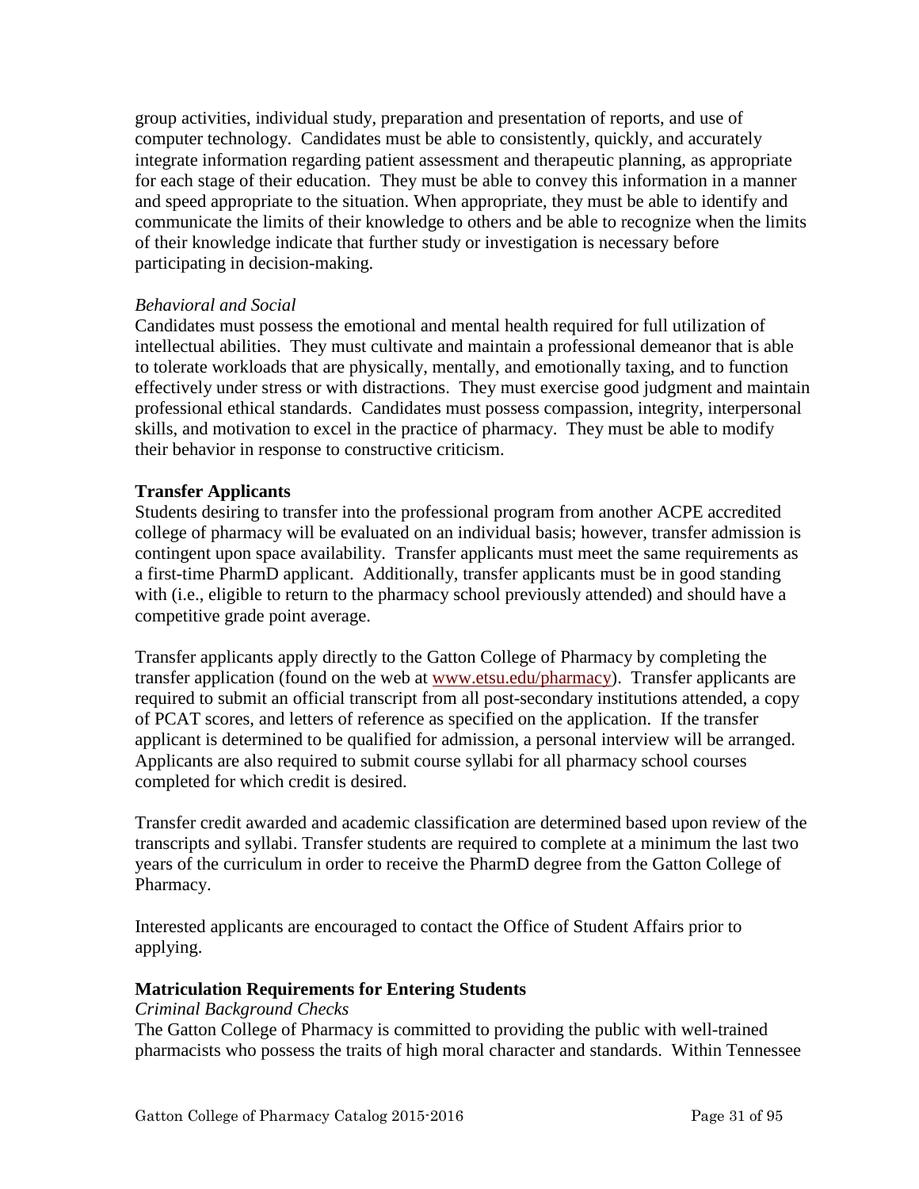group activities, individual study, preparation and presentation of reports, and use of computer technology. Candidates must be able to consistently, quickly, and accurately integrate information regarding patient assessment and therapeutic planning, as appropriate for each stage of their education. They must be able to convey this information in a manner and speed appropriate to the situation. When appropriate, they must be able to identify and communicate the limits of their knowledge to others and be able to recognize when the limits of their knowledge indicate that further study or investigation is necessary before participating in decision-making.

*Behavioral and Social*

Candidates must possess the emotional and mental health required for full utilization of intellectual abilities. They must cultivate and maintain a professional demeanor that is able to tolerate workloads that are physically, mentally, and emotionally taxing, and to function effectively under stress or with distractions. They must exercise good judgment and maintain professional ethical standards. Candidates must possess compassion, integrity, interpersonal skills, and motivation to excel in the practice of pharmacy. They must be able to modify their behavior in response to constructive criticism.

**Transfer Applicants**

Students desiring to transfer into the professional program from another ACPE accredited college of pharmacy will be evaluated on an individual basis; however, transfer admission is contingent upon space availability. Transfer applicants must meet the same requirements as a first-time PharmD applicant. Additionally, transfer applicants must be in good standing with (i.e., eligible to return to the pharmacy school previously attended) and should have a competitive grade point average.

Transfer applicants apply directly to the Gatton College of Pharmacy by completing the transfer application (found on the web at www.etsu.edu/pharmacy). Transfer applicants are required to submit an official transcript from all post-secondary institutions attended, a copy of PCAT scores, and letters of reference as specified on the application. If the transfer applicant is determined to be qualified for admission, a personal interview will be arranged. Applicants are also required to submit course syllabi for all pharmacy school courses completed for which credit is desired.

Transfer credit awarded and academic classification are determined based upon review of the transcripts and syllabi. Transfer students are required to complete at a minimum the last two years of the curriculum in order to receive the PharmD degree from the Gatton College of Pharmacy.

Interested applicants are encouraged to contact the Office of Student Affairs prior to applying.

**Matriculation Requirements for Entering Students**

*Criminal Background Checks*

The Gatton College of Pharmacy is committed to providing the public with well-trained pharmacists who possess the traits of high moral character and standards. Within Tennessee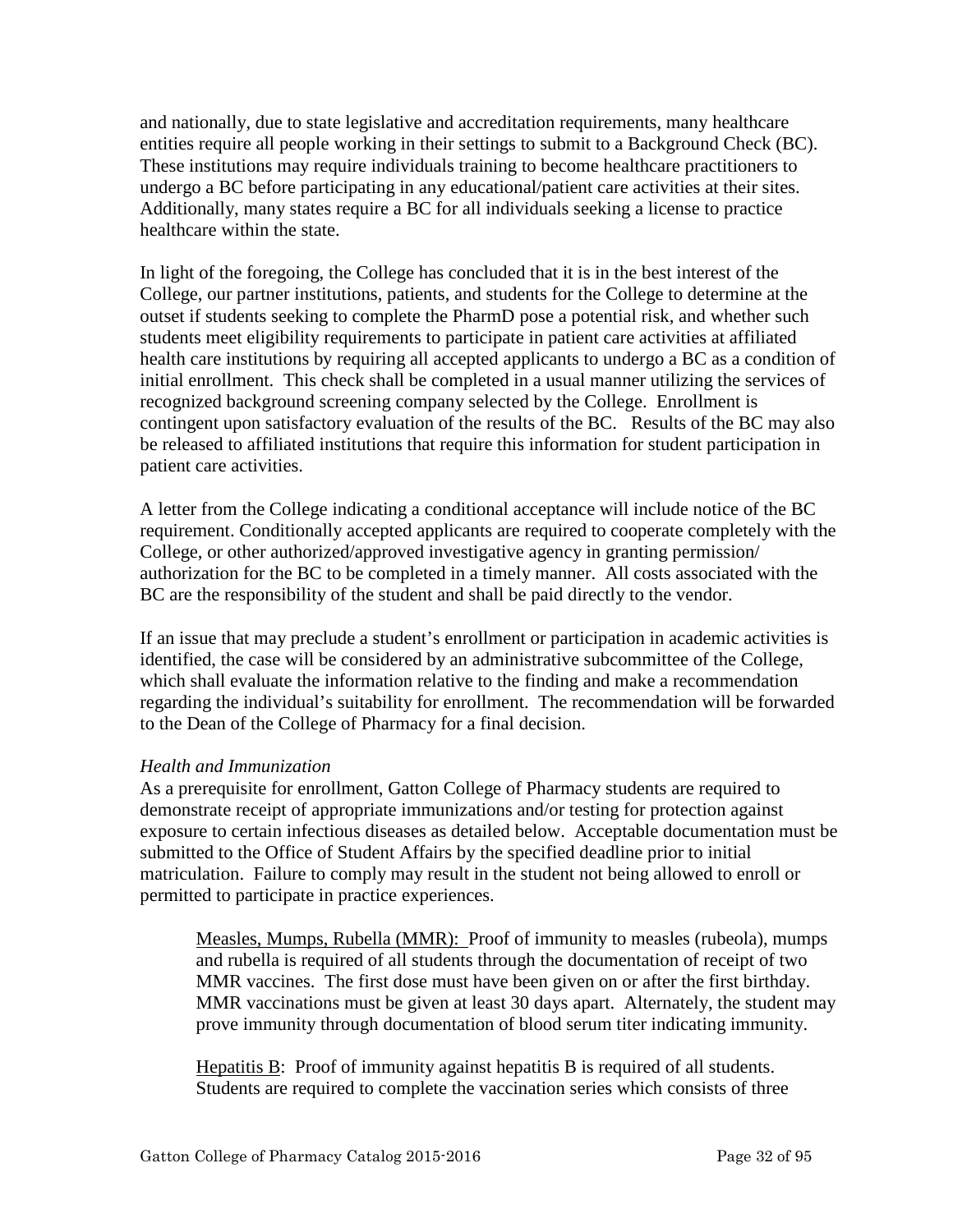and nationally, due to state legislative and accreditation requirements, many healthcare entities require all people working in their settings to submit to a Background Check (BC). These institutions may require individuals training to become healthcare practitioners to undergo a BC before participating in any educational/patient care activities at their sites. Additionally, many states require a BC for all individuals seeking a license to practice healthcare within the state.

In light of the foregoing, the College has concluded that it is in the best interest of the College, our partner institutions, patients, and students for the College to determine at the outset if students seeking to complete the PharmD pose a potential risk, and whether such students meet eligibility requirements to participate in patient care activities at affiliated health care institutions by requiring all accepted applicants to undergo a BC as a condition of initial enrollment. This check shall be completed in a usual manner utilizing the services of recognized background screening company selected by the College. Enrollment is contingent upon satisfactory evaluation of the results of the BC. Results of the BC may also be released to affiliated institutions that require this information for student participation in patient care activities.

A letter from the College indicating a conditional acceptance will include notice of the BC requirement. Conditionally accepted applicants are required to cooperate completely with the College, or other authorized/approved investigative agency in granting permission/ authorization for the BC to be completed in a timely manner. All costs associated with the BC are the responsibility of the student and shall be paid directly to the vendor.

If an issue that may preclude a student's enrollment or participation in academic activities is identified, the case will be considered by an administrative subcommittee of the College, which shall evaluate the information relative to the finding and make a recommendation regarding the individual's suitability for enrollment. The recommendation will be forwarded to the Dean of the College of Pharmacy for a final decision.

*Health and Immunization*

As a prerequisite for enrollment, Gatton College of Pharmacy students are required to demonstrate receipt of appropriate immunizations and/or testing for protection against exposure to certain infectious diseases as detailed below. Acceptable documentation must be submitted to the Office of Student Affairs by the specified deadline prior to initial matriculation. Failure to comply may result in the student not being allowed to enroll or permitted to participate in practice experiences.

> Measles, Mumps, Rubella (MMR): Proof of immunity to measles (rubeola), mumps and rubella is required of all students through the documentation of receipt of two MMR vaccines. The first dose must have been given on or after the first birthday. MMR vaccinations must be given at least 30 days apart. Alternately, the student may prove immunity through documentation of blood serum titer indicating immunity.
>
> Hepatitis B: Proof of immunity against hepatitis B is required of all students. Students are required to complete the vaccination series which consists of three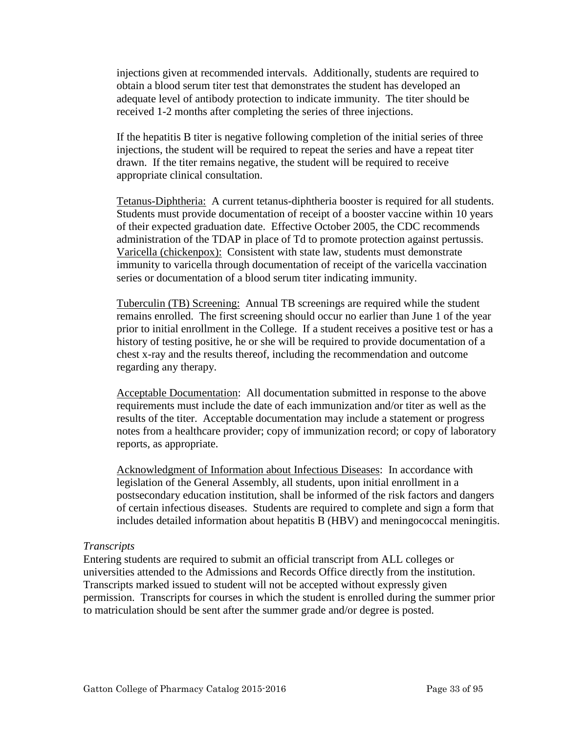injections given at recommended intervals. Additionally, students are required to obtain a blood serum titer test that demonstrates the student has developed an adequate level of antibody protection to indicate immunity. The titer should be received 1-2 months after completing the series of three injections.

If the hepatitis B titer is negative following completion of the initial series of three injections, the student will be required to repeat the series and have a repeat titer drawn. If the titer remains negative, the student will be required to receive appropriate clinical consultation.

Tetanus-Diphtheria: A current tetanus-diphtheria booster is required for all students. Students must provide documentation of receipt of a booster vaccine within 10 years of their expected graduation date. Effective October 2005, the CDC recommends administration of the TDAP in place of Td to promote protection against pertussis. Varicella (chickenpox): Consistent with state law, students must demonstrate immunity to varicella through documentation of receipt of the varicella vaccination series or documentation of a blood serum titer indicating immunity.

Tuberculin (TB) Screening: Annual TB screenings are required while the student remains enrolled. The first screening should occur no earlier than June 1 of the year prior to initial enrollment in the College. If a student receives a positive test or has a history of testing positive, he or she will be required to provide documentation of a chest x-ray and the results thereof, including the recommendation and outcome regarding any therapy.

Acceptable Documentation: All documentation submitted in response to the above requirements must include the date of each immunization and/or titer as well as the results of the titer. Acceptable documentation may include a statement or progress notes from a healthcare provider; copy of immunization record; or copy of laboratory reports, as appropriate.

Acknowledgment of Information about Infectious Diseases: In accordance with legislation of the General Assembly, all students, upon initial enrollment in a postsecondary education institution, shall be informed of the risk factors and dangers of certain infectious diseases. Students are required to complete and sign a form that includes detailed information about hepatitis B (HBV) and meningococcal meningitis.

*Transcripts*

Entering students are required to submit an official transcript from ALL colleges or universities attended to the Admissions and Records Office directly from the institution. Transcripts marked issued to student will not be accepted without expressly given permission. Transcripts for courses in which the student is enrolled during the summer prior to matriculation should be sent after the summer grade and/or degree is posted.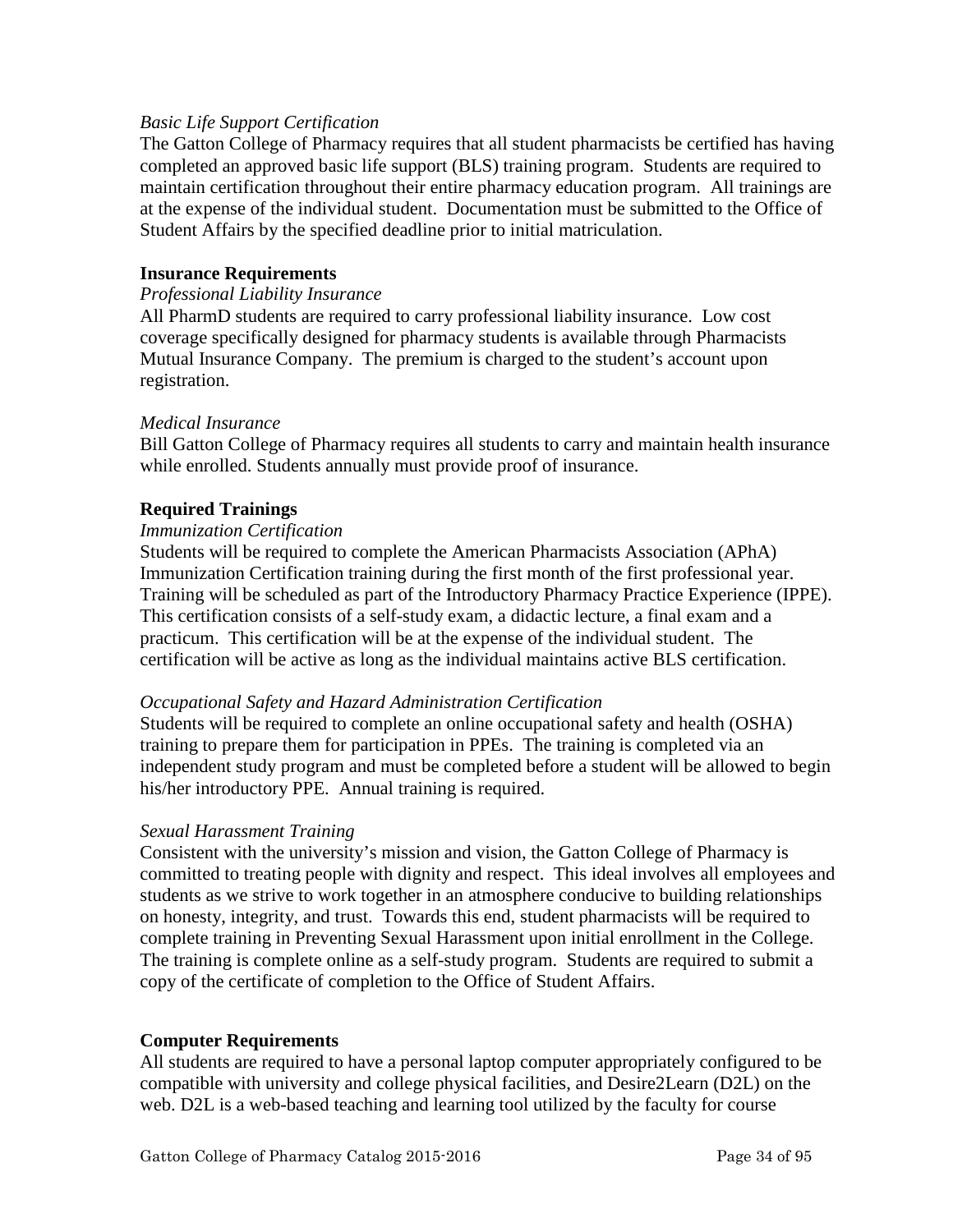*Basic Life Support Certification*

The Gatton College of Pharmacy requires that all student pharmacists be certified has having completed an approved basic life support (BLS) training program. Students are required to maintain certification throughout their entire pharmacy education program. All trainings are at the expense of the individual student. Documentation must be submitted to the Office of Student Affairs by the specified deadline prior to initial matriculation.

**Insurance Requirements**

*Professional Liability Insurance*

All PharmD students are required to carry professional liability insurance. Low cost coverage specifically designed for pharmacy students is available through Pharmacists Mutual Insurance Company. The premium is charged to the student's account upon registration.

*Medical Insurance*

Bill Gatton College of Pharmacy requires all students to carry and maintain health insurance while enrolled. Students annually must provide proof of insurance.

**Required Trainings**

*Immunization Certification*

Students will be required to complete the American Pharmacists Association (APhA) Immunization Certification training during the first month of the first professional year. Training will be scheduled as part of the Introductory Pharmacy Practice Experience (IPPE). This certification consists of a self-study exam, a didactic lecture, a final exam and a practicum. This certification will be at the expense of the individual student. The certification will be active as long as the individual maintains active BLS certification.

*Occupational Safety and Hazard Administration Certification*

Students will be required to complete an online occupational safety and health (OSHA) training to prepare them for participation in PPEs. The training is completed via an independent study program and must be completed before a student will be allowed to begin his/her introductory PPE. Annual training is required.

*Sexual Harassment Training*

Consistent with the university's mission and vision, the Gatton College of Pharmacy is committed to treating people with dignity and respect. This ideal involves all employees and students as we strive to work together in an atmosphere conducive to building relationships on honesty, integrity, and trust. Towards this end, student pharmacists will be required to complete training in Preventing Sexual Harassment upon initial enrollment in the College. The training is complete online as a self-study program. Students are required to submit a copy of the certificate of completion to the Office of Student Affairs.

**Computer Requirements**

All students are required to have a personal laptop computer appropriately configured to be compatible with university and college physical facilities, and Desire2Learn (D2L) on the web. D2L is a web-based teaching and learning tool utilized by the faculty for course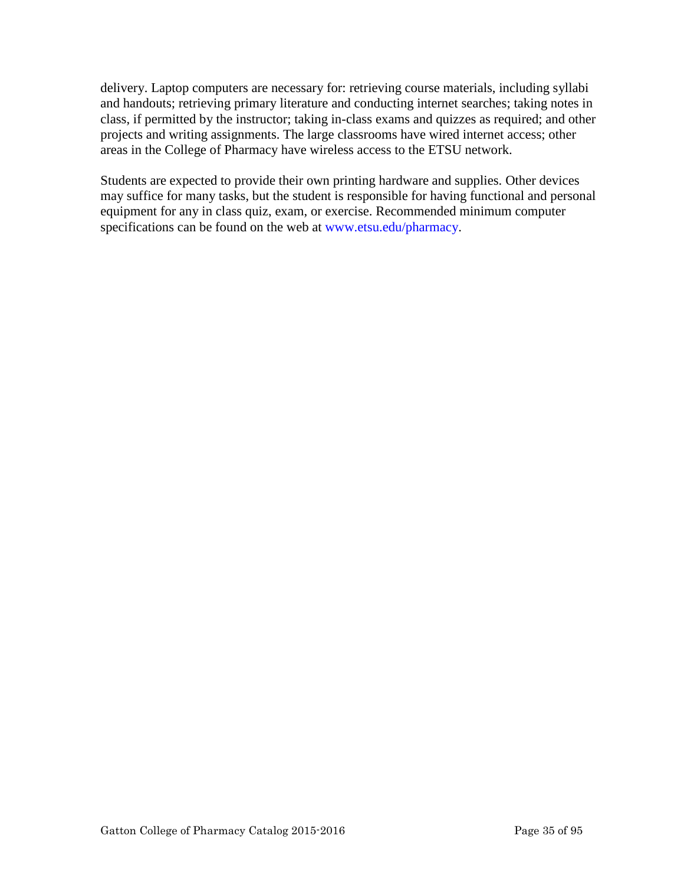delivery. Laptop computers are necessary for: retrieving course materials, including syllabi and handouts; retrieving primary literature and conducting internet searches; taking notes in class, if permitted by the instructor; taking in-class exams and quizzes as required; and other projects and writing assignments. The large classrooms have wired internet access; other areas in the College of Pharmacy have wireless access to the ETSU network.

Students are expected to provide their own printing hardware and supplies. Other devices may suffice for many tasks, but the student is responsible for having functional and personal equipment for any in class quiz, exam, or exercise. Recommended minimum computer specifications can be found on the web at www.etsu.edu/pharmacy.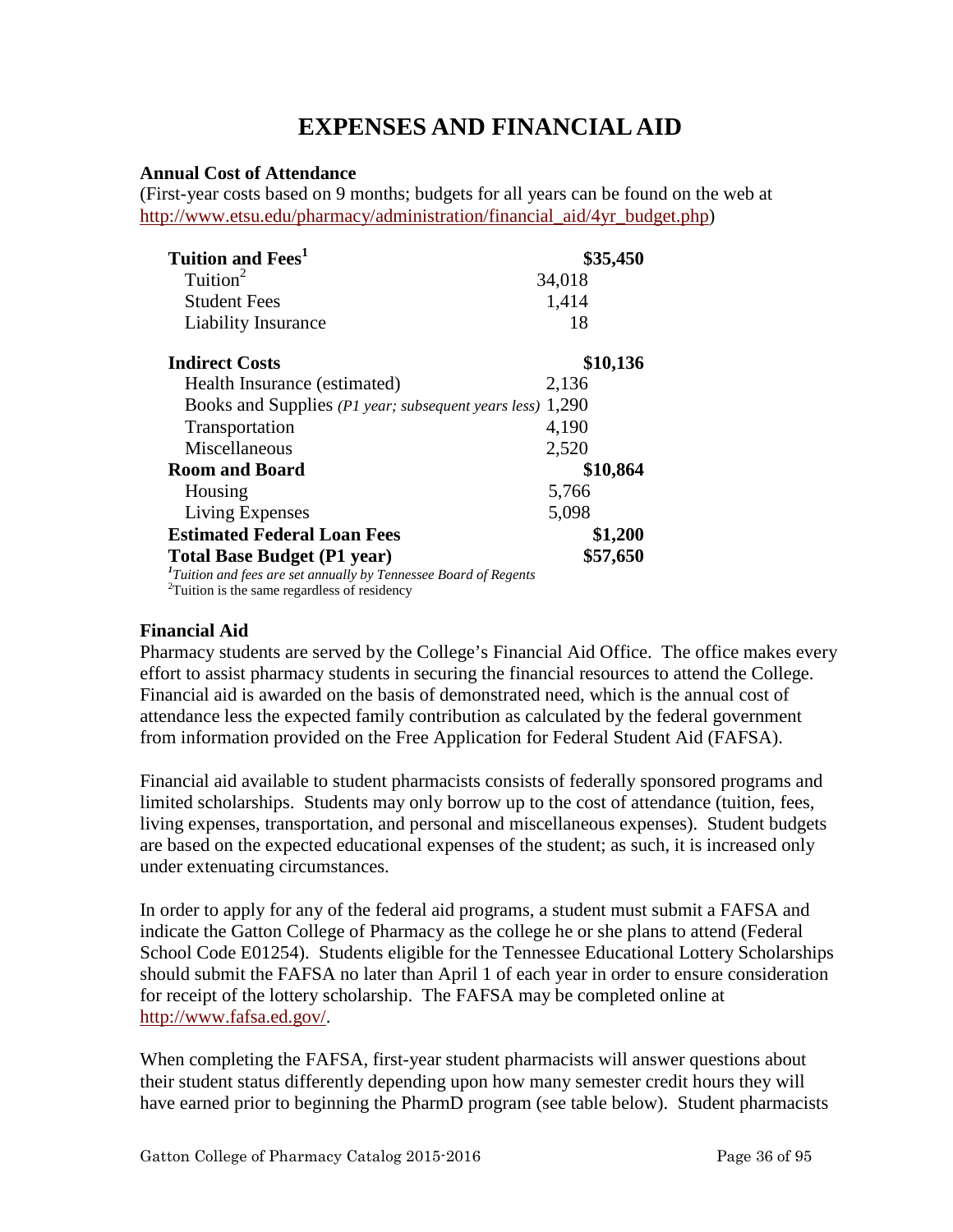# EXPENSES AND FINANCIAL AID

**Annual Cost of Attendance**
(First-year costs based on 9 months; budgets for all years can be found on the web at http://www.etsu.edu/pharmacy/administration/financial_aid/4yr_budget.php)

| Item | Amount | Total |
|---|---|---|
| **Tuition and Fees[1]** | | **$35,450** |
| Tuition[2] | 34,018 | |
| Student Fees | 1,414 | |
| Liability Insurance | 18 | |
| **Indirect Costs** | | **$10,136** |
| Health Insurance (estimated) | 2,136 | |
| Books and Supplies *(P1 year; subsequent years less)* | 1,290 | |
| Transportation | 4,190 | |
| Miscellaneous | 2,520 | |
| **Room and Board** | | **$10,864** |
| Housing | 5,766 | |
| Living Expenses | 5,098 | |
| **Estimated Federal Loan Fees** | | **$1,200** |
| **Total Base Budget (P1 year)** | | **$57,650** |

[1]*Tuition and fees are set annually by Tennessee Board of Regents*
[2]Tuition is the same regardless of residency

**Financial Aid**
Pharmacy students are served by the College's Financial Aid Office. The office makes every effort to assist pharmacy students in securing the financial resources to attend the College. Financial aid is awarded on the basis of demonstrated need, which is the annual cost of attendance less the expected family contribution as calculated by the federal government from information provided on the Free Application for Federal Student Aid (FAFSA).

Financial aid available to student pharmacists consists of federally sponsored programs and limited scholarships. Students may only borrow up to the cost of attendance (tuition, fees, living expenses, transportation, and personal and miscellaneous expenses). Student budgets are based on the expected educational expenses of the student; as such, it is increased only under extenuating circumstances.

In order to apply for any of the federal aid programs, a student must submit a FAFSA and indicate the Gatton College of Pharmacy as the college he or she plans to attend (Federal School Code E01254). Students eligible for the Tennessee Educational Lottery Scholarships should submit the FAFSA no later than April 1 of each year in order to ensure consideration for receipt of the lottery scholarship. The FAFSA may be completed online at http://www.fafsa.ed.gov/.

When completing the FAFSA, first-year student pharmacists will answer questions about their student status differently depending upon how many semester credit hours they will have earned prior to beginning the PharmD program (see table below). Student pharmacists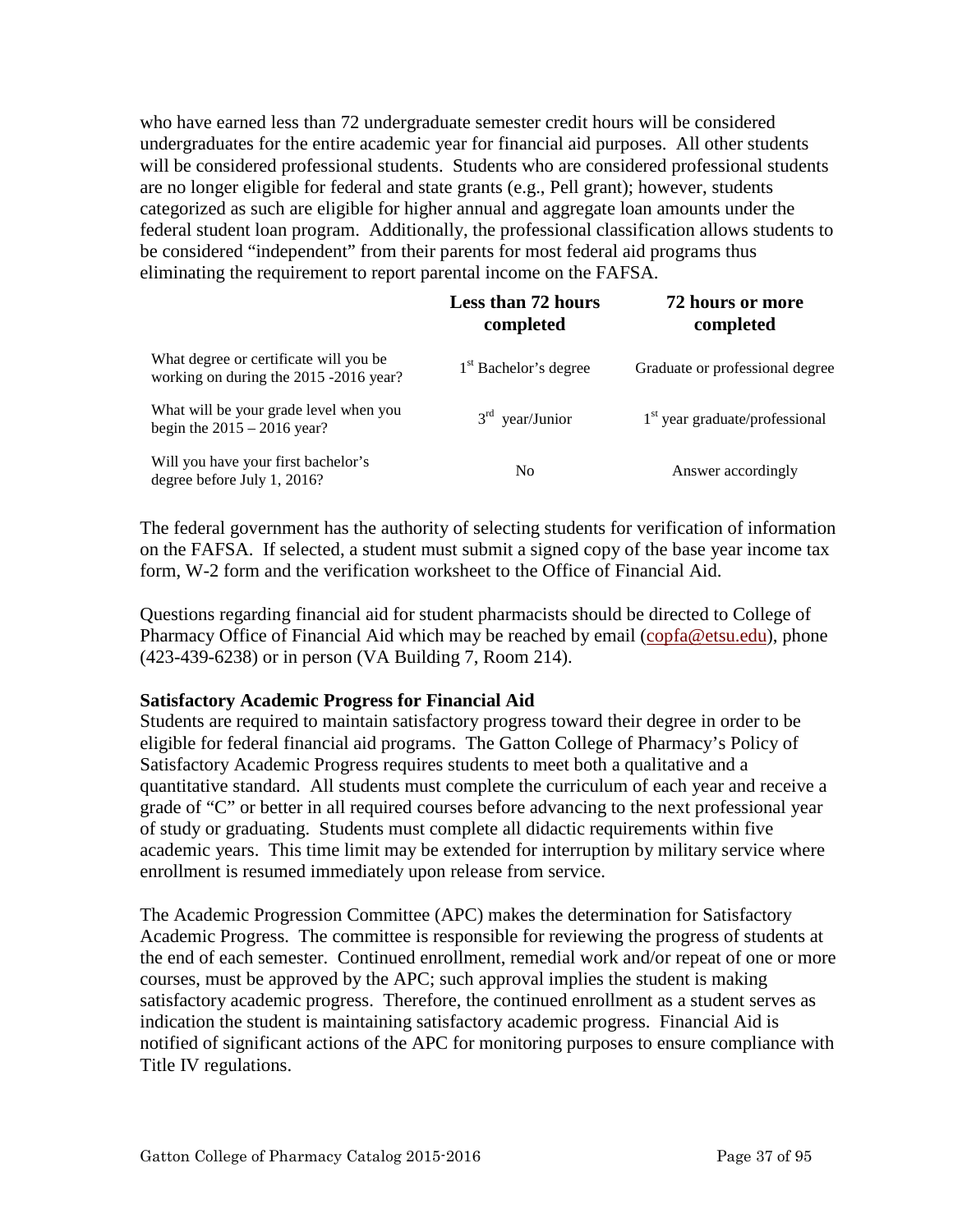who have earned less than 72 undergraduate semester credit hours will be considered undergraduates for the entire academic year for financial aid purposes. All other students will be considered professional students. Students who are considered professional students are no longer eligible for federal and state grants (e.g., Pell grant); however, students categorized as such are eligible for higher annual and aggregate loan amounts under the federal student loan program. Additionally, the professional classification allows students to be considered "independent" from their parents for most federal aid programs thus eliminating the requirement to report parental income on the FAFSA.

| | **Less than 72 hours completed** | **72 hours or more completed** |
|---|---|---|
| What degree or certificate will you be working on during the 2015 -2016 year? | 1st Bachelor's degree | Graduate or professional degree |
| What will be your grade level when you begin the 2015 – 2016 year? | 3rd year/Junior | 1st year graduate/professional |
| Will you have your first bachelor's degree before July 1, 2016? | No | Answer accordingly |

The federal government has the authority of selecting students for verification of information on the FAFSA. If selected, a student must submit a signed copy of the base year income tax form, W-2 form and the verification worksheet to the Office of Financial Aid.

Questions regarding financial aid for student pharmacists should be directed to College of Pharmacy Office of Financial Aid which may be reached by email (copfa@etsu.edu), phone (423-439-6238) or in person (VA Building 7, Room 214).

**Satisfactory Academic Progress for Financial Aid**

Students are required to maintain satisfactory progress toward their degree in order to be eligible for federal financial aid programs. The Gatton College of Pharmacy's Policy of Satisfactory Academic Progress requires students to meet both a qualitative and a quantitative standard. All students must complete the curriculum of each year and receive a grade of "C" or better in all required courses before advancing to the next professional year of study or graduating. Students must complete all didactic requirements within five academic years. This time limit may be extended for interruption by military service where enrollment is resumed immediately upon release from service.

The Academic Progression Committee (APC) makes the determination for Satisfactory Academic Progress. The committee is responsible for reviewing the progress of students at the end of each semester. Continued enrollment, remedial work and/or repeat of one or more courses, must be approved by the APC; such approval implies the student is making satisfactory academic progress. Therefore, the continued enrollment as a student serves as indication the student is maintaining satisfactory academic progress. Financial Aid is notified of significant actions of the APC for monitoring purposes to ensure compliance with Title IV regulations.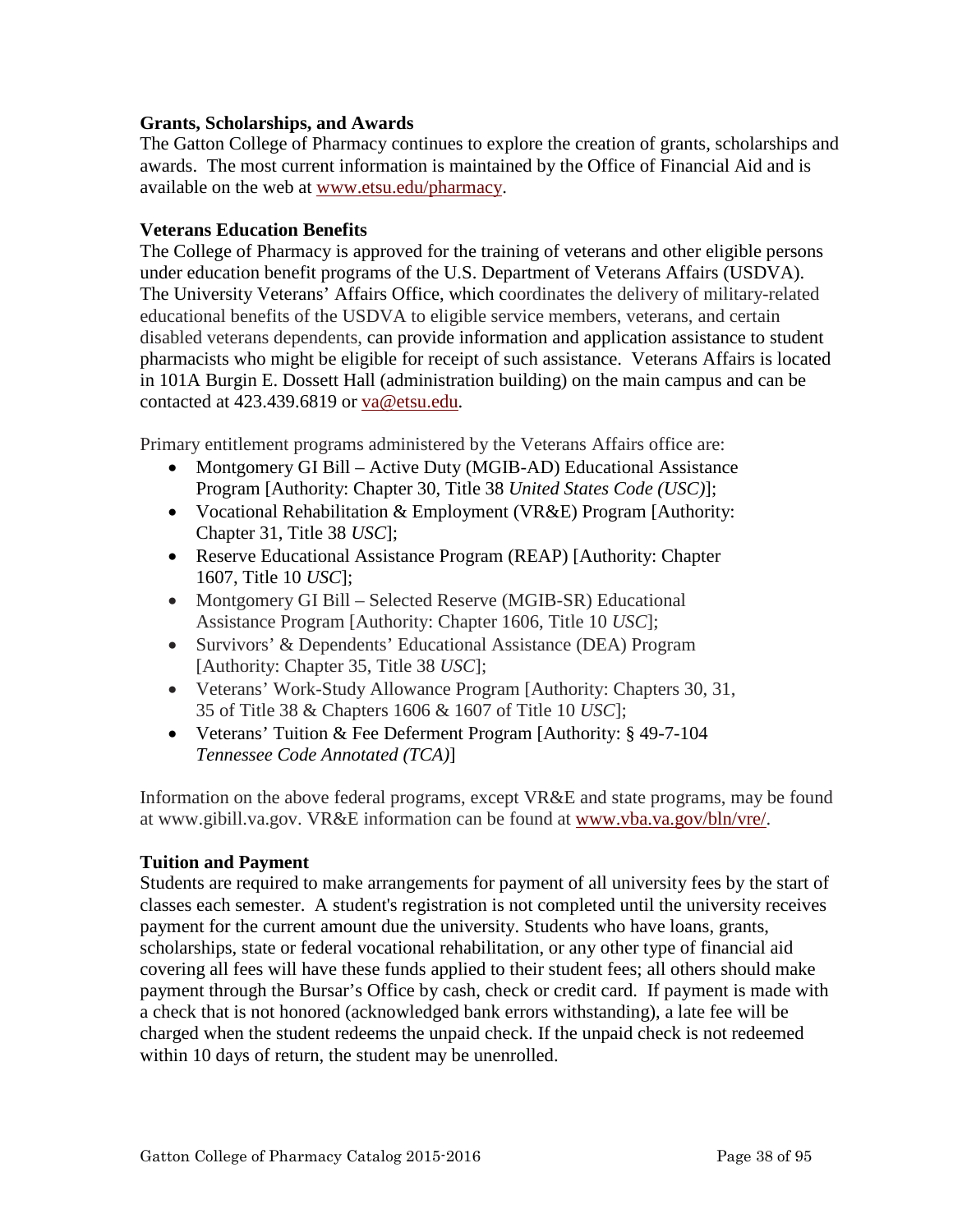### Grants, Scholarships, and Awards

The Gatton College of Pharmacy continues to explore the creation of grants, scholarships and awards. The most current information is maintained by the Office of Financial Aid and is available on the web at [www.etsu.edu/pharmacy](http://www.etsu.edu/pharmacy).

### Veterans Education Benefits

The College of Pharmacy is approved for the training of veterans and other eligible persons under education benefit programs of the U.S. Department of Veterans Affairs (USDVA). The University Veterans' Affairs Office, which coordinates the delivery of military-related educational benefits of the USDVA to eligible service members, veterans, and certain disabled veterans dependents, can provide information and application assistance to student pharmacists who might be eligible for receipt of such assistance. Veterans Affairs is located in 101A Burgin E. Dossett Hall (administration building) on the main campus and can be contacted at 423.439.6819 or [va@etsu.edu](mailto:va@etsu.edu).

Primary entitlement programs administered by the Veterans Affairs office are:

- Montgomery GI Bill – Active Duty (MGIB-AD) Educational Assistance Program [Authority: Chapter 30, Title 38 *United States Code (USC)*];
- Vocational Rehabilitation & Employment (VR&E) Program [Authority: Chapter 31, Title 38 *USC*];
- Reserve Educational Assistance Program (REAP) [Authority: Chapter 1607, Title 10 *USC*];
- Montgomery GI Bill – Selected Reserve (MGIB-SR) Educational Assistance Program [Authority: Chapter 1606, Title 10 *USC*];
- Survivors' & Dependents' Educational Assistance (DEA) Program [Authority: Chapter 35, Title 38 *USC*];
- Veterans' Work-Study Allowance Program [Authority: Chapters 30, 31, 35 of Title 38 & Chapters 1606 & 1607 of Title 10 *USC*];
- Veterans' Tuition & Fee Deferment Program [Authority: § 49-7-104 *Tennessee Code Annotated (TCA)*]

Information on the above federal programs, except VR&E and state programs, may be found at www.gibill.va.gov. VR&E information can be found at [www.vba.va.gov/bln/vre/](http://www.vba.va.gov/bln/vre/).

### Tuition and Payment

Students are required to make arrangements for payment of all university fees by the start of classes each semester. A student's registration is not completed until the university receives payment for the current amount due the university. Students who have loans, grants, scholarships, state or federal vocational rehabilitation, or any other type of financial aid covering all fees will have these funds applied to their student fees; all others should make payment through the Bursar's Office by cash, check or credit card. If payment is made with a check that is not honored (acknowledged bank errors withstanding), a late fee will be charged when the student redeems the unpaid check. If the unpaid check is not redeemed within 10 days of return, the student may be unenrolled.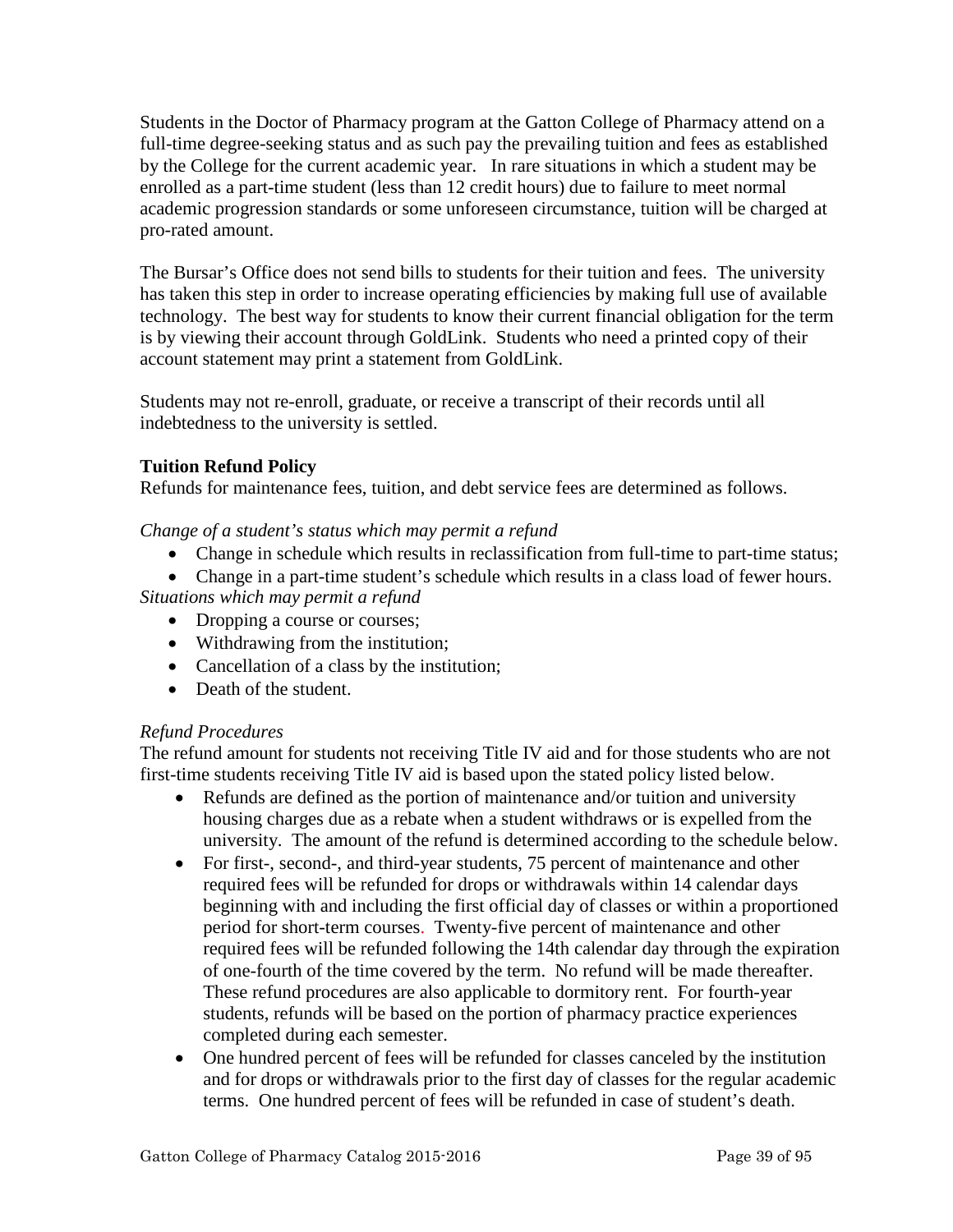Students in the Doctor of Pharmacy program at the Gatton College of Pharmacy attend on a full-time degree-seeking status and as such pay the prevailing tuition and fees as established by the College for the current academic year. In rare situations in which a student may be enrolled as a part-time student (less than 12 credit hours) due to failure to meet normal academic progression standards or some unforeseen circumstance, tuition will be charged at pro-rated amount.

The Bursar's Office does not send bills to students for their tuition and fees. The university has taken this step in order to increase operating efficiencies by making full use of available technology. The best way for students to know their current financial obligation for the term is by viewing their account through GoldLink. Students who need a printed copy of their account statement may print a statement from GoldLink.

Students may not re-enroll, graduate, or receive a transcript of their records until all indebtedness to the university is settled.

**Tuition Refund Policy**

Refunds for maintenance fees, tuition, and debt service fees are determined as follows.

*Change of a student's status which may permit a refund*

- Change in schedule which results in reclassification from full-time to part-time status;
- Change in a part-time student's schedule which results in a class load of fewer hours.

*Situations which may permit a refund*

- Dropping a course or courses;
- Withdrawing from the institution;
- Cancellation of a class by the institution;
- Death of the student.

*Refund Procedures*

The refund amount for students not receiving Title IV aid and for those students who are not first-time students receiving Title IV aid is based upon the stated policy listed below.

- Refunds are defined as the portion of maintenance and/or tuition and university housing charges due as a rebate when a student withdraws or is expelled from the university. The amount of the refund is determined according to the schedule below.
- For first-, second-, and third-year students, 75 percent of maintenance and other required fees will be refunded for drops or withdrawals within 14 calendar days beginning with and including the first official day of classes or within a proportioned period for short-term courses. Twenty-five percent of maintenance and other required fees will be refunded following the 14th calendar day through the expiration of one-fourth of the time covered by the term. No refund will be made thereafter. These refund procedures are also applicable to dormitory rent. For fourth-year students, refunds will be based on the portion of pharmacy practice experiences completed during each semester.
- One hundred percent of fees will be refunded for classes canceled by the institution and for drops or withdrawals prior to the first day of classes for the regular academic terms. One hundred percent of fees will be refunded in case of student's death.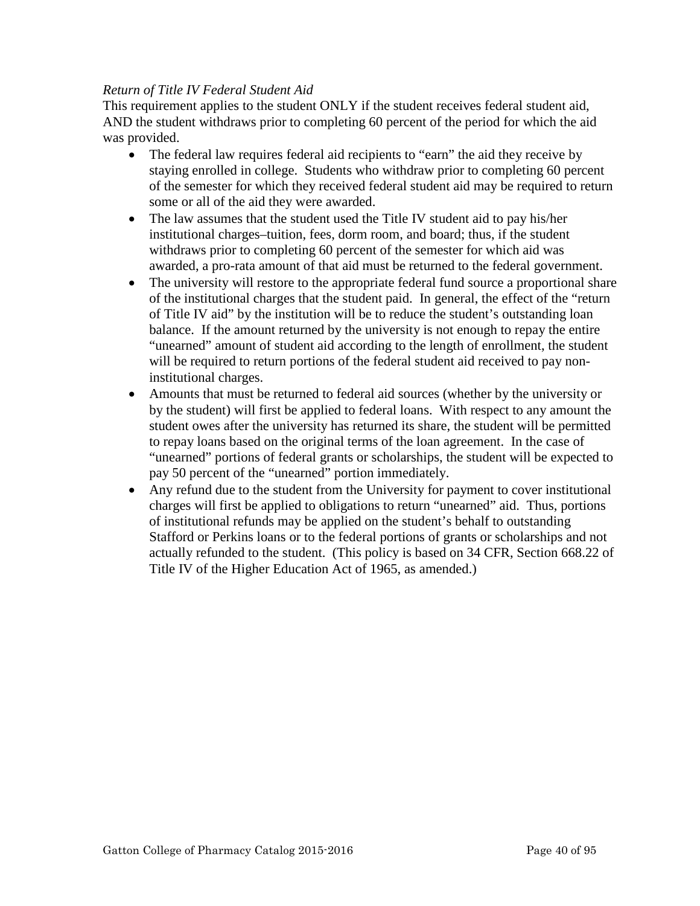*Return of Title IV Federal Student Aid*

This requirement applies to the student ONLY if the student receives federal student aid, AND the student withdraws prior to completing 60 percent of the period for which the aid was provided.

- The federal law requires federal aid recipients to "earn" the aid they receive by staying enrolled in college. Students who withdraw prior to completing 60 percent of the semester for which they received federal student aid may be required to return some or all of the aid they were awarded.
- The law assumes that the student used the Title IV student aid to pay his/her institutional charges–tuition, fees, dorm room, and board; thus, if the student withdraws prior to completing 60 percent of the semester for which aid was awarded, a pro-rata amount of that aid must be returned to the federal government.
- The university will restore to the appropriate federal fund source a proportional share of the institutional charges that the student paid. In general, the effect of the "return of Title IV aid" by the institution will be to reduce the student's outstanding loan balance. If the amount returned by the university is not enough to repay the entire "unearned" amount of student aid according to the length of enrollment, the student will be required to return portions of the federal student aid received to pay non-institutional charges.
- Amounts that must be returned to federal aid sources (whether by the university or by the student) will first be applied to federal loans. With respect to any amount the student owes after the university has returned its share, the student will be permitted to repay loans based on the original terms of the loan agreement. In the case of "unearned" portions of federal grants or scholarships, the student will be expected to pay 50 percent of the "unearned" portion immediately.
- Any refund due to the student from the University for payment to cover institutional charges will first be applied to obligations to return "unearned" aid. Thus, portions of institutional refunds may be applied on the student's behalf to outstanding Stafford or Perkins loans or to the federal portions of grants or scholarships and not actually refunded to the student. (This policy is based on 34 CFR, Section 668.22 of Title IV of the Higher Education Act of 1965, as amended.)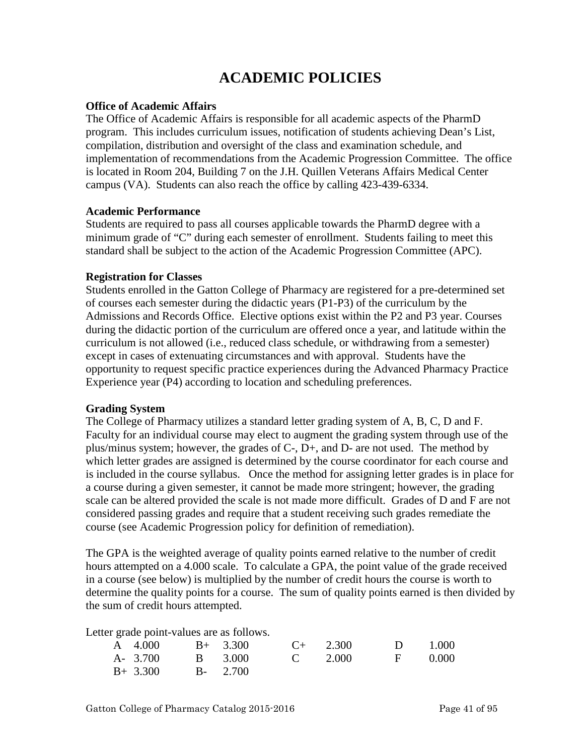# ACADEMIC POLICIES

**Office of Academic Affairs**

The Office of Academic Affairs is responsible for all academic aspects of the PharmD program. This includes curriculum issues, notification of students achieving Dean's List, compilation, distribution and oversight of the class and examination schedule, and implementation of recommendations from the Academic Progression Committee. The office is located in Room 204, Building 7 on the J.H. Quillen Veterans Affairs Medical Center campus (VA). Students can also reach the office by calling 423-439-6334.

**Academic Performance**

Students are required to pass all courses applicable towards the PharmD degree with a minimum grade of "C" during each semester of enrollment. Students failing to meet this standard shall be subject to the action of the Academic Progression Committee (APC).

**Registration for Classes**

Students enrolled in the Gatton College of Pharmacy are registered for a pre-determined set of courses each semester during the didactic years (P1-P3) of the curriculum by the Admissions and Records Office. Elective options exist within the P2 and P3 year. Courses during the didactic portion of the curriculum are offered once a year, and latitude within the curriculum is not allowed (i.e., reduced class schedule, or withdrawing from a semester) except in cases of extenuating circumstances and with approval. Students have the opportunity to request specific practice experiences during the Advanced Pharmacy Practice Experience year (P4) according to location and scheduling preferences.

**Grading System**

The College of Pharmacy utilizes a standard letter grading system of A, B, C, D and F. Faculty for an individual course may elect to augment the grading system through use of the plus/minus system; however, the grades of C-, D+, and D- are not used. The method by which letter grades are assigned is determined by the course coordinator for each course and is included in the course syllabus. Once the method for assigning letter grades is in place for a course during a given semester, it cannot be made more stringent; however, the grading scale can be altered provided the scale is not made more difficult. Grades of D and F are not considered passing grades and require that a student receiving such grades remediate the course (see Academic Progression policy for definition of remediation).

The GPA is the weighted average of quality points earned relative to the number of credit hours attempted on a 4.000 scale. To calculate a GPA, the point value of the grade received in a course (see below) is multiplied by the number of credit hours the course is worth to determine the quality points for a course. The sum of quality points earned is then divided by the sum of credit hours attempted.

Letter grade point-values are as follows.

| | | | | | | | |
|---|---|---|---|---|---|---|---|
| A | 4.000 | B+ | 3.300 | C+ | 2.300 | D | 1.000 |
| A- | 3.700 | B | 3.000 | C | 2.000 | F | 0.000 |
| B+ | 3.300 | B- | 2.700 | | | | |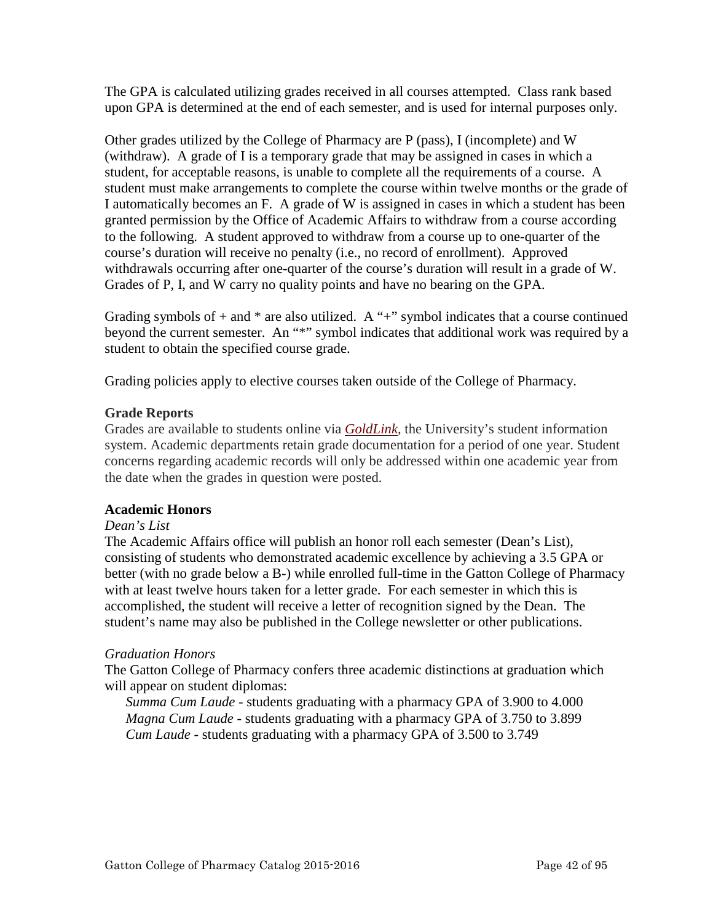The GPA is calculated utilizing grades received in all courses attempted. Class rank based upon GPA is determined at the end of each semester, and is used for internal purposes only.

Other grades utilized by the College of Pharmacy are P (pass), I (incomplete) and W (withdraw). A grade of I is a temporary grade that may be assigned in cases in which a student, for acceptable reasons, is unable to complete all the requirements of a course. A student must make arrangements to complete the course within twelve months or the grade of I automatically becomes an F. A grade of W is assigned in cases in which a student has been granted permission by the Office of Academic Affairs to withdraw from a course according to the following. A student approved to withdraw from a course up to one-quarter of the course's duration will receive no penalty (i.e., no record of enrollment). Approved withdrawals occurring after one-quarter of the course's duration will result in a grade of W. Grades of P, I, and W carry no quality points and have no bearing on the GPA.

Grading symbols of + and * are also utilized. A "+" symbol indicates that a course continued beyond the current semester. An "*" symbol indicates that additional work was required by a student to obtain the specified course grade.

Grading policies apply to elective courses taken outside of the College of Pharmacy.

### Grade Reports

Grades are available to students online via *GoldLink*, the University's student information system. Academic departments retain grade documentation for a period of one year. Student concerns regarding academic records will only be addressed within one academic year from the date when the grades in question were posted.

### Academic Honors

*Dean's List*

The Academic Affairs office will publish an honor roll each semester (Dean's List), consisting of students who demonstrated academic excellence by achieving a 3.5 GPA or better (with no grade below a B-) while enrolled full-time in the Gatton College of Pharmacy with at least twelve hours taken for a letter grade. For each semester in which this is accomplished, the student will receive a letter of recognition signed by the Dean. The student's name may also be published in the College newsletter or other publications.

*Graduation Honors*

The Gatton College of Pharmacy confers three academic distinctions at graduation which will appear on student diplomas:

*Summa Cum Laude* - students graduating with a pharmacy GPA of 3.900 to 4.000
*Magna Cum Laude* - students graduating with a pharmacy GPA of 3.750 to 3.899
*Cum Laude* - students graduating with a pharmacy GPA of 3.500 to 3.749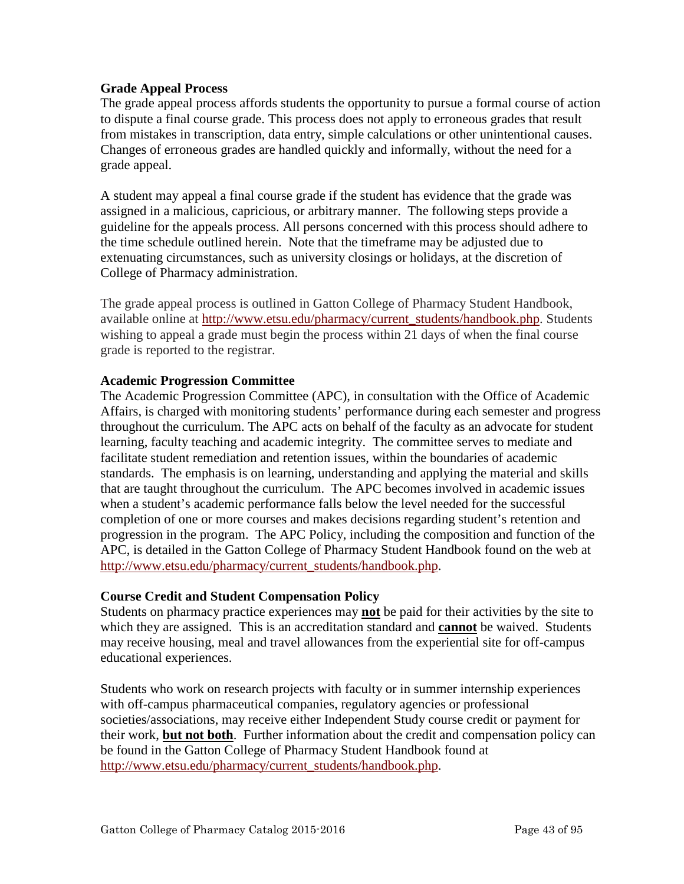**Grade Appeal Process**

The grade appeal process affords students the opportunity to pursue a formal course of action to dispute a final course grade. This process does not apply to erroneous grades that result from mistakes in transcription, data entry, simple calculations or other unintentional causes. Changes of erroneous grades are handled quickly and informally, without the need for a grade appeal.

A student may appeal a final course grade if the student has evidence that the grade was assigned in a malicious, capricious, or arbitrary manner. The following steps provide a guideline for the appeals process. All persons concerned with this process should adhere to the time schedule outlined herein. Note that the timeframe may be adjusted due to extenuating circumstances, such as university closings or holidays, at the discretion of College of Pharmacy administration.

The grade appeal process is outlined in Gatton College of Pharmacy Student Handbook, available online at http://www.etsu.edu/pharmacy/current_students/handbook.php. Students wishing to appeal a grade must begin the process within 21 days of when the final course grade is reported to the registrar.

**Academic Progression Committee**

The Academic Progression Committee (APC), in consultation with the Office of Academic Affairs, is charged with monitoring students' performance during each semester and progress throughout the curriculum. The APC acts on behalf of the faculty as an advocate for student learning, faculty teaching and academic integrity. The committee serves to mediate and facilitate student remediation and retention issues, within the boundaries of academic standards. The emphasis is on learning, understanding and applying the material and skills that are taught throughout the curriculum. The APC becomes involved in academic issues when a student's academic performance falls below the level needed for the successful completion of one or more courses and makes decisions regarding student's retention and progression in the program. The APC Policy, including the composition and function of the APC, is detailed in the Gatton College of Pharmacy Student Handbook found on the web at http://www.etsu.edu/pharmacy/current_students/handbook.php.

**Course Credit and Student Compensation Policy**

Students on pharmacy practice experiences may **not** be paid for their activities by the site to which they are assigned. This is an accreditation standard and **cannot** be waived. Students may receive housing, meal and travel allowances from the experiential site for off-campus educational experiences.

Students who work on research projects with faculty or in summer internship experiences with off-campus pharmaceutical companies, regulatory agencies or professional societies/associations, may receive either Independent Study course credit or payment for their work, **but not both**. Further information about the credit and compensation policy can be found in the Gatton College of Pharmacy Student Handbook found at http://www.etsu.edu/pharmacy/current_students/handbook.php.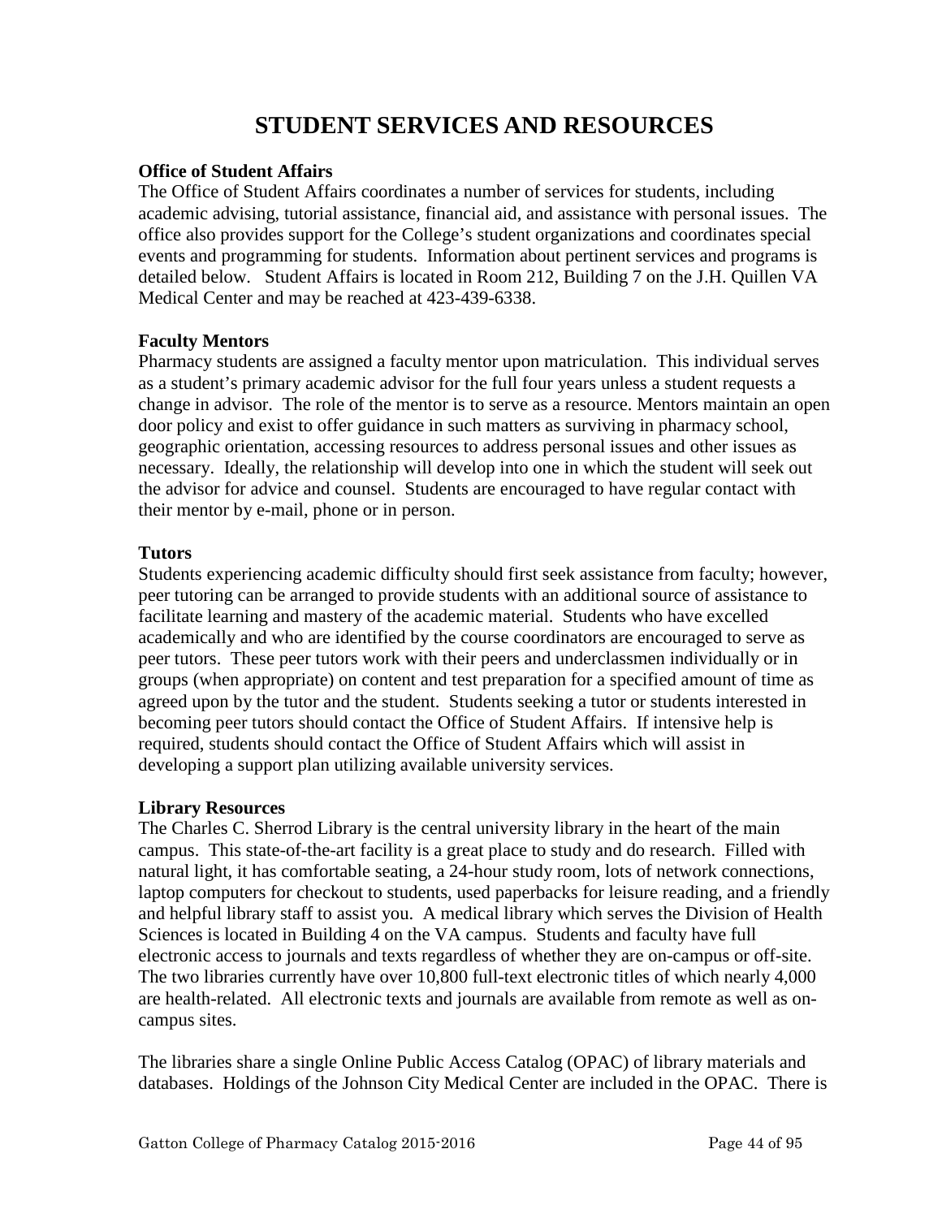# STUDENT SERVICES AND RESOURCES

**Office of Student Affairs**

The Office of Student Affairs coordinates a number of services for students, including academic advising, tutorial assistance, financial aid, and assistance with personal issues. The office also provides support for the College's student organizations and coordinates special events and programming for students. Information about pertinent services and programs is detailed below. Student Affairs is located in Room 212, Building 7 on the J.H. Quillen VA Medical Center and may be reached at 423-439-6338.

**Faculty Mentors**

Pharmacy students are assigned a faculty mentor upon matriculation. This individual serves as a student's primary academic advisor for the full four years unless a student requests a change in advisor. The role of the mentor is to serve as a resource. Mentors maintain an open door policy and exist to offer guidance in such matters as surviving in pharmacy school, geographic orientation, accessing resources to address personal issues and other issues as necessary. Ideally, the relationship will develop into one in which the student will seek out the advisor for advice and counsel. Students are encouraged to have regular contact with their mentor by e-mail, phone or in person.

**Tutors**

Students experiencing academic difficulty should first seek assistance from faculty; however, peer tutoring can be arranged to provide students with an additional source of assistance to facilitate learning and mastery of the academic material. Students who have excelled academically and who are identified by the course coordinators are encouraged to serve as peer tutors. These peer tutors work with their peers and underclassmen individually or in groups (when appropriate) on content and test preparation for a specified amount of time as agreed upon by the tutor and the student. Students seeking a tutor or students interested in becoming peer tutors should contact the Office of Student Affairs. If intensive help is required, students should contact the Office of Student Affairs which will assist in developing a support plan utilizing available university services.

**Library Resources**

The Charles C. Sherrod Library is the central university library in the heart of the main campus. This state-of-the-art facility is a great place to study and do research. Filled with natural light, it has comfortable seating, a 24-hour study room, lots of network connections, laptop computers for checkout to students, used paperbacks for leisure reading, and a friendly and helpful library staff to assist you. A medical library which serves the Division of Health Sciences is located in Building 4 on the VA campus. Students and faculty have full electronic access to journals and texts regardless of whether they are on-campus or off-site. The two libraries currently have over 10,800 full-text electronic titles of which nearly 4,000 are health-related. All electronic texts and journals are available from remote as well as on-campus sites.

The libraries share a single Online Public Access Catalog (OPAC) of library materials and databases. Holdings of the Johnson City Medical Center are included in the OPAC. There is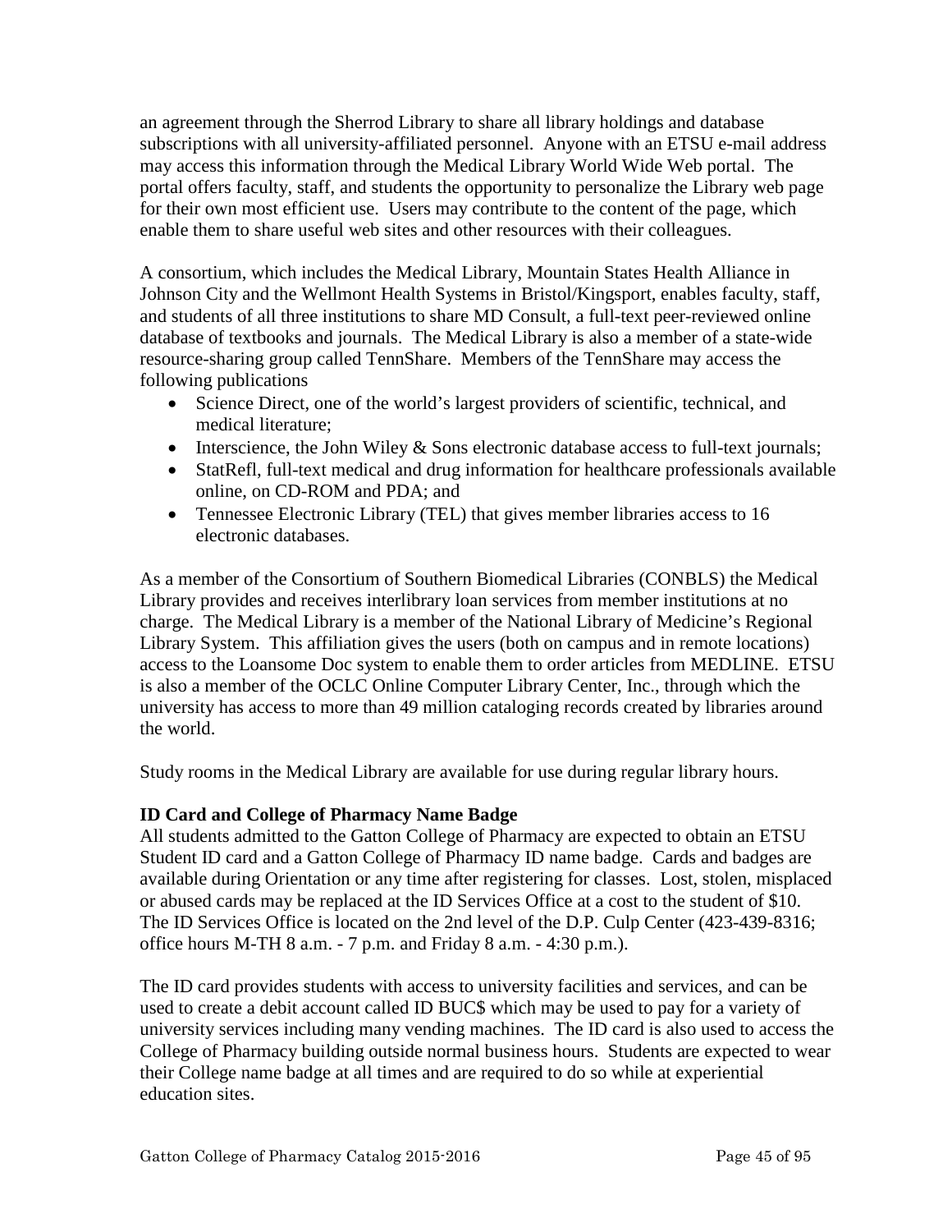an agreement through the Sherrod Library to share all library holdings and database subscriptions with all university-affiliated personnel. Anyone with an ETSU e-mail address may access this information through the Medical Library World Wide Web portal. The portal offers faculty, staff, and students the opportunity to personalize the Library web page for their own most efficient use. Users may contribute to the content of the page, which enable them to share useful web sites and other resources with their colleagues.

A consortium, which includes the Medical Library, Mountain States Health Alliance in Johnson City and the Wellmont Health Systems in Bristol/Kingsport, enables faculty, staff, and students of all three institutions to share MD Consult, a full-text peer-reviewed online database of textbooks and journals. The Medical Library is also a member of a state-wide resource-sharing group called TennShare. Members of the TennShare may access the following publications

- Science Direct, one of the world's largest providers of scientific, technical, and medical literature;
- Interscience, the John Wiley & Sons electronic database access to full-text journals;
- StatRefl, full-text medical and drug information for healthcare professionals available online, on CD-ROM and PDA; and
- Tennessee Electronic Library (TEL) that gives member libraries access to 16 electronic databases.

As a member of the Consortium of Southern Biomedical Libraries (CONBLS) the Medical Library provides and receives interlibrary loan services from member institutions at no charge. The Medical Library is a member of the National Library of Medicine's Regional Library System. This affiliation gives the users (both on campus and in remote locations) access to the Loansome Doc system to enable them to order articles from MEDLINE. ETSU is also a member of the OCLC Online Computer Library Center, Inc., through which the university has access to more than 49 million cataloging records created by libraries around the world.

Study rooms in the Medical Library are available for use during regular library hours.

**ID Card and College of Pharmacy Name Badge**

All students admitted to the Gatton College of Pharmacy are expected to obtain an ETSU Student ID card and a Gatton College of Pharmacy ID name badge. Cards and badges are available during Orientation or any time after registering for classes. Lost, stolen, misplaced or abused cards may be replaced at the ID Services Office at a cost to the student of $10. The ID Services Office is located on the 2nd level of the D.P. Culp Center (423-439-8316; office hours M-TH 8 a.m. - 7 p.m. and Friday 8 a.m. - 4:30 p.m.).

The ID card provides students with access to university facilities and services, and can be used to create a debit account called ID BUC$ which may be used to pay for a variety of university services including many vending machines. The ID card is also used to access the College of Pharmacy building outside normal business hours. Students are expected to wear their College name badge at all times and are required to do so while at experiential education sites.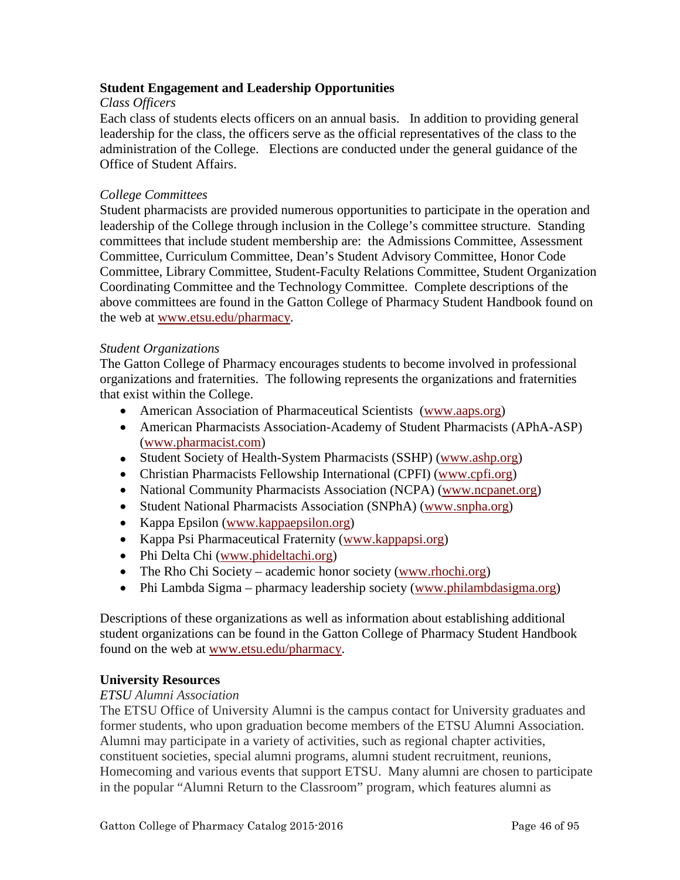## Student Engagement and Leadership Opportunities

*Class Officers*

Each class of students elects officers on an annual basis. In addition to providing general leadership for the class, the officers serve as the official representatives of the class to the administration of the College. Elections are conducted under the general guidance of the Office of Student Affairs.

*College Committees*

Student pharmacists are provided numerous opportunities to participate in the operation and leadership of the College through inclusion in the College's committee structure. Standing committees that include student membership are: the Admissions Committee, Assessment Committee, Curriculum Committee, Dean's Student Advisory Committee, Honor Code Committee, Library Committee, Student-Faculty Relations Committee, Student Organization Coordinating Committee and the Technology Committee. Complete descriptions of the above committees are found in the Gatton College of Pharmacy Student Handbook found on the web at www.etsu.edu/pharmacy.

*Student Organizations*

The Gatton College of Pharmacy encourages students to become involved in professional organizations and fraternities. The following represents the organizations and fraternities that exist within the College.

- American Association of Pharmaceutical Scientists (www.aaps.org)
- American Pharmacists Association-Academy of Student Pharmacists (APhA-ASP) (www.pharmacist.com)
- Student Society of Health-System Pharmacists (SSHP) (www.ashp.org)
- Christian Pharmacists Fellowship International (CPFI) (www.cpfi.org)
- National Community Pharmacists Association (NCPA) (www.ncpanet.org)
- Student National Pharmacists Association (SNPhA) (www.snpha.org)
- Kappa Epsilon (www.kappaepsilon.org)
- Kappa Psi Pharmaceutical Fraternity (www.kappapsi.org)
- Phi Delta Chi (www.phideltachi.org)
- The Rho Chi Society – academic honor society (www.rhochi.org)
- Phi Lambda Sigma – pharmacy leadership society (www.philambdasigma.org)

Descriptions of these organizations as well as information about establishing additional student organizations can be found in the Gatton College of Pharmacy Student Handbook found on the web at www.etsu.edu/pharmacy.

## University Resources

*ETSU Alumni Association*

The ETSU Office of University Alumni is the campus contact for University graduates and former students, who upon graduation become members of the ETSU Alumni Association. Alumni may participate in a variety of activities, such as regional chapter activities, constituent societies, special alumni programs, alumni student recruitment, reunions, Homecoming and various events that support ETSU. Many alumni are chosen to participate in the popular "Alumni Return to the Classroom" program, which features alumni as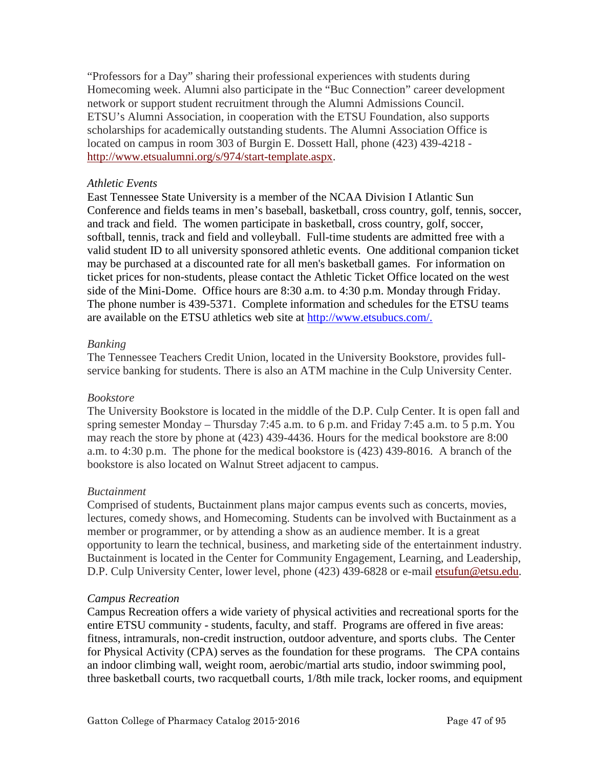“Professors for a Day” sharing their professional experiences with students during Homecoming week. Alumni also participate in the “Buc Connection” career development network or support student recruitment through the Alumni Admissions Council. ETSU’s Alumni Association, in cooperation with the ETSU Foundation, also supports scholarships for academically outstanding students. The Alumni Association Office is located on campus in room 303 of Burgin E. Dossett Hall, phone (423) 439-4218 - http://www.etsualumni.org/s/974/start-template.aspx.

*Athletic Events*

East Tennessee State University is a member of the NCAA Division I Atlantic Sun Conference and fields teams in men’s baseball, basketball, cross country, golf, tennis, soccer, and track and field. The women participate in basketball, cross country, golf, soccer, softball, tennis, track and field and volleyball. Full-time students are admitted free with a valid student ID to all university sponsored athletic events. One additional companion ticket may be purchased at a discounted rate for all men's basketball games. For information on ticket prices for non-students, please contact the Athletic Ticket Office located on the west side of the Mini-Dome. Office hours are 8:30 a.m. to 4:30 p.m. Monday through Friday. The phone number is 439-5371. Complete information and schedules for the ETSU teams are available on the ETSU athletics web site at http://www.etsubucs.com/.

*Banking*

The Tennessee Teachers Credit Union, located in the University Bookstore, provides full-service banking for students. There is also an ATM machine in the Culp University Center.

*Bookstore*

The University Bookstore is located in the middle of the D.P. Culp Center. It is open fall and spring semester Monday – Thursday 7:45 a.m. to 6 p.m. and Friday 7:45 a.m. to 5 p.m. You may reach the store by phone at (423) 439-4436. Hours for the medical bookstore are 8:00 a.m. to 4:30 p.m. The phone for the medical bookstore is (423) 439-8016. A branch of the bookstore is also located on Walnut Street adjacent to campus.

*Buctainment*

Comprised of students, Buctainment plans major campus events such as concerts, movies, lectures, comedy shows, and Homecoming. Students can be involved with Buctainment as a member or programmer, or by attending a show as an audience member. It is a great opportunity to learn the technical, business, and marketing side of the entertainment industry. Buctainment is located in the Center for Community Engagement, Learning, and Leadership, D.P. Culp University Center, lower level, phone (423) 439-6828 or e-mail etsufun@etsu.edu.

*Campus Recreation*

Campus Recreation offers a wide variety of physical activities and recreational sports for the entire ETSU community - students, faculty, and staff. Programs are offered in five areas: fitness, intramurals, non-credit instruction, outdoor adventure, and sports clubs. The Center for Physical Activity (CPA) serves as the foundation for these programs. The CPA contains an indoor climbing wall, weight room, aerobic/martial arts studio, indoor swimming pool, three basketball courts, two racquetball courts, 1/8th mile track, locker rooms, and equipment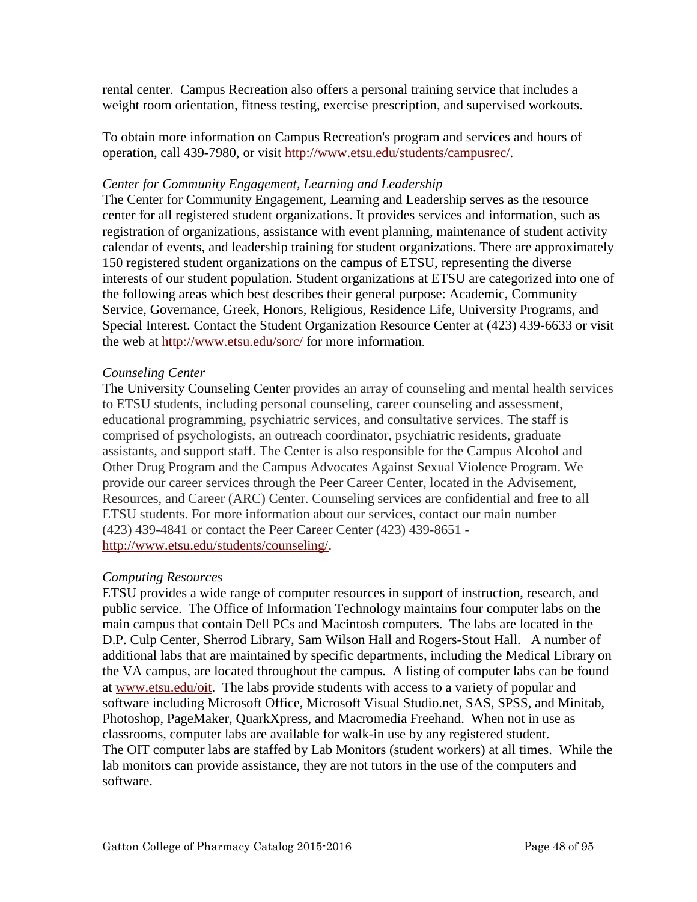rental center.  Campus Recreation also offers a personal training service that includes a weight room orientation, fitness testing, exercise prescription, and supervised workouts.

To obtain more information on Campus Recreation's program and services and hours of operation, call 439-7980, or visit http://www.etsu.edu/students/campusrec/.

*Center for Community Engagement, Learning and Leadership*

The Center for Community Engagement, Learning and Leadership serves as the resource center for all registered student organizations. It provides services and information, such as registration of organizations, assistance with event planning, maintenance of student activity calendar of events, and leadership training for student organizations. There are approximately 150 registered student organizations on the campus of ETSU, representing the diverse interests of our student population. Student organizations at ETSU are categorized into one of the following areas which best describes their general purpose: Academic, Community Service, Governance, Greek, Honors, Religious, Residence Life, University Programs, and Special Interest. Contact the Student Organization Resource Center at (423) 439-6633 or visit the web at http://www.etsu.edu/sorc/ for more information.

*Counseling Center*

The University Counseling Center provides an array of counseling and mental health services to ETSU students, including personal counseling, career counseling and assessment, educational programming, psychiatric services, and consultative services. The staff is comprised of psychologists, an outreach coordinator, psychiatric residents, graduate assistants, and support staff. The Center is also responsible for the Campus Alcohol and Other Drug Program and the Campus Advocates Against Sexual Violence Program. We provide our career services through the Peer Career Center, located in the Advisement, Resources, and Career (ARC) Center. Counseling services are confidential and free to all ETSU students. For more information about our services, contact our main number (423) 439-4841 or contact the Peer Career Center (423) 439-8651 - http://www.etsu.edu/students/counseling/.

*Computing Resources*

ETSU provides a wide range of computer resources in support of instruction, research, and public service.  The Office of Information Technology maintains four computer labs on the main campus that contain Dell PCs and Macintosh computers.  The labs are located in the D.P. Culp Center, Sherrod Library, Sam Wilson Hall and Rogers-Stout Hall.   A number of additional labs that are maintained by specific departments, including the Medical Library on the VA campus, are located throughout the campus.  A listing of computer labs can be found at www.etsu.edu/oit.  The labs provide students with access to a variety of popular and software including Microsoft Office, Microsoft Visual Studio.net, SAS, SPSS, and Minitab, Photoshop, PageMaker, QuarkXpress, and Macromedia Freehand.  When not in use as classrooms, computer labs are available for walk-in use by any registered student.
The OIT computer labs are staffed by Lab Monitors (student workers) at all times.  While the lab monitors can provide assistance, they are not tutors in the use of the computers and software.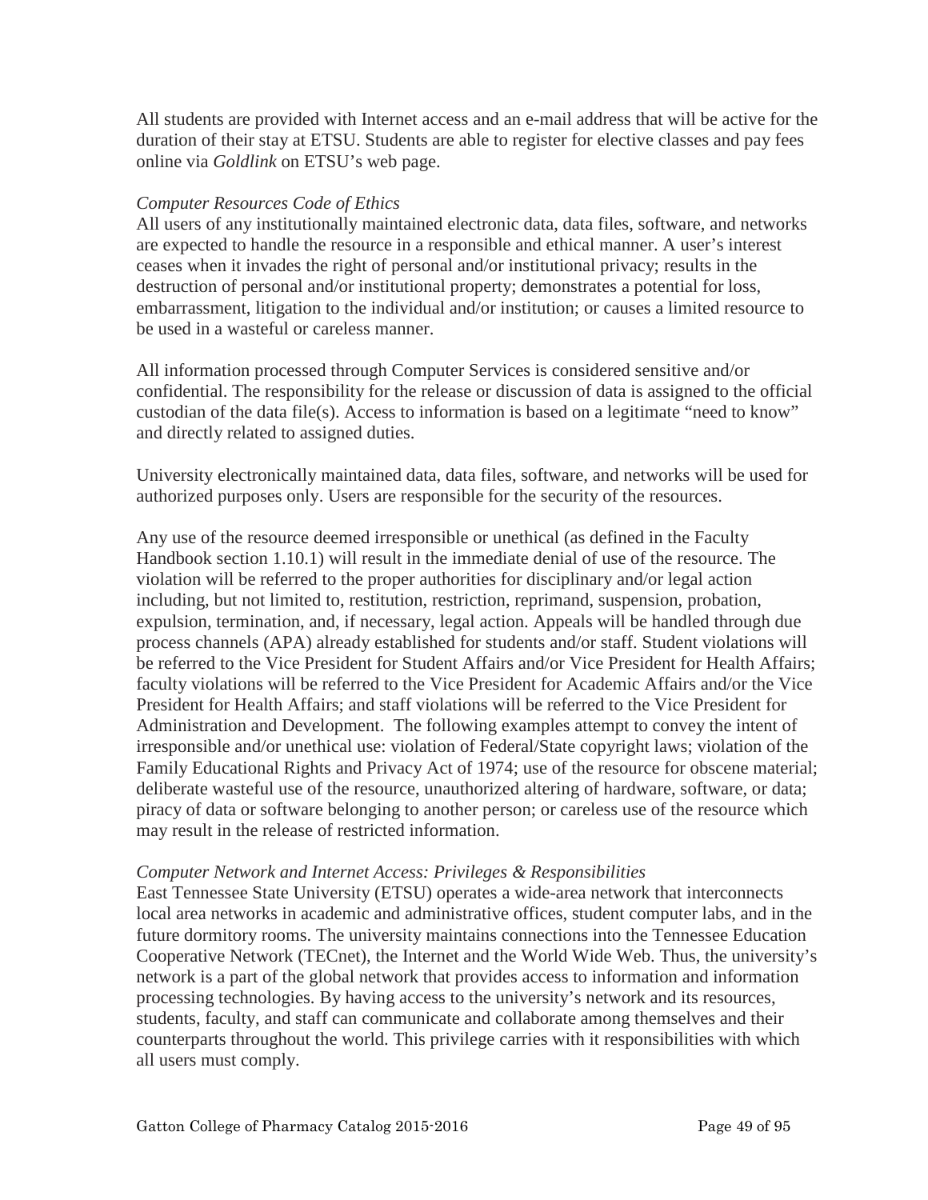All students are provided with Internet access and an e-mail address that will be active for the duration of their stay at ETSU. Students are able to register for elective classes and pay fees online via *Goldlink* on ETSU's web page.

*Computer Resources Code of Ethics*

All users of any institutionally maintained electronic data, data files, software, and networks are expected to handle the resource in a responsible and ethical manner. A user's interest ceases when it invades the right of personal and/or institutional privacy; results in the destruction of personal and/or institutional property; demonstrates a potential for loss, embarrassment, litigation to the individual and/or institution; or causes a limited resource to be used in a wasteful or careless manner.

All information processed through Computer Services is considered sensitive and/or confidential. The responsibility for the release or discussion of data is assigned to the official custodian of the data file(s). Access to information is based on a legitimate "need to know" and directly related to assigned duties.

University electronically maintained data, data files, software, and networks will be used for authorized purposes only. Users are responsible for the security of the resources.

Any use of the resource deemed irresponsible or unethical (as defined in the Faculty Handbook section 1.10.1) will result in the immediate denial of use of the resource. The violation will be referred to the proper authorities for disciplinary and/or legal action including, but not limited to, restitution, restriction, reprimand, suspension, probation, expulsion, termination, and, if necessary, legal action. Appeals will be handled through due process channels (APA) already established for students and/or staff. Student violations will be referred to the Vice President for Student Affairs and/or Vice President for Health Affairs; faculty violations will be referred to the Vice President for Academic Affairs and/or the Vice President for Health Affairs; and staff violations will be referred to the Vice President for Administration and Development. The following examples attempt to convey the intent of irresponsible and/or unethical use: violation of Federal/State copyright laws; violation of the Family Educational Rights and Privacy Act of 1974; use of the resource for obscene material; deliberate wasteful use of the resource, unauthorized altering of hardware, software, or data; piracy of data or software belonging to another person; or careless use of the resource which may result in the release of restricted information.

*Computer Network and Internet Access: Privileges & Responsibilities*

East Tennessee State University (ETSU) operates a wide-area network that interconnects local area networks in academic and administrative offices, student computer labs, and in the future dormitory rooms. The university maintains connections into the Tennessee Education Cooperative Network (TECnet), the Internet and the World Wide Web. Thus, the university's network is a part of the global network that provides access to information and information processing technologies. By having access to the university's network and its resources, students, faculty, and staff can communicate and collaborate among themselves and their counterparts throughout the world. This privilege carries with it responsibilities with which all users must comply.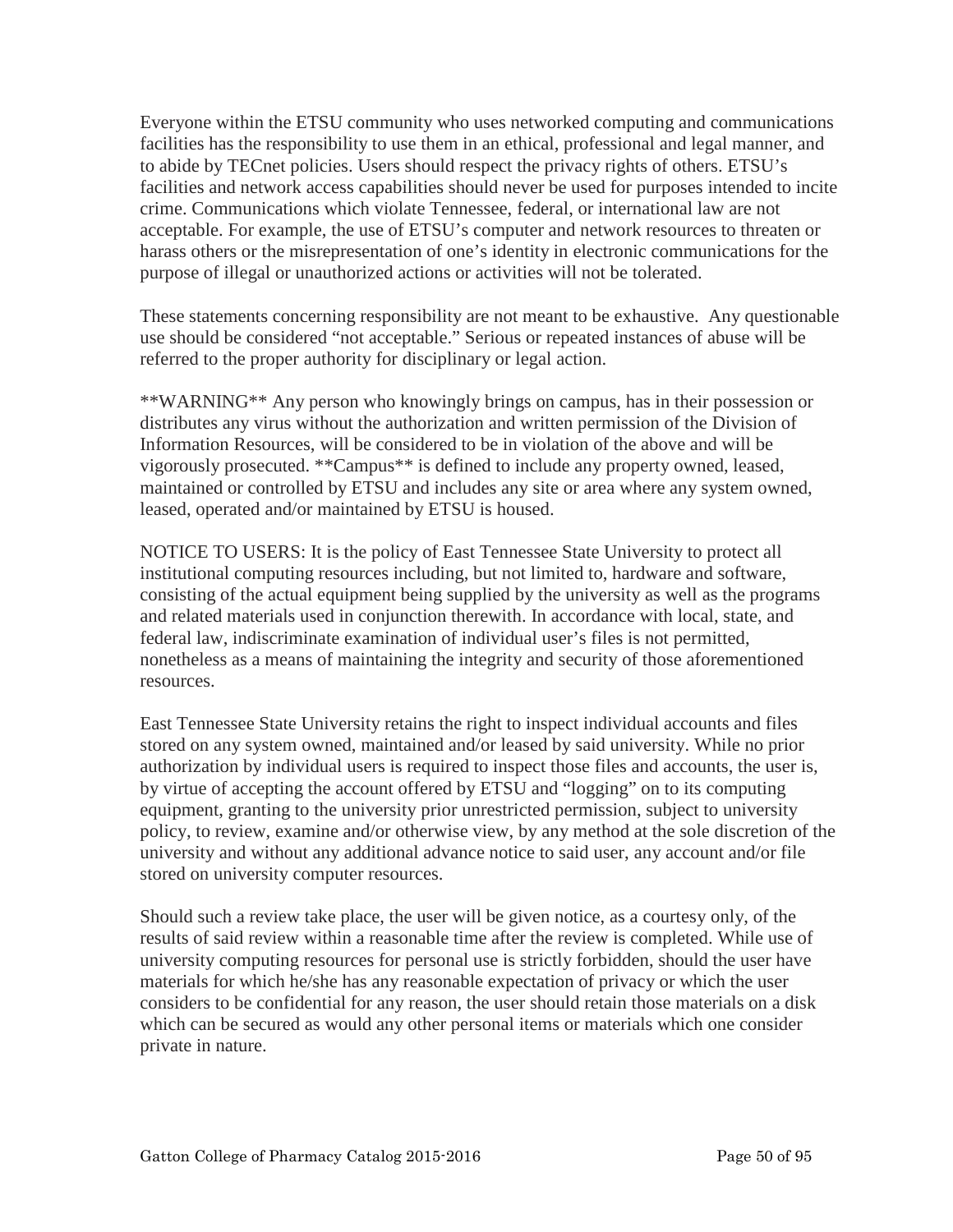Everyone within the ETSU community who uses networked computing and communications facilities has the responsibility to use them in an ethical, professional and legal manner, and to abide by TECnet policies. Users should respect the privacy rights of others. ETSU's facilities and network access capabilities should never be used for purposes intended to incite crime. Communications which violate Tennessee, federal, or international law are not acceptable. For example, the use of ETSU's computer and network resources to threaten or harass others or the misrepresentation of one's identity in electronic communications for the purpose of illegal or unauthorized actions or activities will not be tolerated.

These statements concerning responsibility are not meant to be exhaustive. Any questionable use should be considered "not acceptable." Serious or repeated instances of abuse will be referred to the proper authority for disciplinary or legal action.

**WARNING** Any person who knowingly brings on campus, has in their possession or distributes any virus without the authorization and written permission of the Division of Information Resources, will be considered to be in violation of the above and will be vigorously prosecuted. **Campus** is defined to include any property owned, leased, maintained or controlled by ETSU and includes any site or area where any system owned, leased, operated and/or maintained by ETSU is housed.

NOTICE TO USERS: It is the policy of East Tennessee State University to protect all institutional computing resources including, but not limited to, hardware and software, consisting of the actual equipment being supplied by the university as well as the programs and related materials used in conjunction therewith. In accordance with local, state, and federal law, indiscriminate examination of individual user's files is not permitted, nonetheless as a means of maintaining the integrity and security of those aforementioned resources.

East Tennessee State University retains the right to inspect individual accounts and files stored on any system owned, maintained and/or leased by said university. While no prior authorization by individual users is required to inspect those files and accounts, the user is, by virtue of accepting the account offered by ETSU and "logging" on to its computing equipment, granting to the university prior unrestricted permission, subject to university policy, to review, examine and/or otherwise view, by any method at the sole discretion of the university and without any additional advance notice to said user, any account and/or file stored on university computer resources.

Should such a review take place, the user will be given notice, as a courtesy only, of the results of said review within a reasonable time after the review is completed. While use of university computing resources for personal use is strictly forbidden, should the user have materials for which he/she has any reasonable expectation of privacy or which the user considers to be confidential for any reason, the user should retain those materials on a disk which can be secured as would any other personal items or materials which one consider private in nature.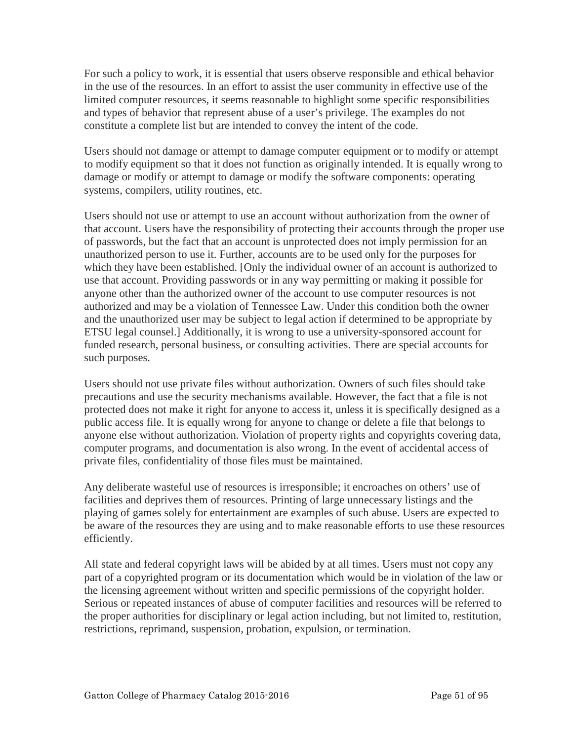For such a policy to work, it is essential that users observe responsible and ethical behavior in the use of the resources. In an effort to assist the user community in effective use of the limited computer resources, it seems reasonable to highlight some specific responsibilities and types of behavior that represent abuse of a user's privilege. The examples do not constitute a complete list but are intended to convey the intent of the code.

Users should not damage or attempt to damage computer equipment or to modify or attempt to modify equipment so that it does not function as originally intended. It is equally wrong to damage or modify or attempt to damage or modify the software components: operating systems, compilers, utility routines, etc.

Users should not use or attempt to use an account without authorization from the owner of that account. Users have the responsibility of protecting their accounts through the proper use of passwords, but the fact that an account is unprotected does not imply permission for an unauthorized person to use it. Further, accounts are to be used only for the purposes for which they have been established. [Only the individual owner of an account is authorized to use that account. Providing passwords or in any way permitting or making it possible for anyone other than the authorized owner of the account to use computer resources is not authorized and may be a violation of Tennessee Law. Under this condition both the owner and the unauthorized user may be subject to legal action if determined to be appropriate by ETSU legal counsel.] Additionally, it is wrong to use a university-sponsored account for funded research, personal business, or consulting activities. There are special accounts for such purposes.

Users should not use private files without authorization. Owners of such files should take precautions and use the security mechanisms available. However, the fact that a file is not protected does not make it right for anyone to access it, unless it is specifically designed as a public access file. It is equally wrong for anyone to change or delete a file that belongs to anyone else without authorization. Violation of property rights and copyrights covering data, computer programs, and documentation is also wrong. In the event of accidental access of private files, confidentiality of those files must be maintained.

Any deliberate wasteful use of resources is irresponsible; it encroaches on others' use of facilities and deprives them of resources. Printing of large unnecessary listings and the playing of games solely for entertainment are examples of such abuse. Users are expected to be aware of the resources they are using and to make reasonable efforts to use these resources efficiently.

All state and federal copyright laws will be abided by at all times. Users must not copy any part of a copyrighted program or its documentation which would be in violation of the law or the licensing agreement without written and specific permissions of the copyright holder. Serious or repeated instances of abuse of computer facilities and resources will be referred to the proper authorities for disciplinary or legal action including, but not limited to, restitution, restrictions, reprimand, suspension, probation, expulsion, or termination.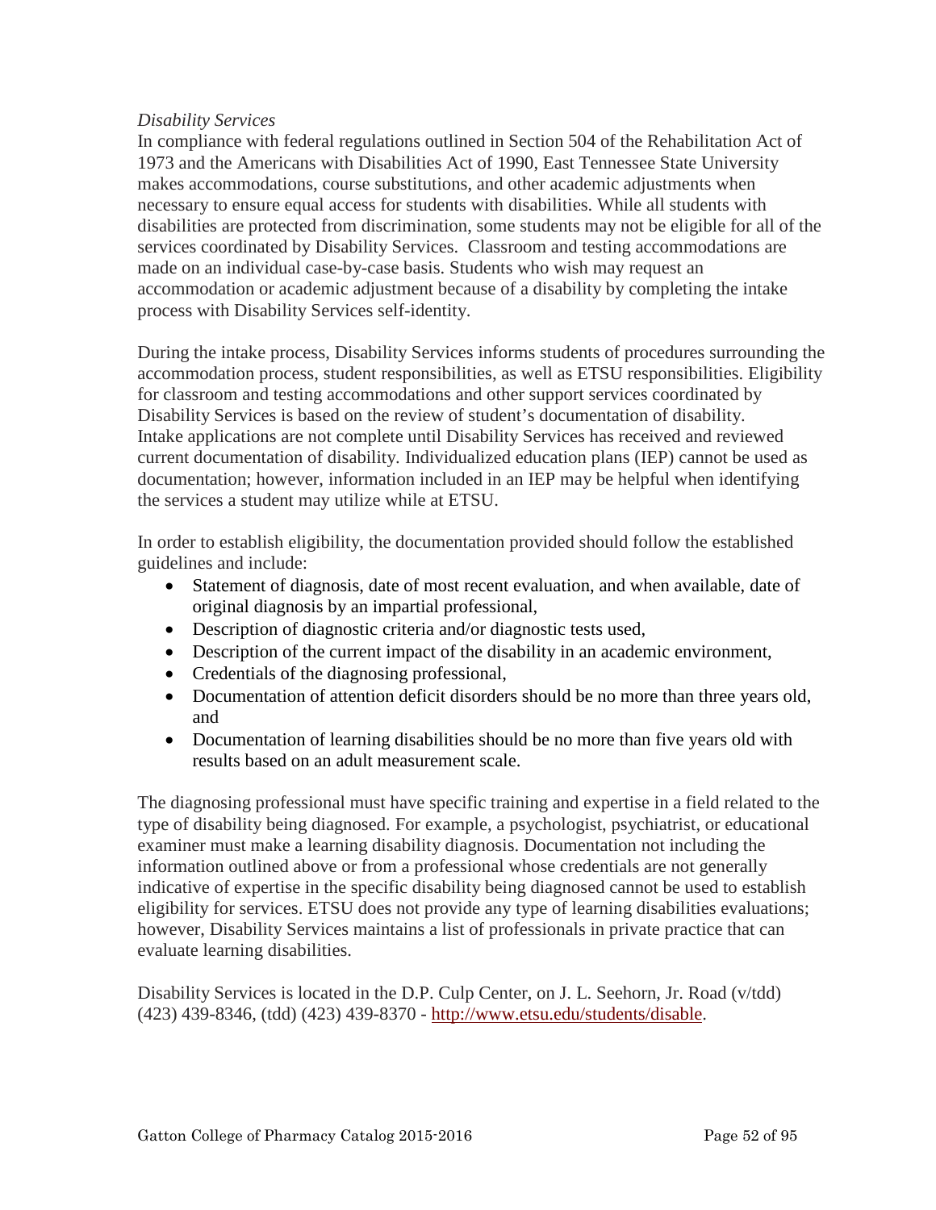*Disability Services*

In compliance with federal regulations outlined in Section 504 of the Rehabilitation Act of 1973 and the Americans with Disabilities Act of 1990, East Tennessee State University makes accommodations, course substitutions, and other academic adjustments when necessary to ensure equal access for students with disabilities. While all students with disabilities are protected from discrimination, some students may not be eligible for all of the services coordinated by Disability Services. Classroom and testing accommodations are made on an individual case-by-case basis. Students who wish may request an accommodation or academic adjustment because of a disability by completing the intake process with Disability Services self-identity.

During the intake process, Disability Services informs students of procedures surrounding the accommodation process, student responsibilities, as well as ETSU responsibilities. Eligibility for classroom and testing accommodations and other support services coordinated by Disability Services is based on the review of student's documentation of disability. Intake applications are not complete until Disability Services has received and reviewed current documentation of disability. Individualized education plans (IEP) cannot be used as documentation; however, information included in an IEP may be helpful when identifying the services a student may utilize while at ETSU.

In order to establish eligibility, the documentation provided should follow the established guidelines and include:

- Statement of diagnosis, date of most recent evaluation, and when available, date of original diagnosis by an impartial professional,
- Description of diagnostic criteria and/or diagnostic tests used,
- Description of the current impact of the disability in an academic environment,
- Credentials of the diagnosing professional,
- Documentation of attention deficit disorders should be no more than three years old, and
- Documentation of learning disabilities should be no more than five years old with results based on an adult measurement scale.

The diagnosing professional must have specific training and expertise in a field related to the type of disability being diagnosed. For example, a psychologist, psychiatrist, or educational examiner must make a learning disability diagnosis. Documentation not including the information outlined above or from a professional whose credentials are not generally indicative of expertise in the specific disability being diagnosed cannot be used to establish eligibility for services. ETSU does not provide any type of learning disabilities evaluations; however, Disability Services maintains a list of professionals in private practice that can evaluate learning disabilities.

Disability Services is located in the D.P. Culp Center, on J. L. Seehorn, Jr. Road (v/tdd) (423) 439-8346, (tdd) (423) 439-8370 - [http://www.etsu.edu/students/disable](http://www.etsu.edu/students/disable).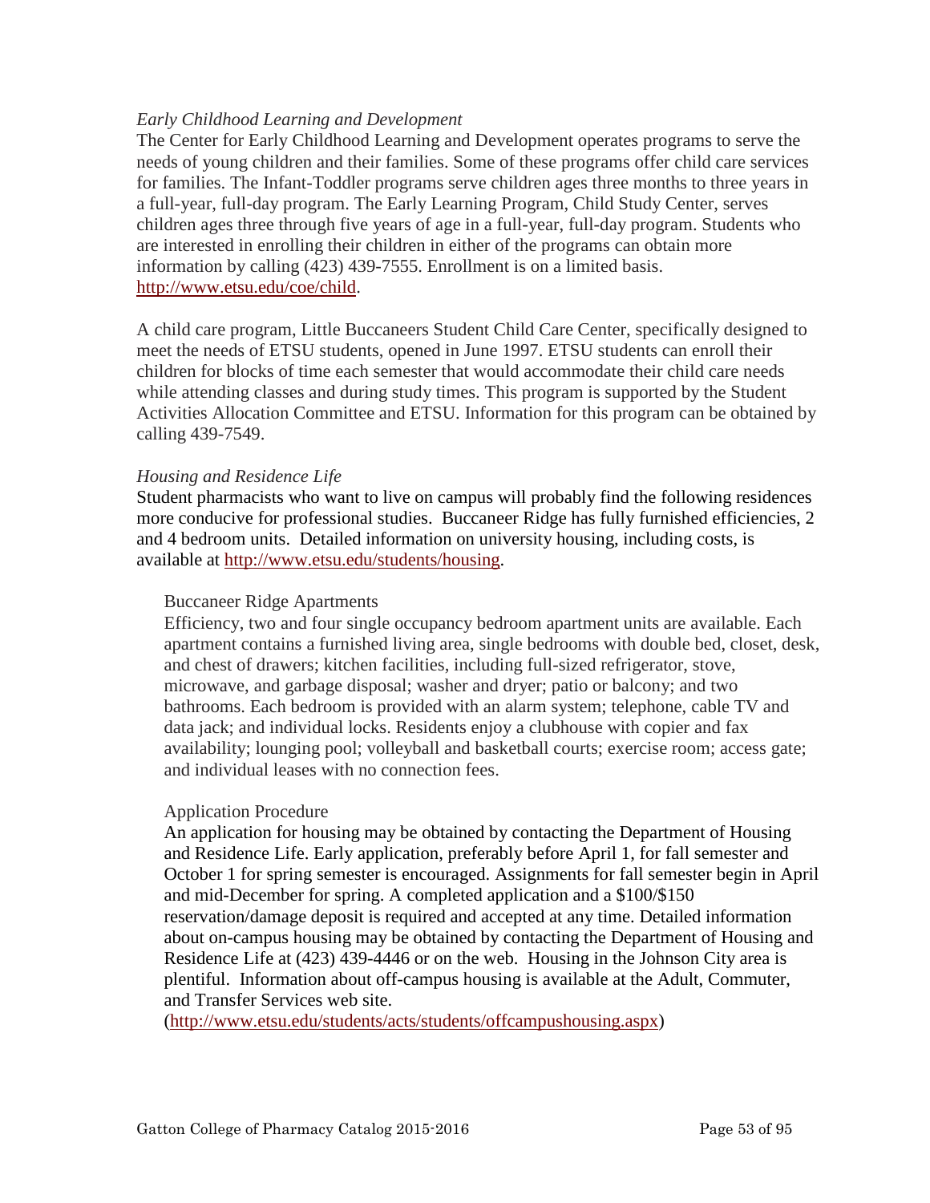*Early Childhood Learning and Development*

The Center for Early Childhood Learning and Development operates programs to serve the needs of young children and their families. Some of these programs offer child care services for families. The Infant-Toddler programs serve children ages three months to three years in a full-year, full-day program. The Early Learning Program, Child Study Center, serves children ages three through five years of age in a full-year, full-day program. Students who are interested in enrolling their children in either of the programs can obtain more information by calling (423) 439-7555. Enrollment is on a limited basis. http://www.etsu.edu/coe/child.

A child care program, Little Buccaneers Student Child Care Center, specifically designed to meet the needs of ETSU students, opened in June 1997. ETSU students can enroll their children for blocks of time each semester that would accommodate their child care needs while attending classes and during study times. This program is supported by the Student Activities Allocation Committee and ETSU. Information for this program can be obtained by calling 439-7549.

*Housing and Residence Life*

Student pharmacists who want to live on campus will probably find the following residences more conducive for professional studies. Buccaneer Ridge has fully furnished efficiencies, 2 and 4 bedroom units. Detailed information on university housing, including costs, is available at http://www.etsu.edu/students/housing.

Buccaneer Ridge Apartments

Efficiency, two and four single occupancy bedroom apartment units are available. Each apartment contains a furnished living area, single bedrooms with double bed, closet, desk, and chest of drawers; kitchen facilities, including full-sized refrigerator, stove, microwave, and garbage disposal; washer and dryer; patio or balcony; and two bathrooms. Each bedroom is provided with an alarm system; telephone, cable TV and data jack; and individual locks. Residents enjoy a clubhouse with copier and fax availability; lounging pool; volleyball and basketball courts; exercise room; access gate; and individual leases with no connection fees.

Application Procedure

An application for housing may be obtained by contacting the Department of Housing and Residence Life. Early application, preferably before April 1, for fall semester and October 1 for spring semester is encouraged. Assignments for fall semester begin in April and mid-December for spring. A completed application and a $100/$150 reservation/damage deposit is required and accepted at any time. Detailed information about on-campus housing may be obtained by contacting the Department of Housing and Residence Life at (423) 439-4446 or on the web. Housing in the Johnson City area is plentiful. Information about off-campus housing is available at the Adult, Commuter, and Transfer Services web site.
(http://www.etsu.edu/students/acts/students/offcampushousing.aspx)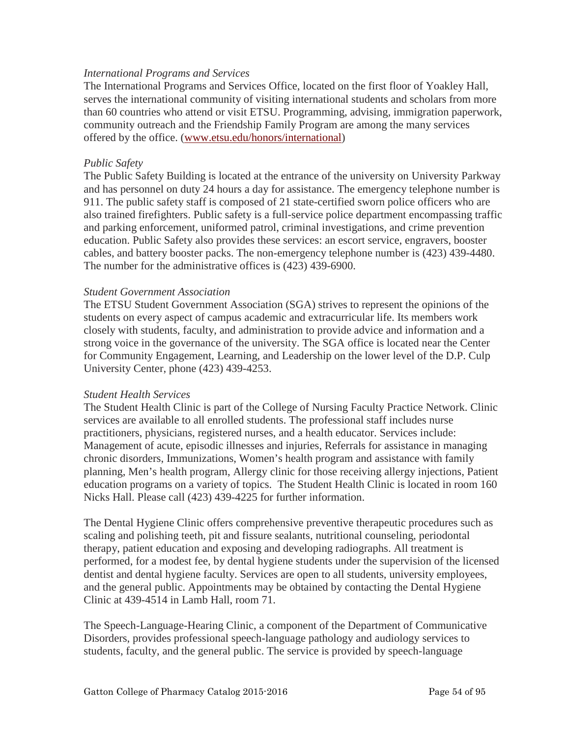*International Programs and Services*

The International Programs and Services Office, located on the first floor of Yoakley Hall, serves the international community of visiting international students and scholars from more than 60 countries who attend or visit ETSU. Programming, advising, immigration paperwork, community outreach and the Friendship Family Program are among the many services offered by the office. ([www.etsu.edu/honors/international](http://www.etsu.edu/honors/international))

*Public Safety*

The Public Safety Building is located at the entrance of the university on University Parkway and has personnel on duty 24 hours a day for assistance. The emergency telephone number is 911. The public safety staff is composed of 21 state-certified sworn police officers who are also trained firefighters. Public safety is a full-service police department encompassing traffic and parking enforcement, uniformed patrol, criminal investigations, and crime prevention education. Public Safety also provides these services: an escort service, engravers, booster cables, and battery booster packs. The non-emergency telephone number is (423) 439-4480. The number for the administrative offices is (423) 439-6900.

*Student Government Association*

The ETSU Student Government Association (SGA) strives to represent the opinions of the students on every aspect of campus academic and extracurricular life. Its members work closely with students, faculty, and administration to provide advice and information and a strong voice in the governance of the university. The SGA office is located near the Center for Community Engagement, Learning, and Leadership on the lower level of the D.P. Culp University Center, phone (423) 439-4253.

*Student Health Services*

The Student Health Clinic is part of the College of Nursing Faculty Practice Network. Clinic services are available to all enrolled students. The professional staff includes nurse practitioners, physicians, registered nurses, and a health educator. Services include: Management of acute, episodic illnesses and injuries, Referrals for assistance in managing chronic disorders, Immunizations, Women's health program and assistance with family planning, Men's health program, Allergy clinic for those receiving allergy injections, Patient education programs on a variety of topics. The Student Health Clinic is located in room 160 Nicks Hall. Please call (423) 439-4225 for further information.

The Dental Hygiene Clinic offers comprehensive preventive therapeutic procedures such as scaling and polishing teeth, pit and fissure sealants, nutritional counseling, periodontal therapy, patient education and exposing and developing radiographs. All treatment is performed, for a modest fee, by dental hygiene students under the supervision of the licensed dentist and dental hygiene faculty. Services are open to all students, university employees, and the general public. Appointments may be obtained by contacting the Dental Hygiene Clinic at 439-4514 in Lamb Hall, room 71.

The Speech-Language-Hearing Clinic, a component of the Department of Communicative Disorders, provides professional speech-language pathology and audiology services to students, faculty, and the general public. The service is provided by speech-language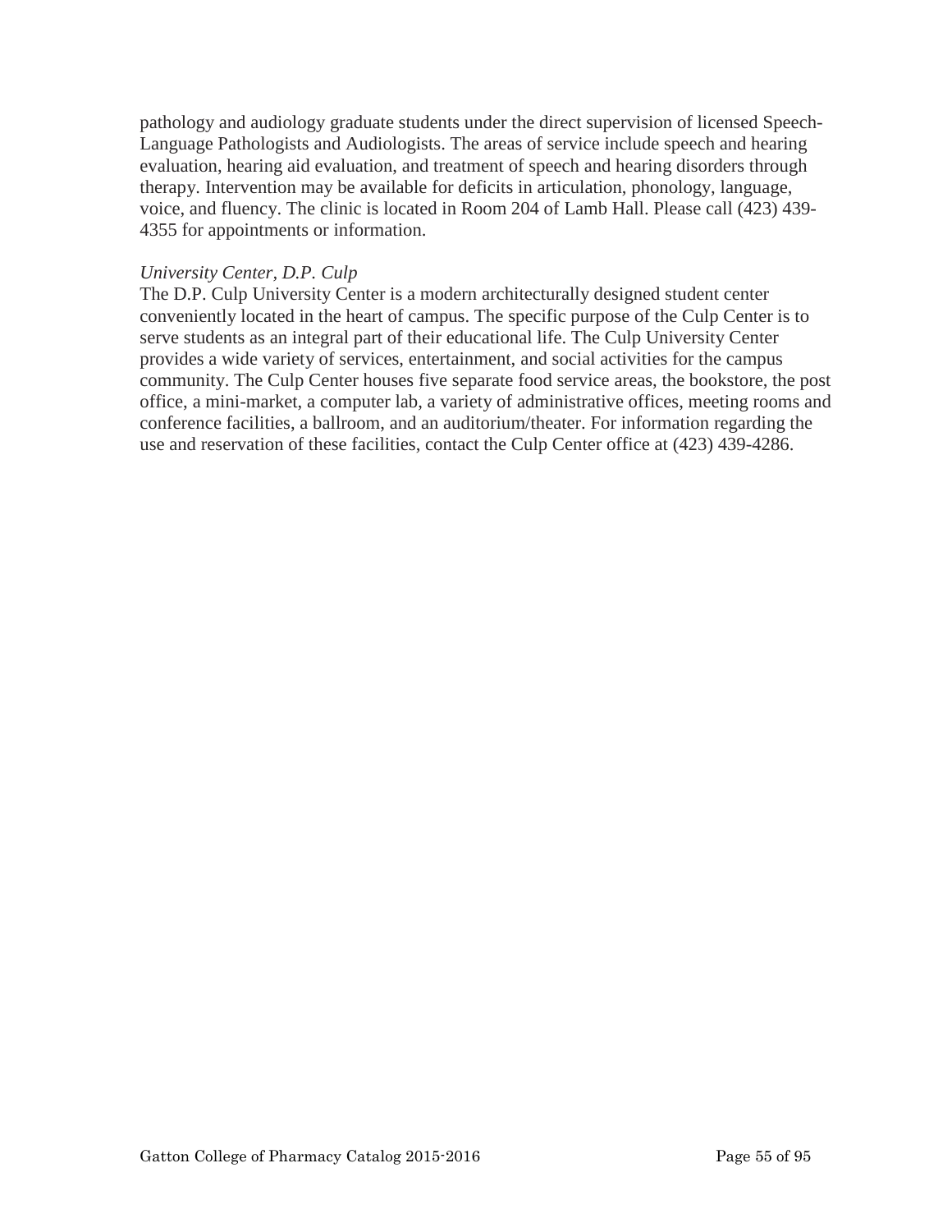pathology and audiology graduate students under the direct supervision of licensed Speech-Language Pathologists and Audiologists. The areas of service include speech and hearing evaluation, hearing aid evaluation, and treatment of speech and hearing disorders through therapy. Intervention may be available for deficits in articulation, phonology, language, voice, and fluency. The clinic is located in Room 204 of Lamb Hall. Please call (423) 439-4355 for appointments or information.

*University Center, D.P. Culp*

The D.P. Culp University Center is a modern architecturally designed student center conveniently located in the heart of campus. The specific purpose of the Culp Center is to serve students as an integral part of their educational life. The Culp University Center provides a wide variety of services, entertainment, and social activities for the campus community. The Culp Center houses five separate food service areas, the bookstore, the post office, a mini-market, a computer lab, a variety of administrative offices, meeting rooms and conference facilities, a ballroom, and an auditorium/theater. For information regarding the use and reservation of these facilities, contact the Culp Center office at (423) 439-4286.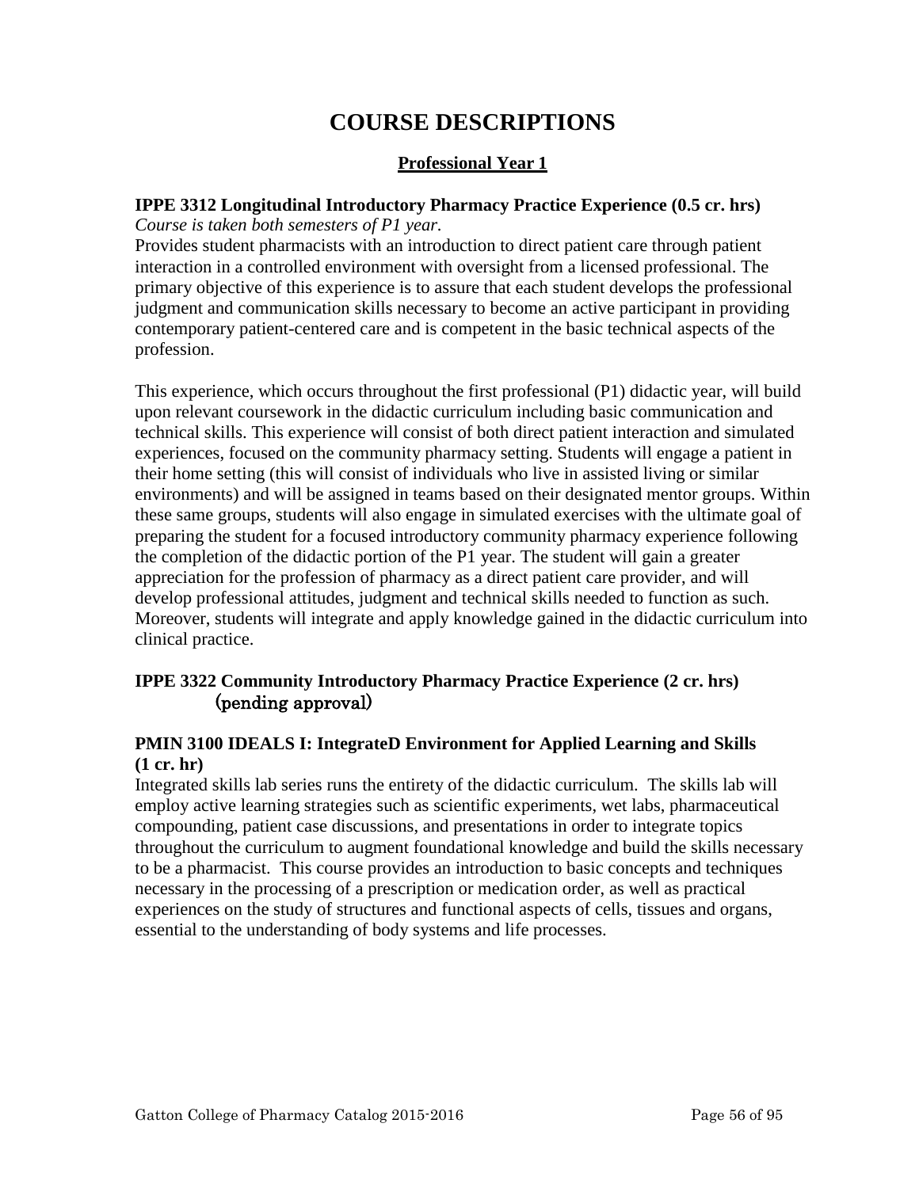# COURSE DESCRIPTIONS

## Professional Year 1

### IPPE 3312 Longitudinal Introductory Pharmacy Practice Experience (0.5 cr. hrs)

*Course is taken both semesters of P1 year.*

Provides student pharmacists with an introduction to direct patient care through patient interaction in a controlled environment with oversight from a licensed professional. The primary objective of this experience is to assure that each student develops the professional judgment and communication skills necessary to become an active participant in providing contemporary patient-centered care and is competent in the basic technical aspects of the profession.

This experience, which occurs throughout the first professional (P1) didactic year, will build upon relevant coursework in the didactic curriculum including basic communication and technical skills. This experience will consist of both direct patient interaction and simulated experiences, focused on the community pharmacy setting. Students will engage a patient in their home setting (this will consist of individuals who live in assisted living or similar environments) and will be assigned in teams based on their designated mentor groups. Within these same groups, students will also engage in simulated exercises with the ultimate goal of preparing the student for a focused introductory community pharmacy experience following the completion of the didactic portion of the P1 year. The student will gain a greater appreciation for the profession of pharmacy as a direct patient care provider, and will develop professional attitudes, judgment and technical skills needed to function as such. Moreover, students will integrate and apply knowledge gained in the didactic curriculum into clinical practice.

### IPPE 3322 Community Introductory Pharmacy Practice Experience (2 cr. hrs) (pending approval)

### PMIN 3100 IDEALS I: IntegrateD Environment for Applied Learning and Skills (1 cr. hr)

Integrated skills lab series runs the entirety of the didactic curriculum. The skills lab will employ active learning strategies such as scientific experiments, wet labs, pharmaceutical compounding, patient case discussions, and presentations in order to integrate topics throughout the curriculum to augment foundational knowledge and build the skills necessary to be a pharmacist. This course provides an introduction to basic concepts and techniques necessary in the processing of a prescription or medication order, as well as practical experiences on the study of structures and functional aspects of cells, tissues and organs, essential to the understanding of body systems and life processes.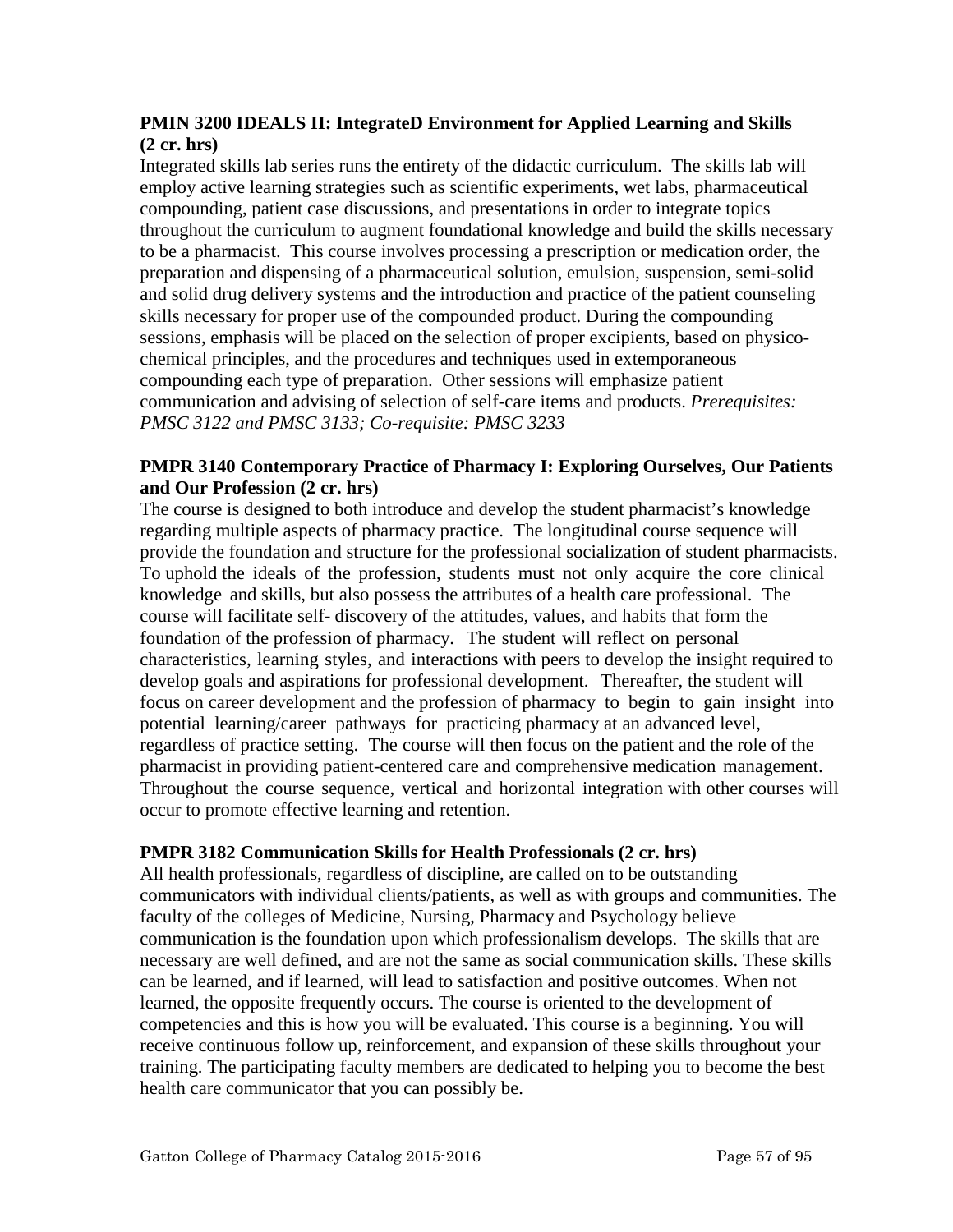**PMIN 3200 IDEALS II: IntegrateD Environment for Applied Learning and Skills (2 cr. hrs)**

Integrated skills lab series runs the entirety of the didactic curriculum. The skills lab will employ active learning strategies such as scientific experiments, wet labs, pharmaceutical compounding, patient case discussions, and presentations in order to integrate topics throughout the curriculum to augment foundational knowledge and build the skills necessary to be a pharmacist. This course involves processing a prescription or medication order, the preparation and dispensing of a pharmaceutical solution, emulsion, suspension, semi-solid and solid drug delivery systems and the introduction and practice of the patient counseling skills necessary for proper use of the compounded product. During the compounding sessions, emphasis will be placed on the selection of proper excipients, based on physico-chemical principles, and the procedures and techniques used in extemporaneous compounding each type of preparation. Other sessions will emphasize patient communication and advising of selection of self-care items and products. *Prerequisites: PMSC 3122 and PMSC 3133; Co-requisite: PMSC 3233*

**PMPR 3140 Contemporary Practice of Pharmacy I: Exploring Ourselves, Our Patients and Our Profession (2 cr. hrs)**

The course is designed to both introduce and develop the student pharmacist's knowledge regarding multiple aspects of pharmacy practice. The longitudinal course sequence will provide the foundation and structure for the professional socialization of student pharmacists. To uphold the ideals of the profession, students must not only acquire the core clinical knowledge and skills, but also possess the attributes of a health care professional. The course will facilitate self- discovery of the attitudes, values, and habits that form the foundation of the profession of pharmacy. The student will reflect on personal characteristics, learning styles, and interactions with peers to develop the insight required to develop goals and aspirations for professional development. Thereafter, the student will focus on career development and the profession of pharmacy to begin to gain insight into potential learning/career pathways for practicing pharmacy at an advanced level, regardless of practice setting. The course will then focus on the patient and the role of the pharmacist in providing patient-centered care and comprehensive medication management. Throughout the course sequence, vertical and horizontal integration with other courses will occur to promote effective learning and retention.

**PMPR 3182 Communication Skills for Health Professionals (2 cr. hrs)**

All health professionals, regardless of discipline, are called on to be outstanding communicators with individual clients/patients, as well as with groups and communities. The faculty of the colleges of Medicine, Nursing, Pharmacy and Psychology believe communication is the foundation upon which professionalism develops. The skills that are necessary are well defined, and are not the same as social communication skills. These skills can be learned, and if learned, will lead to satisfaction and positive outcomes. When not learned, the opposite frequently occurs. The course is oriented to the development of competencies and this is how you will be evaluated. This course is a beginning. You will receive continuous follow up, reinforcement, and expansion of these skills throughout your training. The participating faculty members are dedicated to helping you to become the best health care communicator that you can possibly be.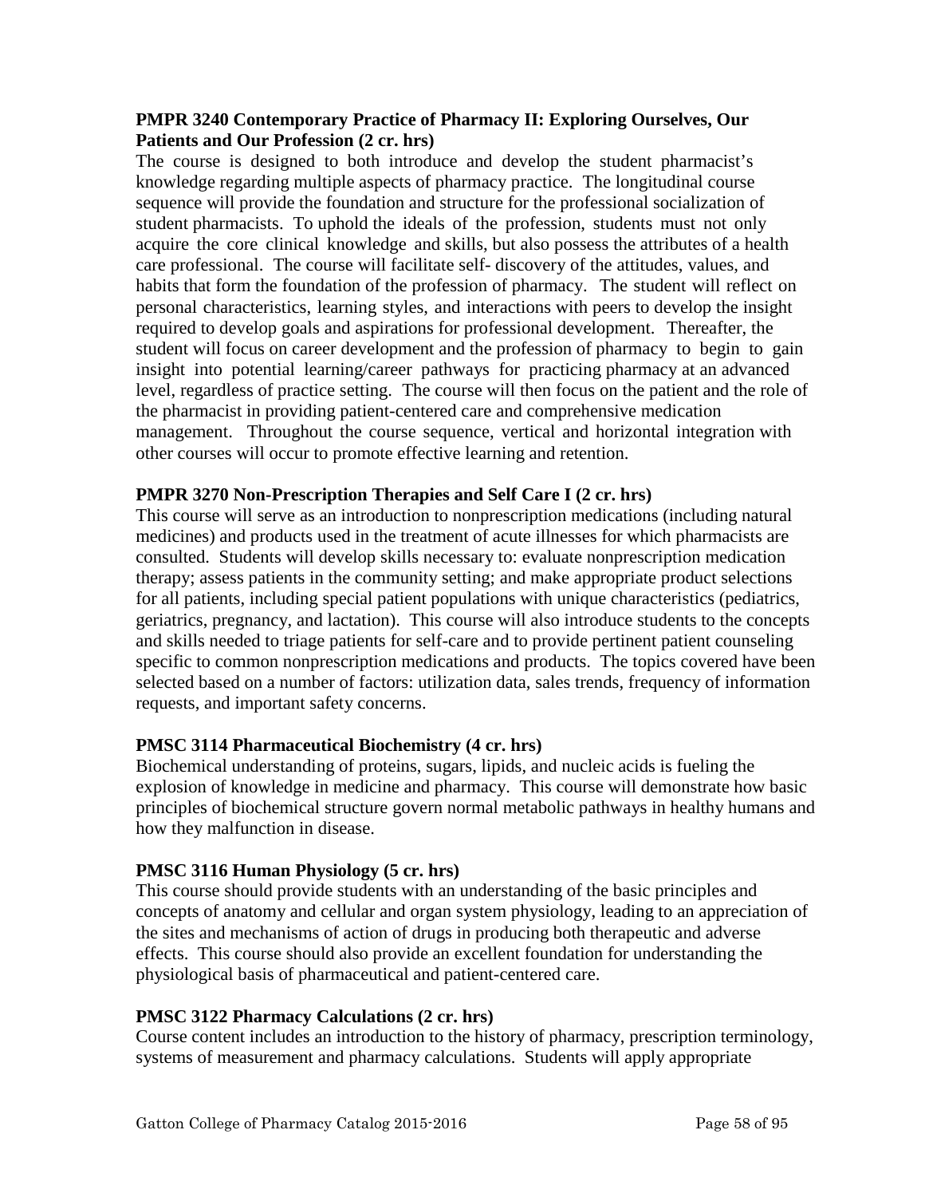**PMPR 3240 Contemporary Practice of Pharmacy II: Exploring Ourselves, Our Patients and Our Profession (2 cr. hrs)**

The course is designed to both introduce and develop the student pharmacist's knowledge regarding multiple aspects of pharmacy practice. The longitudinal course sequence will provide the foundation and structure for the professional socialization of student pharmacists. To uphold the ideals of the profession, students must not only acquire the core clinical knowledge and skills, but also possess the attributes of a health care professional. The course will facilitate self- discovery of the attitudes, values, and habits that form the foundation of the profession of pharmacy. The student will reflect on personal characteristics, learning styles, and interactions with peers to develop the insight required to develop goals and aspirations for professional development. Thereafter, the student will focus on career development and the profession of pharmacy to begin to gain insight into potential learning/career pathways for practicing pharmacy at an advanced level, regardless of practice setting. The course will then focus on the patient and the role of the pharmacist in providing patient-centered care and comprehensive medication management. Throughout the course sequence, vertical and horizontal integration with other courses will occur to promote effective learning and retention.

**PMPR 3270 Non-Prescription Therapies and Self Care I (2 cr. hrs)**

This course will serve as an introduction to nonprescription medications (including natural medicines) and products used in the treatment of acute illnesses for which pharmacists are consulted. Students will develop skills necessary to: evaluate nonprescription medication therapy; assess patients in the community setting; and make appropriate product selections for all patients, including special patient populations with unique characteristics (pediatrics, geriatrics, pregnancy, and lactation). This course will also introduce students to the concepts and skills needed to triage patients for self-care and to provide pertinent patient counseling specific to common nonprescription medications and products. The topics covered have been selected based on a number of factors: utilization data, sales trends, frequency of information requests, and important safety concerns.

**PMSC 3114 Pharmaceutical Biochemistry (4 cr. hrs)**

Biochemical understanding of proteins, sugars, lipids, and nucleic acids is fueling the explosion of knowledge in medicine and pharmacy. This course will demonstrate how basic principles of biochemical structure govern normal metabolic pathways in healthy humans and how they malfunction in disease.

**PMSC 3116 Human Physiology (5 cr. hrs)**

This course should provide students with an understanding of the basic principles and concepts of anatomy and cellular and organ system physiology, leading to an appreciation of the sites and mechanisms of action of drugs in producing both therapeutic and adverse effects. This course should also provide an excellent foundation for understanding the physiological basis of pharmaceutical and patient-centered care.

**PMSC 3122 Pharmacy Calculations (2 cr. hrs)**

Course content includes an introduction to the history of pharmacy, prescription terminology, systems of measurement and pharmacy calculations. Students will apply appropriate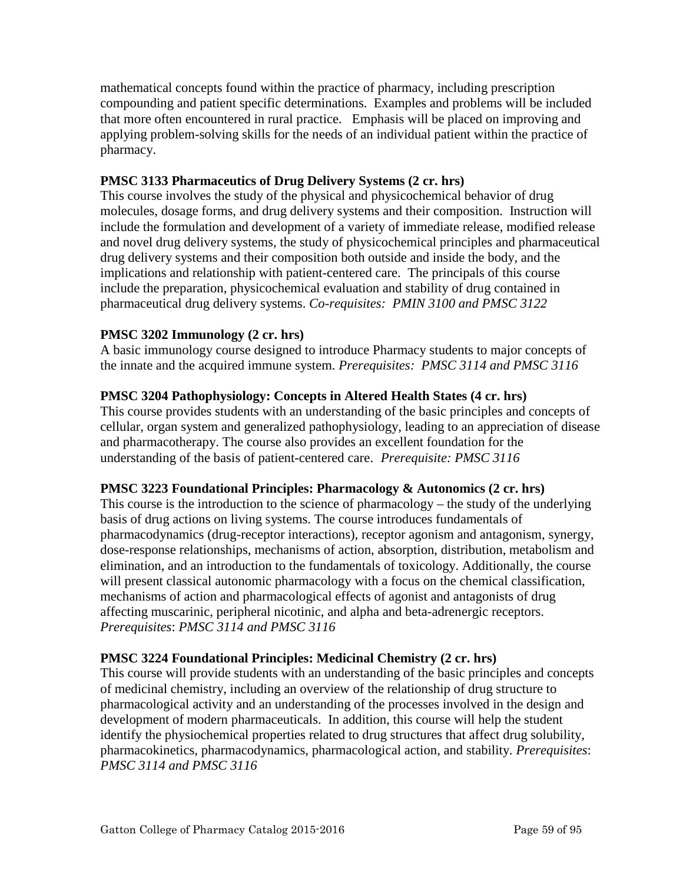mathematical concepts found within the practice of pharmacy, including prescription compounding and patient specific determinations. Examples and problems will be included that more often encountered in rural practice. Emphasis will be placed on improving and applying problem-solving skills for the needs of an individual patient within the practice of pharmacy.

**PMSC 3133 Pharmaceutics of Drug Delivery Systems (2 cr. hrs)**
This course involves the study of the physical and physicochemical behavior of drug molecules, dosage forms, and drug delivery systems and their composition. Instruction will include the formulation and development of a variety of immediate release, modified release and novel drug delivery systems, the study of physicochemical principles and pharmaceutical drug delivery systems and their composition both outside and inside the body, and the implications and relationship with patient-centered care. The principals of this course include the preparation, physicochemical evaluation and stability of drug contained in pharmaceutical drug delivery systems. *Co-requisites: PMIN 3100 and PMSC 3122*

**PMSC 3202 Immunology (2 cr. hrs)**
A basic immunology course designed to introduce Pharmacy students to major concepts of the innate and the acquired immune system. *Prerequisites: PMSC 3114 and PMSC 3116*

**PMSC 3204 Pathophysiology: Concepts in Altered Health States (4 cr. hrs)**
This course provides students with an understanding of the basic principles and concepts of cellular, organ system and generalized pathophysiology, leading to an appreciation of disease and pharmacotherapy. The course also provides an excellent foundation for the understanding of the basis of patient-centered care. *Prerequisite: PMSC 3116*

**PMSC 3223 Foundational Principles: Pharmacology & Autonomics (2 cr. hrs)**
This course is the introduction to the science of pharmacology – the study of the underlying basis of drug actions on living systems. The course introduces fundamentals of pharmacodynamics (drug-receptor interactions), receptor agonism and antagonism, synergy, dose-response relationships, mechanisms of action, absorption, distribution, metabolism and elimination, and an introduction to the fundamentals of toxicology. Additionally, the course will present classical autonomic pharmacology with a focus on the chemical classification, mechanisms of action and pharmacological effects of agonist and antagonists of drug affecting muscarinic, peripheral nicotinic, and alpha and beta-adrenergic receptors. *Prerequisites*: *PMSC 3114 and PMSC 3116*

**PMSC 3224 Foundational Principles: Medicinal Chemistry (2 cr. hrs)**
This course will provide students with an understanding of the basic principles and concepts of medicinal chemistry, including an overview of the relationship of drug structure to pharmacological activity and an understanding of the processes involved in the design and development of modern pharmaceuticals. In addition, this course will help the student identify the physiochemical properties related to drug structures that affect drug solubility, pharmacokinetics, pharmacodynamics, pharmacological action, and stability. *Prerequisites*: *PMSC 3114 and PMSC 3116*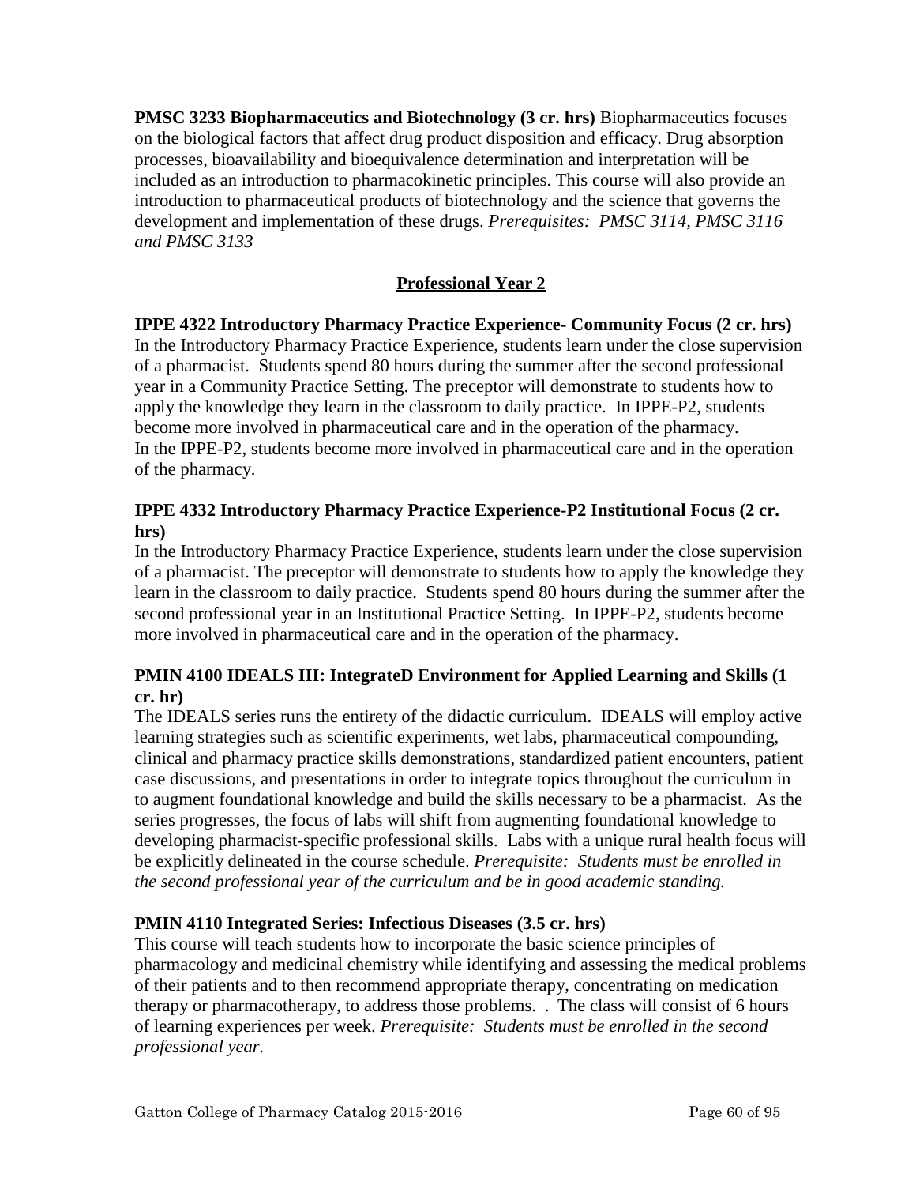**PMSC 3233 Biopharmaceutics and Biotechnology (3 cr. hrs)** Biopharmaceutics focuses on the biological factors that affect drug product disposition and efficacy. Drug absorption processes, bioavailability and bioequivalence determination and interpretation will be included as an introduction to pharmacokinetic principles. This course will also provide an introduction to pharmaceutical products of biotechnology and the science that governs the development and implementation of these drugs. *Prerequisites: PMSC 3114, PMSC 3116 and PMSC 3133*

## Professional Year 2

**IPPE 4322 Introductory Pharmacy Practice Experience- Community Focus (2 cr. hrs)**
In the Introductory Pharmacy Practice Experience, students learn under the close supervision of a pharmacist. Students spend 80 hours during the summer after the second professional year in a Community Practice Setting. The preceptor will demonstrate to students how to apply the knowledge they learn in the classroom to daily practice. In IPPE-P2, students become more involved in pharmaceutical care and in the operation of the pharmacy.
In the IPPE-P2, students become more involved in pharmaceutical care and in the operation of the pharmacy.

**IPPE 4332 Introductory Pharmacy Practice Experience-P2 Institutional Focus (2 cr. hrs)**
In the Introductory Pharmacy Practice Experience, students learn under the close supervision of a pharmacist. The preceptor will demonstrate to students how to apply the knowledge they learn in the classroom to daily practice. Students spend 80 hours during the summer after the second professional year in an Institutional Practice Setting. In IPPE-P2, students become more involved in pharmaceutical care and in the operation of the pharmacy.

**PMIN 4100 IDEALS III: IntegrateD Environment for Applied Learning and Skills (1 cr. hr)**
The IDEALS series runs the entirety of the didactic curriculum. IDEALS will employ active learning strategies such as scientific experiments, wet labs, pharmaceutical compounding, clinical and pharmacy practice skills demonstrations, standardized patient encounters, patient case discussions, and presentations in order to integrate topics throughout the curriculum in to augment foundational knowledge and build the skills necessary to be a pharmacist. As the series progresses, the focus of labs will shift from augmenting foundational knowledge to developing pharmacist-specific professional skills. Labs with a unique rural health focus will be explicitly delineated in the course schedule. *Prerequisite: Students must be enrolled in the second professional year of the curriculum and be in good academic standing.*

**PMIN 4110 Integrated Series: Infectious Diseases (3.5 cr. hrs)**
This course will teach students how to incorporate the basic science principles of pharmacology and medicinal chemistry while identifying and assessing the medical problems of their patients and to then recommend appropriate therapy, concentrating on medication therapy or pharmacotherapy, to address those problems. . The class will consist of 6 hours of learning experiences per week. *Prerequisite: Students must be enrolled in the second professional year.*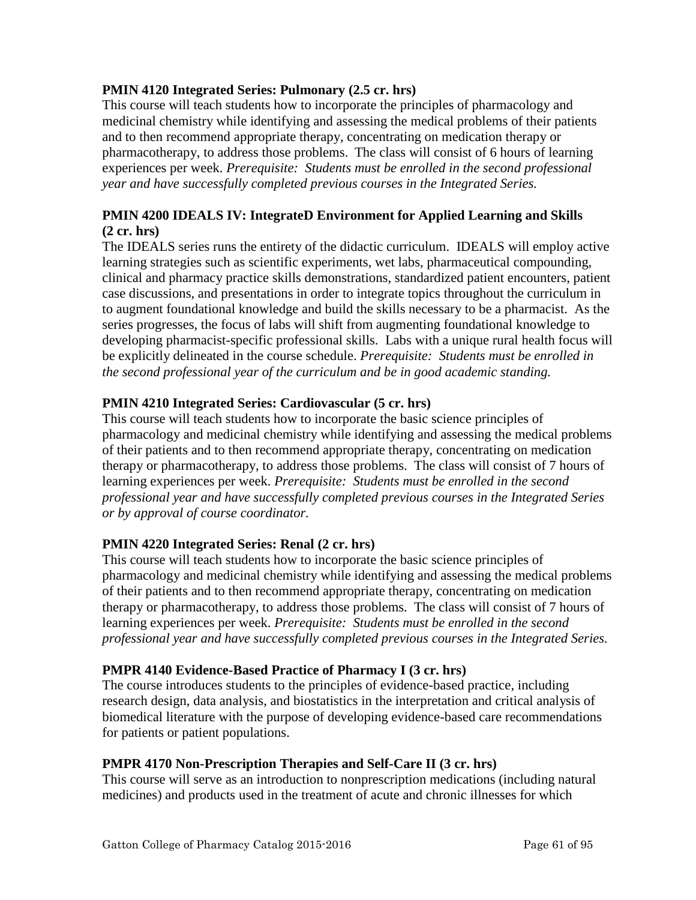**PMIN 4120 Integrated Series: Pulmonary (2.5 cr. hrs)**
This course will teach students how to incorporate the principles of pharmacology and medicinal chemistry while identifying and assessing the medical problems of their patients and to then recommend appropriate therapy, concentrating on medication therapy or pharmacotherapy, to address those problems. The class will consist of 6 hours of learning experiences per week. *Prerequisite: Students must be enrolled in the second professional year and have successfully completed previous courses in the Integrated Series.*

**PMIN 4200 IDEALS IV: IntegrateD Environment for Applied Learning and Skills (2 cr. hrs)**
The IDEALS series runs the entirety of the didactic curriculum. IDEALS will employ active learning strategies such as scientific experiments, wet labs, pharmaceutical compounding, clinical and pharmacy practice skills demonstrations, standardized patient encounters, patient case discussions, and presentations in order to integrate topics throughout the curriculum in to augment foundational knowledge and build the skills necessary to be a pharmacist. As the series progresses, the focus of labs will shift from augmenting foundational knowledge to developing pharmacist-specific professional skills. Labs with a unique rural health focus will be explicitly delineated in the course schedule. *Prerequisite: Students must be enrolled in the second professional year of the curriculum and be in good academic standing.*

**PMIN 4210 Integrated Series: Cardiovascular (5 cr. hrs)**
This course will teach students how to incorporate the basic science principles of pharmacology and medicinal chemistry while identifying and assessing the medical problems of their patients and to then recommend appropriate therapy, concentrating on medication therapy or pharmacotherapy, to address those problems. The class will consist of 7 hours of learning experiences per week. *Prerequisite: Students must be enrolled in the second professional year and have successfully completed previous courses in the Integrated Series or by approval of course coordinator.*

**PMIN 4220 Integrated Series: Renal (2 cr. hrs)**
This course will teach students how to incorporate the basic science principles of pharmacology and medicinal chemistry while identifying and assessing the medical problems of their patients and to then recommend appropriate therapy, concentrating on medication therapy or pharmacotherapy, to address those problems. The class will consist of 7 hours of learning experiences per week. *Prerequisite: Students must be enrolled in the second professional year and have successfully completed previous courses in the Integrated Series.*

**PMPR 4140 Evidence-Based Practice of Pharmacy I (3 cr. hrs)**
The course introduces students to the principles of evidence-based practice, including research design, data analysis, and biostatistics in the interpretation and critical analysis of biomedical literature with the purpose of developing evidence-based care recommendations for patients or patient populations.

**PMPR 4170 Non-Prescription Therapies and Self-Care II (3 cr. hrs)**
This course will serve as an introduction to nonprescription medications (including natural medicines) and products used in the treatment of acute and chronic illnesses for which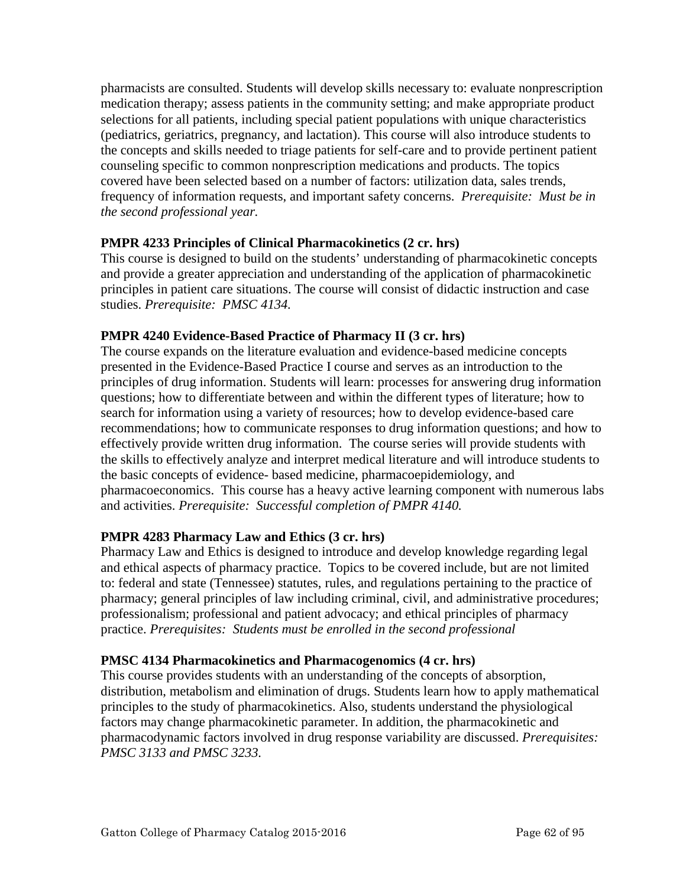pharmacists are consulted. Students will develop skills necessary to: evaluate nonprescription medication therapy; assess patients in the community setting; and make appropriate product selections for all patients, including special patient populations with unique characteristics (pediatrics, geriatrics, pregnancy, and lactation). This course will also introduce students to the concepts and skills needed to triage patients for self-care and to provide pertinent patient counseling specific to common nonprescription medications and products. The topics covered have been selected based on a number of factors: utilization data, sales trends, frequency of information requests, and important safety concerns. *Prerequisite: Must be in the second professional year.*

**PMPR 4233 Principles of Clinical Pharmacokinetics (2 cr. hrs)**
This course is designed to build on the students' understanding of pharmacokinetic concepts and provide a greater appreciation and understanding of the application of pharmacokinetic principles in patient care situations. The course will consist of didactic instruction and case studies. *Prerequisite: PMSC 4134.*

**PMPR 4240 Evidence-Based Practice of Pharmacy II (3 cr. hrs)**
The course expands on the literature evaluation and evidence-based medicine concepts presented in the Evidence-Based Practice I course and serves as an introduction to the principles of drug information. Students will learn: processes for answering drug information questions; how to differentiate between and within the different types of literature; how to search for information using a variety of resources; how to develop evidence-based care recommendations; how to communicate responses to drug information questions; and how to effectively provide written drug information. The course series will provide students with the skills to effectively analyze and interpret medical literature and will introduce students to the basic concepts of evidence- based medicine, pharmacoepidemiology, and pharmacoeconomics. This course has a heavy active learning component with numerous labs and activities. *Prerequisite: Successful completion of PMPR 4140.*

**PMPR 4283 Pharmacy Law and Ethics (3 cr. hrs)**
Pharmacy Law and Ethics is designed to introduce and develop knowledge regarding legal and ethical aspects of pharmacy practice. Topics to be covered include, but are not limited to: federal and state (Tennessee) statutes, rules, and regulations pertaining to the practice of pharmacy; general principles of law including criminal, civil, and administrative procedures; professionalism; professional and patient advocacy; and ethical principles of pharmacy practice. *Prerequisites: Students must be enrolled in the second professional*

**PMSC 4134 Pharmacokinetics and Pharmacogenomics (4 cr. hrs)**
This course provides students with an understanding of the concepts of absorption, distribution, metabolism and elimination of drugs. Students learn how to apply mathematical principles to the study of pharmacokinetics. Also, students understand the physiological factors may change pharmacokinetic parameter. In addition, the pharmacokinetic and pharmacodynamic factors involved in drug response variability are discussed. *Prerequisites: PMSC 3133 and PMSC 3233.*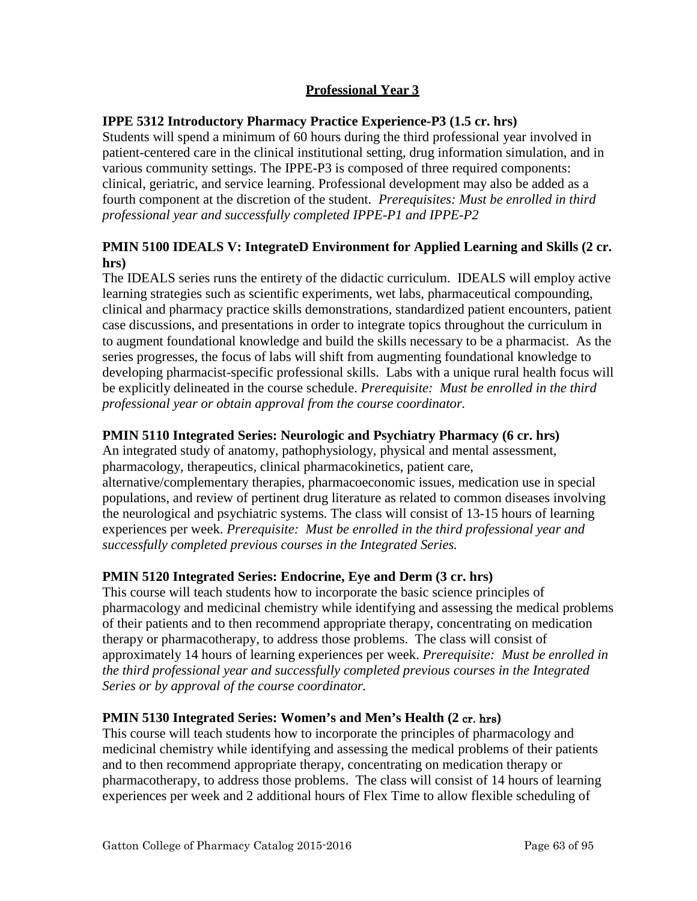## Professional Year 3

**IPPE 5312 Introductory Pharmacy Practice Experience-P3 (1.5 cr. hrs)**
Students will spend a minimum of 60 hours during the third professional year involved in patient-centered care in the clinical institutional setting, drug information simulation, and in various community settings. The IPPE-P3 is composed of three required components: clinical, geriatric, and service learning. Professional development may also be added as a fourth component at the discretion of the student. *Prerequisites: Must be enrolled in third professional year and successfully completed IPPE-P1 and IPPE-P2*

**PMIN 5100 IDEALS V: IntegrateD Environment for Applied Learning and Skills (2 cr. hrs)**
The IDEALS series runs the entirety of the didactic curriculum. IDEALS will employ active learning strategies such as scientific experiments, wet labs, pharmaceutical compounding, clinical and pharmacy practice skills demonstrations, standardized patient encounters, patient case discussions, and presentations in order to integrate topics throughout the curriculum in to augment foundational knowledge and build the skills necessary to be a pharmacist. As the series progresses, the focus of labs will shift from augmenting foundational knowledge to developing pharmacist-specific professional skills. Labs with a unique rural health focus will be explicitly delineated in the course schedule. *Prerequisite: Must be enrolled in the third professional year or obtain approval from the course coordinator.*

**PMIN 5110 Integrated Series: Neurologic and Psychiatry Pharmacy (6 cr. hrs)**
An integrated study of anatomy, pathophysiology, physical and mental assessment, pharmacology, therapeutics, clinical pharmacokinetics, patient care, alternative/complementary therapies, pharmacoeconomic issues, medication use in special populations, and review of pertinent drug literature as related to common diseases involving the neurological and psychiatric systems. The class will consist of 13-15 hours of learning experiences per week. *Prerequisite: Must be enrolled in the third professional year and successfully completed previous courses in the Integrated Series.*

**PMIN 5120 Integrated Series: Endocrine, Eye and Derm (3 cr. hrs)**
This course will teach students how to incorporate the basic science principles of pharmacology and medicinal chemistry while identifying and assessing the medical problems of their patients and to then recommend appropriate therapy, concentrating on medication therapy or pharmacotherapy, to address those problems. The class will consist of approximately 14 hours of learning experiences per week. *Prerequisite: Must be enrolled in the third professional year and successfully completed previous courses in the Integrated Series or by approval of the course coordinator.*

**PMIN 5130 Integrated Series: Women's and Men's Health (2 cr. hrs)**
This course will teach students how to incorporate the principles of pharmacology and medicinal chemistry while identifying and assessing the medical problems of their patients and to then recommend appropriate therapy, concentrating on medication therapy or pharmacotherapy, to address those problems. The class will consist of 14 hours of learning experiences per week and 2 additional hours of Flex Time to allow flexible scheduling of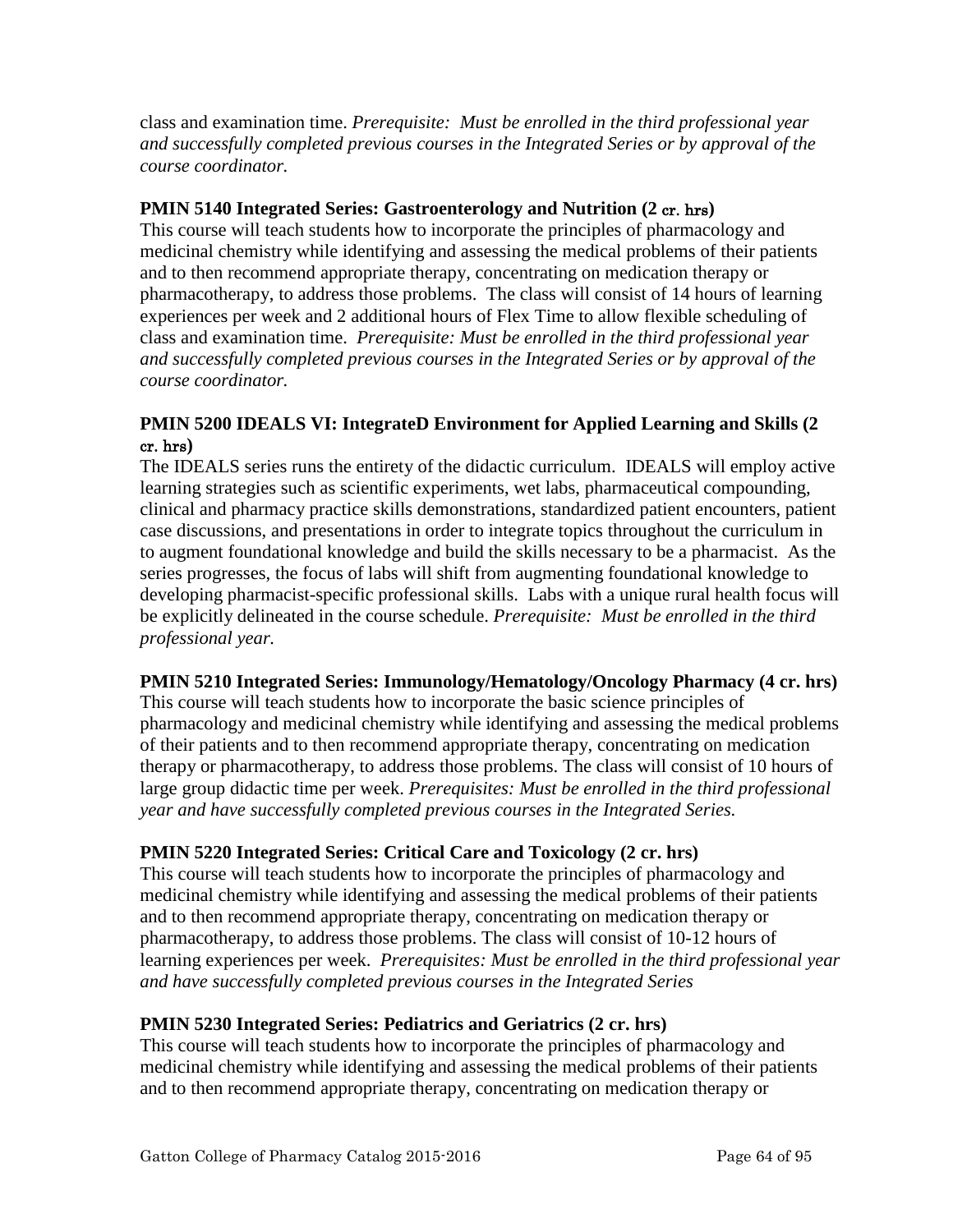class and examination time. *Prerequisite: Must be enrolled in the third professional year and successfully completed previous courses in the Integrated Series or by approval of the course coordinator.*

**PMIN 5140 Integrated Series: Gastroenterology and Nutrition (2 cr. hrs)**
This course will teach students how to incorporate the principles of pharmacology and medicinal chemistry while identifying and assessing the medical problems of their patients and to then recommend appropriate therapy, concentrating on medication therapy or pharmacotherapy, to address those problems. The class will consist of 14 hours of learning experiences per week and 2 additional hours of Flex Time to allow flexible scheduling of class and examination time. *Prerequisite: Must be enrolled in the third professional year and successfully completed previous courses in the Integrated Series or by approval of the course coordinator.*

**PMIN 5200 IDEALS VI: IntegrateD Environment for Applied Learning and Skills (2 cr. hrs)**
The IDEALS series runs the entirety of the didactic curriculum. IDEALS will employ active learning strategies such as scientific experiments, wet labs, pharmaceutical compounding, clinical and pharmacy practice skills demonstrations, standardized patient encounters, patient case discussions, and presentations in order to integrate topics throughout the curriculum in to augment foundational knowledge and build the skills necessary to be a pharmacist. As the series progresses, the focus of labs will shift from augmenting foundational knowledge to developing pharmacist-specific professional skills. Labs with a unique rural health focus will be explicitly delineated in the course schedule. *Prerequisite: Must be enrolled in the third professional year.*

**PMIN 5210 Integrated Series: Immunology/Hematology/Oncology Pharmacy (4 cr. hrs)**
This course will teach students how to incorporate the basic science principles of pharmacology and medicinal chemistry while identifying and assessing the medical problems of their patients and to then recommend appropriate therapy, concentrating on medication therapy or pharmacotherapy, to address those problems. The class will consist of 10 hours of large group didactic time per week. *Prerequisites: Must be enrolled in the third professional year and have successfully completed previous courses in the Integrated Series.*

**PMIN 5220 Integrated Series: Critical Care and Toxicology (2 cr. hrs)**
This course will teach students how to incorporate the principles of pharmacology and medicinal chemistry while identifying and assessing the medical problems of their patients and to then recommend appropriate therapy, concentrating on medication therapy or pharmacotherapy, to address those problems. The class will consist of 10-12 hours of learning experiences per week. *Prerequisites: Must be enrolled in the third professional year and have successfully completed previous courses in the Integrated Series*

**PMIN 5230 Integrated Series: Pediatrics and Geriatrics (2 cr. hrs)**
This course will teach students how to incorporate the principles of pharmacology and medicinal chemistry while identifying and assessing the medical problems of their patients and to then recommend appropriate therapy, concentrating on medication therapy or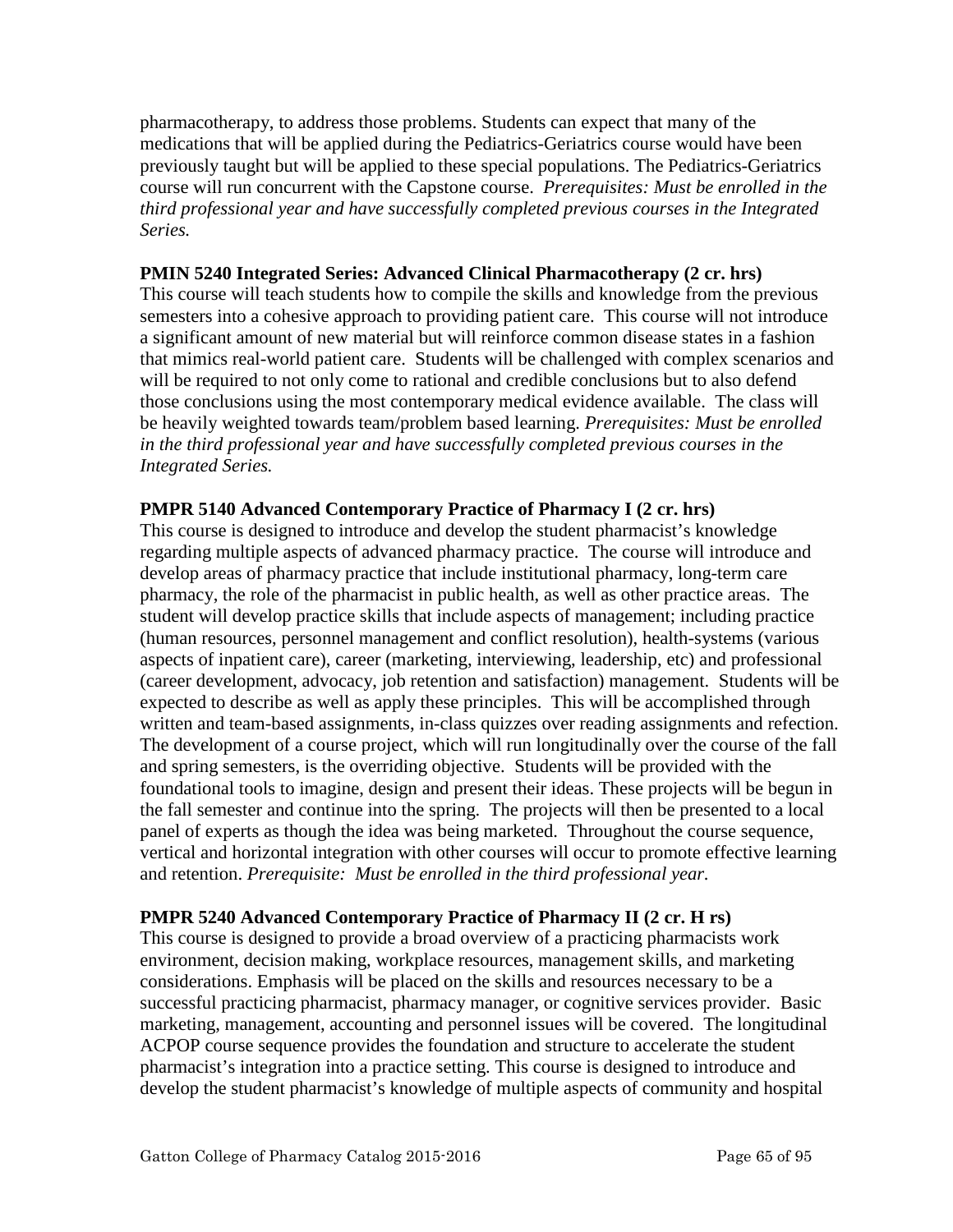pharmacotherapy, to address those problems. Students can expect that many of the medications that will be applied during the Pediatrics-Geriatrics course would have been previously taught but will be applied to these special populations. The Pediatrics-Geriatrics course will run concurrent with the Capstone course. *Prerequisites: Must be enrolled in the third professional year and have successfully completed previous courses in the Integrated Series.*

**PMIN 5240 Integrated Series: Advanced Clinical Pharmacotherapy (2 cr. hrs)**
This course will teach students how to compile the skills and knowledge from the previous semesters into a cohesive approach to providing patient care. This course will not introduce a significant amount of new material but will reinforce common disease states in a fashion that mimics real-world patient care. Students will be challenged with complex scenarios and will be required to not only come to rational and credible conclusions but to also defend those conclusions using the most contemporary medical evidence available. The class will be heavily weighted towards team/problem based learning. *Prerequisites: Must be enrolled in the third professional year and have successfully completed previous courses in the Integrated Series.*

**PMPR 5140 Advanced Contemporary Practice of Pharmacy I (2 cr. hrs)**
This course is designed to introduce and develop the student pharmacist's knowledge regarding multiple aspects of advanced pharmacy practice. The course will introduce and develop areas of pharmacy practice that include institutional pharmacy, long-term care pharmacy, the role of the pharmacist in public health, as well as other practice areas. The student will develop practice skills that include aspects of management; including practice (human resources, personnel management and conflict resolution), health-systems (various aspects of inpatient care), career (marketing, interviewing, leadership, etc) and professional (career development, advocacy, job retention and satisfaction) management. Students will be expected to describe as well as apply these principles. This will be accomplished through written and team-based assignments, in-class quizzes over reading assignments and refection. The development of a course project, which will run longitudinally over the course of the fall and spring semesters, is the overriding objective. Students will be provided with the foundational tools to imagine, design and present their ideas. These projects will be begun in the fall semester and continue into the spring. The projects will then be presented to a local panel of experts as though the idea was being marketed. Throughout the course sequence, vertical and horizontal integration with other courses will occur to promote effective learning and retention. *Prerequisite: Must be enrolled in the third professional year.*

**PMPR 5240 Advanced Contemporary Practice of Pharmacy II (2 cr. H rs)**
This course is designed to provide a broad overview of a practicing pharmacists work environment, decision making, workplace resources, management skills, and marketing considerations. Emphasis will be placed on the skills and resources necessary to be a successful practicing pharmacist, pharmacy manager, or cognitive services provider. Basic marketing, management, accounting and personnel issues will be covered. The longitudinal ACPOP course sequence provides the foundation and structure to accelerate the student pharmacist's integration into a practice setting. This course is designed to introduce and develop the student pharmacist's knowledge of multiple aspects of community and hospital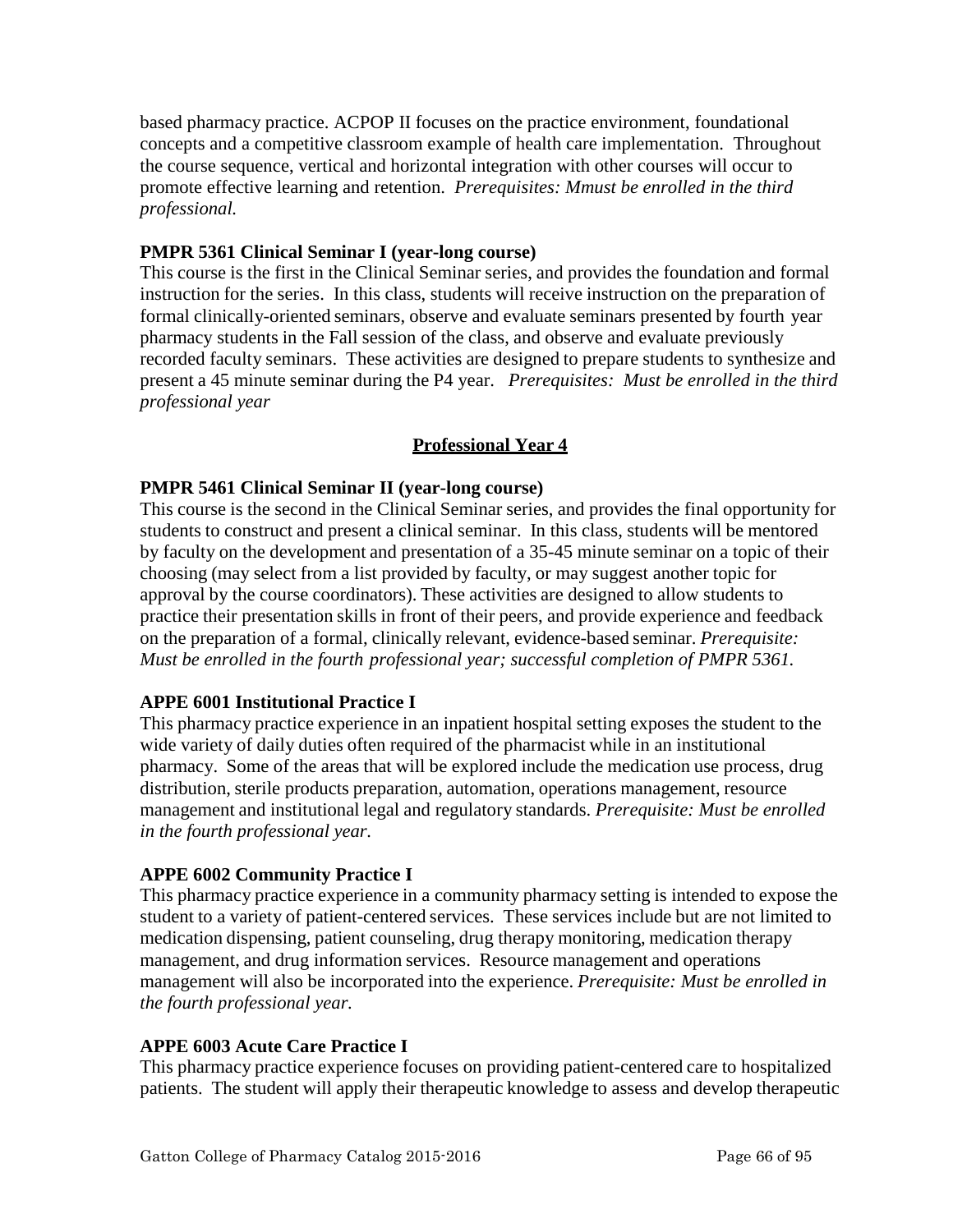based pharmacy practice. ACPOP II focuses on the practice environment, foundational concepts and a competitive classroom example of health care implementation. Throughout the course sequence, vertical and horizontal integration with other courses will occur to promote effective learning and retention. *Prerequisites: Mmust be enrolled in the third professional.*

**PMPR 5361 Clinical Seminar I (year-long course)**
This course is the first in the Clinical Seminar series, and provides the foundation and formal instruction for the series. In this class, students will receive instruction on the preparation of formal clinically-oriented seminars, observe and evaluate seminars presented by fourth year pharmacy students in the Fall session of the class, and observe and evaluate previously recorded faculty seminars. These activities are designed to prepare students to synthesize and present a 45 minute seminar during the P4 year. *Prerequisites: Must be enrolled in the third professional year*

## Professional Year 4

**PMPR 5461 Clinical Seminar II (year-long course)**
This course is the second in the Clinical Seminar series, and provides the final opportunity for students to construct and present a clinical seminar. In this class, students will be mentored by faculty on the development and presentation of a 35-45 minute seminar on a topic of their choosing (may select from a list provided by faculty, or may suggest another topic for approval by the course coordinators). These activities are designed to allow students to practice their presentation skills in front of their peers, and provide experience and feedback on the preparation of a formal, clinically relevant, evidence-based seminar. *Prerequisite: Must be enrolled in the fourth professional year; successful completion of PMPR 5361.*

**APPE 6001 Institutional Practice I**
This pharmacy practice experience in an inpatient hospital setting exposes the student to the wide variety of daily duties often required of the pharmacist while in an institutional pharmacy. Some of the areas that will be explored include the medication use process, drug distribution, sterile products preparation, automation, operations management, resource management and institutional legal and regulatory standards. *Prerequisite: Must be enrolled in the fourth professional year.*

**APPE 6002 Community Practice I**
This pharmacy practice experience in a community pharmacy setting is intended to expose the student to a variety of patient-centered services. These services include but are not limited to medication dispensing, patient counseling, drug therapy monitoring, medication therapy management, and drug information services. Resource management and operations management will also be incorporated into the experience. *Prerequisite: Must be enrolled in the fourth professional year.*

**APPE 6003 Acute Care Practice I**
This pharmacy practice experience focuses on providing patient-centered care to hospitalized patients. The student will apply their therapeutic knowledge to assess and develop therapeutic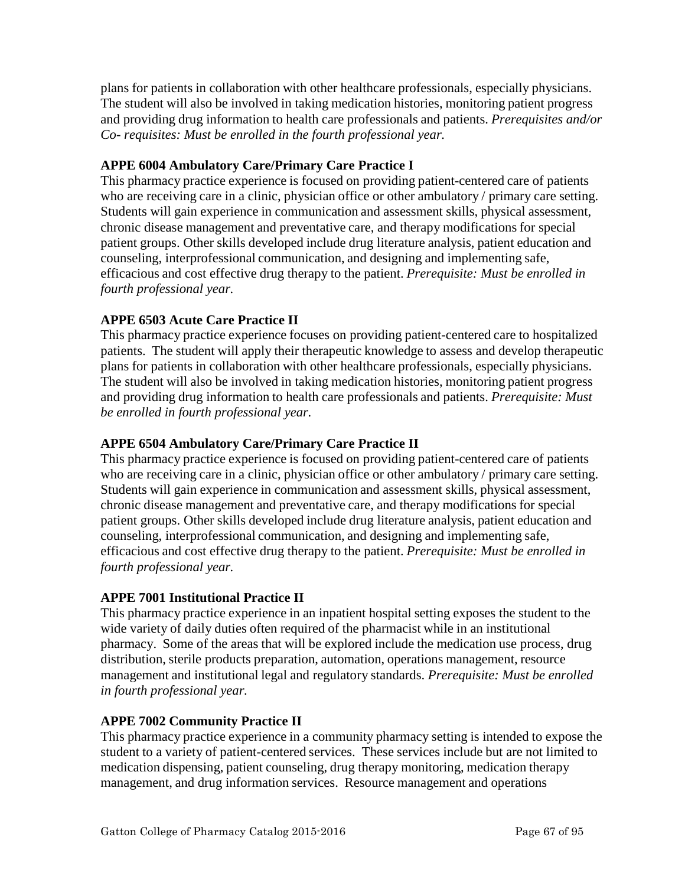plans for patients in collaboration with other healthcare professionals, especially physicians. The student will also be involved in taking medication histories, monitoring patient progress and providing drug information to health care professionals and patients. *Prerequisites and/or Co- requisites: Must be enrolled in the fourth professional year.*

**APPE 6004 Ambulatory Care/Primary Care Practice I**

This pharmacy practice experience is focused on providing patient-centered care of patients who are receiving care in a clinic, physician office or other ambulatory / primary care setting. Students will gain experience in communication and assessment skills, physical assessment, chronic disease management and preventative care, and therapy modifications for special patient groups. Other skills developed include drug literature analysis, patient education and counseling, interprofessional communication, and designing and implementing safe, efficacious and cost effective drug therapy to the patient. *Prerequisite: Must be enrolled in fourth professional year.*

**APPE 6503 Acute Care Practice II**

This pharmacy practice experience focuses on providing patient-centered care to hospitalized patients. The student will apply their therapeutic knowledge to assess and develop therapeutic plans for patients in collaboration with other healthcare professionals, especially physicians. The student will also be involved in taking medication histories, monitoring patient progress and providing drug information to health care professionals and patients. *Prerequisite: Must be enrolled in fourth professional year.*

**APPE 6504 Ambulatory Care/Primary Care Practice II**

This pharmacy practice experience is focused on providing patient-centered care of patients who are receiving care in a clinic, physician office or other ambulatory / primary care setting. Students will gain experience in communication and assessment skills, physical assessment, chronic disease management and preventative care, and therapy modifications for special patient groups. Other skills developed include drug literature analysis, patient education and counseling, interprofessional communication, and designing and implementing safe, efficacious and cost effective drug therapy to the patient. *Prerequisite: Must be enrolled in fourth professional year.*

**APPE 7001 Institutional Practice II**

This pharmacy practice experience in an inpatient hospital setting exposes the student to the wide variety of daily duties often required of the pharmacist while in an institutional pharmacy. Some of the areas that will be explored include the medication use process, drug distribution, sterile products preparation, automation, operations management, resource management and institutional legal and regulatory standards. *Prerequisite: Must be enrolled in fourth professional year.*

**APPE 7002 Community Practice II**

This pharmacy practice experience in a community pharmacy setting is intended to expose the student to a variety of patient-centered services. These services include but are not limited to medication dispensing, patient counseling, drug therapy monitoring, medication therapy management, and drug information services. Resource management and operations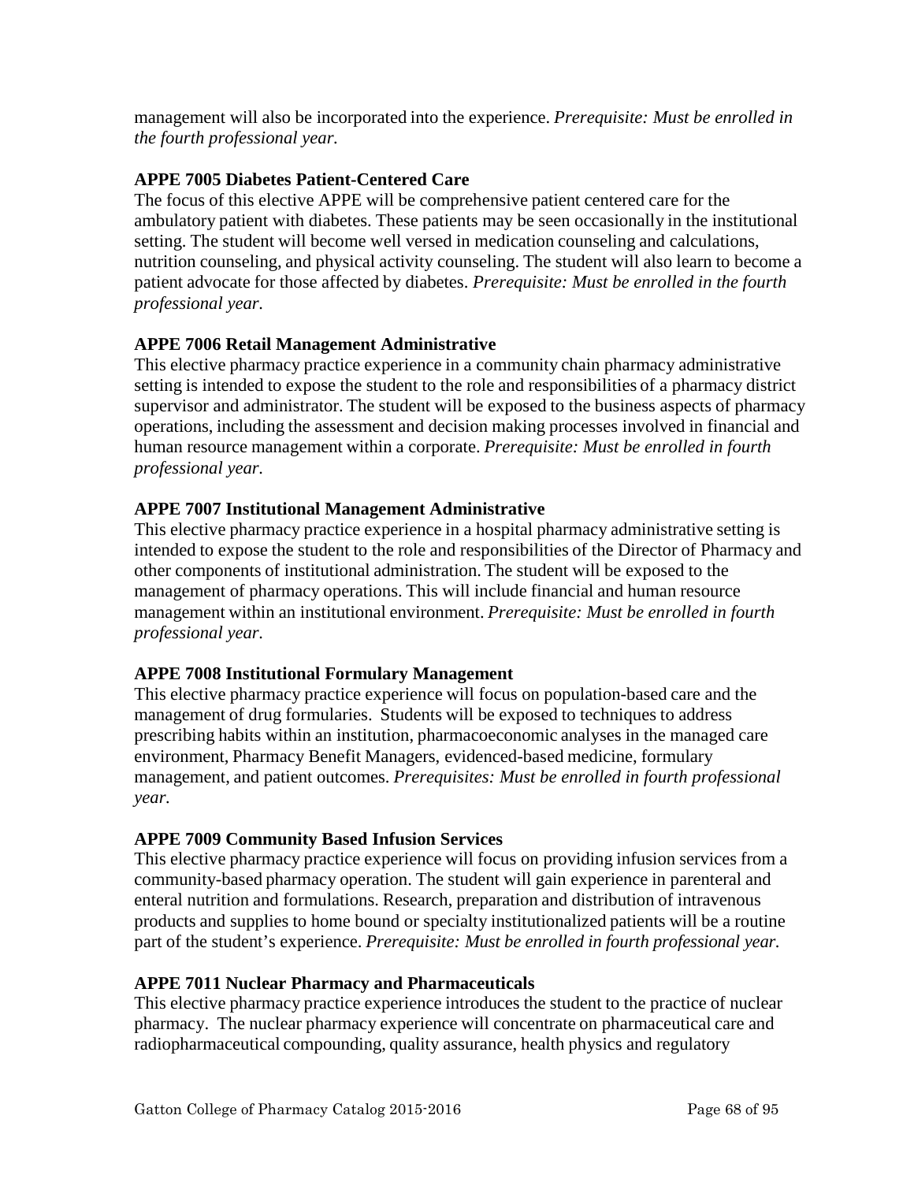management will also be incorporated into the experience. *Prerequisite: Must be enrolled in the fourth professional year.*

**APPE 7005 Diabetes Patient-Centered Care**

The focus of this elective APPE will be comprehensive patient centered care for the ambulatory patient with diabetes. These patients may be seen occasionally in the institutional setting. The student will become well versed in medication counseling and calculations, nutrition counseling, and physical activity counseling. The student will also learn to become a patient advocate for those affected by diabetes. *Prerequisite: Must be enrolled in the fourth professional year.*

**APPE 7006 Retail Management Administrative**

This elective pharmacy practice experience in a community chain pharmacy administrative setting is intended to expose the student to the role and responsibilities of a pharmacy district supervisor and administrator. The student will be exposed to the business aspects of pharmacy operations, including the assessment and decision making processes involved in financial and human resource management within a corporate. *Prerequisite: Must be enrolled in fourth professional year.*

**APPE 7007 Institutional Management Administrative**

This elective pharmacy practice experience in a hospital pharmacy administrative setting is intended to expose the student to the role and responsibilities of the Director of Pharmacy and other components of institutional administration. The student will be exposed to the management of pharmacy operations. This will include financial and human resource management within an institutional environment. *Prerequisite: Must be enrolled in fourth professional year.*

**APPE 7008 Institutional Formulary Management**

This elective pharmacy practice experience will focus on population-based care and the management of drug formularies. Students will be exposed to techniques to address prescribing habits within an institution, pharmacoeconomic analyses in the managed care environment, Pharmacy Benefit Managers, evidenced-based medicine, formulary management, and patient outcomes. *Prerequisites: Must be enrolled in fourth professional year.*

**APPE 7009 Community Based Infusion Services**

This elective pharmacy practice experience will focus on providing infusion services from a community-based pharmacy operation. The student will gain experience in parenteral and enteral nutrition and formulations. Research, preparation and distribution of intravenous products and supplies to home bound or specialty institutionalized patients will be a routine part of the student's experience. *Prerequisite: Must be enrolled in fourth professional year.*

**APPE 7011 Nuclear Pharmacy and Pharmaceuticals**

This elective pharmacy practice experience introduces the student to the practice of nuclear pharmacy. The nuclear pharmacy experience will concentrate on pharmaceutical care and radiopharmaceutical compounding, quality assurance, health physics and regulatory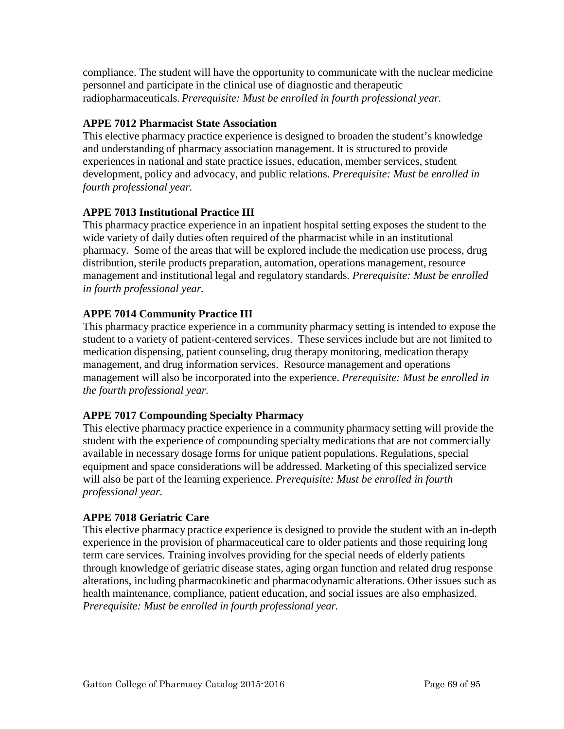compliance. The student will have the opportunity to communicate with the nuclear medicine personnel and participate in the clinical use of diagnostic and therapeutic radiopharmaceuticals. *Prerequisite: Must be enrolled in fourth professional year.*

**APPE 7012 Pharmacist State Association**
This elective pharmacy practice experience is designed to broaden the student's knowledge and understanding of pharmacy association management. It is structured to provide experiences in national and state practice issues, education, member services, student development, policy and advocacy, and public relations. *Prerequisite: Must be enrolled in fourth professional year.*

**APPE 7013 Institutional Practice III**
This pharmacy practice experience in an inpatient hospital setting exposes the student to the wide variety of daily duties often required of the pharmacist while in an institutional pharmacy. Some of the areas that will be explored include the medication use process, drug distribution, sterile products preparation, automation, operations management, resource management and institutional legal and regulatory standards. *Prerequisite: Must be enrolled in fourth professional year.*

**APPE 7014 Community Practice III**
This pharmacy practice experience in a community pharmacy setting is intended to expose the student to a variety of patient-centered services. These services include but are not limited to medication dispensing, patient counseling, drug therapy monitoring, medication therapy management, and drug information services. Resource management and operations management will also be incorporated into the experience. *Prerequisite: Must be enrolled in the fourth professional year.*

**APPE 7017 Compounding Specialty Pharmacy**
This elective pharmacy practice experience in a community pharmacy setting will provide the student with the experience of compounding specialty medications that are not commercially available in necessary dosage forms for unique patient populations. Regulations, special equipment and space considerations will be addressed. Marketing of this specialized service will also be part of the learning experience. *Prerequisite: Must be enrolled in fourth professional year.*

**APPE 7018 Geriatric Care**
This elective pharmacy practice experience is designed to provide the student with an in-depth experience in the provision of pharmaceutical care to older patients and those requiring long term care services. Training involves providing for the special needs of elderly patients through knowledge of geriatric disease states, aging organ function and related drug response alterations, including pharmacokinetic and pharmacodynamic alterations. Other issues such as health maintenance, compliance, patient education, and social issues are also emphasized. *Prerequisite: Must be enrolled in fourth professional year.*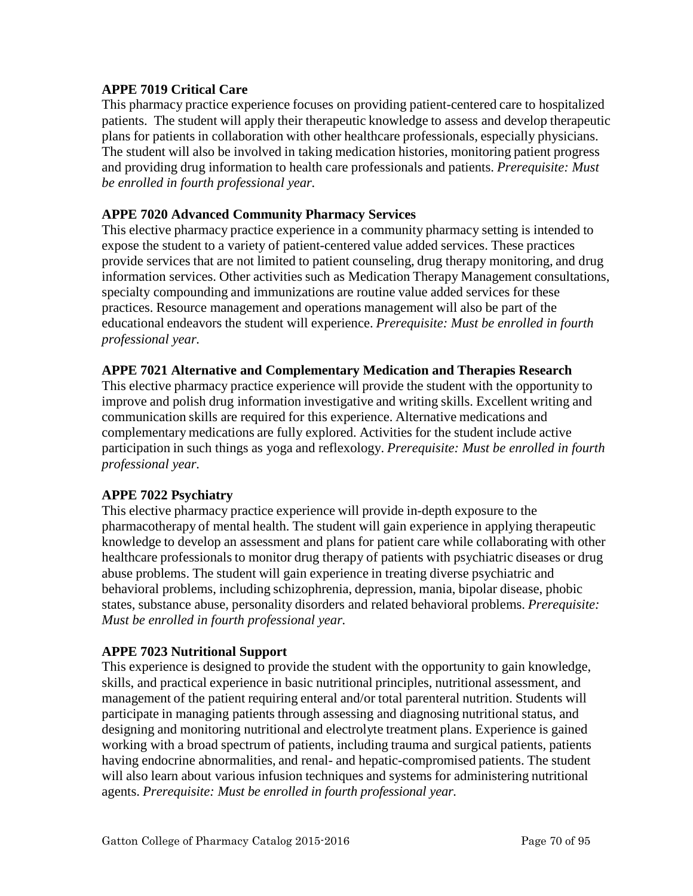**APPE 7019 Critical Care**

This pharmacy practice experience focuses on providing patient-centered care to hospitalized patients. The student will apply their therapeutic knowledge to assess and develop therapeutic plans for patients in collaboration with other healthcare professionals, especially physicians. The student will also be involved in taking medication histories, monitoring patient progress and providing drug information to health care professionals and patients. *Prerequisite: Must be enrolled in fourth professional year.*

**APPE 7020 Advanced Community Pharmacy Services**

This elective pharmacy practice experience in a community pharmacy setting is intended to expose the student to a variety of patient-centered value added services. These practices provide services that are not limited to patient counseling, drug therapy monitoring, and drug information services. Other activities such as Medication Therapy Management consultations, specialty compounding and immunizations are routine value added services for these practices. Resource management and operations management will also be part of the educational endeavors the student will experience. *Prerequisite: Must be enrolled in fourth professional year.*

**APPE 7021 Alternative and Complementary Medication and Therapies Research**

This elective pharmacy practice experience will provide the student with the opportunity to improve and polish drug information investigative and writing skills. Excellent writing and communication skills are required for this experience. Alternative medications and complementary medications are fully explored. Activities for the student include active participation in such things as yoga and reflexology. *Prerequisite: Must be enrolled in fourth professional year.*

**APPE 7022 Psychiatry**

This elective pharmacy practice experience will provide in-depth exposure to the pharmacotherapy of mental health. The student will gain experience in applying therapeutic knowledge to develop an assessment and plans for patient care while collaborating with other healthcare professionals to monitor drug therapy of patients with psychiatric diseases or drug abuse problems. The student will gain experience in treating diverse psychiatric and behavioral problems, including schizophrenia, depression, mania, bipolar disease, phobic states, substance abuse, personality disorders and related behavioral problems. *Prerequisite: Must be enrolled in fourth professional year.*

**APPE 7023 Nutritional Support**

This experience is designed to provide the student with the opportunity to gain knowledge, skills, and practical experience in basic nutritional principles, nutritional assessment, and management of the patient requiring enteral and/or total parenteral nutrition. Students will participate in managing patients through assessing and diagnosing nutritional status, and designing and monitoring nutritional and electrolyte treatment plans. Experience is gained working with a broad spectrum of patients, including trauma and surgical patients, patients having endocrine abnormalities, and renal- and hepatic-compromised patients. The student will also learn about various infusion techniques and systems for administering nutritional agents. *Prerequisite: Must be enrolled in fourth professional year.*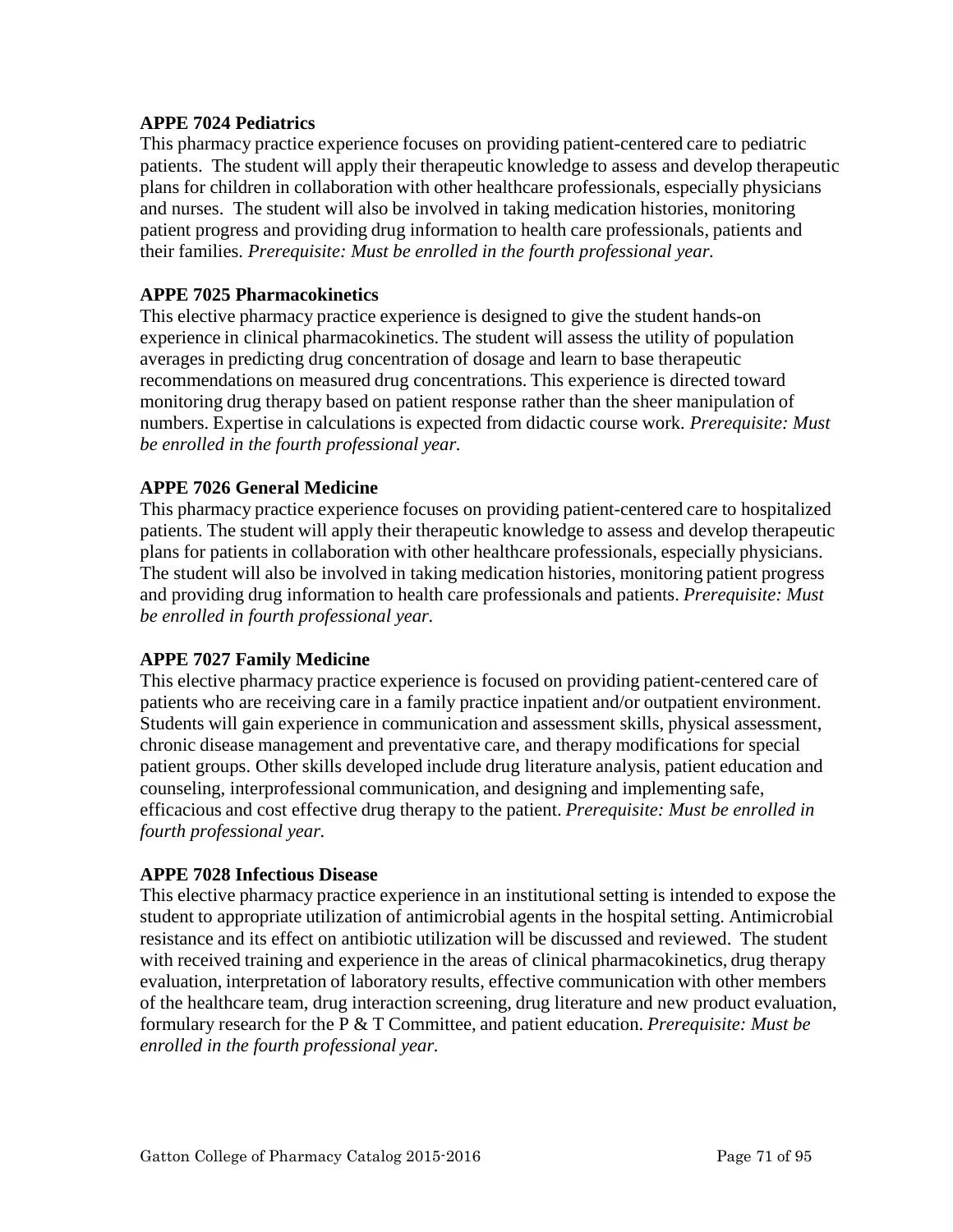**APPE 7024 Pediatrics**

This pharmacy practice experience focuses on providing patient-centered care to pediatric patients. The student will apply their therapeutic knowledge to assess and develop therapeutic plans for children in collaboration with other healthcare professionals, especially physicians and nurses. The student will also be involved in taking medication histories, monitoring patient progress and providing drug information to health care professionals, patients and their families. *Prerequisite: Must be enrolled in the fourth professional year.*

**APPE 7025 Pharmacokinetics**

This elective pharmacy practice experience is designed to give the student hands-on experience in clinical pharmacokinetics. The student will assess the utility of population averages in predicting drug concentration of dosage and learn to base therapeutic recommendations on measured drug concentrations. This experience is directed toward monitoring drug therapy based on patient response rather than the sheer manipulation of numbers. Expertise in calculations is expected from didactic course work. *Prerequisite: Must be enrolled in the fourth professional year.*

**APPE 7026 General Medicine**

This pharmacy practice experience focuses on providing patient-centered care to hospitalized patients. The student will apply their therapeutic knowledge to assess and develop therapeutic plans for patients in collaboration with other healthcare professionals, especially physicians. The student will also be involved in taking medication histories, monitoring patient progress and providing drug information to health care professionals and patients. *Prerequisite: Must be enrolled in fourth professional year.*

**APPE 7027 Family Medicine**

This elective pharmacy practice experience is focused on providing patient-centered care of patients who are receiving care in a family practice inpatient and/or outpatient environment. Students will gain experience in communication and assessment skills, physical assessment, chronic disease management and preventative care, and therapy modifications for special patient groups. Other skills developed include drug literature analysis, patient education and counseling, interprofessional communication, and designing and implementing safe, efficacious and cost effective drug therapy to the patient. *Prerequisite: Must be enrolled in fourth professional year.*

**APPE 7028 Infectious Disease**

This elective pharmacy practice experience in an institutional setting is intended to expose the student to appropriate utilization of antimicrobial agents in the hospital setting. Antimicrobial resistance and its effect on antibiotic utilization will be discussed and reviewed. The student with received training and experience in the areas of clinical pharmacokinetics, drug therapy evaluation, interpretation of laboratory results, effective communication with other members of the healthcare team, drug interaction screening, drug literature and new product evaluation, formulary research for the P & T Committee, and patient education. *Prerequisite: Must be enrolled in the fourth professional year.*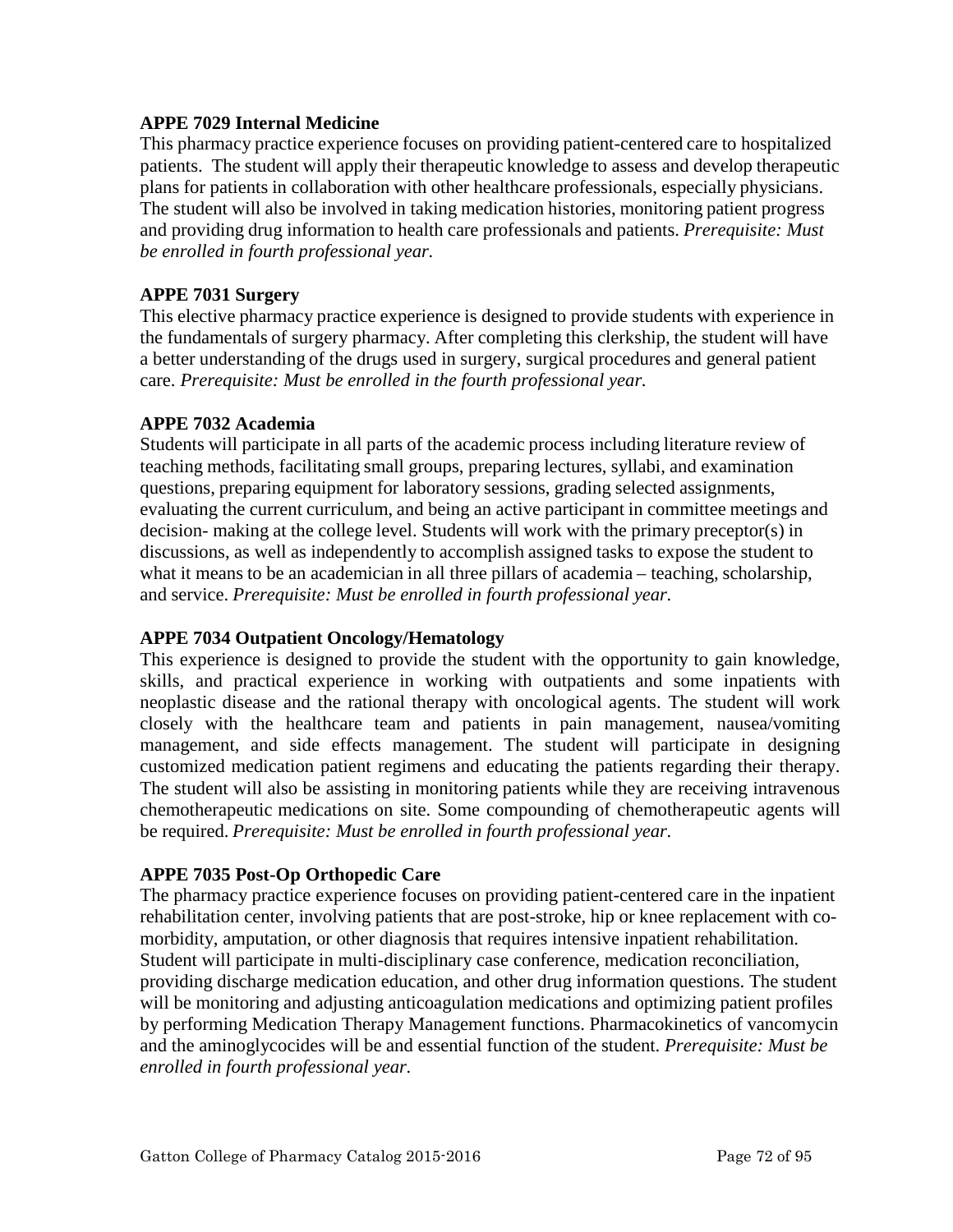**APPE 7029 Internal Medicine**

This pharmacy practice experience focuses on providing patient-centered care to hospitalized patients. The student will apply their therapeutic knowledge to assess and develop therapeutic plans for patients in collaboration with other healthcare professionals, especially physicians. The student will also be involved in taking medication histories, monitoring patient progress and providing drug information to health care professionals and patients. *Prerequisite: Must be enrolled in fourth professional year.*

**APPE 7031 Surgery**

This elective pharmacy practice experience is designed to provide students with experience in the fundamentals of surgery pharmacy. After completing this clerkship, the student will have a better understanding of the drugs used in surgery, surgical procedures and general patient care. *Prerequisite: Must be enrolled in the fourth professional year.*

**APPE 7032 Academia**

Students will participate in all parts of the academic process including literature review of teaching methods, facilitating small groups, preparing lectures, syllabi, and examination questions, preparing equipment for laboratory sessions, grading selected assignments, evaluating the current curriculum, and being an active participant in committee meetings and decision- making at the college level. Students will work with the primary preceptor(s) in discussions, as well as independently to accomplish assigned tasks to expose the student to what it means to be an academician in all three pillars of academia – teaching, scholarship, and service. *Prerequisite: Must be enrolled in fourth professional year.*

**APPE 7034 Outpatient Oncology/Hematology**

This experience is designed to provide the student with the opportunity to gain knowledge, skills, and practical experience in working with outpatients and some inpatients with neoplastic disease and the rational therapy with oncological agents. The student will work closely with the healthcare team and patients in pain management, nausea/vomiting management, and side effects management. The student will participate in designing customized medication patient regimens and educating the patients regarding their therapy. The student will also be assisting in monitoring patients while they are receiving intravenous chemotherapeutic medications on site. Some compounding of chemotherapeutic agents will be required. *Prerequisite: Must be enrolled in fourth professional year.*

**APPE 7035 Post-Op Orthopedic Care**

The pharmacy practice experience focuses on providing patient-centered care in the inpatient rehabilitation center, involving patients that are post-stroke, hip or knee replacement with co-morbidity, amputation, or other diagnosis that requires intensive inpatient rehabilitation. Student will participate in multi-disciplinary case conference, medication reconciliation, providing discharge medication education, and other drug information questions. The student will be monitoring and adjusting anticoagulation medications and optimizing patient profiles by performing Medication Therapy Management functions. Pharmacokinetics of vancomycin and the aminoglycocides will be and essential function of the student. *Prerequisite: Must be enrolled in fourth professional year.*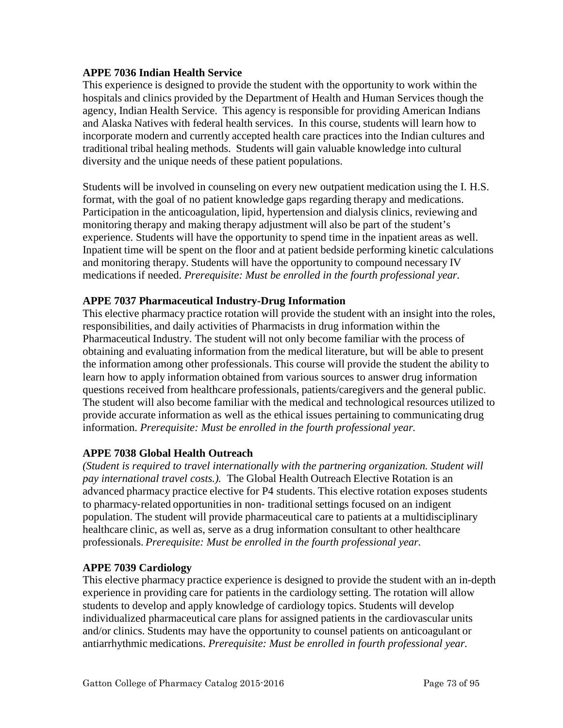**APPE 7036 Indian Health Service**

This experience is designed to provide the student with the opportunity to work within the hospitals and clinics provided by the Department of Health and Human Services though the agency, Indian Health Service. This agency is responsible for providing American Indians and Alaska Natives with federal health services. In this course, students will learn how to incorporate modern and currently accepted health care practices into the Indian cultures and traditional tribal healing methods. Students will gain valuable knowledge into cultural diversity and the unique needs of these patient populations.

Students will be involved in counseling on every new outpatient medication using the I. H.S. format, with the goal of no patient knowledge gaps regarding therapy and medications. Participation in the anticoagulation, lipid, hypertension and dialysis clinics, reviewing and monitoring therapy and making therapy adjustment will also be part of the student's experience. Students will have the opportunity to spend time in the inpatient areas as well. Inpatient time will be spent on the floor and at patient bedside performing kinetic calculations and monitoring therapy. Students will have the opportunity to compound necessary IV medications if needed. *Prerequisite: Must be enrolled in the fourth professional year.*

**APPE 7037 Pharmaceutical Industry-Drug Information**

This elective pharmacy practice rotation will provide the student with an insight into the roles, responsibilities, and daily activities of Pharmacists in drug information within the Pharmaceutical Industry. The student will not only become familiar with the process of obtaining and evaluating information from the medical literature, but will be able to present the information among other professionals. This course will provide the student the ability to learn how to apply information obtained from various sources to answer drug information questions received from healthcare professionals, patients/caregivers and the general public. The student will also become familiar with the medical and technological resources utilized to provide accurate information as well as the ethical issues pertaining to communicating drug information. *Prerequisite: Must be enrolled in the fourth professional year.*

**APPE 7038 Global Health Outreach**

*(Student is required to travel internationally with the partnering organization. Student will pay international travel costs.).* The Global Health Outreach Elective Rotation is an advanced pharmacy practice elective for P4 students. This elective rotation exposes students to pharmacy-related opportunities in non- traditional settings focused on an indigent population. The student will provide pharmaceutical care to patients at a multidisciplinary healthcare clinic, as well as, serve as a drug information consultant to other healthcare professionals. *Prerequisite: Must be enrolled in the fourth professional year.*

**APPE 7039 Cardiology**

This elective pharmacy practice experience is designed to provide the student with an in-depth experience in providing care for patients in the cardiology setting. The rotation will allow students to develop and apply knowledge of cardiology topics. Students will develop individualized pharmaceutical care plans for assigned patients in the cardiovascular units and/or clinics. Students may have the opportunity to counsel patients on anticoagulant or antiarrhythmic medications. *Prerequisite: Must be enrolled in fourth professional year.*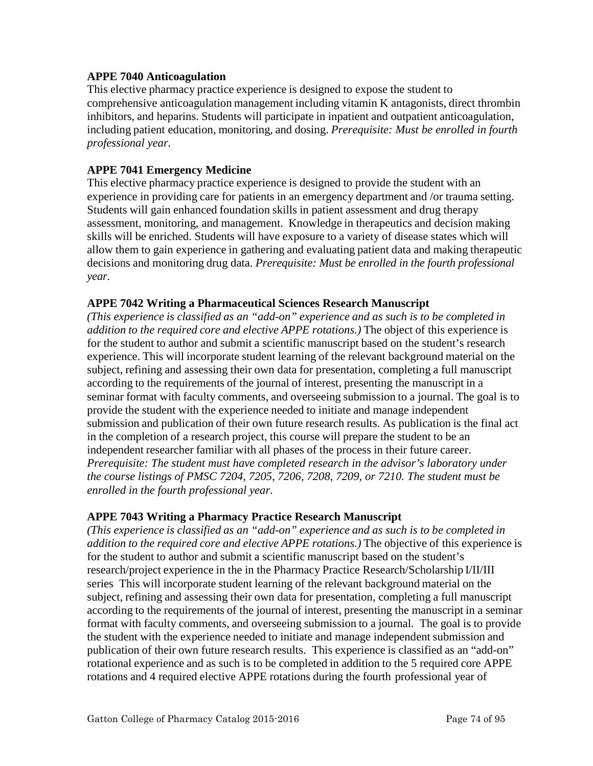**APPE 7040 Anticoagulation**

This elective pharmacy practice experience is designed to expose the student to comprehensive anticoagulation management including vitamin K antagonists, direct thrombin inhibitors, and heparins. Students will participate in inpatient and outpatient anticoagulation, including patient education, monitoring, and dosing. *Prerequisite: Must be enrolled in fourth professional year.*

**APPE 7041 Emergency Medicine**

This elective pharmacy practice experience is designed to provide the student with an experience in providing care for patients in an emergency department and /or trauma setting. Students will gain enhanced foundation skills in patient assessment and drug therapy assessment, monitoring, and management. Knowledge in therapeutics and decision making skills will be enriched. Students will have exposure to a variety of disease states which will allow them to gain experience in gathering and evaluating patient data and making therapeutic decisions and monitoring drug data. *Prerequisite: Must be enrolled in the fourth professional year.*

**APPE 7042 Writing a Pharmaceutical Sciences Research Manuscript**

*(This experience is classified as an "add-on" experience and as such is to be completed in addition to the required core and elective APPE rotations.)* The object of this experience is for the student to author and submit a scientific manuscript based on the student's research experience. This will incorporate student learning of the relevant background material on the subject, refining and assessing their own data for presentation, completing a full manuscript according to the requirements of the journal of interest, presenting the manuscript in a seminar format with faculty comments, and overseeing submission to a journal. The goal is to provide the student with the experience needed to initiate and manage independent submission and publication of their own future research results. As publication is the final act in the completion of a research project, this course will prepare the student to be an independent researcher familiar with all phases of the process in their future career. *Prerequisite: The student must have completed research in the advisor's laboratory under the course listings of PMSC 7204, 7205, 7206, 7208, 7209, or 7210. The student must be enrolled in the fourth professional year.*

**APPE 7043 Writing a Pharmacy Practice Research Manuscript**

*(This experience is classified as an "add-on" experience and as such is to be completed in addition to the required core and elective APPE rotations.)* The objective of this experience is for the student to author and submit a scientific manuscript based on the student's research/project experience in the in the Pharmacy Practice Research/Scholarship I/II/III series This will incorporate student learning of the relevant background material on the subject, refining and assessing their own data for presentation, completing a full manuscript according to the requirements of the journal of interest, presenting the manuscript in a seminar format with faculty comments, and overseeing submission to a journal. The goal is to provide the student with the experience needed to initiate and manage independent submission and publication of their own future research results. This experience is classified as an "add-on" rotational experience and as such is to be completed in addition to the 5 required core APPE rotations and 4 required elective APPE rotations during the fourth professional year of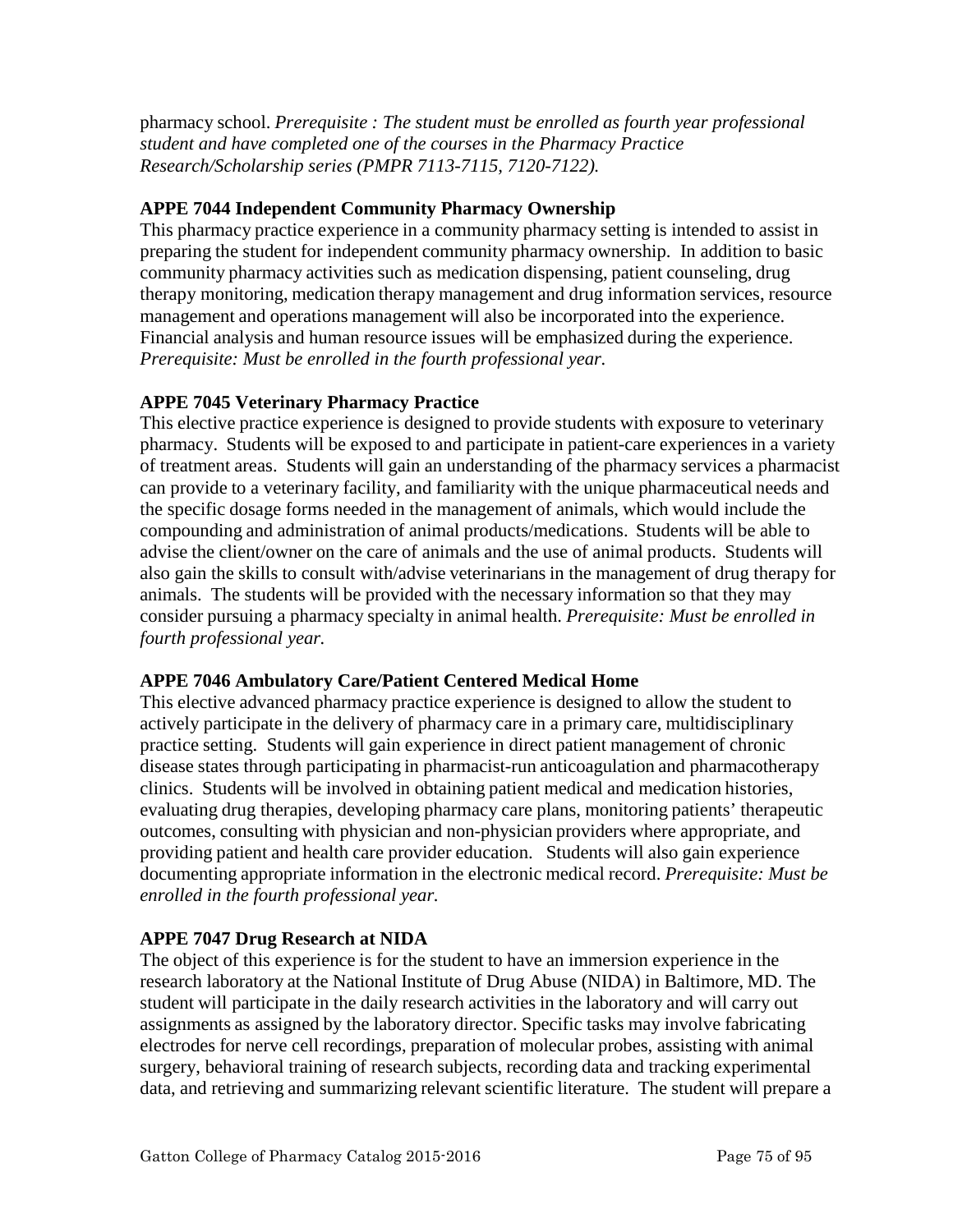pharmacy school. *Prerequisite : The student must be enrolled as fourth year professional student and have completed one of the courses in the Pharmacy Practice Research/Scholarship series (PMPR 7113-7115, 7120-7122).*

**APPE 7044 Independent Community Pharmacy Ownership**

This pharmacy practice experience in a community pharmacy setting is intended to assist in preparing the student for independent community pharmacy ownership. In addition to basic community pharmacy activities such as medication dispensing, patient counseling, drug therapy monitoring, medication therapy management and drug information services, resource management and operations management will also be incorporated into the experience. Financial analysis and human resource issues will be emphasized during the experience. *Prerequisite: Must be enrolled in the fourth professional year.*

**APPE 7045 Veterinary Pharmacy Practice**

This elective practice experience is designed to provide students with exposure to veterinary pharmacy. Students will be exposed to and participate in patient-care experiences in a variety of treatment areas. Students will gain an understanding of the pharmacy services a pharmacist can provide to a veterinary facility, and familiarity with the unique pharmaceutical needs and the specific dosage forms needed in the management of animals, which would include the compounding and administration of animal products/medications. Students will be able to advise the client/owner on the care of animals and the use of animal products. Students will also gain the skills to consult with/advise veterinarians in the management of drug therapy for animals. The students will be provided with the necessary information so that they may consider pursuing a pharmacy specialty in animal health. *Prerequisite: Must be enrolled in fourth professional year.*

**APPE 7046 Ambulatory Care/Patient Centered Medical Home**

This elective advanced pharmacy practice experience is designed to allow the student to actively participate in the delivery of pharmacy care in a primary care, multidisciplinary practice setting. Students will gain experience in direct patient management of chronic disease states through participating in pharmacist-run anticoagulation and pharmacotherapy clinics. Students will be involved in obtaining patient medical and medication histories, evaluating drug therapies, developing pharmacy care plans, monitoring patients' therapeutic outcomes, consulting with physician and non-physician providers where appropriate, and providing patient and health care provider education. Students will also gain experience documenting appropriate information in the electronic medical record. *Prerequisite: Must be enrolled in the fourth professional year.*

**APPE 7047 Drug Research at NIDA**

The object of this experience is for the student to have an immersion experience in the research laboratory at the National Institute of Drug Abuse (NIDA) in Baltimore, MD. The student will participate in the daily research activities in the laboratory and will carry out assignments as assigned by the laboratory director. Specific tasks may involve fabricating electrodes for nerve cell recordings, preparation of molecular probes, assisting with animal surgery, behavioral training of research subjects, recording data and tracking experimental data, and retrieving and summarizing relevant scientific literature. The student will prepare a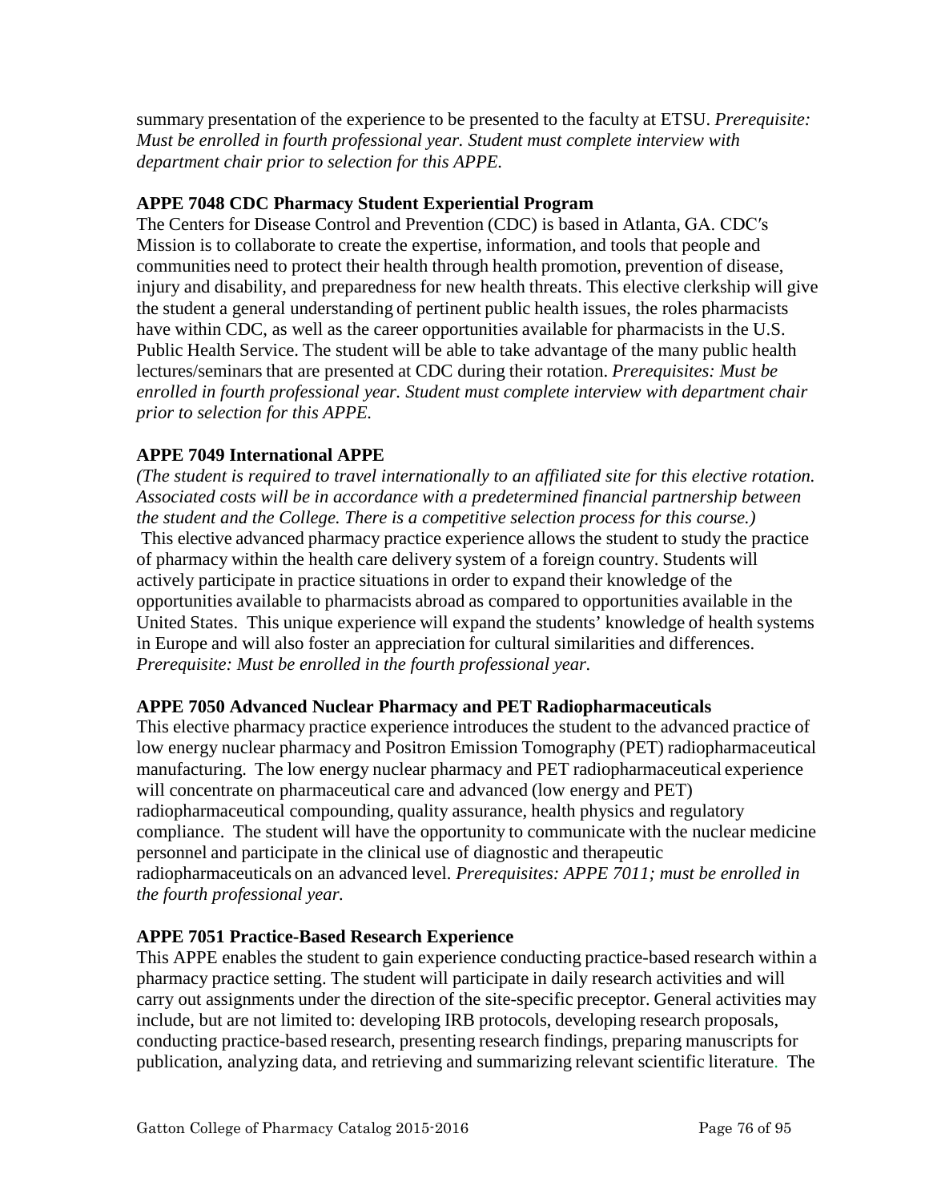summary presentation of the experience to be presented to the faculty at ETSU. *Prerequisite: Must be enrolled in fourth professional year. Student must complete interview with department chair prior to selection for this APPE.*

**APPE 7048 CDC Pharmacy Student Experiential Program**

The Centers for Disease Control and Prevention (CDC) is based in Atlanta, GA. CDC's Mission is to collaborate to create the expertise, information, and tools that people and communities need to protect their health through health promotion, prevention of disease, injury and disability, and preparedness for new health threats. This elective clerkship will give the student a general understanding of pertinent public health issues, the roles pharmacists have within CDC, as well as the career opportunities available for pharmacists in the U.S. Public Health Service. The student will be able to take advantage of the many public health lectures/seminars that are presented at CDC during their rotation. *Prerequisites: Must be enrolled in fourth professional year. Student must complete interview with department chair prior to selection for this APPE.*

**APPE 7049 International APPE**

*(The student is required to travel internationally to an affiliated site for this elective rotation. Associated costs will be in accordance with a predetermined financial partnership between the student and the College. There is a competitive selection process for this course.)*
This elective advanced pharmacy practice experience allows the student to study the practice of pharmacy within the health care delivery system of a foreign country. Students will actively participate in practice situations in order to expand their knowledge of the opportunities available to pharmacists abroad as compared to opportunities available in the United States. This unique experience will expand the students' knowledge of health systems in Europe and will also foster an appreciation for cultural similarities and differences. *Prerequisite: Must be enrolled in the fourth professional year.*

**APPE 7050 Advanced Nuclear Pharmacy and PET Radiopharmaceuticals**

This elective pharmacy practice experience introduces the student to the advanced practice of low energy nuclear pharmacy and Positron Emission Tomography (PET) radiopharmaceutical manufacturing. The low energy nuclear pharmacy and PET radiopharmaceutical experience will concentrate on pharmaceutical care and advanced (low energy and PET) radiopharmaceutical compounding, quality assurance, health physics and regulatory compliance. The student will have the opportunity to communicate with the nuclear medicine personnel and participate in the clinical use of diagnostic and therapeutic radiopharmaceuticals on an advanced level. *Prerequisites: APPE 7011; must be enrolled in the fourth professional year.*

**APPE 7051 Practice-Based Research Experience**

This APPE enables the student to gain experience conducting practice-based research within a pharmacy practice setting. The student will participate in daily research activities and will carry out assignments under the direction of the site-specific preceptor. General activities may include, but are not limited to: developing IRB protocols, developing research proposals, conducting practice-based research, presenting research findings, preparing manuscripts for publication, analyzing data, and retrieving and summarizing relevant scientific literature. The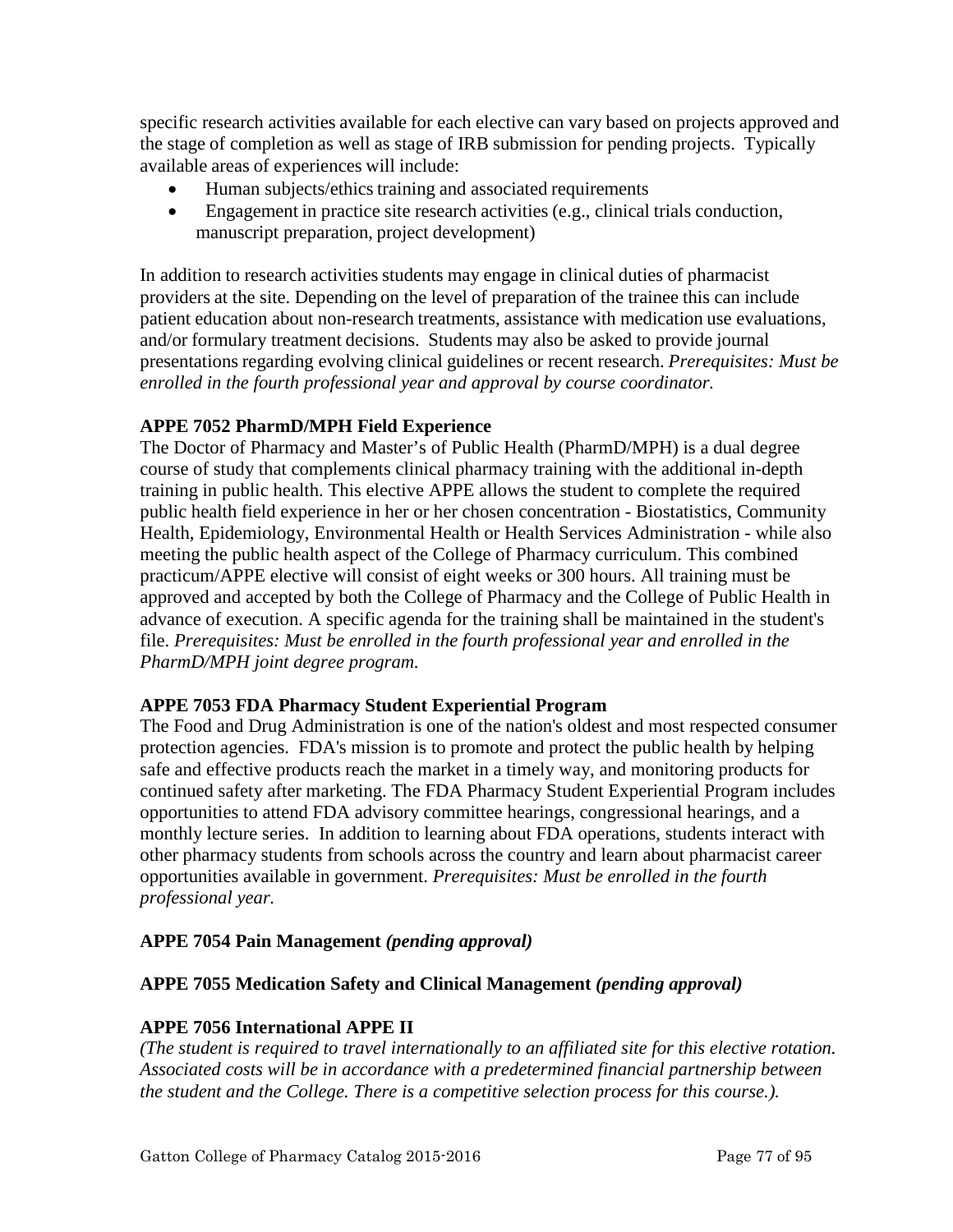specific research activities available for each elective can vary based on projects approved and the stage of completion as well as stage of IRB submission for pending projects. Typically available areas of experiences will include:

- Human subjects/ethics training and associated requirements
- Engagement in practice site research activities (e.g., clinical trials conduction, manuscript preparation, project development)

In addition to research activities students may engage in clinical duties of pharmacist providers at the site. Depending on the level of preparation of the trainee this can include patient education about non-research treatments, assistance with medication use evaluations, and/or formulary treatment decisions. Students may also be asked to provide journal presentations regarding evolving clinical guidelines or recent research. *Prerequisites: Must be enrolled in the fourth professional year and approval by course coordinator.*

**APPE 7052 PharmD/MPH Field Experience**

The Doctor of Pharmacy and Master's of Public Health (PharmD/MPH) is a dual degree course of study that complements clinical pharmacy training with the additional in-depth training in public health. This elective APPE allows the student to complete the required public health field experience in her or her chosen concentration - Biostatistics, Community Health, Epidemiology, Environmental Health or Health Services Administration - while also meeting the public health aspect of the College of Pharmacy curriculum. This combined practicum/APPE elective will consist of eight weeks or 300 hours. All training must be approved and accepted by both the College of Pharmacy and the College of Public Health in advance of execution. A specific agenda for the training shall be maintained in the student's file. *Prerequisites: Must be enrolled in the fourth professional year and enrolled in the PharmD/MPH joint degree program.*

**APPE 7053 FDA Pharmacy Student Experiential Program**

The Food and Drug Administration is one of the nation's oldest and most respected consumer protection agencies. FDA's mission is to promote and protect the public health by helping safe and effective products reach the market in a timely way, and monitoring products for continued safety after marketing. The FDA Pharmacy Student Experiential Program includes opportunities to attend FDA advisory committee hearings, congressional hearings, and a monthly lecture series. In addition to learning about FDA operations, students interact with other pharmacy students from schools across the country and learn about pharmacist career opportunities available in government. *Prerequisites: Must be enrolled in the fourth professional year.*

**APPE 7054 Pain Management *(pending approval)***

**APPE 7055 Medication Safety and Clinical Management *(pending approval)***

**APPE 7056 International APPE II**

*(The student is required to travel internationally to an affiliated site for this elective rotation. Associated costs will be in accordance with a predetermined financial partnership between the student and the College. There is a competitive selection process for this course.).*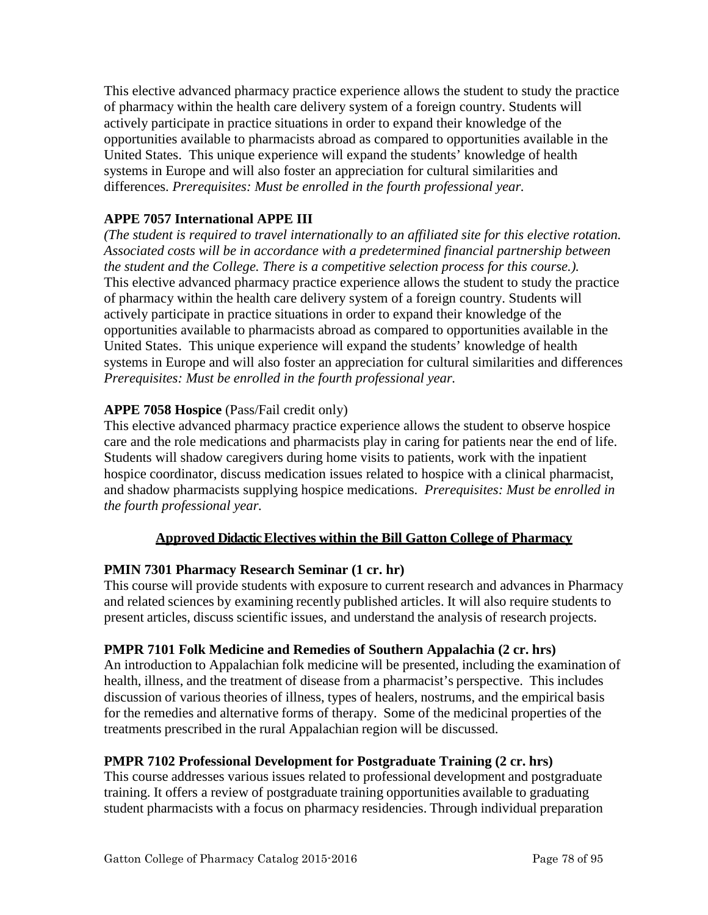This elective advanced pharmacy practice experience allows the student to study the practice of pharmacy within the health care delivery system of a foreign country. Students will actively participate in practice situations in order to expand their knowledge of the opportunities available to pharmacists abroad as compared to opportunities available in the United States. This unique experience will expand the students' knowledge of health systems in Europe and will also foster an appreciation for cultural similarities and differences. *Prerequisites: Must be enrolled in the fourth professional year.*

**APPE 7057 International APPE III**

*(The student is required to travel internationally to an affiliated site for this elective rotation. Associated costs will be in accordance with a predetermined financial partnership between the student and the College. There is a competitive selection process for this course.).*
This elective advanced pharmacy practice experience allows the student to study the practice of pharmacy within the health care delivery system of a foreign country. Students will actively participate in practice situations in order to expand their knowledge of the opportunities available to pharmacists abroad as compared to opportunities available in the United States. This unique experience will expand the students' knowledge of health systems in Europe and will also foster an appreciation for cultural similarities and differences *Prerequisites: Must be enrolled in the fourth professional year.*

**APPE 7058 Hospice** (Pass/Fail credit only)

This elective advanced pharmacy practice experience allows the student to observe hospice care and the role medications and pharmacists play in caring for patients near the end of life. Students will shadow caregivers during home visits to patients, work with the inpatient hospice coordinator, discuss medication issues related to hospice with a clinical pharmacist, and shadow pharmacists supplying hospice medications. *Prerequisites: Must be enrolled in the fourth professional year.*

## Approved Didactic Electives within the Bill Gatton College of Pharmacy

**PMIN 7301 Pharmacy Research Seminar (1 cr. hr)**

This course will provide students with exposure to current research and advances in Pharmacy and related sciences by examining recently published articles. It will also require students to present articles, discuss scientific issues, and understand the analysis of research projects.

**PMPR 7101 Folk Medicine and Remedies of Southern Appalachia (2 cr. hrs)**

An introduction to Appalachian folk medicine will be presented, including the examination of health, illness, and the treatment of disease from a pharmacist's perspective. This includes discussion of various theories of illness, types of healers, nostrums, and the empirical basis for the remedies and alternative forms of therapy. Some of the medicinal properties of the treatments prescribed in the rural Appalachian region will be discussed.

**PMPR 7102 Professional Development for Postgraduate Training (2 cr. hrs)**

This course addresses various issues related to professional development and postgraduate training. It offers a review of postgraduate training opportunities available to graduating student pharmacists with a focus on pharmacy residencies. Through individual preparation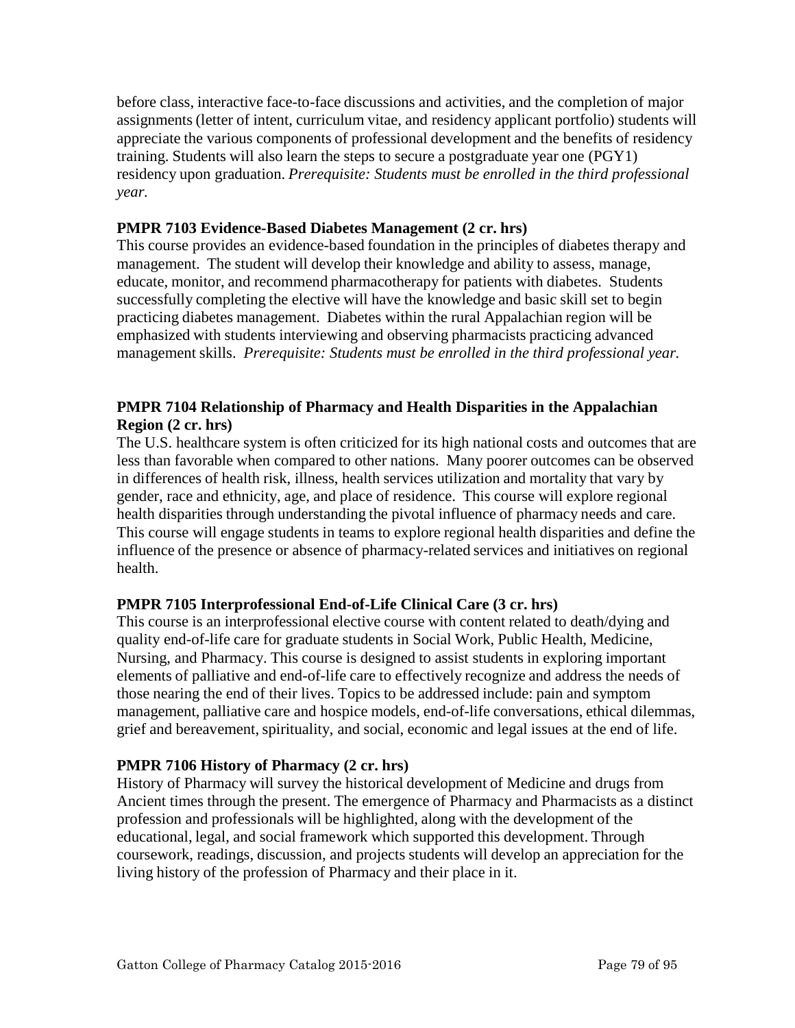before class, interactive face-to-face discussions and activities, and the completion of major assignments (letter of intent, curriculum vitae, and residency applicant portfolio) students will appreciate the various components of professional development and the benefits of residency training. Students will also learn the steps to secure a postgraduate year one (PGY1) residency upon graduation. *Prerequisite: Students must be enrolled in the third professional year.*

**PMPR 7103 Evidence-Based Diabetes Management (2 cr. hrs)**
This course provides an evidence-based foundation in the principles of diabetes therapy and management. The student will develop their knowledge and ability to assess, manage, educate, monitor, and recommend pharmacotherapy for patients with diabetes. Students successfully completing the elective will have the knowledge and basic skill set to begin practicing diabetes management. Diabetes within the rural Appalachian region will be emphasized with students interviewing and observing pharmacists practicing advanced management skills. *Prerequisite: Students must be enrolled in the third professional year.*

**PMPR 7104 Relationship of Pharmacy and Health Disparities in the Appalachian Region (2 cr. hrs)**
The U.S. healthcare system is often criticized for its high national costs and outcomes that are less than favorable when compared to other nations. Many poorer outcomes can be observed in differences of health risk, illness, health services utilization and mortality that vary by gender, race and ethnicity, age, and place of residence. This course will explore regional health disparities through understanding the pivotal influence of pharmacy needs and care. This course will engage students in teams to explore regional health disparities and define the influence of the presence or absence of pharmacy-related services and initiatives on regional health.

**PMPR 7105 Interprofessional End-of-Life Clinical Care (3 cr. hrs)**
This course is an interprofessional elective course with content related to death/dying and quality end-of-life care for graduate students in Social Work, Public Health, Medicine, Nursing, and Pharmacy. This course is designed to assist students in exploring important elements of palliative and end-of-life care to effectively recognize and address the needs of those nearing the end of their lives. Topics to be addressed include: pain and symptom management, palliative care and hospice models, end-of-life conversations, ethical dilemmas, grief and bereavement, spirituality, and social, economic and legal issues at the end of life.

**PMPR 7106 History of Pharmacy (2 cr. hrs)**
History of Pharmacy will survey the historical development of Medicine and drugs from Ancient times through the present. The emergence of Pharmacy and Pharmacists as a distinct profession and professionals will be highlighted, along with the development of the educational, legal, and social framework which supported this development. Through coursework, readings, discussion, and projects students will develop an appreciation for the living history of the profession of Pharmacy and their place in it.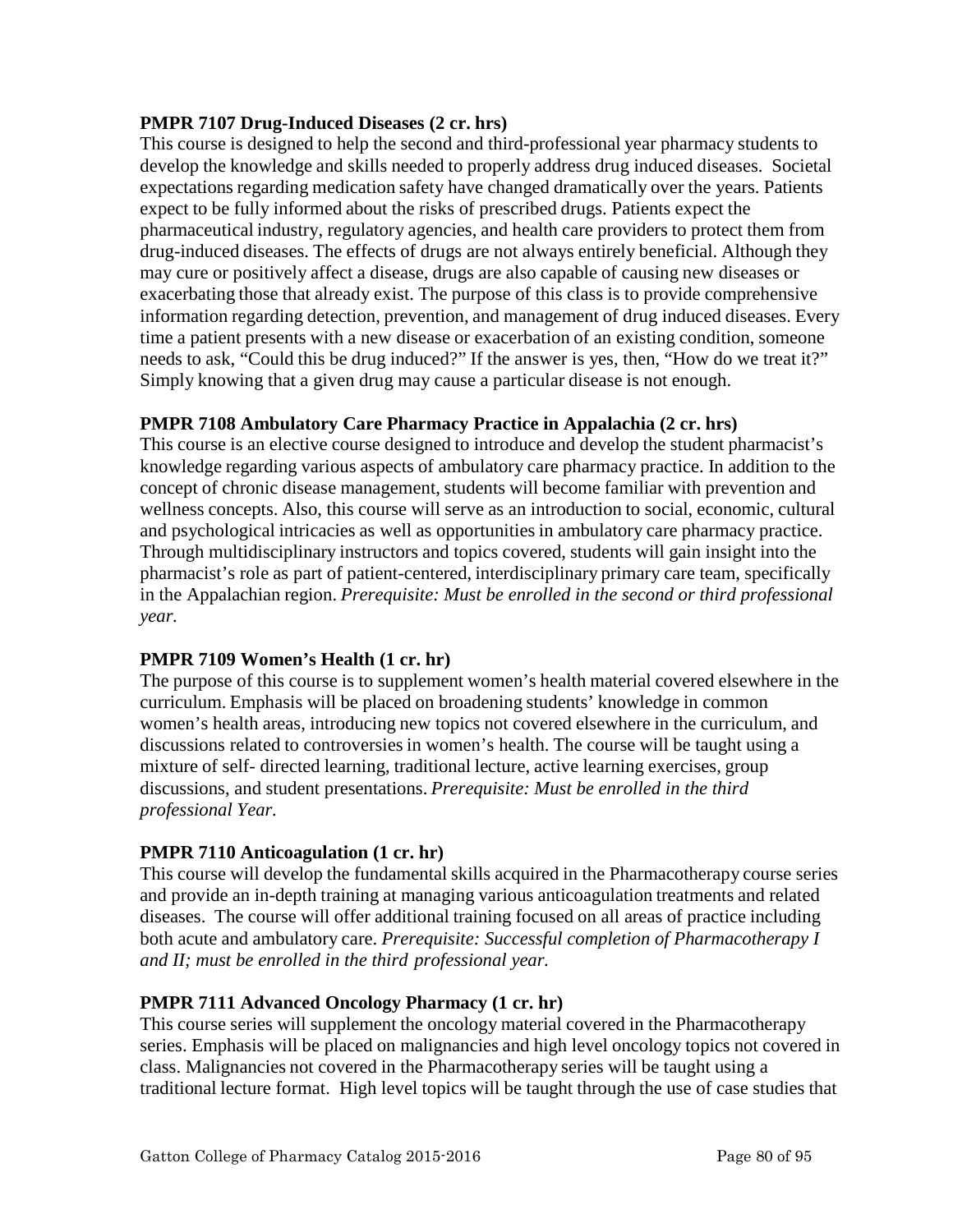**PMPR 7107 Drug-Induced Diseases (2 cr. hrs)**

This course is designed to help the second and third-professional year pharmacy students to develop the knowledge and skills needed to properly address drug induced diseases. Societal expectations regarding medication safety have changed dramatically over the years. Patients expect to be fully informed about the risks of prescribed drugs. Patients expect the pharmaceutical industry, regulatory agencies, and health care providers to protect them from drug-induced diseases. The effects of drugs are not always entirely beneficial. Although they may cure or positively affect a disease, drugs are also capable of causing new diseases or exacerbating those that already exist. The purpose of this class is to provide comprehensive information regarding detection, prevention, and management of drug induced diseases. Every time a patient presents with a new disease or exacerbation of an existing condition, someone needs to ask, "Could this be drug induced?" If the answer is yes, then, "How do we treat it?" Simply knowing that a given drug may cause a particular disease is not enough.

**PMPR 7108 Ambulatory Care Pharmacy Practice in Appalachia (2 cr. hrs)**

This course is an elective course designed to introduce and develop the student pharmacist's knowledge regarding various aspects of ambulatory care pharmacy practice. In addition to the concept of chronic disease management, students will become familiar with prevention and wellness concepts. Also, this course will serve as an introduction to social, economic, cultural and psychological intricacies as well as opportunities in ambulatory care pharmacy practice. Through multidisciplinary instructors and topics covered, students will gain insight into the pharmacist's role as part of patient-centered, interdisciplinary primary care team, specifically in the Appalachian region. *Prerequisite: Must be enrolled in the second or third professional year.*

**PMPR 7109 Women's Health (1 cr. hr)**

The purpose of this course is to supplement women's health material covered elsewhere in the curriculum. Emphasis will be placed on broadening students' knowledge in common women's health areas, introducing new topics not covered elsewhere in the curriculum, and discussions related to controversies in women's health. The course will be taught using a mixture of self- directed learning, traditional lecture, active learning exercises, group discussions, and student presentations. *Prerequisite: Must be enrolled in the third professional Year.*

**PMPR 7110 Anticoagulation (1 cr. hr)**

This course will develop the fundamental skills acquired in the Pharmacotherapy course series and provide an in-depth training at managing various anticoagulation treatments and related diseases. The course will offer additional training focused on all areas of practice including both acute and ambulatory care. *Prerequisite: Successful completion of Pharmacotherapy I and II; must be enrolled in the third professional year.*

**PMPR 7111 Advanced Oncology Pharmacy (1 cr. hr)**

This course series will supplement the oncology material covered in the Pharmacotherapy series. Emphasis will be placed on malignancies and high level oncology topics not covered in class. Malignancies not covered in the Pharmacotherapy series will be taught using a traditional lecture format. High level topics will be taught through the use of case studies that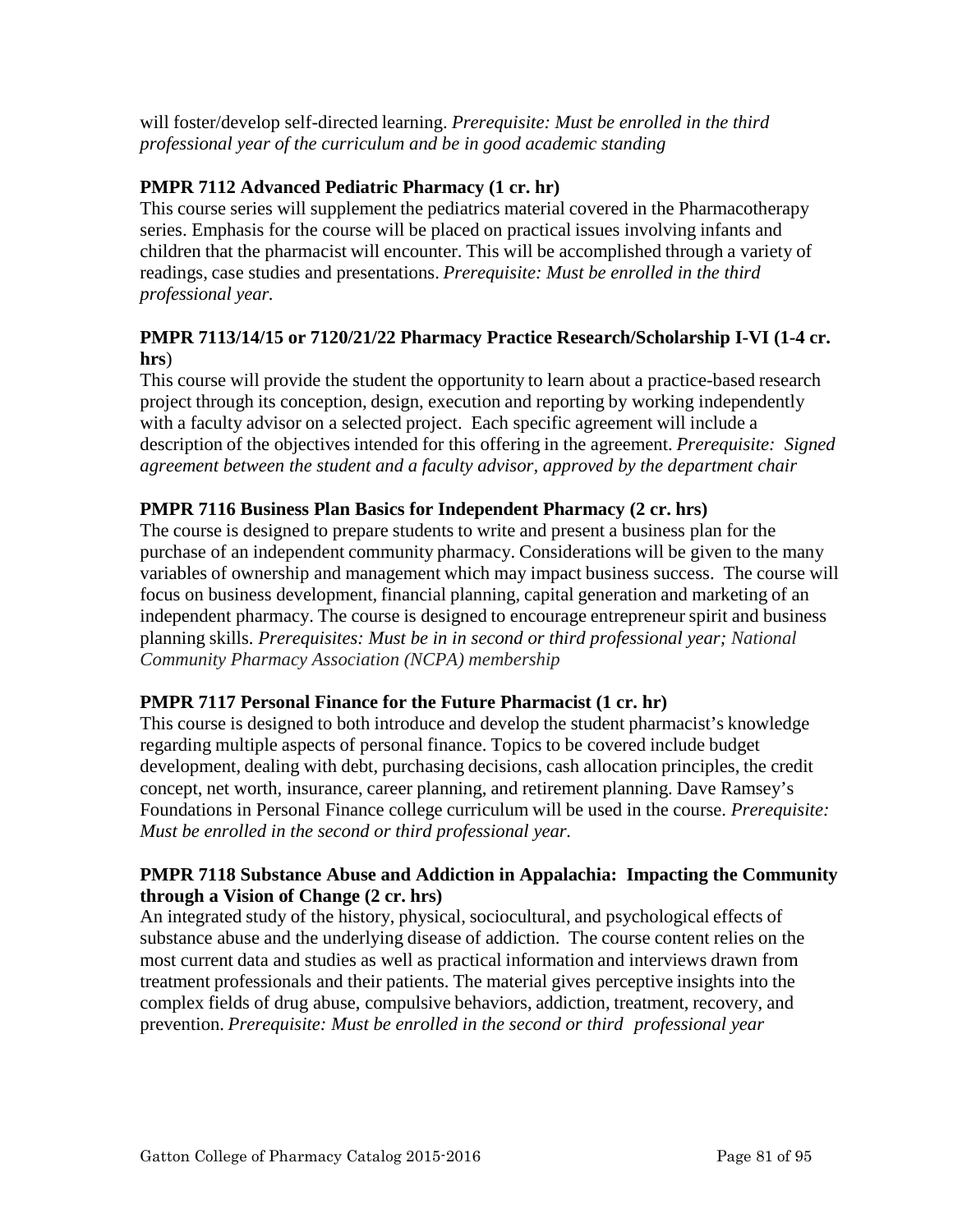will foster/develop self-directed learning. *Prerequisite: Must be enrolled in the third professional year of the curriculum and be in good academic standing*

**PMPR 7112 Advanced Pediatric Pharmacy (1 cr. hr)**
This course series will supplement the pediatrics material covered in the Pharmacotherapy series. Emphasis for the course will be placed on practical issues involving infants and children that the pharmacist will encounter. This will be accomplished through a variety of readings, case studies and presentations. *Prerequisite: Must be enrolled in the third professional year.*

**PMPR 7113/14/15 or 7120/21/22 Pharmacy Practice Research/Scholarship I-VI (1-4 cr. hrs)**
This course will provide the student the opportunity to learn about a practice-based research project through its conception, design, execution and reporting by working independently with a faculty advisor on a selected project. Each specific agreement will include a description of the objectives intended for this offering in the agreement. *Prerequisite: Signed agreement between the student and a faculty advisor, approved by the department chair*

**PMPR 7116 Business Plan Basics for Independent Pharmacy (2 cr. hrs)**
The course is designed to prepare students to write and present a business plan for the purchase of an independent community pharmacy. Considerations will be given to the many variables of ownership and management which may impact business success. The course will focus on business development, financial planning, capital generation and marketing of an independent pharmacy. The course is designed to encourage entrepreneur spirit and business planning skills. *Prerequisites: Must be in in second or third professional year; National Community Pharmacy Association (NCPA) membership*

**PMPR 7117 Personal Finance for the Future Pharmacist (1 cr. hr)**
This course is designed to both introduce and develop the student pharmacist's knowledge regarding multiple aspects of personal finance. Topics to be covered include budget development, dealing with debt, purchasing decisions, cash allocation principles, the credit concept, net worth, insurance, career planning, and retirement planning. Dave Ramsey's Foundations in Personal Finance college curriculum will be used in the course. *Prerequisite: Must be enrolled in the second or third professional year.*

**PMPR 7118 Substance Abuse and Addiction in Appalachia: Impacting the Community through a Vision of Change (2 cr. hrs)**
An integrated study of the history, physical, sociocultural, and psychological effects of substance abuse and the underlying disease of addiction. The course content relies on the most current data and studies as well as practical information and interviews drawn from treatment professionals and their patients. The material gives perceptive insights into the complex fields of drug abuse, compulsive behaviors, addiction, treatment, recovery, and prevention. *Prerequisite: Must be enrolled in the second or third professional year*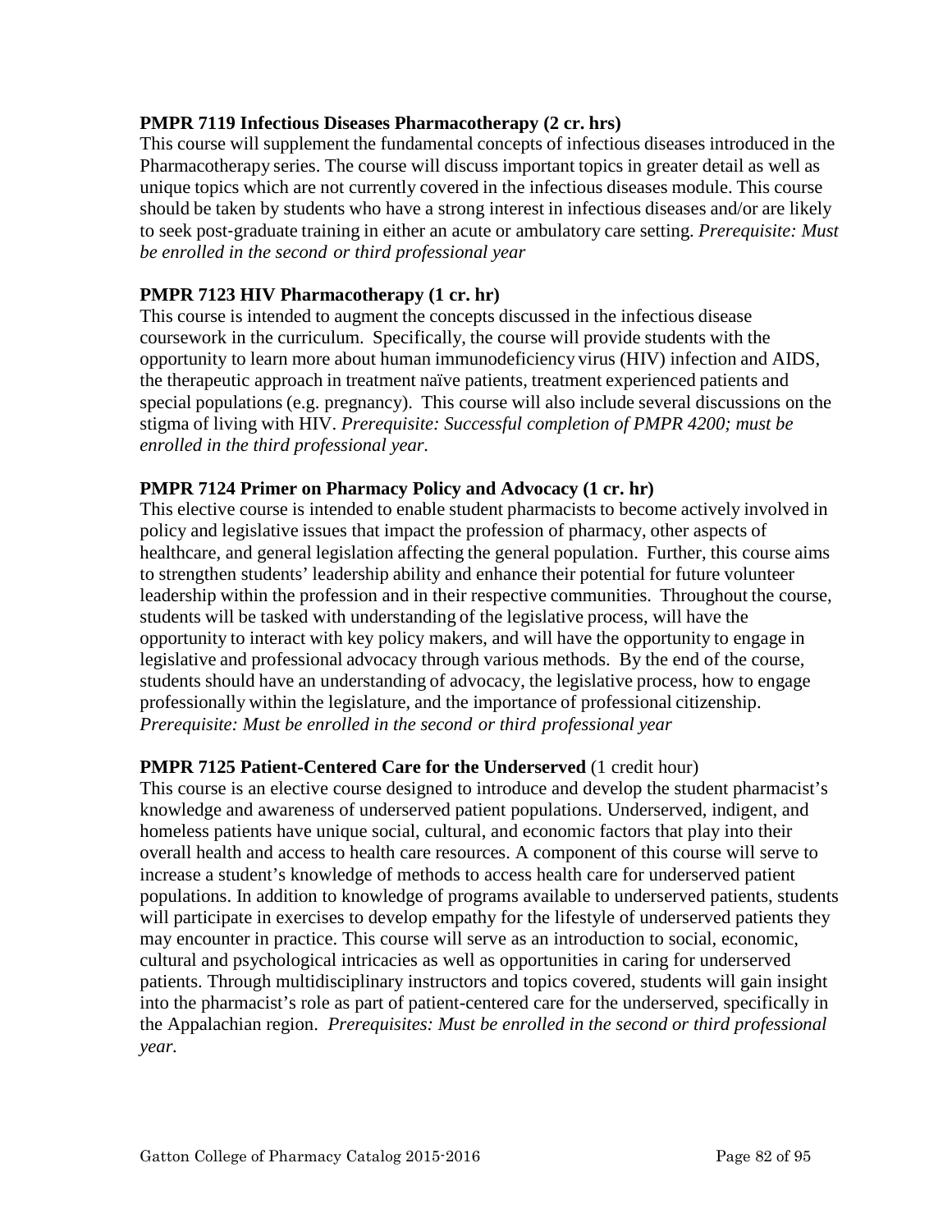**PMPR 7119 Infectious Diseases Pharmacotherapy (2 cr. hrs)**
This course will supplement the fundamental concepts of infectious diseases introduced in the Pharmacotherapy series. The course will discuss important topics in greater detail as well as unique topics which are not currently covered in the infectious diseases module. This course should be taken by students who have a strong interest in infectious diseases and/or are likely to seek post-graduate training in either an acute or ambulatory care setting. *Prerequisite: Must be enrolled in the second or third professional year*

**PMPR 7123 HIV Pharmacotherapy (1 cr. hr)**
This course is intended to augment the concepts discussed in the infectious disease coursework in the curriculum. Specifically, the course will provide students with the opportunity to learn more about human immunodeficiency virus (HIV) infection and AIDS, the therapeutic approach in treatment naïve patients, treatment experienced patients and special populations (e.g. pregnancy). This course will also include several discussions on the stigma of living with HIV. *Prerequisite: Successful completion of PMPR 4200; must be enrolled in the third professional year.*

**PMPR 7124 Primer on Pharmacy Policy and Advocacy (1 cr. hr)**
This elective course is intended to enable student pharmacists to become actively involved in policy and legislative issues that impact the profession of pharmacy, other aspects of healthcare, and general legislation affecting the general population. Further, this course aims to strengthen students' leadership ability and enhance their potential for future volunteer leadership within the profession and in their respective communities. Throughout the course, students will be tasked with understanding of the legislative process, will have the opportunity to interact with key policy makers, and will have the opportunity to engage in legislative and professional advocacy through various methods. By the end of the course, students should have an understanding of advocacy, the legislative process, how to engage professionally within the legislature, and the importance of professional citizenship. *Prerequisite: Must be enrolled in the second or third professional year*

**PMPR 7125 Patient-Centered Care for the Underserved** (1 credit hour)
This course is an elective course designed to introduce and develop the student pharmacist's knowledge and awareness of underserved patient populations. Underserved, indigent, and homeless patients have unique social, cultural, and economic factors that play into their overall health and access to health care resources. A component of this course will serve to increase a student's knowledge of methods to access health care for underserved patient populations. In addition to knowledge of programs available to underserved patients, students will participate in exercises to develop empathy for the lifestyle of underserved patients they may encounter in practice. This course will serve as an introduction to social, economic, cultural and psychological intricacies as well as opportunities in caring for underserved patients. Through multidisciplinary instructors and topics covered, students will gain insight into the pharmacist's role as part of patient-centered care for the underserved, specifically in the Appalachian region. *Prerequisites: Must be enrolled in the second or third professional year.*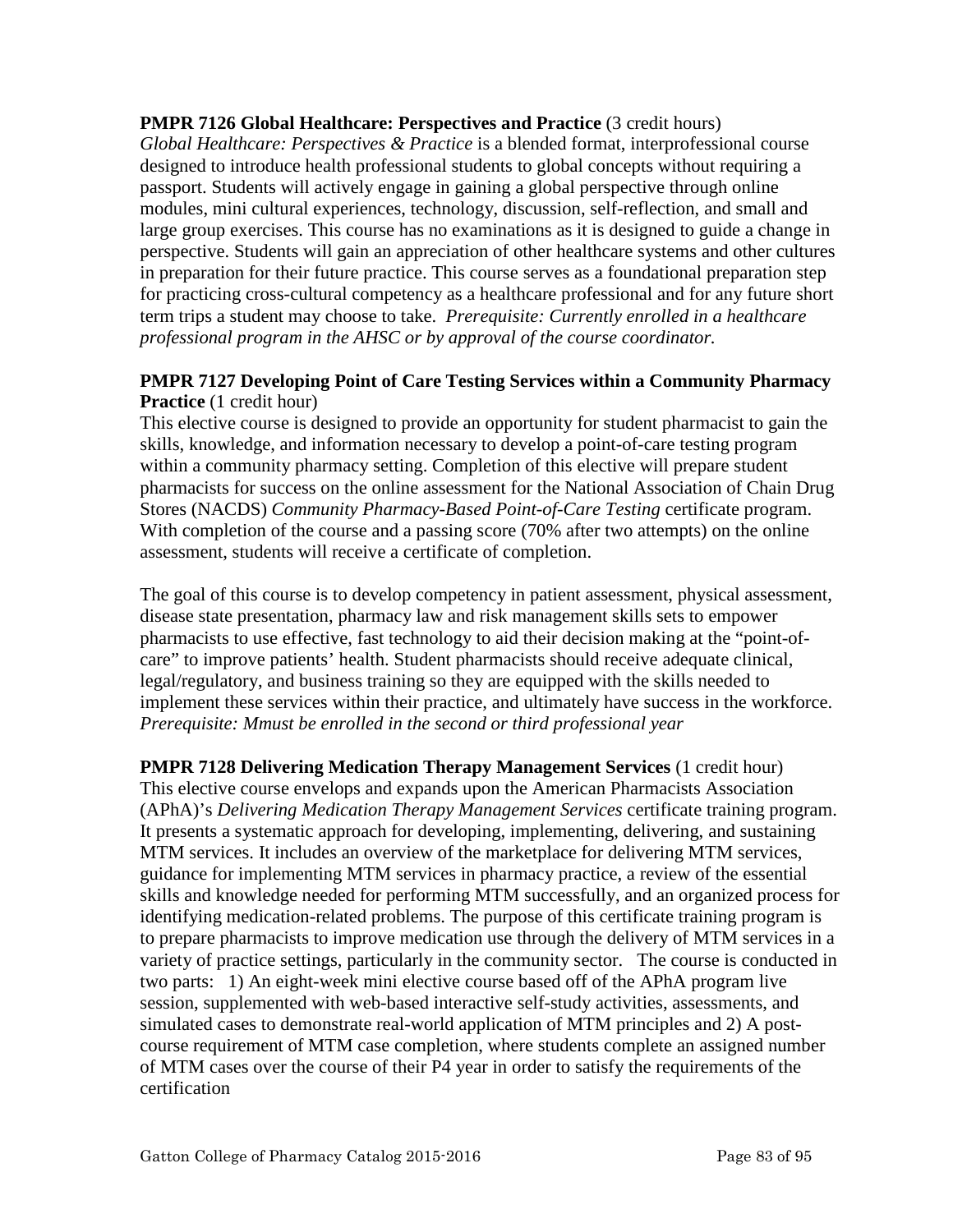**PMPR 7126 Global Healthcare: Perspectives and Practice** (3 credit hours)
*Global Healthcare: Perspectives & Practice* is a blended format, interprofessional course designed to introduce health professional students to global concepts without requiring a passport. Students will actively engage in gaining a global perspective through online modules, mini cultural experiences, technology, discussion, self-reflection, and small and large group exercises. This course has no examinations as it is designed to guide a change in perspective. Students will gain an appreciation of other healthcare systems and other cultures in preparation for their future practice. This course serves as a foundational preparation step for practicing cross-cultural competency as a healthcare professional and for any future short term trips a student may choose to take. *Prerequisite: Currently enrolled in a healthcare professional program in the AHSC or by approval of the course coordinator.*

**PMPR 7127 Developing Point of Care Testing Services within a Community Pharmacy Practice** (1 credit hour)
This elective course is designed to provide an opportunity for student pharmacist to gain the skills, knowledge, and information necessary to develop a point-of-care testing program within a community pharmacy setting. Completion of this elective will prepare student pharmacists for success on the online assessment for the National Association of Chain Drug Stores (NACDS) *Community Pharmacy-Based Point-of-Care Testing* certificate program. With completion of the course and a passing score (70% after two attempts) on the online assessment, students will receive a certificate of completion.

The goal of this course is to develop competency in patient assessment, physical assessment, disease state presentation, pharmacy law and risk management skills sets to empower pharmacists to use effective, fast technology to aid their decision making at the "point-of-care" to improve patients' health. Student pharmacists should receive adequate clinical, legal/regulatory, and business training so they are equipped with the skills needed to implement these services within their practice, and ultimately have success in the workforce. *Prerequisite: Mmust be enrolled in the second or third professional year*

**PMPR 7128 Delivering Medication Therapy Management Services** (1 credit hour)
This elective course envelops and expands upon the American Pharmacists Association (APhA)'s *Delivering Medication Therapy Management Services* certificate training program. It presents a systematic approach for developing, implementing, delivering, and sustaining MTM services. It includes an overview of the marketplace for delivering MTM services, guidance for implementing MTM services in pharmacy practice, a review of the essential skills and knowledge needed for performing MTM successfully, and an organized process for identifying medication-related problems. The purpose of this certificate training program is to prepare pharmacists to improve medication use through the delivery of MTM services in a variety of practice settings, particularly in the community sector. The course is conducted in two parts: 1) An eight-week mini elective course based off of the APhA program live session, supplemented with web-based interactive self-study activities, assessments, and simulated cases to demonstrate real-world application of MTM principles and 2) A post-course requirement of MTM case completion, where students complete an assigned number of MTM cases over the course of their P4 year in order to satisfy the requirements of the certification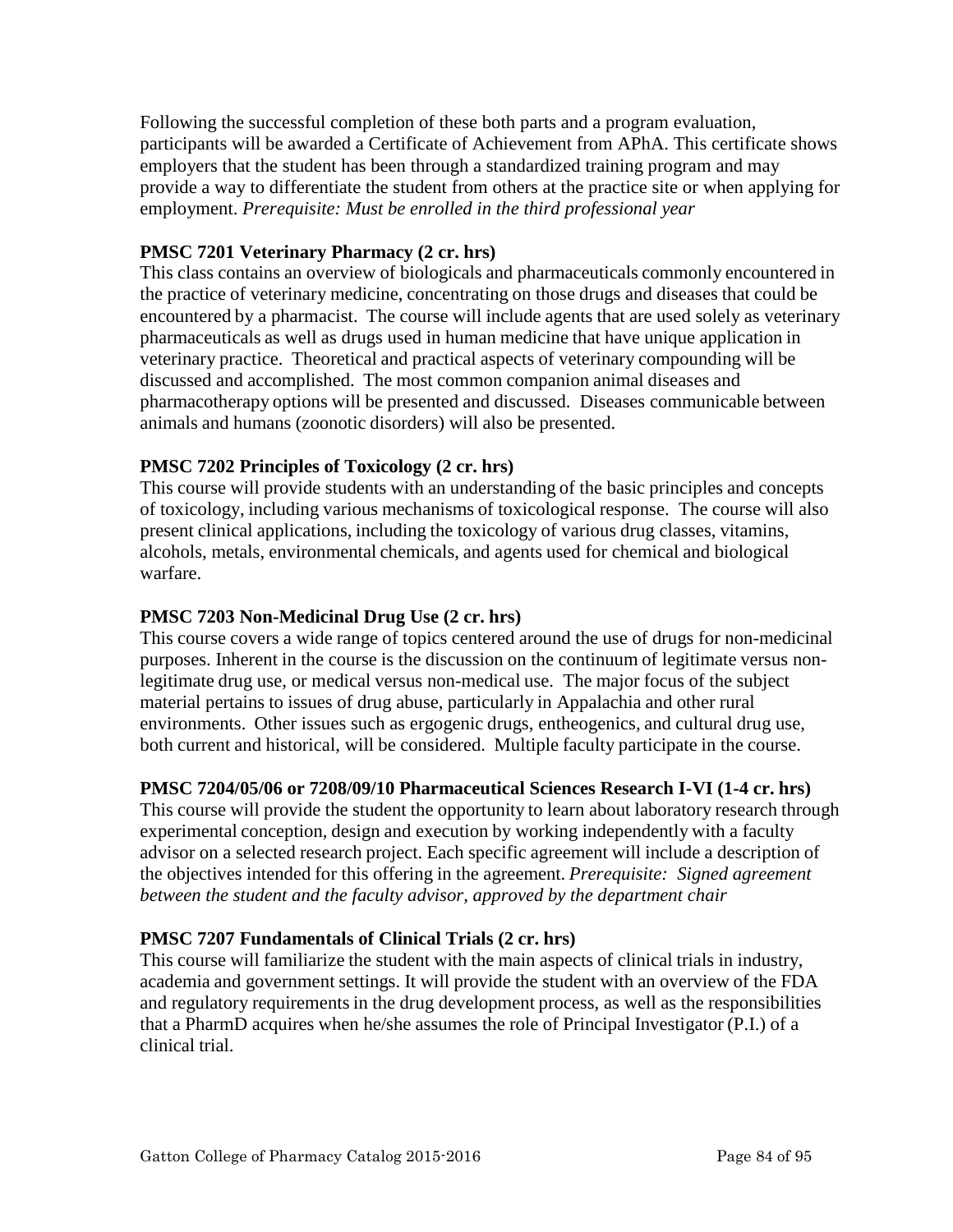Following the successful completion of these both parts and a program evaluation, participants will be awarded a Certificate of Achievement from APhA. This certificate shows employers that the student has been through a standardized training program and may provide a way to differentiate the student from others at the practice site or when applying for employment. *Prerequisite: Must be enrolled in the third professional year*

**PMSC 7201 Veterinary Pharmacy (2 cr. hrs)**
This class contains an overview of biologicals and pharmaceuticals commonly encountered in the practice of veterinary medicine, concentrating on those drugs and diseases that could be encountered by a pharmacist. The course will include agents that are used solely as veterinary pharmaceuticals as well as drugs used in human medicine that have unique application in veterinary practice. Theoretical and practical aspects of veterinary compounding will be discussed and accomplished. The most common companion animal diseases and pharmacotherapy options will be presented and discussed. Diseases communicable between animals and humans (zoonotic disorders) will also be presented.

**PMSC 7202 Principles of Toxicology (2 cr. hrs)**
This course will provide students with an understanding of the basic principles and concepts of toxicology, including various mechanisms of toxicological response. The course will also present clinical applications, including the toxicology of various drug classes, vitamins, alcohols, metals, environmental chemicals, and agents used for chemical and biological warfare.

**PMSC 7203 Non-Medicinal Drug Use (2 cr. hrs)**
This course covers a wide range of topics centered around the use of drugs for non-medicinal purposes. Inherent in the course is the discussion on the continuum of legitimate versus non-legitimate drug use, or medical versus non-medical use. The major focus of the subject material pertains to issues of drug abuse, particularly in Appalachia and other rural environments. Other issues such as ergogenic drugs, entheogenics, and cultural drug use, both current and historical, will be considered. Multiple faculty participate in the course.

**PMSC 7204/05/06 or 7208/09/10 Pharmaceutical Sciences Research I-VI (1-4 cr. hrs)**
This course will provide the student the opportunity to learn about laboratory research through experimental conception, design and execution by working independently with a faculty advisor on a selected research project. Each specific agreement will include a description of the objectives intended for this offering in the agreement. *Prerequisite: Signed agreement between the student and the faculty advisor, approved by the department chair*

**PMSC 7207 Fundamentals of Clinical Trials (2 cr. hrs)**
This course will familiarize the student with the main aspects of clinical trials in industry, academia and government settings. It will provide the student with an overview of the FDA and regulatory requirements in the drug development process, as well as the responsibilities that a PharmD acquires when he/she assumes the role of Principal Investigator (P.I.) of a clinical trial.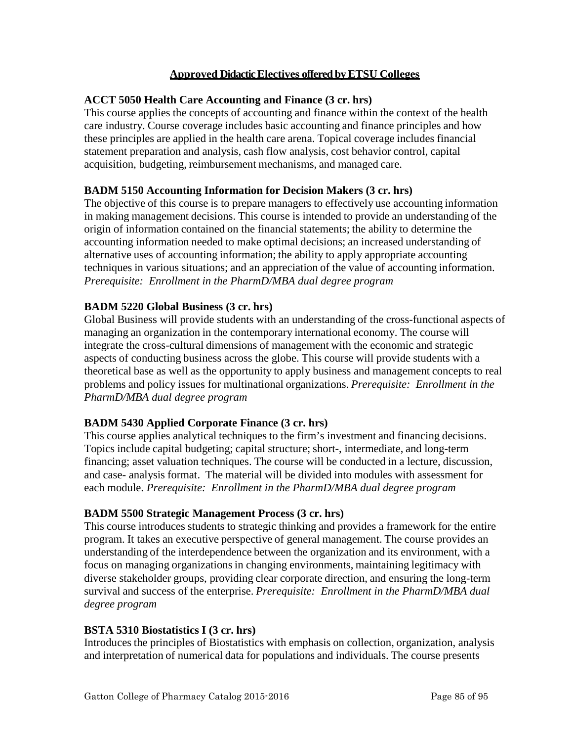## Approved Didactic Electives offered by ETSU Colleges

**ACCT 5050 Health Care Accounting and Finance (3 cr. hrs)**
This course applies the concepts of accounting and finance within the context of the health care industry. Course coverage includes basic accounting and finance principles and how these principles are applied in the health care arena. Topical coverage includes financial statement preparation and analysis, cash flow analysis, cost behavior control, capital acquisition, budgeting, reimbursement mechanisms, and managed care.

**BADM 5150 Accounting Information for Decision Makers (3 cr. hrs)**
The objective of this course is to prepare managers to effectively use accounting information in making management decisions. This course is intended to provide an understanding of the origin of information contained on the financial statements; the ability to determine the accounting information needed to make optimal decisions; an increased understanding of alternative uses of accounting information; the ability to apply appropriate accounting techniques in various situations; and an appreciation of the value of accounting information. *Prerequisite: Enrollment in the PharmD/MBA dual degree program*

**BADM 5220 Global Business (3 cr. hrs)**
Global Business will provide students with an understanding of the cross-functional aspects of managing an organization in the contemporary international economy. The course will integrate the cross-cultural dimensions of management with the economic and strategic aspects of conducting business across the globe. This course will provide students with a theoretical base as well as the opportunity to apply business and management concepts to real problems and policy issues for multinational organizations. *Prerequisite: Enrollment in the PharmD/MBA dual degree program*

**BADM 5430 Applied Corporate Finance (3 cr. hrs)**
This course applies analytical techniques to the firm's investment and financing decisions. Topics include capital budgeting; capital structure; short-, intermediate, and long-term financing; asset valuation techniques. The course will be conducted in a lecture, discussion, and case- analysis format. The material will be divided into modules with assessment for each module. *Prerequisite: Enrollment in the PharmD/MBA dual degree program*

**BADM 5500 Strategic Management Process (3 cr. hrs)**
This course introduces students to strategic thinking and provides a framework for the entire program. It takes an executive perspective of general management. The course provides an understanding of the interdependence between the organization and its environment, with a focus on managing organizations in changing environments, maintaining legitimacy with diverse stakeholder groups, providing clear corporate direction, and ensuring the long-term survival and success of the enterprise. *Prerequisite: Enrollment in the PharmD/MBA dual degree program*

**BSTA 5310 Biostatistics I (3 cr. hrs)**
Introduces the principles of Biostatistics with emphasis on collection, organization, analysis and interpretation of numerical data for populations and individuals. The course presents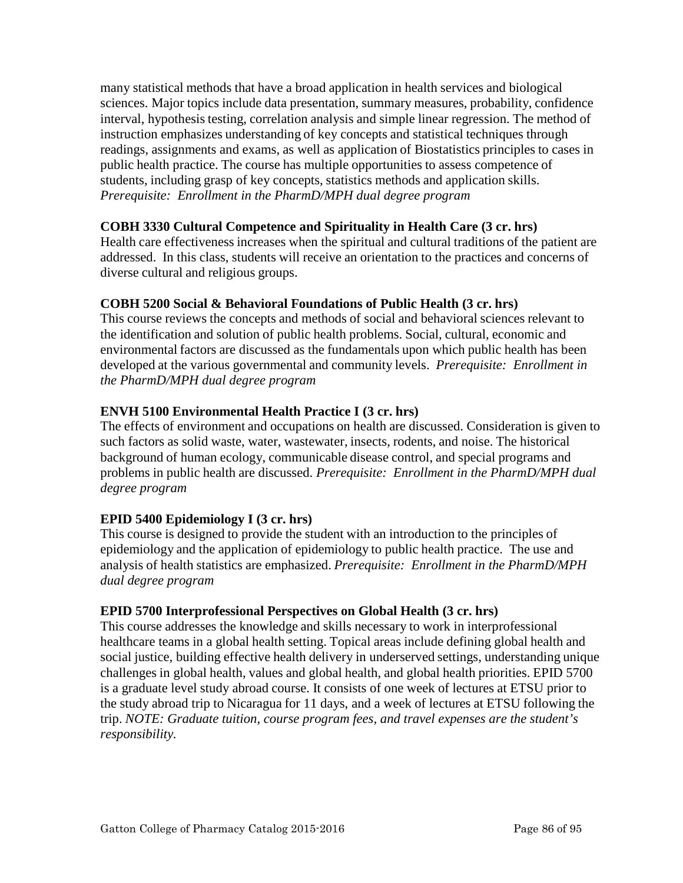many statistical methods that have a broad application in health services and biological sciences. Major topics include data presentation, summary measures, probability, confidence interval, hypothesis testing, correlation analysis and simple linear regression. The method of instruction emphasizes understanding of key concepts and statistical techniques through readings, assignments and exams, as well as application of Biostatistics principles to cases in public health practice. The course has multiple opportunities to assess competence of students, including grasp of key concepts, statistics methods and application skills. *Prerequisite: Enrollment in the PharmD/MPH dual degree program*

**COBH 3330 Cultural Competence and Spirituality in Health Care (3 cr. hrs)**
Health care effectiveness increases when the spiritual and cultural traditions of the patient are addressed. In this class, students will receive an orientation to the practices and concerns of diverse cultural and religious groups.

**COBH 5200 Social & Behavioral Foundations of Public Health (3 cr. hrs)**
This course reviews the concepts and methods of social and behavioral sciences relevant to the identification and solution of public health problems. Social, cultural, economic and environmental factors are discussed as the fundamentals upon which public health has been developed at the various governmental and community levels. *Prerequisite: Enrollment in the PharmD/MPH dual degree program*

**ENVH 5100 Environmental Health Practice I (3 cr. hrs)**
The effects of environment and occupations on health are discussed. Consideration is given to such factors as solid waste, water, wastewater, insects, rodents, and noise. The historical background of human ecology, communicable disease control, and special programs and problems in public health are discussed. *Prerequisite: Enrollment in the PharmD/MPH dual degree program*

**EPID 5400 Epidemiology I (3 cr. hrs)**
This course is designed to provide the student with an introduction to the principles of epidemiology and the application of epidemiology to public health practice. The use and analysis of health statistics are emphasized. *Prerequisite: Enrollment in the PharmD/MPH dual degree program*

**EPID 5700 Interprofessional Perspectives on Global Health (3 cr. hrs)**
This course addresses the knowledge and skills necessary to work in interprofessional healthcare teams in a global health setting. Topical areas include defining global health and social justice, building effective health delivery in underserved settings, understanding unique challenges in global health, values and global health, and global health priorities. EPID 5700 is a graduate level study abroad course. It consists of one week of lectures at ETSU prior to the study abroad trip to Nicaragua for 11 days, and a week of lectures at ETSU following the trip. *NOTE: Graduate tuition, course program fees, and travel expenses are the student's responsibility.*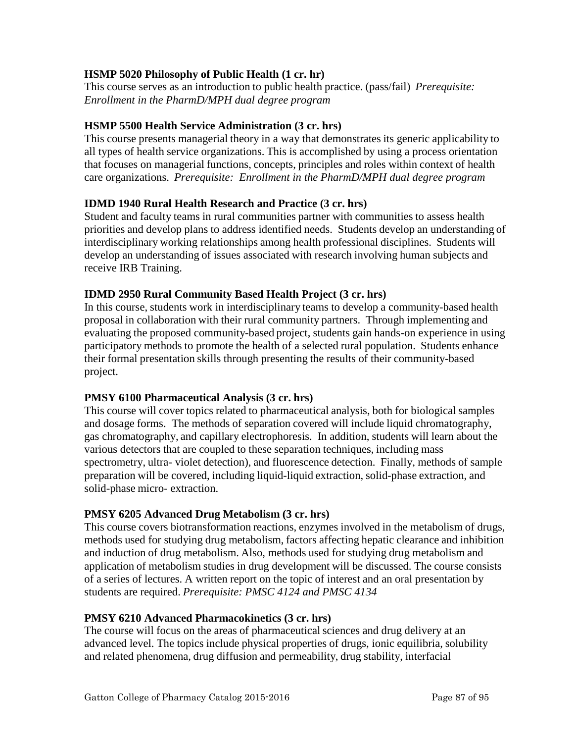**HSMP 5020 Philosophy of Public Health (1 cr. hr)**
This course serves as an introduction to public health practice. (pass/fail) *Prerequisite: Enrollment in the PharmD/MPH dual degree program*

**HSMP 5500 Health Service Administration (3 cr. hrs)**
This course presents managerial theory in a way that demonstrates its generic applicability to all types of health service organizations. This is accomplished by using a process orientation that focuses on managerial functions, concepts, principles and roles within context of health care organizations. *Prerequisite: Enrollment in the PharmD/MPH dual degree program*

**IDMD 1940 Rural Health Research and Practice (3 cr. hrs)**
Student and faculty teams in rural communities partner with communities to assess health priorities and develop plans to address identified needs. Students develop an understanding of interdisciplinary working relationships among health professional disciplines. Students will develop an understanding of issues associated with research involving human subjects and receive IRB Training.

**IDMD 2950 Rural Community Based Health Project (3 cr. hrs)**
In this course, students work in interdisciplinary teams to develop a community-based health proposal in collaboration with their rural community partners. Through implementing and evaluating the proposed community-based project, students gain hands-on experience in using participatory methods to promote the health of a selected rural population. Students enhance their formal presentation skills through presenting the results of their community-based project.

**PMSY 6100 Pharmaceutical Analysis (3 cr. hrs)**
This course will cover topics related to pharmaceutical analysis, both for biological samples and dosage forms. The methods of separation covered will include liquid chromatography, gas chromatography, and capillary electrophoresis. In addition, students will learn about the various detectors that are coupled to these separation techniques, including mass spectrometry, ultra- violet detection), and fluorescence detection. Finally, methods of sample preparation will be covered, including liquid-liquid extraction, solid-phase extraction, and solid-phase micro- extraction.

**PMSY 6205 Advanced Drug Metabolism (3 cr. hrs)**
This course covers biotransformation reactions, enzymes involved in the metabolism of drugs, methods used for studying drug metabolism, factors affecting hepatic clearance and inhibition and induction of drug metabolism. Also, methods used for studying drug metabolism and application of metabolism studies in drug development will be discussed. The course consists of a series of lectures. A written report on the topic of interest and an oral presentation by students are required. *Prerequisite: PMSC 4124 and PMSC 4134*

**PMSY 6210 Advanced Pharmacokinetics (3 cr. hrs)**
The course will focus on the areas of pharmaceutical sciences and drug delivery at an advanced level. The topics include physical properties of drugs, ionic equilibria, solubility and related phenomena, drug diffusion and permeability, drug stability, interfacial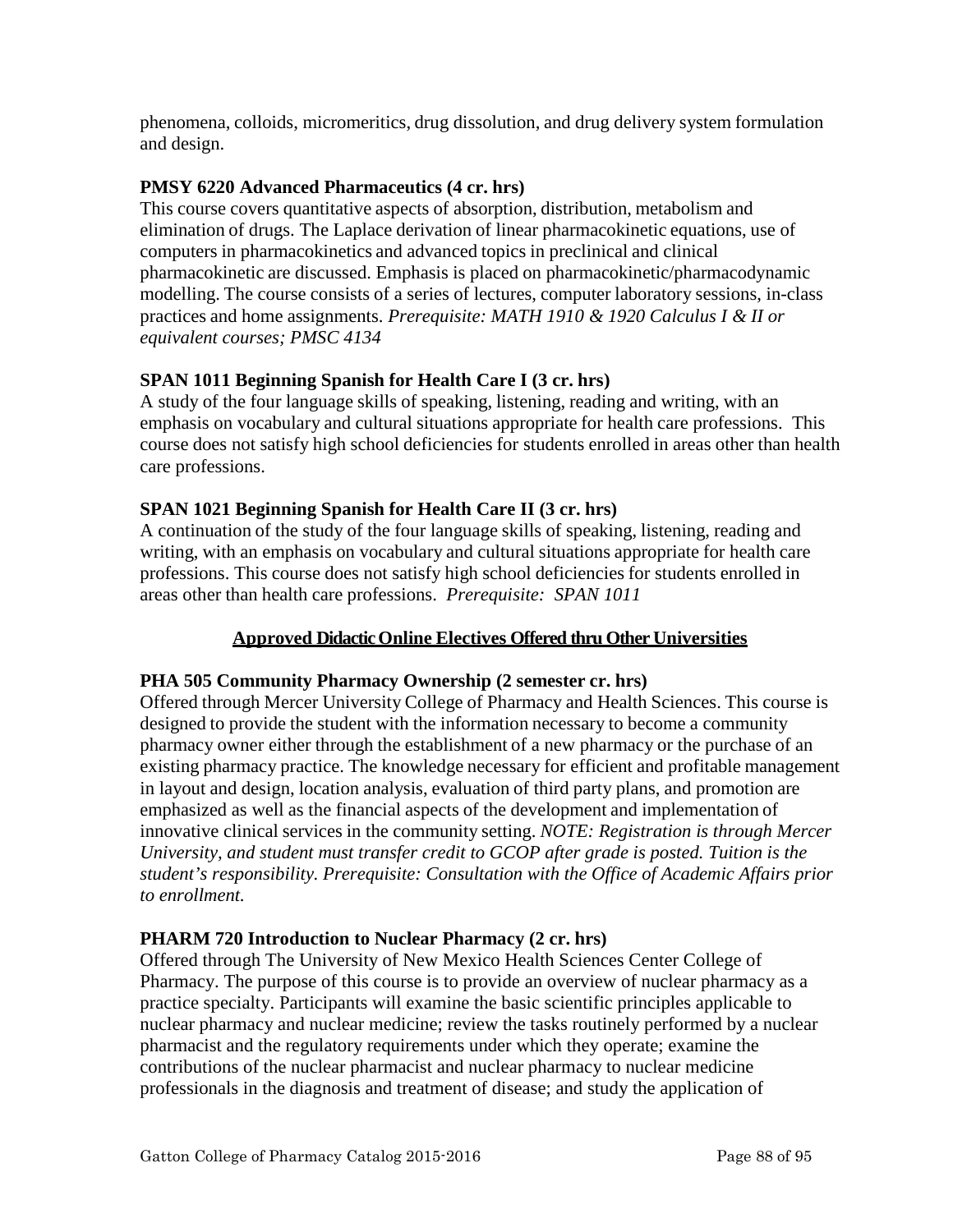phenomena, colloids, micromeritics, drug dissolution, and drug delivery system formulation and design.

**PMSY 6220 Advanced Pharmaceutics (4 cr. hrs)**
This course covers quantitative aspects of absorption, distribution, metabolism and elimination of drugs. The Laplace derivation of linear pharmacokinetic equations, use of computers in pharmacokinetics and advanced topics in preclinical and clinical pharmacokinetic are discussed. Emphasis is placed on pharmacokinetic/pharmacodynamic modelling. The course consists of a series of lectures, computer laboratory sessions, in-class practices and home assignments. *Prerequisite: MATH 1910 & 1920 Calculus I & II or equivalent courses; PMSC 4134*

**SPAN 1011 Beginning Spanish for Health Care I (3 cr. hrs)**
A study of the four language skills of speaking, listening, reading and writing, with an emphasis on vocabulary and cultural situations appropriate for health care professions. This course does not satisfy high school deficiencies for students enrolled in areas other than health care professions.

**SPAN 1021 Beginning Spanish for Health Care II (3 cr. hrs)**
A continuation of the study of the four language skills of speaking, listening, reading and writing, with an emphasis on vocabulary and cultural situations appropriate for health care professions. This course does not satisfy high school deficiencies for students enrolled in areas other than health care professions. *Prerequisite: SPAN 1011*

## Approved Didactic Online Electives Offered thru Other Universities

**PHA 505 Community Pharmacy Ownership (2 semester cr. hrs)**
Offered through Mercer University College of Pharmacy and Health Sciences. This course is designed to provide the student with the information necessary to become a community pharmacy owner either through the establishment of a new pharmacy or the purchase of an existing pharmacy practice. The knowledge necessary for efficient and profitable management in layout and design, location analysis, evaluation of third party plans, and promotion are emphasized as well as the financial aspects of the development and implementation of innovative clinical services in the community setting. *NOTE: Registration is through Mercer University, and student must transfer credit to GCOP after grade is posted. Tuition is the student's responsibility. Prerequisite: Consultation with the Office of Academic Affairs prior to enrollment.*

**PHARM 720 Introduction to Nuclear Pharmacy (2 cr. hrs)**
Offered through The University of New Mexico Health Sciences Center College of Pharmacy. The purpose of this course is to provide an overview of nuclear pharmacy as a practice specialty. Participants will examine the basic scientific principles applicable to nuclear pharmacy and nuclear medicine; review the tasks routinely performed by a nuclear pharmacist and the regulatory requirements under which they operate; examine the contributions of the nuclear pharmacist and nuclear pharmacy to nuclear medicine professionals in the diagnosis and treatment of disease; and study the application of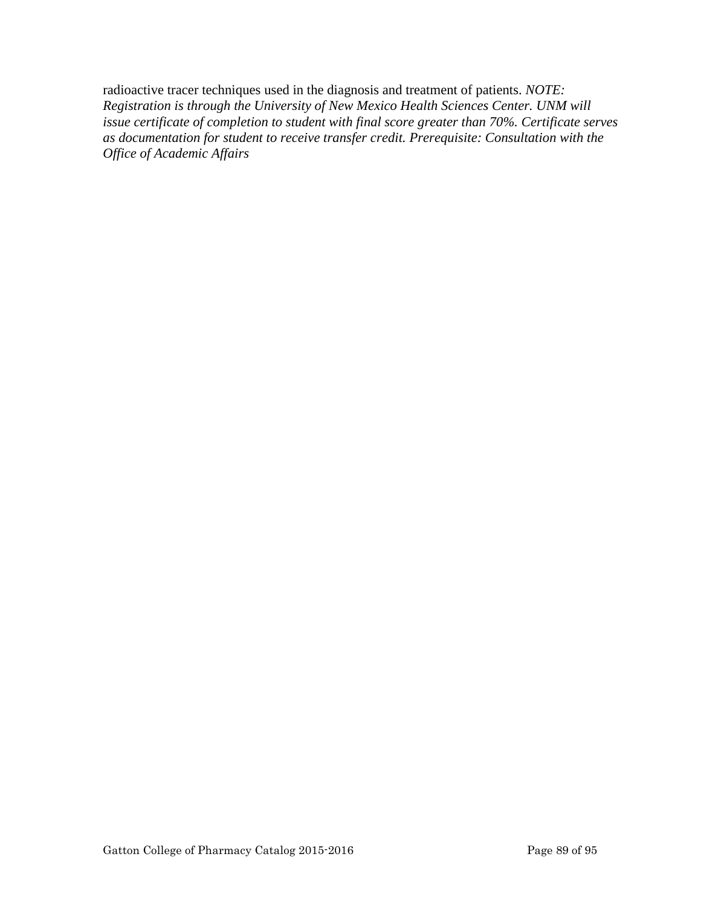radioactive tracer techniques used in the diagnosis and treatment of patients. *NOTE: Registration is through the University of New Mexico Health Sciences Center. UNM will issue certificate of completion to student with final score greater than 70%. Certificate serves as documentation for student to receive transfer credit. Prerequisite: Consultation with the Office of Academic Affairs*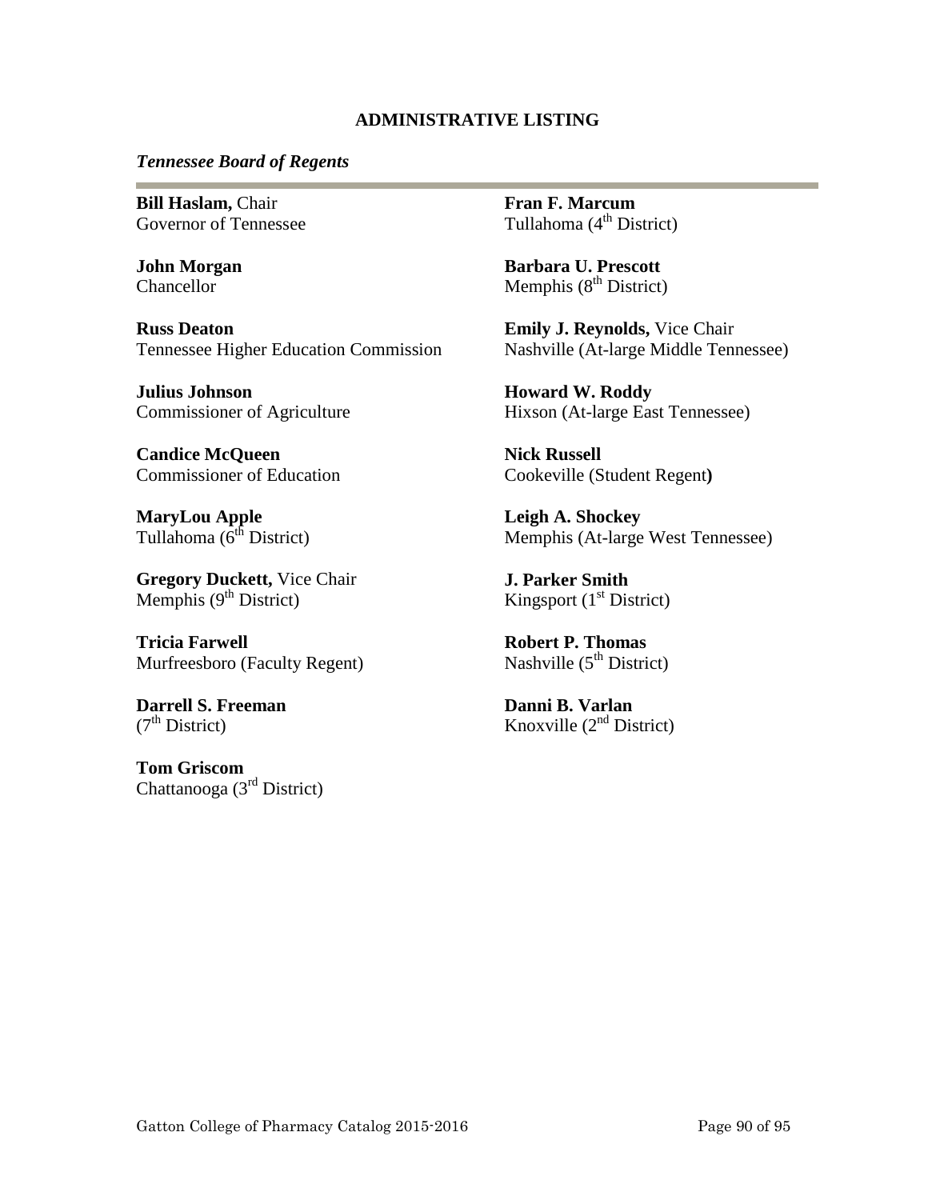## ADMINISTRATIVE LISTING

### *Tennessee Board of Regents*

**Bill Haslam,** Chair
Governor of Tennessee

**John Morgan**
Chancellor

**Russ Deaton**
Tennessee Higher Education Commission

**Julius Johnson**
Commissioner of Agriculture

**Candice McQueen**
Commissioner of Education

**MaryLou Apple**
Tullahoma (6th District)

**Gregory Duckett,** Vice Chair
Memphis (9th District)

**Tricia Farwell**
Murfreesboro (Faculty Regent)

**Darrell S. Freeman**
(7th District)

**Tom Griscom**
Chattanooga (3rd District)

**Fran F. Marcum**
Tullahoma (4th District)

**Barbara U. Prescott**
Memphis (8th District)

**Emily J. Reynolds,** Vice Chair
Nashville (At-large Middle Tennessee)

**Howard W. Roddy**
Hixson (At-large East Tennessee)

**Nick Russell**
Cookeville (Student Regent)

**Leigh A. Shockey**
Memphis (At-large West Tennessee)

**J. Parker Smith**
Kingsport (1st District)

**Robert P. Thomas**
Nashville (5th District)

**Danni B. Varlan**
Knoxville (2nd District)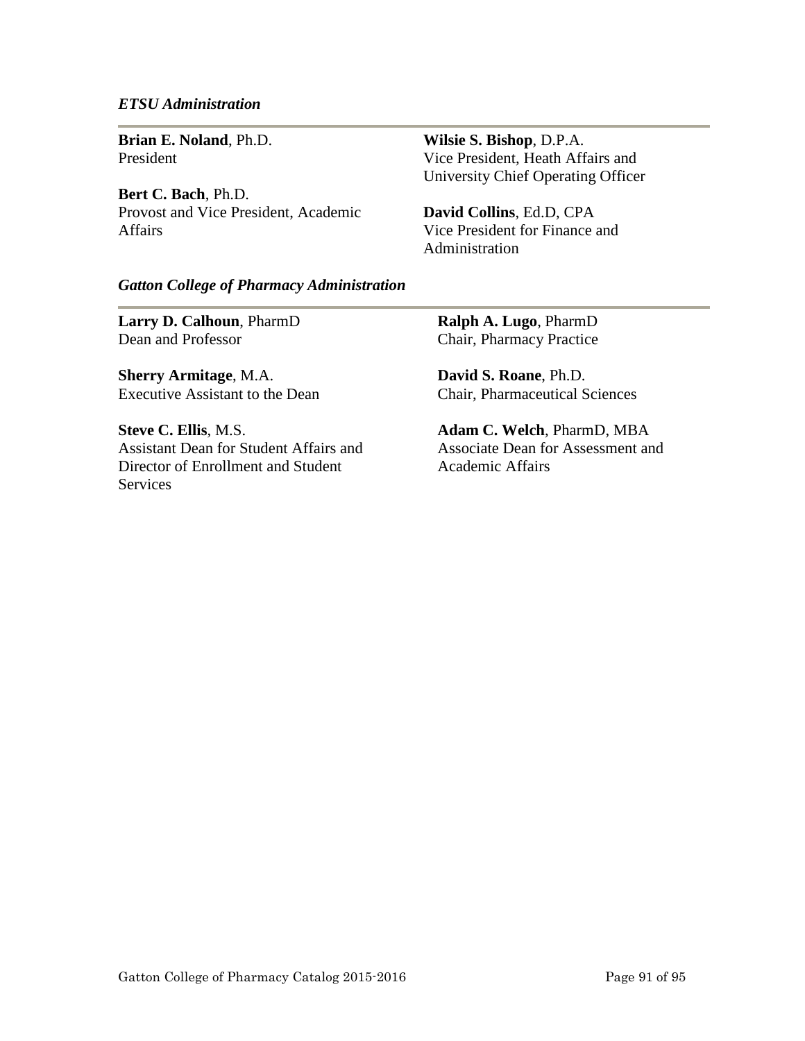### *ETSU Administration*

**Brian E. Noland**, Ph.D.
President

**Bert C. Bach**, Ph.D.
Provost and Vice President, Academic Affairs

**Wilsie S. Bishop**, D.P.A.
Vice President, Heath Affairs and University Chief Operating Officer

**David Collins**, Ed.D, CPA
Vice President for Finance and Administration

### *Gatton College of Pharmacy Administration*

**Larry D. Calhoun**, PharmD
Dean and Professor

**Sherry Armitage**, M.A.
Executive Assistant to the Dean

**Steve C. Ellis**, M.S.
Assistant Dean for Student Affairs and Director of Enrollment and Student Services

**Ralph A. Lugo**, PharmD
Chair, Pharmacy Practice

**David S. Roane**, Ph.D.
Chair, Pharmaceutical Sciences

**Adam C. Welch**, PharmD, MBA
Associate Dean for Assessment and Academic Affairs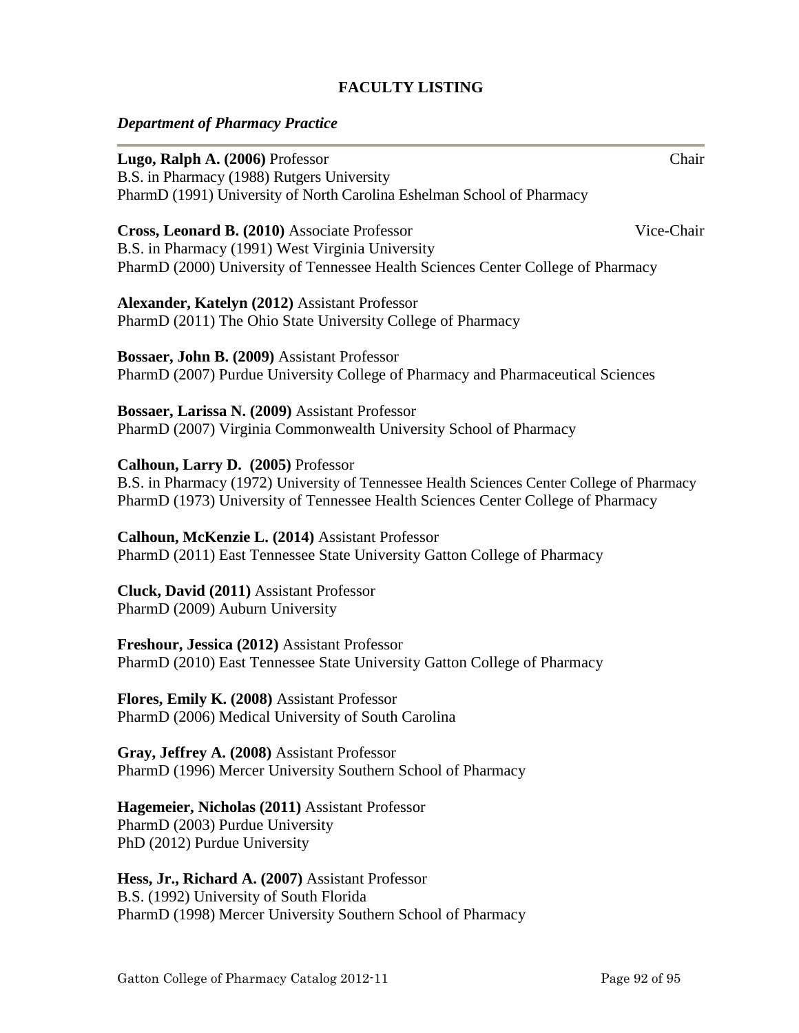## FACULTY LISTING

### *Department of Pharmacy Practice*

**Lugo, Ralph A. (2006)** Professor — Chair
B.S. in Pharmacy (1988) Rutgers University
PharmD (1991) University of North Carolina Eshelman School of Pharmacy

**Cross, Leonard B. (2010)** Associate Professor — Vice-Chair
B.S. in Pharmacy (1991) West Virginia University
PharmD (2000) University of Tennessee Health Sciences Center College of Pharmacy

**Alexander, Katelyn (2012)** Assistant Professor
PharmD (2011) The Ohio State University College of Pharmacy

**Bossaer, John B. (2009)** Assistant Professor
PharmD (2007) Purdue University College of Pharmacy and Pharmaceutical Sciences

**Bossaer, Larissa N. (2009)** Assistant Professor
PharmD (2007) Virginia Commonwealth University School of Pharmacy

**Calhoun, Larry D. (2005)** Professor
B.S. in Pharmacy (1972) University of Tennessee Health Sciences Center College of Pharmacy
PharmD (1973) University of Tennessee Health Sciences Center College of Pharmacy

**Calhoun, McKenzie L. (2014)** Assistant Professor
PharmD (2011) East Tennessee State University Gatton College of Pharmacy

**Cluck, David (2011)** Assistant Professor
PharmD (2009) Auburn University

**Freshour, Jessica (2012)** Assistant Professor
PharmD (2010) East Tennessee State University Gatton College of Pharmacy

**Flores, Emily K. (2008)** Assistant Professor
PharmD (2006) Medical University of South Carolina

**Gray, Jeffrey A. (2008)** Assistant Professor
PharmD (1996) Mercer University Southern School of Pharmacy

**Hagemeier, Nicholas (2011)** Assistant Professor
PharmD (2003) Purdue University
PhD (2012) Purdue University

**Hess, Jr., Richard A. (2007)** Assistant Professor
B.S. (1992) University of South Florida
PharmD (1998) Mercer University Southern School of Pharmacy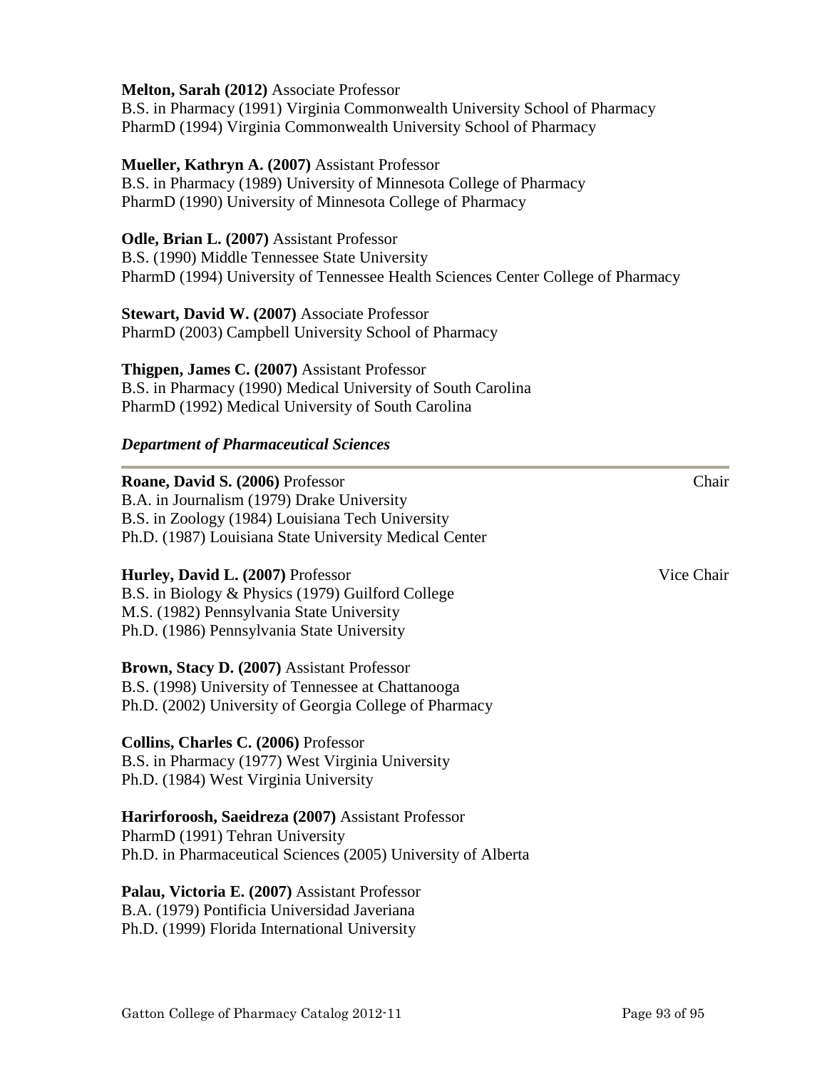**Melton, Sarah (2012)** Associate Professor
B.S. in Pharmacy (1991) Virginia Commonwealth University School of Pharmacy
PharmD (1994) Virginia Commonwealth University School of Pharmacy

**Mueller, Kathryn A. (2007)** Assistant Professor
B.S. in Pharmacy (1989) University of Minnesota College of Pharmacy
PharmD (1990) University of Minnesota College of Pharmacy

**Odle, Brian L. (2007)** Assistant Professor
B.S. (1990) Middle Tennessee State University
PharmD (1994) University of Tennessee Health Sciences Center College of Pharmacy

**Stewart, David W. (2007)** Associate Professor
PharmD (2003) Campbell University School of Pharmacy

**Thigpen, James C. (2007)** Assistant Professor
B.S. in Pharmacy (1990) Medical University of South Carolina
PharmD (1992) Medical University of South Carolina

### *Department of Pharmaceutical Sciences*

**Roane, David S. (2006)** Professor — Chair
B.A. in Journalism (1979) Drake University
B.S. in Zoology (1984) Louisiana Tech University
Ph.D. (1987) Louisiana State University Medical Center

**Hurley, David L. (2007)** Professor — Vice Chair
B.S. in Biology & Physics (1979) Guilford College
M.S. (1982) Pennsylvania State University
Ph.D. (1986) Pennsylvania State University

**Brown, Stacy D. (2007)** Assistant Professor
B.S. (1998) University of Tennessee at Chattanooga
Ph.D. (2002) University of Georgia College of Pharmacy

**Collins, Charles C. (2006)** Professor
B.S. in Pharmacy (1977) West Virginia University
Ph.D. (1984) West Virginia University

**Harirforoosh, Saeidreza (2007)** Assistant Professor
PharmD (1991) Tehran University
Ph.D. in Pharmaceutical Sciences (2005) University of Alberta

**Palau, Victoria E. (2007)** Assistant Professor
B.A. (1979) Pontificia Universidad Javeriana
Ph.D. (1999) Florida International University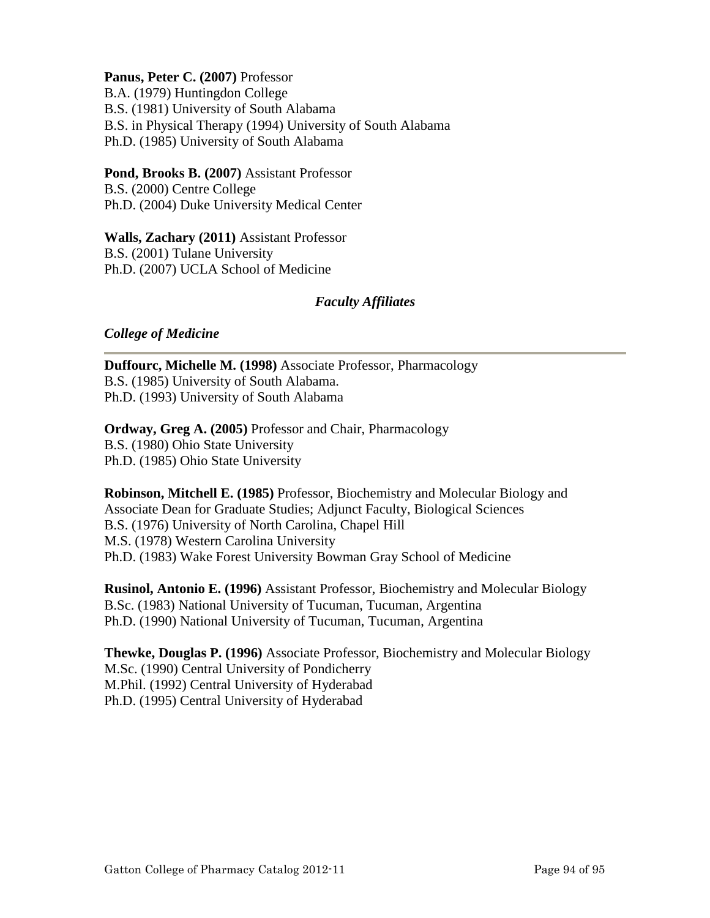**Panus, Peter C. (2007)** Professor
B.A. (1979) Huntingdon College
B.S. (1981) University of South Alabama
B.S. in Physical Therapy (1994) University of South Alabama
Ph.D. (1985) University of South Alabama

**Pond, Brooks B. (2007)** Assistant Professor
B.S. (2000) Centre College
Ph.D. (2004) Duke University Medical Center

**Walls, Zachary (2011)** Assistant Professor
B.S. (2001) Tulane University
Ph.D. (2007) UCLA School of Medicine

### *Faculty Affiliates*

#### *College of Medicine*

---

**Duffourc, Michelle M. (1998)** Associate Professor, Pharmacology
B.S. (1985) University of South Alabama.
Ph.D. (1993) University of South Alabama

**Ordway, Greg A. (2005)** Professor and Chair, Pharmacology
B.S. (1980) Ohio State University
Ph.D. (1985) Ohio State University

**Robinson, Mitchell E. (1985)** Professor, Biochemistry and Molecular Biology and Associate Dean for Graduate Studies; Adjunct Faculty, Biological Sciences
B.S. (1976) University of North Carolina, Chapel Hill
M.S. (1978) Western Carolina University
Ph.D. (1983) Wake Forest University Bowman Gray School of Medicine

**Rusinol, Antonio E. (1996)** Assistant Professor, Biochemistry and Molecular Biology
B.Sc. (1983) National University of Tucuman, Tucuman, Argentina
Ph.D. (1990) National University of Tucuman, Tucuman, Argentina

**Thewke, Douglas P. (1996)** Associate Professor, Biochemistry and Molecular Biology
M.Sc. (1990) Central University of Pondicherry
M.Phil. (1992) Central University of Hyderabad
Ph.D. (1995) Central University of Hyderabad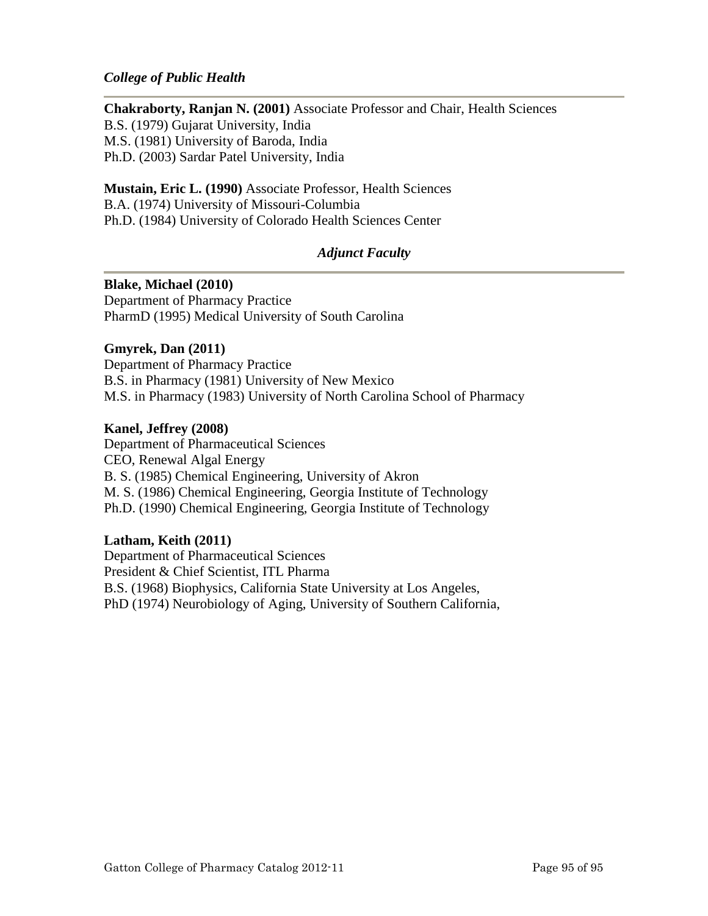### *College of Public Health*

**Chakraborty, Ranjan N. (2001)** Associate Professor and Chair, Health Sciences
B.S. (1979) Gujarat University, India
M.S. (1981) University of Baroda, India
Ph.D. (2003) Sardar Patel University, India

**Mustain, Eric L. (1990)** Associate Professor, Health Sciences
B.A. (1974) University of Missouri-Columbia
Ph.D. (1984) University of Colorado Health Sciences Center

## *Adjunct Faculty*

**Blake, Michael (2010)**
Department of Pharmacy Practice
PharmD (1995) Medical University of South Carolina

**Gmyrek, Dan (2011)**
Department of Pharmacy Practice
B.S. in Pharmacy (1981) University of New Mexico
M.S. in Pharmacy (1983) University of North Carolina School of Pharmacy

**Kanel, Jeffrey (2008)**
Department of Pharmaceutical Sciences
CEO, Renewal Algal Energy
B. S. (1985) Chemical Engineering, University of Akron
M. S. (1986) Chemical Engineering, Georgia Institute of Technology
Ph.D. (1990) Chemical Engineering, Georgia Institute of Technology

**Latham, Keith (2011)**
Department of Pharmaceutical Sciences
President & Chief Scientist, ITL Pharma
B.S. (1968) Biophysics, California State University at Los Angeles,
PhD (1974) Neurobiology of Aging, University of Southern California,